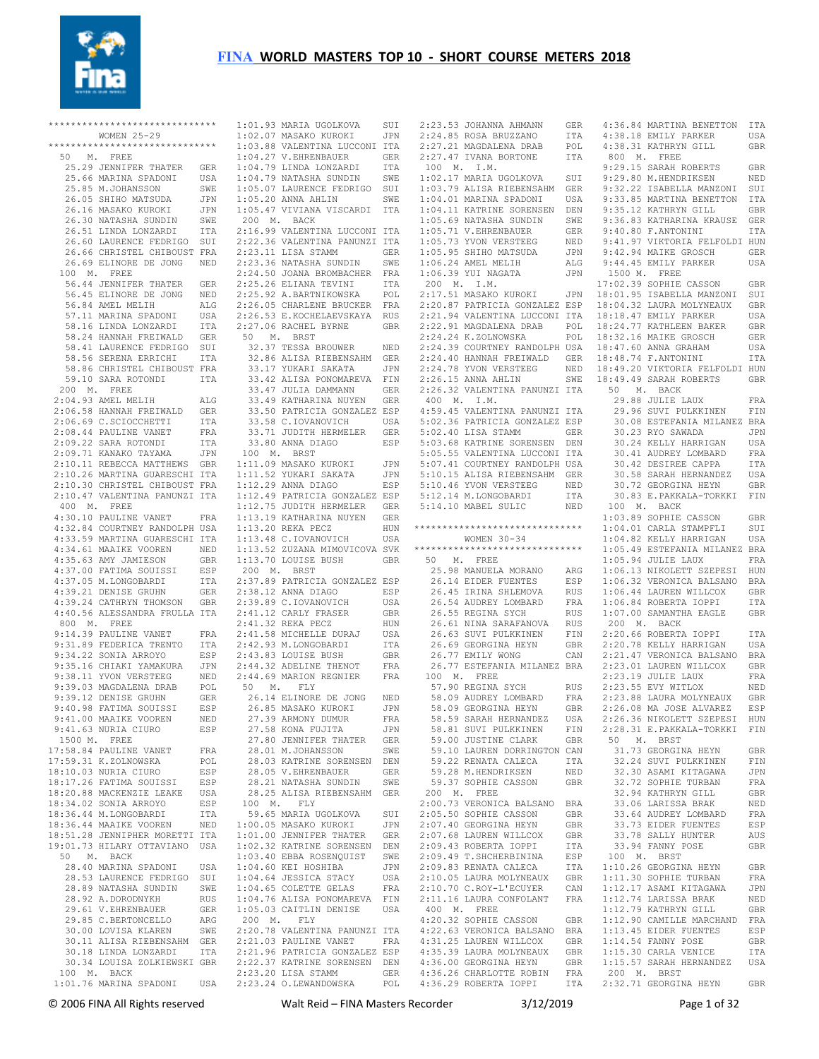# FINA WORLD MASTERS TOP 10 - SHORT COURSE METERS 2018

```
******************************
        WOMEN 25-29
******************************
 50   M.  FREE
    25.29 JENNIFER THATER      GER
    25.66 MARINA SPADONI       USA
    25.85 M.JOHANSSON          SWE
    26.05 SHIHO MATSUDA        JPN
    26.16 MASAKO KUROKI        JPN
    26.30 NATASHA SUNDIN       SWE
    26.51 LINDA LONZARDI       ITA
    26.60 LAURENCE FEDRIGO     SUI
    26.66 CHRISTEL CHIBOUST    FRA
    26.69 ELINORE DE JONG      NED
 100  M.  FREE
    56.44 JENNIFER THATER      GER
    56.45 ELINORE DE JONG      NED
    56.84 AMEL MELIH           ALG
    57.11 MARINA SPADONI       USA
    58.16 LINDA LONZARDI       ITA
    58.24 HANNAH FREIWALD      GER
    58.41 LAURENCE FEDRIGO     SUI
    58.56 SERENA ERRICHI       ITA
    58.86 CHRISTEL CHIBOUST    FRA
    59.10 SARA ROTONDI         ITA
 200  M.  FREE
  2:04.93 AMEL MELIH           ALG
  2:06.58 HANNAH FREIWALD      GER
  2:06.69 C.SCIOCCHETTI        ITA
  2:08.44 PAULINE VANET        FRA
  2:09.22 SARA ROTONDI         ITA
  2:09.71 KANAKO TAYAMA        JPN
  2:10.11 REBECCA MATTHEWS     GBR
  2:10.26 MARTINA GUARESCHI    ITA
  2:10.30 CHRISTEL CHIBOUST    FRA
  2:10.47 VALENTINA PANUNZI    ITA
 400  M.  FREE
  4:30.10 PAULINE VANET        FRA
  4:32.84 COURTNEY RANDOLPH    USA
  4:33.59 MARTINA GUARESCHI    ITA
  4:34.61 MAAIKE VOOREN        NED
  4:35.63 AMY JAMIESON         GBR
  4:37.00 FATIMA SOUISSI       ESP
  4:37.05 M.LONGOBARDI         ITA
  4:39.21 DENISE GRUHN         GER
  4:39.24 CATHRYN THOMSON      GBR
  4:40.56 ALESSANDRA FRULLA    ITA
 800  M.  FREE
  9:14.39 PAULINE VANET        FRA
  9:31.89 FEDERICA TRENTO      ITA
  9:34.22 SONIA ARROYO         ESP
  9:35.16 CHIAKI YAMAKURA      JPN
  9:38.11 YVON VERSTEEG        NED
  9:39.03 MAGDALENA DRAB       POL
  9:39.12 DENISE GRUHN         GER
  9:40.98 FATIMA SOUISSI       ESP
  9:41.00 MAAIKE VOOREN        NED
  9:41.63 NURIA CIURO          ESP
 1500 M.  FREE
 17:58.84 PAULINE VANET        FRA
 17:59.31 K.ZOLNOWSKA          POL
 18:10.03 NURIA CIURO          ESP
 18:17.26 FATIMA SOUISSI       ESP
 18:20.88 MACKENZIE LEAKE      USA
 18:34.02 SONIA ARROYO         ESP
 18:36.44 M.LONGOBARDI         ITA
 18:36.44 MAAIKE VOOREN        NED
 18:51.28 JENNIPHER MORETTI    ITA
 19:01.73 HILARY OTTAVIANO     USA
 50   M.  BACK
    28.40 MARINA SPADONI       USA
    28.53 LAURENCE FEDRIGO     SUI
    28.89 NATASHA SUNDIN       SWE
    28.92 A.DORODNYKH          RUS
    29.61 V.EHRENBAUER         GER
    29.85 C.BERTONCELLO        ARG
    30.00 LOVISA KLAREN        SWE
    30.11 ALISA RIEBENSAHM     GER
    30.18 LINDA LONZARDI       ITA
    30.34 LOUISA ZOLKIEWSKI    GBR
 100  M.  BACK
  1:01.76 MARINA SPADONI       USA
  1:01.93 MARIA UGOLKOVA       SUI
  1:02.07 MASAKO KUROKI        JPN
  1:03.88 VALENTINA LUCCONI    ITA
  1:04.27 V.EHRENBAUER         GER
  1:04.79 LINDA LONZARDI       ITA
  1:04.79 NATASHA SUNDIN       SWE
  1:05.07 LAURENCE FEDRIGO     SUI
  1:05.20 ANNA AHLIN           SWE
  1:05.47 VIVIANA VISCARDI     ITA
 200  M.  BACK
  2:16.99 VALENTINA LUCCONI    ITA
  2:22.36 VALENTINA PANUNZI    ITA
  2:23.11 LISA STAMM           GER
  2:23.36 NATASHA SUNDIN       SWE
  2:24.50 JOANA BROMBACHER     FRA
  2:25.26 ELIANA TEVINI        ITA
  2:25.92 A.BARTNIKOWSKA       POL
  2:26.05 CHARLENE BRUCKER     FRA
  2:26.53 E.KOCHELAEVSKAYA     RUS
  2:27.06 RACHEL BYRNE         GBR
 50   M.  BRST
    32.37 TESSA BROUWER        NED
    32.86 ALISA RIEBENSAHM     GER
    33.17 YUKARI SAKATA        JPN
    33.42 ALISA PONOMAREVA     FIN
    33.47 JULIA DAMMANN        GER
    33.49 KATHARINA NUYEN      GER
    33.50 PATRICIA GONZALEZ    ESP
    33.58 C.IOVANOVICH         USA
    33.71 JUDITH HERMELER      GER
    33.80 ANNA DIAGO           ESP
 100  M.  BRST
  1:11.09 MASAKO KUROKI        JPN
  1:11.52 YUKARI SAKATA        JPN
  1:12.29 ANNA DIAGO           ESP
  1:12.49 PATRICIA GONZALEZ    ESP
  1:12.75 JUDITH HERMELER      GER
  1:13.19 KATHARINA NUYEN      GER
  1:13.20 REKA PECZ            HUN
  1:13.48 C.IOVANOVICH         USA
  1:13.52 ZUZANA MIMOVICOVA    SVK
  1:13.70 LOUISE BUSH          GBR
 200  M.  BRST
  2:37.89 PATRICIA GONZALEZ    ESP
  2:38.12 ANNA DIAGO           ESP
  2:39.89 C.IOVANOVICH         USA
  2:41.12 CARLY FRASER         GBR
  2:41.32 REKA PECZ            HUN
  2:41.58 MICHELLE DURAJ       USA
  2:42.93 M.LONGOBARDI         ITA
  2:43.83 LOUISE BUSH          GBR
  2:44.32 ADELINE THENOT       FRA
  2:44.69 MARION REGNIER       FRA
 50   M.  FLY
    26.14 ELINORE DE JONG      NED
    26.85 MASAKO KUROKI        JPN
    27.39 ARMONY DUMUR         FRA
    27.58 KONA FUJITA          JPN
    27.80 JENNIFER THATER      GER
    28.01 M.JOHANSSON          SWE
    28.03 KATRINE SORENSEN     DEN
    28.05 V.EHRENBAUER         GER
    28.21 NATASHA SUNDIN       SWE
    28.25 ALISA RIEBENSAHM     GER
 100  M.  FLY
    59.65 MARIA UGOLKOVA       SUI
  1:00.05 MASAKO KUROKI        JPN
  1:01.00 JENNIFER THATER      GER
  1:02.32 KATRINE SORENSEN     DEN
  1:03.40 EBBA ROSENQUIST      SWE
  1:04.60 KEI HOSHIBA          JPN
  1:04.64 JESSICA STACY        USA
  1:04.65 COLETTE GELAS        FRA
  1:04.76 ALISA PONOMAREVA     FIN
  1:05.03 CAITLIN DENISE       USA
 200  M.  FLY
  2:20.78 VALENTINA PANUNZI    ITA
  2:21.03 PAULINE VANET        FRA
  2:21.96 PATRICIA GONZALEZ    ESP
  2:22.37 KATRINE SORENSEN     DEN
  2:23.20 LISA STAMM           GER
  2:23.24 O.LEWANDOWSKA        POL
  2:23.53 JOHANNA AHMANN       GER
  2:24.85 ROSA BRUZZANO        ITA
  2:27.21 MAGDALENA DRAB       POL
  2:27.47 IVANA BORTONE        ITA
 100  M.  I.M.
  1:02.17 MARIA UGOLKOVA       SUI
  1:03.79 ALISA RIEBENSAHM     GER
  1:04.01 MARINA SPADONI       USA
  1:04.11 KATRINE SORENSEN     DEN
  1:05.69 NATASHA SUNDIN       SWE
  1:05.71 V.EHRENBAUER         GER
  1:05.73 YVON VERSTEEG        NED
  1:05.95 SHIHO MATSUDA        JPN
  1:06.24 AMEL MELIH           ALG
  1:06.39 YUI NAGATA           JPN
 200  M.  I.M.
  2:17.51 MASAKO KUROKI        JPN
  2:20.87 PATRICIA GONZALEZ    ESP
  2:21.94 VALENTINA LUCCONI    ITA
  2:22.91 MAGDALENA DRAB       POL
  2:24.24 K.ZOLNOWSKA          POL
  2:24.39 COURTNEY RANDOLPH    USA
  2:24.40 HANNAH FREIWALD      GER
  2:24.78 YVON VERSTEEG        NED
  2:26.15 ANNA AHLIN           SWE
  2:26.32 VALENTINA PANUNZI    ITA
 400  M.  I.M.
  4:59.45 VALENTINA PANUNZI    ITA
  5:02.36 PATRICIA GONZALEZ    ESP
  5:02.40 LISA STAMM           GER
  5:03.68 KATRINE SORENSEN     DEN
  5:05.55 VALENTINA LUCCONI    ITA
  5:07.41 COURTNEY RANDOLPH    USA
  5:10.15 ALISA RIEBENSAHM     GER
  5:10.46 YVON VERSTEEG        NED
  5:12.14 M.LONGOBARDI         ITA
  5:14.10 MABEL SULIC          NED

******************************
        WOMEN 30-34
******************************
 50   M.  FREE
    25.98 MANUELA MORANO       ARG
    26.14 EIDER FUENTES        ESP
    26.45 IRINA SHLEMOVA       RUS
    26.54 AUDREY LOMBARD       FRA
    26.55 REGINA SYCH          RUS
    26.61 NINA SARAFANOVA      RUS
    26.63 SUVI PULKKINEN       FIN
    26.69 GEORGINA HEYN        GBR
    26.77 EMILY WONG           CAN
    26.77 ESTEFANIA MILANEZ    BRA
 100  M.  FREE
    57.90 REGINA SYCH          RUS
    58.09 AUDREY LOMBARD       FRA
    58.09 GEORGINA HEYN        GBR
    58.59 SARAH HERNANDEZ      USA
    58.81 SUVI PULKKINEN       FIN
    59.00 JUSTINE CLARK        GBR
    59.10 LAUREN DORRINGTON    CAN
    59.22 RENATA CALECA        ITA
    59.28 M.HENDRIKSEN         NED
    59.37 SOPHIE CASSON        GBR
 200  M.  FREE
  2:00.73 VERONICA BALSANO     BRA
  2:05.50 SOPHIE CASSON        GBR
  2:07.40 GEORGINA HEYN        GBR
  2:07.68 LAUREN WILLCOX       GBR
  2:09.43 ROBERTA IOPPI        ITA
  2:09.49 T.SHCHERBININA       ESP
  2:09.83 RENATA CALECA        ITA
  2:10.05 LAURA MOLYNEAUX      GBR
  2:10.70 C.ROY-L'ECUYER       CAN
  2:11.16 LAURA CONFOLANT      FRA
 400  M.  FREE
  4:20.32 SOPHIE CASSON        GBR
  4:22.63 VERONICA BALSANO     BRA
  4:31.25 LAUREN WILLCOX       GBR
  4:35.39 LAURA MOLYNEAUX      GBR
  4:36.00 GEORGINA HEYN        GBR
  4:36.26 CHARLOTTE ROBIN      FRA
  4:36.29 ROBERTA IOPPI        ITA
  4:36.84 MARTINA BENETTON     ITA
  4:38.18 EMILY PARKER         USA
  4:38.31 KATHRYN GILL         GBR
 800  M.  FREE
  9:29.15 SARAH ROBERTS        GBR
  9:29.80 M.HENDRIKSEN         NED
  9:32.22 ISABELLA MANZONI     SUI
  9:33.85 MARTINA BENETTON     ITA
  9:35.12 KATHRYN GILL         GBR
  9:36.83 KATHARINA KRAUSE     GER
  9:40.80 F.ANTONINI           ITA
  9:41.97 VIKTORIA FELFOLDI    HUN
  9:42.94 MAIKE GROSCH         GER
  9:44.45 EMILY PARKER         USA
 1500 M.  FREE
 17:02.39 SOPHIE CASSON        GBR
 18:01.95 ISABELLA MANZONI     SUI
 18:04.32 LAURA MOLYNEAUX      GBR
 18:18.47 EMILY PARKER         USA
 18:24.77 KATHLEEN BAKER       GBR
 18:32.16 MAIKE GROSCH         GER
 18:47.60 ANNA GRAHAM          USA
 18:48.74 F.ANTONINI           ITA
 18:49.20 VIKTORIA FELFOLDI    HUN
 18:49.49 SARAH ROBERTS        GBR
 50   M.  BACK
    29.88 JULIE LAUX           FRA
    29.96 SUVI PULKKINEN       FIN
    30.08 ESTEFANIA MILANEZ    BRA
    30.23 RYO SAWADA           JPN
    30.24 KELLY HARRIGAN       USA
    30.41 AUDREY LOMBARD       FRA
    30.42 DESIREE CAPPA        ITA
    30.58 SARAH HERNANDEZ      USA
    30.72 GEORGINA HEYN        GBR
    30.83 E.PAKKALA-TORKKI     FIN
 100  M.  BACK
  1:03.89 SOPHIE CASSON        GBR
  1:04.01 CARLA STAMPFLI       SUI
  1:04.82 KELLY HARRIGAN       USA
  1:05.49 ESTEFANIA MILANEZ    BRA
  1:05.94 JULIE LAUX           FRA
  1:06.13 NIKOLETT SZEPESI     HUN
  1:06.32 VERONICA BALSANO     BRA
  1:06.44 LAUREN WILLCOX       GBR
  1:06.84 ROBERTA IOPPI        ITA
  1:07.00 SAMANTHA EAGLE       GBR
 200  M.  BACK
  2:20.66 ROBERTA IOPPI        ITA
  2:20.78 KELLY HARRIGAN       USA
  2:21.47 VERONICA BALSANO     BRA
  2:23.01 LAUREN WILLCOX       GBR
  2:23.19 JULIE LAUX           FRA
  2:23.55 EVY WITLOX           NED
  2:23.88 LAURA MOLYNEAUX      GBR
  2:26.08 MA JOSE ALVAREZ      ESP
  2:26.36 NIKOLETT SZEPESI     HUN
  2:28.31 E.PAKKALA-TORKKI     FIN
 50   M.  BRST
    31.73 GEORGINA HEYN        GBR
    32.24 SUVI PULKKINEN       FIN
    32.30 ASAMI KITAGAWA       JPN
    32.72 SOPHIE TURBAN        FRA
    32.94 KATHRYN GILL         GBR
    33.06 LARISSA BRAK         NED
    33.64 AUDREY LOMBARD       FRA
    33.73 EIDER FUENTES        ESP
    33.78 SALLY HUNTER         AUS
    33.94 FANNY POSE           GBR
 100  M.  BRST
  1:10.26 GEORGINA HEYN        GBR
  1:11.30 SOPHIE TURBAN        FRA
  1:12.17 ASAMI KITAGAWA       JPN
  1:12.74 LARISSA BRAK         NED
  1:12.79 KATHRYN GILL         GBR
  1:12.90 CAMILLE MARCHAND     FRA
  1:13.45 EIDER FUENTES        ESP
  1:14.54 FANNY POSE           GBR
  1:15.30 CARLA VENICE         ITA
  1:15.57 SARAH HERNANDEZ      USA
 200  M.  BRST
  2:32.71 GEORGINA HEYN        GBR
```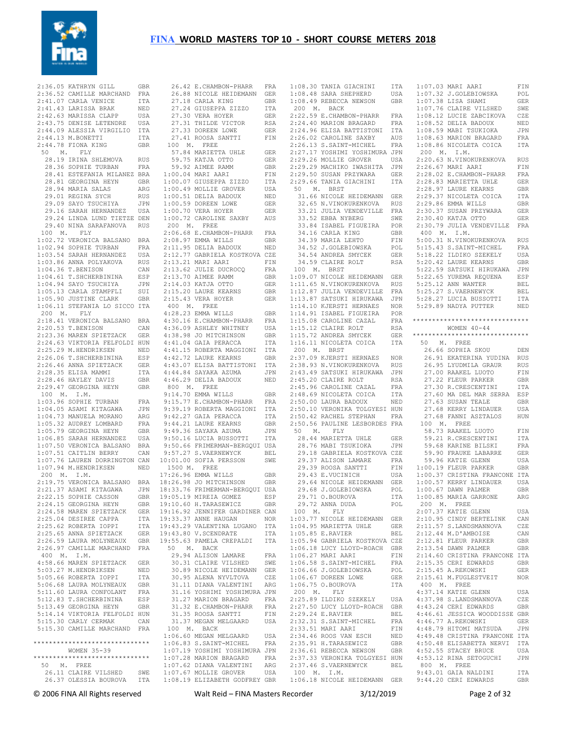# FINA WORLD MASTERS TOP 10 - SHORT COURSE METERS 2018

2:36.05 KATHRYN GILL GBR
2:36.52 CAMILLE MARCHAND FRA
2:41.07 CARLA VENICE ITA
2:41.43 LARISSA BRAK NED
2:42.63 MARISSA CLAPP USA
2:43.75 DENISE LETENDRE USA
2:44.09 ALESSIA VIRGILIO ITA
2:44.13 M.BONETTI ITA
2:44.78 FIONA KING GBR

50 M. FLY
28.19 IRINA SHLEMOVA RUS
28.36 SOPHIE TURBAN FRA
28.41 ESTEFANIA MILANEZ BRA
28.81 GEORGINA HEYN GBR
28.94 MARIA SALAS ARG
29.01 REGINA SYCH RUS
29.09 SAYO TSUCHIYA JPN
29.16 SARAH HERNANDEZ USA
29.24 LINDA LUND TIETZE DEN
29.40 NINA SARAFANOVA RUS

100 M. FLY
1:02.72 VERONICA BALSANO BRA
1:02.94 SOPHIE TURBAN FRA
1:03.54 SARAH HERNANDEZ USA
1:03.86 ANNA POLYAKOVA RUS
1:04.36 T.BENISON CAN
1:04.61 T.SHCHERBININA ESP
1:04.94 SAYO TSUCHIYA JPN
1:05.13 CARLA STAMPFLI SUI
1:05.90 JUSTINE CLARK GBR
1:06.11 STEFANIA LO SICCO ITA

200 M. FLY
2:18.41 VERONICA BALSANO BRA
2:20.53 T.BENISON CAN
2:23.36 MAREN SPIETZACK GER
2:24.63 VIKTORIA FELFOLDI HUN
2:25.29 M.HENDRIKSEN NED
2:26.06 T.SHCHERBININA ESP
2:26.46 ANNA SPIETZACK GER
2:28.35 ELISA MAMMI ITA
2:28.46 HAYLEY DAVIS GBR
2:29.47 GEORGINA HEYN GBR

100 M. I.M.
1:03.96 SOPHIE TURBAN FRA
1:04.05 ASAMI KITAGAWA JPN
1:04.73 MANUELA MORANO ARG
1:05.32 AUDREY LOMBARD FRA
1:05.79 GEORGINA HEYN GBR
1:06.85 SARAH HERNANDEZ USA
1:07.50 VERONICA BALSANO BRA
1:07.51 CAITLIN BERRY CAN
1:07.76 LAUREN DORRINGTON CAN
1:07.94 M.HENDRIKSEN NED

200 M. I.M.
2:19.75 VERONICA BALSANO BRA
2:21.37 ASAMI KITAGAWA JPN
2:22.15 SOPHIE CASSON GBR
2:24.15 GEORGINA HEYN GBR
2:24.58 MAREN SPIETZACK GER
2:25.04 DESIREE CAPPA ITA
2:25.62 ROBERTA IOPPI ITA
2:25.65 ANNA SPIETZACK GER
2:26.59 LAURA MOLYNEAUX GBR
2:26.97 CAMILLE MARCHAND FRA

400 M. I.M.
4:58.66 MAREN SPIETZACK GER
5:03.27 M.HENDRIKSEN NED
5:05.66 ROBERTA IOPPI ITA
5:06.68 LAURA MOLYNEAUX GBR
5:11.60 LAURA CONFOLANT FRA
5:12.83 T.SHCHERBININA ESP
5:13.49 GEORGINA HEYN GBR
5:14.14 VIKTORIA FELFOLDI HUN
5:15.30 CARLY CERMAK CAN
5:15.30 CAMILLE MARCHAND FRA

******************************
WOMEN 35-39
******************************

50 M. FREE
26.11 CLAIRE VILSHED SWE
26.37 OLESSIA BOUROVA ITA
26.42 E.CHAMBON-PHARR FRA
26.88 NICOLE HEIDEMANN GER
27.18 CARLA KING GBR
27.24 GIUSEPPA ZIZZO ITA
27.30 VERA HOYER GER
27.31 THILDE VICTOR RSA
27.33 DOREEN LOWE GER
27.41 ROOSA SANTTI FIN

100 M. FREE
57.84 MARIETTA UHLE GER
59.75 KATJA OTTO GER
59.92 AIMEE RAMM GBR
1:00.04 MARI AARI FIN
1:00.07 GIUSEPPA ZIZZO ITA
1:00.49 MOLLIE GROVER USA
1:00.51 DELIA BADOUX NED
1:00.59 DOREEN LOWE GER
1:00.70 VERA HOYER GER
1:00.72 CAROLINE SAXBY AUS

200 M. FREE
2:06.68 E.CHAMBON-PHARR FRA
2:08.97 EMMA WILLS GBR
2:11.95 DELIA BADOUX NED
2:12.77 GABRIELA KOSTKOVA CZE
2:13.21 MARI AARI FIN
2:13.62 JULIE DUCROCQ FRA
2:13.70 AIMEE RAMM GBR
2:14.03 KATJA OTTO GER
2:15.20 LAURE KEARNS GBR
2:15.43 VERA HOYER GER

400 M. FREE
4:28.23 EMMA WILLS GBR
4:30.16 E.CHAMBON-PHARR FRA
4:36.09 ASHLEY WHITNEY USA
4:38.98 JO MITCHINSON GBR
4:41.04 GAIA PERACCA ITA
4:41.15 ROBERTA MAGGIONI ITA
4:42.72 LAURE KEARNS GBR
4:43.07 ELISA BATTISTONI ITA
4:44.84 SAYAKA AZUMA JPN
4:46.29 DELIA BADOUX NED

800 M. FREE
9:14.70 EMMA WILLS GBR
9:15.77 E.CHAMBON-PHARR FRA
9:39.19 ROBERTA MAGGIONI ITA
9:42.27 GAIA PERACCA ITA
9:44.21 LAURE KEARNS GBR
9:49.36 SAYAKA AZUMA JPN
9:50.16 LUCIA BUSSOTTI ITA
9:50.66 FRIMERMAN-BERGQUI USA
9:57.27 S.VAERNEWYCK BEL
10:01.00 SOFIA PERSSON SWE

1500 M. FREE
17:26.96 EMMA WILLS GBR
18:26.98 JO MITCHINSON GBR
18:33.76 FRIMERMAN-BERGQUI USA
19:05.19 MIREIA GOMEZ ESP
19:10.60 H.TARASEWICZ GBR
19:16.92 JENNIFER GARDINER CAN
19:33.37 ANNE HAUGAN NOR
19:43.29 VALENTINA LUGANO ITA
19:43.80 V.SCENDRATE ITA
19:55.63 PAMELA CREPALDI ITA

50 M. BACK
29.94 ALISON LAMARE FRA
30.31 CLAIRE VILSHED SWE
30.89 NICOLE HEIDEMANN GER
30.95 ALENA NYVLTOVA CZE
31.11 DIANA VALENTINI ARG
31.16 YOSHIMI YOSHIMURA JPN
31.27 MARION BRAGARD FRA
31.32 E.CHAMBON-PHARR FRA
31.35 ROOSA SANTTI FIN
31.37 MEGAN MELGAARD USA

100 M. BACK
1:06.60 MEGAN MELGAARD USA
1:06.83 S.SAINT-MICHEL FRA
1:07.19 YOSHIMI YOSHIMURA JPN
1:07.28 MARION BRAGARD FRA
1:07.62 DIANA VALENTINI ARG
1:07.67 MOLLIE GROVER USA
1:08.19 ELIZABETH GODFREY GBR
1:08.30 TANIA GIACHINI ITA
1:08.48 SARA SHEPHERD USA
1:08.49 REBECCA NEWSON GBR

200 M. BACK
2:22.59 E.CHAMBON-PHARR FRA
2:24.40 MARION BRAGARD FRA
2:24.96 ELISA BATTISTONI ITA
2:26.02 CAROLINE SAXBY AUS
2:26.13 S.SAINT-MICHEL FRA
2:27.17 YOSHIMI YOSHIMURA JPN
2:29.26 MOLLIE GROVER USA
2:29.29 MACHIKO IWASHITA JPN
2:29.50 SUSAN PRZYWARA GER
2:29.66 TANIA GIACHINI ITA

50 M. BRST
31.66 NICOLE HEIDEMANN GER
32.65 N.VINOKURENKOVA RUS
33.21 JULIA VENDEVILLE FRA
33.52 EBBA NYBERG SWE
33.84 ISABEL FIGUEIRA POR
34.16 CARLA KING GBR
34.39 MARIA LEHTO FIN
34.52 J.GOLEBIOWSKA POL
34.54 ANDREA SMYCEK GER
34.59 CLAIRE ROLT RSA

100 M. BRST
1:09.07 NICOLE HEIDEMANN GER
1:11.65 N.VINOKURENKOVA RUS
1:12.87 JULIA VENDEVILLE FRA
1:13.87 SATSUKI HIRUKAWA JPN
1:14.10 KJERSTI HERNAES NOR
1:14.91 ISABEL FIGUEIRA POR
1:15.08 CAROLINE CAZAL FRA
1:15.12 CLAIRE ROLT RSA
1:15.72 ANDREA SMYCEK GER
1:16.11 NICOLETA COICA ITA

200 M. BRST
2:37.09 KJERSTI HERNAES NOR
2:38.93 N.VINOKURENKOVA RUS
2:43.49 SATSUKI HIRUKAWA JPN
2:45.20 CLAIRE ROLT RSA
2:45.96 CAROLINE CAZAL FRA
2:48.69 NICOLETA COICA ITA
2:50.00 LAURA BADOUX NED
2:50.10 VERONIKA TOLGYESI HUN
2:50.42 RACHEL STEPHAN FRA
2:50.56 PAULINE LESBORDES FRA

50 M. FLY
28.44 MARIETTA UHLE GER
28.76 MABI TSUKIOKA JPN
29.18 GABRIELA KOSTKOVA CZE
29.37 ALISON LAMARE FRA
29.39 ROOSA SANTTI FIN
29.43 E.VUCINICH USA
29.64 NICOLE HEIDEMANN GER
29.68 J.GOLEBIOWSKA POL
29.71 O.BOUROVA ITA
29.72 ANNA DUDA POL

100 M. FLY
1:03.77 NICOLE HEIDEMANN GER
1:04.95 MARIETTA UHLE GER
1:05.85 E.RAVIER BEL
1:05.94 GABRIELA KOSTKOVA CZE
1:06.18 LUCY LLOYD-ROACH GBR
1:06.27 MARI AARI FIN
1:06.58 S.SAINT-MICHEL FRA
1:06.66 J.GOLEBIOWSKA POL
1:06.67 DOREEN LOWE GER
1:06.75 O.BOUROVA ITA

200 M. FLY
2:25.89 ILDIKO SZEKELY USA
2:27.50 LUCY LLOYD-ROACH GBR
2:29.24 E.RAVIER BEL
2:32.31 S.SAINT-MICHEL FRA
2:33.51 MARI AARI FIN
2:34.46 ROOS VAN ESCH NED
2:35.91 H.TARASEWICZ GBR
2:36.61 REBECCA NEWSON GBR
2:37.33 VERONIKA TOLGYESI HUN
2:37.46 S.VAERNEWYCK BEL

100 M. I.M.
1:06.18 NICOLE HEIDEMANN GER
1:07.03 MARI AARI FIN
1:07.32 J.GOLEBIOWSKA POL
1:07.38 LISA SHAMI GER
1:07.76 CLAIRE VILSHED SWE
1:08.12 LUCIE ZABCIKOVA CZE
1:08.52 DELIA BADOUX NED
1:08.59 MABI TSUKIOKA JPN
1:08.63 MARION BRAGARD FRA
1:08.86 NICOLETA COICA ITA

200 M. I.M.
2:20.63 N.VINOKURENKOVA RUS
2:26.67 MARI AARI FIN
2:28.02 E.CHAMBON-PHARR FRA
2:28.83 MARIETTA UHLE GER
2:28.97 LAURE KEARNS GBR
2:29.37 NICOLETA COICA ITA
2:29.86 EMMA WILLS GBR
2:30.37 SUSAN PRZYWARA GER
2:30.40 KATJA OTTO GER
2:30.79 JULIA VENDEVILLE FRA

400 M. I.M.
5:00.31 N.VINOKURENKOVA RUS
5:15.43 S.SAINT-MICHEL FRA
5:18.22 ILDIKO SZEKELY USA
5:20.42 LAURE KEARNS GBR
5:22.59 SATSUKI HIRUKAWA JPN
5:22.65 YUREMA REQUENA ESP
5:25.12 ANN WANTER BEL
5:25.27 S.VAERNEWYCK BEL
5:28.27 LUCIA BUSSOTTI ITA
5:29.89 NADYA PUTTER NED

******************************
WOMEN 40-44
******************************

50 M. FREE
26.66 SOPHIA SKOU DEN
26.91 EKATERINA YUDINA RUS
26.95 LYUDMILA GRAUR RUS
27.00 RAAKEL LUOTO FIN
27.22 FLEUR PARKER GBR
27.30 R.CRESCENTINI ITA
27.60 MA DEL MAR SERRA ESP
27.63 SUSAN TEALE GBR
27.68 KERRY LINDAUER USA
27.68 FANNI ASZTALOS HUN

100 M. FREE
58.73 RAAKEL LUOTO FIN
59.21 R.CRESCENTINI ITA
59.68 KARINE BILSKI FRA
59.90 FRAUKE LABARRE GER
59.96 KATIE GLENN USA
1:00.19 FLEUR PARKER GBR
1:00.37 CRISTINA FRANCONE ITA
1:00.57 KERRY LINDAUER USA
1:00.67 DAWN PALMER GBR
1:00.85 MARIA GARRONE ARG

200 M. FREE
2:07.37 KATIE GLENN USA
2:10.95 CINDY BERTELINK CAN
2:11.57 S.LANDSMANNOVA CZE
2:12.44 M.D'AMBOISE CAN
2:12.81 FLEUR PARKER GBR
2:13.54 DAWN PALMER GBR
2:14.60 CRISTINA FRANCONE ITA
2:15.35 CERI EDWARDS GBR
2:15.45 A.REKOWSKI GER
2:15.61 M.FUGLESTVEIT NOR

400 M. FREE
4:37.14 KATIE GLENN USA
4:37.98 S.LANDSMANNOVA CZE
4:43.24 CERI EDWARDS GBR
4:46.61 JESSICA WOODDISSE GBR
4:46.77 A.REKOWSKI GER
4:48.79 HITOMI MATSUDA JPN
4:49.48 CRISTINA FRANCONE ITA
4:50.48 ELISABETTA NERVI ITA
4:52.55 STACEY BRUCE USA
4:53.12 RINA SETOGUCHI JPN

800 M. FREE
9:43.01 GAIA NALDINI ITA
9:44.20 CERI EDWARDS GBR

© 2006 FINA All Rights reserved — Walt Reid – FINA Masters Recorder — 3/12/2019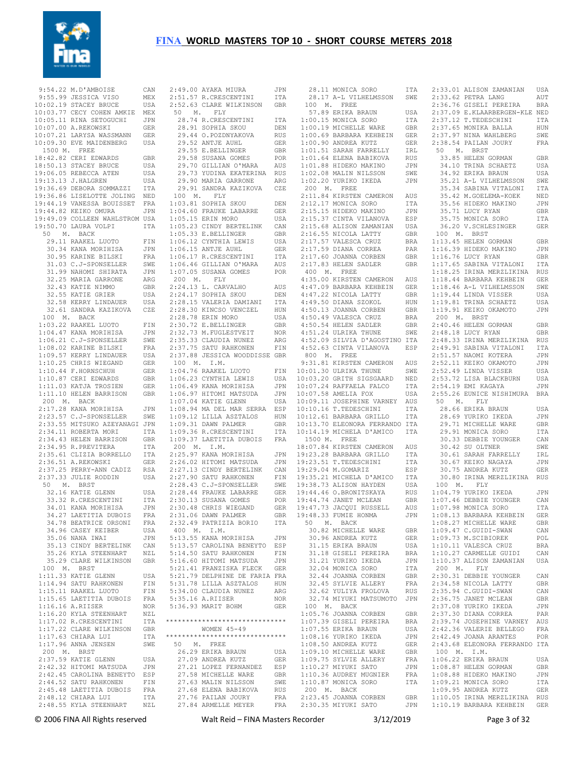# FINA WORLD MASTERS TOP 10 - SHORT COURSE METERS 2018

9:54.22 M.D'AMBOISE CAN
9:55.99 JESSICA VISO MEX
10:02.19 STACEY BRUCE USA
10:03.77 CECY COHEN AMKIE MEX
10:05.11 RINA SETOGUCHI JPN
10:07.00 A.REKOWSKI GER
10:07.21 LARYSA WASSMANN GER
10:09.30 EVE MAIDENBERG USA

1500 M. FREE
18:42.82 CERI EDWARDS GBR
18:50.13 STACEY BRUCE USA
19:06.05 REBECCA ATEN USA
19:13.13 J.HALGREN USA
19:36.69 DEBORA SOMMAZZI ITA
19:36.86 LISELOTTE JOLING NED
19:44.19 VANESSA BOUISSET FRA
19:44.82 KEIKO OMURA JPN
19:49.09 COLLEEN WAHLSTROM USA
19:50.70 LAURA VOLPI ITA

50 M. BACK
29.11 RAAKEL LUOTO FIN
30.34 KANA MORIHISA JPN
30.95 KARINE BILSKI FRA
31.03 C.J-SPONSELLER SWE
31.99 NAHOMI SHIRATA JPN
32.25 MARIA GARRONE ARG
32.43 KATIE NIMMO GBR
32.55 KATIE GRIER USA
32.58 KERRY LINDAUER USA
32.61 SANDRA KAZIKOVA CZE

100 M. BACK
1:03.22 RAAKEL LUOTO FIN
1:04.47 KANA MORIHISA JPN
1:06.21 C.J-SPONSELLER SWE
1:08.02 KARINE BILSKI FRA
1:09.57 KERRY LINDAUER USA
1:10.25 CHRIS WIEGAND GER
1:10.44 F.HORNSCHUH GER
1:10.87 CERI EDWARDS GBR
1:11.03 KATJA TROSIEN GER
1:11.10 HELEN BARRISON GBR

200 M. BACK
2:17.28 KANA MORIHISA JPN
2:23.57 C.J-SPONSELLER SWE
2:33.55 MITSUKO AZEYANAGI JPN
2:34.11 ROBERTA MORI ITA
2:34.43 HELEN BARRISON GBR
2:34.95 R.PREVITERA ITA
2:35.61 CLIZIA BORRELLO ITA
2:36.51 A.REKOWSKI GER
2:37.25 PERRY-ANN CADIZ RSA
2:37.33 JULIE RODDIN USA

50 M. BRST
32.16 KATIE GLENN USA
33.32 R.CRESCENTINI ITA
34.01 KANA MORIHISA JPN
34.27 LAETITIA DUBOIS FRA
34.78 BEATRICE ORSONI FRA
34.96 CASEY KEIBER USA
35.06 NANA IWAI JPN
35.13 CINDY BERTELINK CAN
35.26 KYLA STEENHART NZL
35.29 CLARE WILKINSON GBR

100 M. BRST
1:11.33 KATIE GLENN USA
1:14.94 SATU RAHKONEN FIN
1:15.11 RAAKEL LUOTO FIN
1:15.65 LAETITIA DUBOIS FRA
1:16.16 A.RIISER NOR
1:16.20 KYLA STEENHART NZL
1:17.02 R.CRESCENTINI ITA
1:17.22 CLARE WILKINSON GBR
1:17.63 CHIARA LUI ITA
1:17.96 ANNA JENSEN SWE

200 M. BRST
2:37.59 KATIE GLENN USA
2:42.32 HITOMI MATSUDA JPN
2:42.45 CAROLINA BENEYTO ESP
2:44.52 SATU RAHKONEN FIN
2:45.48 LAETITIA DUBOIS FRA
2:48.12 CHIARA LUI ITA
2:48.55 KYLA STEENHART NZL
2:49.00 AYAKA MIURA JPN
2:51.57 R.CRESCENTINI ITA
2:52.63 CLARE WILKINSON GBR

50 M. FLY
28.74 R.CRESCENTINI ITA
28.91 SOPHIA SKOU DEN
29.44 O.POZDNYAKOVA RUS
29.52 ANTJE AUHL GER
29.55 E.BELLINGER GBR
29.58 SUSANA GOMES POR
29.70 GILLIAN O'MARA AUS
29.73 YUDINA EKATERINA RUS
29.90 MARIA GARRONE ARG
29.91 SANDRA KAZIKOVA CZE

100 M. FLY
1:03.81 SOPHIA SKOU DEN
1:04.60 FRAUKE LABARRE GER
1:05.15 ERIN MORO USA
1:05.23 CINDY BERTELINK CAN
1:05.33 E.BELLINGER GBR
1:06.12 CYNTHIA LEWIS USA
1:06.15 ANTJE AUHL GER
1:06.17 R.CRESCENTINI ITA
1:06.46 GILLIAN O'MARA AUS
1:07.05 SUSANA GOMES POR

200 M. FLY
2:24.13 L. CARVALHO USA
2:24.17 SOPHIA SKOU DEN
2:28.15 VALERIA DAMIANI ITA
2:28.30 KINCSO VENCZEL HUN
2:28.78 ERIN MORO USA
2:30.72 E.BELLINGER GBR
2:32.73 M.FUGLESTVEIT NOR
2:35.33 CLAUDIA NUNEZ ARG
2:37.75 SATU RAHKONEN FIN
2:37.88 JESSICA WOODDISSE GBR

100 M. I.M.
1:04.76 RAAKEL LUOTO FIN
1:06.23 CYNTHIA LEWIS USA
1:06.49 KANA MORIHISA JPN
1:06.97 HITOMI MATSUDA JPN
1:07.04 KATIE GLENN USA
1:08.94 MA DEL MAR SERRA ESP
1:09.12 LILLA ASZTALOS HUN
1:09.31 DAWN PALMER GBR
1:09.36 R.CRESCENTINI ITA
1:09.37 LAETITIA DUBOIS FRA

200 M. I.M.
2:25.97 KANA MORIHISA JPN
2:26.02 HITOMI MATSUDA JPN
2:27.13 CINDY BERTELINK CAN
2:27.90 SATU RAHKONEN FIN
2:28.43 C.J-SPONSELLER SWE
2:28.44 FRAUKE LABARRE GER
2:30.13 SUSANA GOMES POR
2:30.48 CHRIS WIEGAND GER
2:31.06 DAWN PALMER GBR
2:32.49 PATRIZIA BORIO ITA

400 M. I.M.
5:13.55 KANA MORIHISA JPN
5:13.57 CAROLINA BENEYTO ESP
5:14.50 SATU RAHKONEN FIN
5:16.60 HITOMI MATSUDA JPN
5:21.41 FRANZISKA FLECK GER
5:21.79 DELPHINE DE FARIA FRA
5:31.78 LILLA ASZTALOS HUN
5:34.00 CLAUDIA NUNEZ ARG
5:35.16 A.RIISER NOR
5:36.93 MARIT BOHM GER

*****************************
WOMEN 45-49
*****************************

50 M. FREE
26.29 ERIKA BRAUN USA
27.09 ANDREA KUTZ GER
27.21 LOPEZ FERNANDEZ ESP
27.58 MICHELLE WARE GBR
27.63 MALIN NILSSON SWE
27.68 ELENA BABIKOVA RUS
27.76 PAILAN JOURY FRA
27.84 ARMELLE MEYER FRA
28.11 MONICA SORO ITA
28.17 A-L VILHELMSSON SWE

100 M. FREE
57.89 ERIKA BRAUN USA
1:00.15 MONICA SORO ITA
1:00.19 MICHELLE WARE GBR
1:00.69 BARBARA KEHBEIN GER
1:00.90 ANDREA KUTZ GER
1:01.51 SARAH FARRELLY IRL
1:01.64 ELENA BABIKOVA RUS
1:01.88 HIDEKO MAKINO JPN
1:02.08 MALIN NILSSON SWE
1:02.20 YURIKO IKEDA JPN

200 M. FREE
2:11.84 KIRSTEN CAMERON AUS
2:12.17 MONICA SORO ITA
2:15.15 HIDEKO MAKINO JPN
2:15.37 CINTA VILANOVA ESP
2:15.68 ALISON ZAMANIAN USA
2:16.55 NICOLA LATTY GBR
2:17.57 VALESCA CRUZ BRA
2:17.59 DIANA CORREA PAR
2:17.60 JOANNA CORBEN GBR
2:17.83 HELEN SADLER GBR

400 M. FREE
4:35.00 KIRSTEN CAMERON AUS
4:47.09 BARBARA KEHBEIN GER
4:47.22 NICOLA LATTY GBR
4:49.50 DIANA SZOKOL HUN
4:50.13 JOANNA CORBEN GBR
4:50.49 VALESCA CRUZ BRA
4:50.54 HELEN SADLER GBR
4:51.24 ULRIKA THUNE SWE
4:52.09 SILVIA D'AGOSTINO ITA
4:52.63 CINTA VILANOVA ESP

800 M. FREE
9:31.81 KIRSTEN CAMERON AUS
10:01.30 ULRIKA THUNE SWE
10:03.20 GRITH SIGSGAARD NED
10:07.24 RAFFAELA FALCO ITA
10:07.58 AMELIA FOX USA
10:09.11 JOSEPHINE VARNEY AUS
10:10.16 T.TEDESCHINI ITA
10:12.61 BARBARA GRILLO ITA
10:13.70 ELEONORA FERRANDO ITA
10:14.19 MICHELA D'AMICO ITA

1500 M. FREE
18:07.84 KIRSTEN CAMERON AUS
19:23.28 BARBARA GRILLO ITA
19:23.51 T.TEDESCHINI ITA
19:29.04 M.GOMARIZ ESP
19:35.21 MICHELA D'AMICO ITA
19:38.73 ALISON HAYDEN USA
19:44.46 O.BRONITSKAYA RUS
19:44.74 JANET MCLEAN GBR
19:47.73 JACQUI RUSSELL AUS
19:48.33 FUMIE HONMA JPN

50 M. BACK
30.82 MICHELLE WARE GBR
30.96 ANDREA KUTZ GER
31.15 ERIKA BRAUN USA
31.18 GISELI PEREIRA BRA
31.21 YURIKO IKEDA JPN
32.04 MONICA SORO ITA
32.44 JOANNA CORBEN GBR
32.45 SYLVIE ALLERY FRA
32.62 YULIYA FROLOVA RUS
32.74 MIYUKI MATSUMOTO JPN

100 M. BACK
1:05.76 JOANNA CORBEN GBR
1:07.39 GISELI PEREIRA BRA
1:07.55 ERIKA BRAUN USA
1:08.16 YURIKO IKEDA JPN
1:08.50 ANDREA KUTZ GER
1:09.10 MICHELLE WARE GBR
1:09.75 SYLVIE ALLERY FRA
1:10.27 MIYUKI SATO JPN
1:10.36 AUDREY MUGNIER FRA
1:10.87 MONICA SORO ITA

200 M. BACK
2:23.45 JOANNA CORBEN GBR
2:30.35 MIYUKI SATO JPN
2:33.01 ALISON ZAMANIAN USA
2:33.62 PETRA LANG AUT
2:36.76 GISELI PEREIRA BRA
2:37.09 E.KLAARBERGEN-KLE NED
2:37.12 T.TEDESCHINI ITA
2:37.65 MONIKA BALLA HUN
2:37.97 NINA WAHLBERG SWE
2:38.54 PAILAN JOURY FRA

50 M. BRST
33.85 HELEN GORMAN GBR
34.10 TRINA SCHAETZ USA
34.92 ERIKA BRAUN USA
35.21 A-L VILHELMSSON SWE
35.34 SABINA VITALONI ITA
35.42 M.GOELEMA-KOEK NED
35.56 HIDEKO MAKINO JPN
35.71 LUCY RYAN GBR
35.75 MONICA SORO ITA
36.20 V.SCHLESINGER GER

100 M. BRST
1:13.45 HELEN GORMAN GBR
1:16.39 HIDEKO MAKINO JPN
1:16.76 LUCY RYAN GBR
1:17.65 SABINA VITALONI ITA
1:18.25 IRINA MERZLIKINA RUS
1:18.44 BARBARA KEHBEIN GER
1:18.46 A-L VILHELMSSON SWE
1:19.44 LINDA VISSER USA
1:19.81 TRINA SCHAETZ USA
1:19.91 KEIKO OKAMOTO JPN

200 M. BRST
2:40.46 HELEN GORMAN GBR
2:48.18 LUCY RYAN GBR
2:48.33 IRINA MERZLIKINA RUS
2:49.91 SABINA VITALONI ITA
2:51.57 NAOMI KOTERA JPN
2:52.11 KEIKO OKAMOTO JPN
2:52.49 LINDA VISSER USA
2:53.72 LISA BLACKBURN USA
2:54.19 EMI KAGAYA JPN
2:55.26 EUNICE NISHIMURA BRA

50 M. FLY
28.66 ERIKA BRAUN USA
28.69 YURIKO IKEDA JPN
29.71 MICHELLE WARE GBR
29.91 MONICA SORO ITA
30.33 DEBBIE YOUNGER CAN
30.42 SU OLTNER SWE
30.61 SARAH FARRELLY IRL
30.67 KEIKO NAGAYA JPN
30.75 ANDREA KUTZ GER
30.80 IRINA MERZLIKINA RUS

100 M. FLY
1:04.79 YURIKO IKEDA JPN
1:07.46 DEBBIE YOUNGER CAN
1:07.98 MONICA SORO ITA
1:08.13 BARBARA KEHBEIN GER
1:08.27 MICHELLE WARE GBR
1:09.47 C.GUIDI-SWAN CAN
1:09.73 M.SCIBIOREK POL
1:10.11 VALESCA CRUZ BRA
1:10.27 CARMELLE GUIDI CAN
1:10.37 ALISON ZAMANIAN USA

200 M. FLY
2:30.31 DEBBIE YOUNGER CAN
2:34.58 NICOLA LATTY GBR
2:35.94 C.GUIDI-SWAN CAN
2:36.75 JANET MCLEAN GBR
2:37.08 YURIKO IKEDA JPN
2:37.30 DIANA CORREA PAR
2:39.74 JOSEPHINE VARNEY AUS
2:42.36 VALERIE BELLEGO FRA
2:42.49 JOANA ARANTES POR
2:43.68 ELEONORA FERRANDO ITA

100 M. I.M.
1:06.22 ERIKA BRAUN USA
1:08.87 HELEN GORMAN GBR
1:08.88 HIDEKO MAKINO JPN
1:09.21 MONICA SORO ITA
1:09.95 ANDREA KUTZ GER
1:10.05 IRINA MERZLIKINA RUS
1:10.19 BARBARA KEHBEIN GER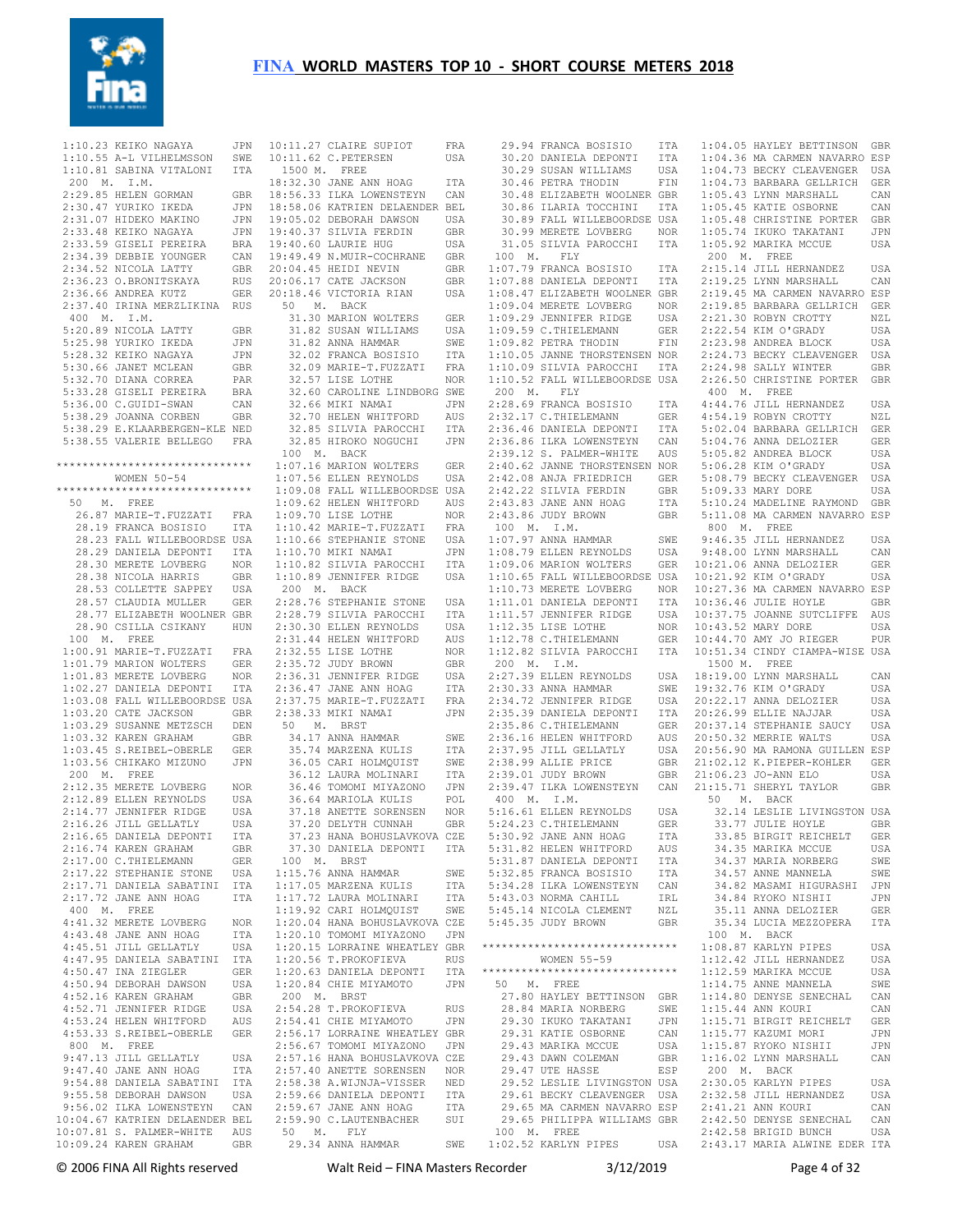# FINA WORLD MASTERS TOP 10 - SHORT COURSE METERS 2018

```
1:10.23 KEIKO NAGAYA       JPN
1:10.55 A-L VILHELMSSON    SWE
1:10.81 SABINA VITALONI    ITA
 200  M.  I.M.
2:29.85 HELEN GORMAN       GBR
2:30.47 YURIKO IKEDA       JPN
2:31.07 HIDEKO MAKINO      JPN
2:33.48 KEIKO NAGAYA       JPN
2:33.59 GISELI PEREIRA     BRA
2:34.39 DEBBIE YOUNGER     CAN
2:34.52 NICOLA LATTY       GBR
2:36.23 O.BRONITSKAYA      RUS
2:36.66 ANDREA KUTZ        GER
2:37.40 IRINA MERZLIKINA   RUS
 400  M.  I.M.
5:20.89 NICOLA LATTY       GBR
5:25.98 YURIKO IKEDA       JPN
5:28.32 KEIKO NAGAYA       JPN
5:30.66 JANET MCLEAN       GBR
5:32.70 DIANA CORREA       PAR
5:33.28 GISELI PEREIRA     BRA
5:36.00 C.GUIDI-SWAN       CAN
5:38.29 JOANNA CORBEN      GBR
5:38.29 E.KLAARBERGEN-KLE NED
5:38.55 VALERIE BELLEGO    FRA

*****************************
        WOMEN 50-54
*****************************
 50   M.  FREE
  26.87 MARIE-T.FUZZATI    FRA
  28.19 FRANCA BOSISIO     ITA
  28.23 FALL WILLEBOORDSE USA
  28.29 DANIELA DEPONTI    ITA
  28.30 MERETE LOVBERG     NOR
  28.38 NICOLA HARRIS      GBR
  28.53 COLLETTE SAPPEY    USA
  28.57 CLAUDIA MULLER     GER
  28.77 ELIZABETH WOOLNER GBR
  28.90 CSILLA CSIKANY     HUN
 100  M.  FREE
1:00.91 MARIE-T.FUZZATI    FRA
1:01.79 MARION WOLTERS     GER
1:01.83 MERETE LOVBERG     NOR
1:02.27 DANIELA DEPONTI    ITA
1:03.08 FALL WILLEBOORDSE USA
1:03.20 CATE JACKSON       GBR
1:03.29 SUSANNE METZSCH    DEN
1:03.32 KAREN GRAHAM       GBR
1:03.45 S.REIBEL-OBERLE    GER
1:03.56 CHIKAKO MIZUNO     JPN
 200  M.  FREE
2:12.35 MERETE LOVBERG     NOR
2:12.89 ELLEN REYNOLDS     USA
2:14.77 JENNIFER RIDGE     USA
2:16.26 JILL GELLATLY      USA
2:16.65 DANIELA DEPONTI    ITA
2:16.74 KAREN GRAHAM       GBR
2:17.00 C.THIELEMANN       GER
2:17.22 STEPHANIE STONE    USA
2:17.71 DANIELA SABATINI   ITA
2:17.72 JANE ANN HOAG      ITA
 400  M.  FREE
4:41.32 MERETE LOVBERG     NOR
4:43.48 JANE ANN HOAG      ITA
4:45.51 JILL GELLATLY      USA
4:47.95 DANIELA SABATINI   ITA
4:50.47 INA ZIEGLER        GER
4:50.94 DEBORAH DAWSON     USA
4:52.16 KAREN GRAHAM       GBR
4:52.71 JENNIFER RIDGE     USA
4:53.24 HELEN WHITFORD     AUS
4:53.33 S.REIBEL-OBERLE    GER
 800  M.  FREE
9:47.13 JILL GELLATLY      USA
9:47.40 JANE ANN HOAG      ITA
9:54.88 DANIELA SABATINI   ITA
9:55.58 DEBORAH DAWSON     USA
9:56.02 ILKA LOWENSTEYN    CAN
10:04.67 KATRIEN DELAENDER BEL
10:07.81 S. PALMER-WHITE   AUS
10:09.24 KAREN GRAHAM      GBR
10:11.27 CLAIRE SUPIOT     FRA
10:11.62 C.PETERSEN        USA
 1500 M.  FREE
18:32.30 JANE ANN HOAG     ITA
18:56.33 ILKA LOWENSTEYN   CAN
18:58.06 KATRIEN DELAENDER BEL
19:05.02 DEBORAH DAWSON    USA
19:40.37 SILVIA FERDIN     GBR
19:40.60 LAURIE HUG        USA
19:49.49 N.MUIR-COCHRANE   GBR
20:04.45 HEIDI NEVIN       GBR
20:06.17 CATE JACKSON      GBR
20:18.46 VICTORIA RIAN     USA
 50   M.  BACK
  31.30 MARION WOLTERS     GER
  31.82 SUSAN WILLIAMS     USA
  31.82 ANNA HAMMAR        SWE
  32.02 FRANCA BOSISIO     ITA
  32.09 MARIE-T.FUZZATI    FRA
  32.57 LISE LOTHE         NOR
  32.60 CAROLINE LINDBORG SWE
  32.66 MIKI NAMAI         JPN
  32.70 HELEN WHITFORD     AUS
  32.85 SILVIA PAROCCHI    ITA
  32.85 HIROKO NOGUCHI     JPN
 100  M.  BACK
1:07.16 MARION WOLTERS     GER
1:07.56 ELLEN REYNOLDS     USA
1:09.08 FALL WILLEBOORDSE USA
1:09.62 HELEN WHITFORD     AUS
1:09.70 LISE LOTHE         NOR
1:10.42 MARIE-T.FUZZATI    FRA
1:10.66 STEPHANIE STONE    USA
1:10.70 MIKI NAMAI         JPN
1:10.82 SILVIA PAROCCHI    ITA
1:10.89 JENNIFER RIDGE     USA
 200  M.  BACK
2:28.76 STEPHANIE STONE    USA
2:28.79 SILVIA PAROCCHI    ITA
2:30.30 ELLEN REYNOLDS     USA
2:31.44 HELEN WHITFORD     AUS
2:32.55 LISE LOTHE         NOR
2:35.72 JUDY BROWN         GBR
2:36.31 JENNIFER RIDGE     USA
2:36.47 JANE ANN HOAG      ITA
2:37.75 MARIE-T.FUZZATI    FRA
2:38.33 MIKI NAMAI         JPN
 50   M.  BRST
  34.17 ANNA HAMMAR        SWE
  35.74 MARZENA KULIS      ITA
  36.05 CARI HOLMQUIST     SWE
  36.12 LAURA MOLINARI     ITA
  36.46 TOMOMI MIYAZONO    JPN
  36.64 MARIOLA KULIS      POL
  37.18 ANETTE SORENSEN    NOR
  37.20 DELYTH CUNNAH      GBR
  37.23 HANA BOHUSLAVKOVA CZE
  37.30 DANIELA DEPONTI    ITA
 100  M.  BRST
1:15.76 ANNA HAMMAR        SWE
1:17.05 MARZENA KULIS      ITA
1:17.72 LAURA MOLINARI     ITA
1:19.92 CARI HOLMQUIST     SWE
1:20.04 HANA BOHUSLAVKOVA CZE
1:20.10 TOMOMI MIYAZONO    JPN
1:20.15 LORRAINE WHEATLEY GBR
1:20.56 T.PROKOFIEVA       RUS
1:20.63 DANIELA DEPONTI    ITA
1:20.84 CHIE MIYAMOTO      JPN
 200  M.  BRST
2:54.28 T.PROKOFIEVA       RUS
2:54.41 CHIE MIYAMOTO      JPN
2:56.17 LORRAINE WHEATLEY GBR
2:56.67 TOMOMI MIYAZONO    JPN
2:57.16 HANA BOHUSLAVKOVA CZE
2:57.40 ANETTE SORENSEN    NOR
2:58.38 A.WIJNJA-VISSER    NED
2:59.66 DANIELA DEPONTI    ITA
2:59.67 JANE ANN HOAG      ITA
2:59.90 C.LAUTENBACHER     SUI
 50   M.  FLY
  29.34 ANNA HAMMAR        SWE
  29.94 FRANCA BOSISIO     ITA
  30.20 DANIELA DEPONTI    ITA
  30.29 SUSAN WILLIAMS     USA
  30.46 PETRA THODIN       FIN
  30.48 ELIZABETH WOOLNER GBR
  30.86 ILARIA TOCCHINI    ITA
  30.89 FALL WILLEBOORDSE USA
  30.99 MERETE LOVBERG     NOR
  31.05 SILVIA PAROCCHI    ITA
 100  M.  FLY
1:07.79 FRANCA BOSISIO     ITA
1:07.88 DANIELA DEPONTI    ITA
1:08.47 ELIZABETH WOOLNER GBR
1:09.04 MERETE LOVBERG     NOR
1:09.29 JENNIFER RIDGE     USA
1:09.59 C.THIELEMANN       GER
1:09.82 PETRA THODIN       FIN
1:10.05 JANNE THORSTENSEN NOR
1:10.09 SILVIA PAROCCHI    ITA
1:10.52 FALL WILLEBOORDSE USA
 200  M.  FLY
2:28.69 FRANCA BOSISIO     ITA
2:32.17 C.THIELEMANN       GER
2:36.46 DANIELA DEPONTI    ITA
2:36.86 ILKA LOWENSTEYN    CAN
2:39.12 S. PALMER-WHITE    AUS
2:40.62 JANNE THORSTENSEN NOR
2:42.08 ANJA FRIEDRICH     GER
2:42.22 SILVIA FERDIN      GBR
2:43.83 JANE ANN HOAG      ITA
2:43.86 JUDY BROWN         GBR
 100  M.  I.M.
1:07.97 ANNA HAMMAR        SWE
1:08.79 ELLEN REYNOLDS     USA
1:09.06 MARION WOLTERS     GER
1:10.65 FALL WILLEBOORDSE USA
1:10.73 MERETE LOVBERG     NOR
1:11.01 DANIELA DEPONTI    ITA
1:11.57 JENNIFER RIDGE     USA
1:12.35 LISE LOTHE         NOR
1:12.78 C.THIELEMANN       GER
1:12.82 SILVIA PAROCCHI    ITA
 200  M.  I.M.
2:27.39 ELLEN REYNOLDS     USA
2:30.33 ANNA HAMMAR        SWE
2:34.72 JENNIFER RIDGE     USA
2:35.39 DANIELA DEPONTI    ITA
2:35.86 C.THIELEMANN       GER
2:36.16 HELEN WHITFORD     AUS
2:37.95 JILL GELLATLY      USA
2:38.99 ALLIE PRICE        GBR
2:39.01 JUDY BROWN         GBR
2:39.47 ILKA LOWENSTEYN    CAN
 400  M.  I.M.
5:16.61 ELLEN REYNOLDS     USA
5:24.23 C.THIELEMANN       GER
5:30.92 JANE ANN HOAG      ITA
5:31.82 HELEN WHITFORD     AUS
5:31.87 DANIELA DEPONTI    ITA
5:32.85 FRANCA BOSISIO     ITA
5:34.28 ILKA LOWENSTEYN    CAN
5:43.03 NORMA CAHILL       IRL
5:45.14 NICOLA CLEMENT     NZL
5:45.35 JUDY BROWN         GBR

*****************************
        WOMEN 55-59
*****************************
 50   M.  FREE
  27.80 HAYLEY BETTINSON   GBR
  28.84 MARIA NORBERG      SWE
  29.30 IKUKO TAKATANI     JPN
  29.31 KATIE OSBORNE      CAN
  29.43 MARIKA MCCUE       USA
  29.43 DAWN COLEMAN       GBR
  29.47 UTE HASSE          ESP
  29.52 LESLIE LIVINGSTON USA
  29.61 BECKY CLEAVENGER   USA
  29.65 MA CARMEN NAVARRO ESP
  29.65 PHILIPPA WILLIAMS GBR
 100  M.  FREE
1:02.52 KARLYN PIPES       USA
1:04.05 HAYLEY BETTINSON   GBR
1:04.36 MA CARMEN NAVARRO ESP
1:04.73 BECKY CLEAVENGER   USA
1:04.73 BARBARA GELLRICH   GER
1:05.43 LYNN MARSHALL      CAN
1:05.45 KATIE OSBORNE      CAN
1:05.48 CHRISTINE PORTER   GBR
1:05.74 IKUKO TAKATANI     JPN
1:05.92 MARIKA MCCUE       USA
 200  M.  FREE
2:15.14 JILL HERNANDEZ     USA
2:19.25 LYNN MARSHALL      CAN
2:19.45 MA CARMEN NAVARRO ESP
2:19.85 BARBARA GELLRICH   GER
2:21.30 ROBYN CROTTY       NZL
2:22.54 KIM O'GRADY        USA
2:23.98 ANDREA BLOCK       USA
2:24.73 BECKY CLEAVENGER   USA
2:24.98 SALLY WINTER       GBR
2:26.50 CHRISTINE PORTER   GBR
 400  M.  FREE
4:44.76 JILL HERNANDEZ     USA
4:54.19 ROBYN CROTTY       NZL
5:02.04 BARBARA GELLRICH   GER
5:04.76 ANNA DELOZIER      GER
5:05.82 ANDREA BLOCK       USA
5:06.28 KIM O'GRADY        USA
5:08.79 BECKY CLEAVENGER   USA
5:09.33 MARY DORE          USA
5:10.24 MADELINE RAYMOND   GBR
5:11.08 MA CARMEN NAVARRO ESP
 800  M.  FREE
9:46.35 JILL HERNANDEZ     USA
9:48.00 LYNN MARSHALL      CAN
10:21.06 ANNA DELOZIER     GER
10:21.92 KIM O'GRADY       USA
10:27.36 MA CARMEN NAVARRO ESP
10:36.46 JULIE HOYLE       GBR
10:37.75 JOANNE SUTCLIFFE  AUS
10:43.52 MARY DORE         USA
10:44.70 AMY JO RIEGER     PUR
10:51.34 CINDY CIAMPA-WISE USA
 1500 M.  FREE
18:19.00 LYNN MARSHALL     CAN
19:32.76 KIM O'GRADY       USA
20:22.17 ANNA DELOZIER     USA
20:26.99 ELLIE NAJJAR      USA
20:37.14 STEPHANIE SAUCY   USA
20:50.32 MERRIE WALTS      USA
20:56.90 MA RAMONA GUILLEN ESP
21:02.12 K.PIEPER-KOHLER   GER
21:06.23 JO-ANN ELO        USA
21:15.71 SHERYL TAYLOR     GBR
 50   M.  BACK
  32.14 LESLIE LIVINGSTON USA
  33.77 JULIE HOYLE        GBR
  33.85 BIRGIT REICHELT    GER
  34.35 MARIKA MCCUE       USA
  34.37 MARIA NORBERG      SWE
  34.57 ANNE MANNELA       SWE
  34.82 MASAMI HIGURASHI   JPN
  34.84 RYOKO NISHII       JPN
  35.11 ANNA DELOZIER      GER
  35.34 LUCIA MEZZOPERA    ITA
 100  M.  BACK
1:08.87 KARLYN PIPES       USA
1:12.42 JILL HERNANDEZ     USA
1:12.59 MARIKA MCCUE       USA
1:14.75 ANNE MANNELA       SWE
1:14.80 DENYSE SENECHAL    CAN
1:15.44 ANN KOURI          CAN
1:15.71 BIRGIT REICHELT    GER
1:15.77 KAZUMI MORI        JPN
1:15.87 RYOKO NISHII       JPN
1:16.02 LYNN MARSHALL      CAN
 200  M.  BACK
2:30.05 KARLYN PIPES       USA
2:32.58 JILL HERNANDEZ     USA
2:41.21 ANN KOURI          CAN
2:42.50 DENYSE SENECHAL    CAN
2:42.58 BRIGID BUNCH       USA
2:43.17 MARIA ALWINE EDER ITA
```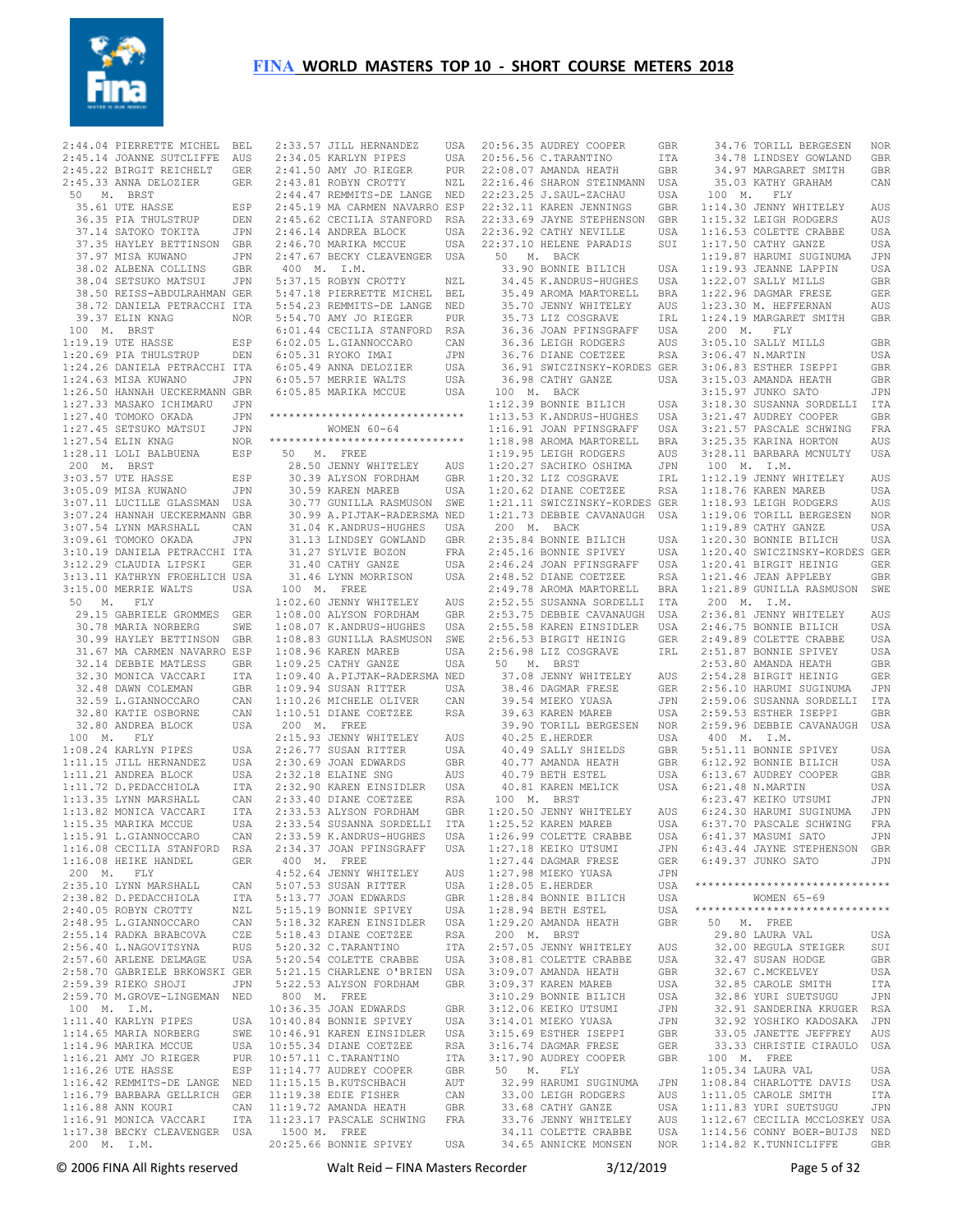2:44.04 PIERRETTE MICHEL BEL
2:45.14 JOANNE SUTCLIFFE AUS
2:45.22 BIRGIT REICHELT GER
2:45.33 ANNA DELOZIER GER

50 M. BRST
35.61 UTE HASSE ESP
36.35 PIA THULSTRUP DEN
37.14 SATOKO TOKITA JPN
37.35 HAYLEY BETTINSON GBR
37.97 MISA KUWANO JPN
38.02 ALBENA COLLINS GBR
38.04 SETSUKO MATSUI JPN
38.50 REISS-ABDULRAHMAN GER
38.72 DANIELA PETRACCHI ITA
39.37 ELIN KNAG NOR

100 M. BRST
1:19.19 UTE HASSE ESP
1:20.69 PIA THULSTRUP DEN
1:24.26 DANIELA PETRACCHI ITA
1:24.63 MISA KUWANO JPN
1:26.50 HANNAH UECKERMANN GBR
1:27.33 MASAKO ICHIMARU JPN
1:27.40 TOMOKO OKADA JPN
1:27.45 SETSUKO MATSUI JPN
1:27.54 ELIN KNAG NOR
1:28.11 LOLI BALBUENA ESP

200 M. BRST
3:03.57 UTE HASSE ESP
3:05.09 MISA KUWANO JPN
3:07.11 LUCILLE GLASSMAN USA
3:07.24 HANNAH UECKERMANN GBR
3:07.54 LYNN MARSHALL CAN
3:09.61 TOMOKO OKADA JPN
3:10.19 DANIELA PETRACCHI ITA
3:12.29 CLAUDIA LIPSKI GER
3:13.11 KATHRYN FROEHLICH USA
3:15.00 MERRIE WALTS USA

50 M. FLY
29.15 GABRIELE GROMMES GER
30.78 MARIA NORBERG SWE
30.99 HAYLEY BETTINSON GBR
31.67 MA CARMEN NAVARRO ESP
32.14 DEBBIE MATLESS GBR
32.30 MONICA VACCARI ITA
32.48 DAWN COLEMAN GBR
32.59 L.GIANNOCCARO CAN
32.80 KATIE OSBORNE CAN
32.80 ANDREA BLOCK USA

100 M. FLY
1:08.24 KARLYN PIPES USA
1:11.15 JILL HERNANDEZ USA
1:11.21 ANDREA BLOCK USA
1:11.72 D.PEDACCHIOLA ITA
1:13.35 LYNN MARSHALL CAN
1:13.82 MONICA VACCARI ITA
1:15.35 MARIKA MCCUE USA
1:15.91 L.GIANNOCCARO CAN
1:16.08 CECILIA STANFORD RSA
1:16.08 HEIKE HANDEL GER

200 M. FLY
2:35.10 LYNN MARSHALL CAN
2:38.82 D.PEDACCHIOLA ITA
2:40.05 ROBYN CROTTY NZL
2:48.95 L.GIANNOCCARO CAN
2:55.14 RADKA BRABCOVA CZE
2:56.40 L.NAGOVITSYNA RUS
2:57.60 ARLENE DELMAGE USA
2:58.70 GABRIELE BRKOWSKI GER
2:59.39 RIEKO SHOJI JPN
2:59.70 M.GROVE-LINGEMAN NED

100 M. I.M.
1:11.40 KARLYN PIPES USA
1:14.65 MARIA NORBERG SWE
1:14.96 MARIKA MCCUE USA
1:16.21 AMY JO RIEGER PUR
1:16.26 UTE HASSE ESP
1:16.42 REMMITS-DE LANGE NED
1:16.79 BARBARA GELLRICH GER
1:16.88 ANN KOURI CAN
1:16.91 MONICA VACCARI ITA
1:17.38 BECKY CLEAVENGER USA

200 M. I.M.
2:33.57 JILL HERNANDEZ USA
2:34.05 KARLYN PIPES USA
2:41.50 AMY JO RIEGER PUR
2:43.81 ROBYN CROTTY NZL
2:44.47 REMMITS-DE LANGE NED
2:45.19 MA CARMEN NAVARRO ESP
2:45.62 CECILIA STANFORD RSA
2:46.14 ANDREA BLOCK USA
2:46.70 MARIKA MCCUE USA
2:47.67 BECKY CLEAVENGER USA

400 M. I.M.
5:37.15 ROBYN CROTTY NZL
5:47.18 PIERRETTE MICHEL BEL
5:54.23 REMMITS-DE LANGE NED
5:54.70 AMY JO RIEGER PUR
6:01.44 CECILIA STANFORD RSA
6:02.05 L.GIANNOCCARO CAN
6:05.31 RYOKO IMAI JPN
6:05.49 ANNA DELOZIER USA
6:05.57 MERRIE WALTS USA
6:05.85 MARIKA MCCUE USA

******************************
WOMEN 60-64
******************************

50 M. FREE
28.50 JENNY WHITELEY AUS
30.39 ALYSON FORDHAM GBR
30.59 KAREN MAREB USA
30.77 GUNILLA RASMUSON SWE
30.99 A.PIJTAK-RADERSMA NED
31.04 K.ANDRUS-HUGHES USA
31.13 LINDSEY GOWLAND GBR
31.27 SYLVIE BOZON FRA
31.40 CATHY GANZE USA
31.46 LYNN MORRISON USA

100 M. FREE
1:02.60 JENNY WHITELEY AUS
1:08.00 ALYSON FORDHAM GBR
1:08.07 K.ANDRUS-HUGHES USA
1:08.83 GUNILLA RASMUSON SWE
1:08.96 KAREN MAREB USA
1:09.25 CATHY GANZE USA
1:09.40 A.PIJTAK-RADERSMA NED
1:09.94 SUSAN RITTER USA
1:10.26 MICHELE OLIVER CAN
1:10.51 DIANE COETZEE RSA

200 M. FREE
2:15.93 JENNY WHITELEY AUS
2:26.77 SUSAN RITTER USA
2:30.69 JOAN EDWARDS GBR
2:32.18 ELAINE SNG AUS
2:32.90 KAREN EINSIDLER USA
2:33.40 DIANE COETZEE RSA
2:33.53 ALYSON FORDHAM GBR
2:33.54 SUSANNA SORDELLI ITA
2:33.59 K.ANDRUS-HUGHES USA
2:34.37 JOAN PFINSGRAFF USA

400 M. FREE
4:52.64 JENNY WHITELEY AUS
5:07.53 SUSAN RITTER USA
5:13.77 JOAN EDWARDS GBR
5:15.19 BONNIE SPIVEY USA
5:18.32 KAREN EINSIDLER USA
5:18.43 DIANE COETZEE RSA
5:20.32 C.TARANTINO ITA
5:20.54 COLETTE CRABBE USA
5:21.15 CHARLENE O'BRIEN USA
5:22.53 ALYSON FORDHAM GBR

800 M. FREE
10:36.35 JOAN EDWARDS GBR
10:40.84 BONNIE SPIVEY USA
10:46.91 KAREN EINSIDLER USA
10:55.34 DIANE COETZEE RSA
10:57.11 C.TARANTINO ITA
11:14.77 AUDREY COOPER GBR
11:15.15 B.KUTSCHBACH AUT
11:19.38 EDIE FISHER CAN
11:19.72 AMANDA HEATH GBR
11:23.17 PASCALE SCHWING FRA

1500 M. FREE
20:25.66 BONNIE SPIVEY USA
20:56.35 AUDREY COOPER GBR
20:56.56 C.TARANTINO ITA
22:08.07 AMANDA HEATH GBR
22:16.46 SHARON STEINMANN USA
22:23.25 J.SAUL-ZACHAU USA
22:32.11 KAREN JENNINGS GBR
22:33.69 JAYNE STEPHENSON GBR
22:36.92 CATHY NEVILLE USA
22:37.10 HELENE PARADIS SUI

50 M. BACK
33.90 BONNIE BILICH USA
34.45 K.ANDRUS-HUGHES USA
35.49 AROMA MARTORELL BRA
35.70 JENNY WHITELEY AUS
35.73 LIZ COSGRAVE IRL
36.36 JOAN PFINSGRAFF USA
36.36 LEIGH RODGERS AUS
36.76 DIANE COETZEE RSA
36.91 SWICZINSKY-KORDES GER
36.98 CATHY GANZE USA

100 M. BACK
1:12.39 BONNIE BILICH USA
1:13.53 K.ANDRUS-HUGHES USA
1:16.91 JOAN PFINSGRAFF USA
1:18.98 AROMA MARTORELL BRA
1:19.95 LEIGH RODGERS AUS
1:20.27 SACHIKO OSHIMA JPN
1:20.32 LIZ COSGRAVE IRL
1:20.62 DIANE COETZEE RSA
1:21.11 SWICZINSKY-KORDES GER
1:21.73 DEBBIE CAVANAUGH USA

200 M. BACK
2:35.84 BONNIE BILICH USA
2:45.16 BONNIE SPIVEY USA
2:46.24 JOAN PFINSGRAFF USA
2:48.52 DIANE COETZEE RSA
2:49.78 AROMA MARTORELL BRA
2:52.55 SUSANNA SORDELLI ITA
2:53.75 DEBBIE CAVANAUGH USA
2:55.58 KAREN EINSIDLER USA
2:56.53 BIRGIT HEINIG GER
2:56.98 LIZ COSGRAVE IRL

50 M. BRST
37.08 JENNY WHITELEY AUS
38.46 DAGMAR FRESE GER
39.54 MIEKO YUASA JPN
39.63 KAREN MAREB USA
39.90 TORILL BERGESEN NOR
40.25 E.HERDER USA
40.49 SALLY SHIELDS GBR
40.77 AMANDA HEATH GBR
40.79 BETH ESTEL USA
40.81 KAREN MELICK USA

100 M. BRST
1:20.50 JENNY WHITELEY AUS
1:25.52 KAREN MAREB USA
1:26.99 COLETTE CRABBE USA
1:27.18 KEIKO UTSUMI JPN
1:27.44 DAGMAR FRESE GER
1:27.98 MIEKO YUASA JPN
1:28.05 E.HERDER USA
1:28.84 BONNIE BILICH USA
1:28.94 BETH ESTEL USA
1:29.20 AMANDA HEATH GBR

200 M. BRST
2:57.05 JENNY WHITELEY AUS
3:08.81 COLETTE CRABBE USA
3:09.07 AMANDA HEATH GBR
3:09.37 KAREN MAREB USA
3:10.29 BONNIE BILICH USA
3:12.06 KEIKO UTSUMI JPN
3:14.01 MIEKO YUASA JPN
3:15.69 ESTHER ISEPPI GBR
3:16.74 DAGMAR FRESE GER
3:17.90 AUDREY COOPER GBR

50 M. FLY
32.99 HARUMI SUGINUMA JPN
33.00 LEIGH RODGERS AUS
33.68 CATHY GANZE USA
33.76 JENNY WHITELEY AUS
34.11 COLETTE CRABBE USA
34.65 ANNICKE MONSEN NOR
34.76 TORILL BERGESEN NOR
34.78 LINDSEY GOWLAND GBR
34.97 MARGARET SMITH GBR
35.03 KATHY GRAHAM CAN

100 M. FLY
1:14.30 JENNY WHITELEY AUS
1:15.32 LEIGH RODGERS AUS
1:16.53 COLETTE CRABBE USA
1:17.50 CATHY GANZE USA
1:19.87 HARUMI SUGINUMA JPN
1:19.93 JEANNE LAPPIN USA
1:22.07 SALLY MILLS GBR
1:22.96 DAGMAR FRESE GER
1:23.30 M. HEFFERNAN AUS
1:24.19 MARGARET SMITH GBR

200 M. FLY
3:05.10 SALLY MILLS GBR
3:06.47 N.MARTIN USA
3:06.83 ESTHER ISEPPI GBR
3:15.03 AMANDA HEATH GBR
3:15.97 JUNKO SATO JPN
3:18.30 SUSANNA SORDELLI ITA
3:21.47 AUDREY COOPER GBR
3:21.57 PASCALE SCHWING FRA
3:25.35 KARINA HORTON AUS
3:28.11 BARBARA MCNULTY USA

100 M. I.M.
1:12.19 JENNY WHITELEY AUS
1:18.76 KAREN MAREB USA
1:18.93 LEIGH RODGERS AUS
1:19.06 TORILL BERGESEN NOR
1:19.89 CATHY GANZE USA
1:20.30 BONNIE BILICH USA
1:20.40 SWICZINSKY-KORDES GER
1:20.41 BIRGIT HEINIG GER
1:21.46 JEAN APPLEBY GBR
1:21.89 GUNILLA RASMUSON SWE

200 M. I.M.
2:36.81 JENNY WHITELEY AUS
2:46.75 BONNIE BILICH USA
2:49.89 COLETTE CRABBE USA
2:51.87 BONNIE SPIVEY USA
2:53.80 AMANDA HEATH GBR
2:54.28 BIRGIT HEINIG GER
2:56.10 HARUMI SUGINUMA JPN
2:59.06 SUSANNA SORDELLI ITA
2:59.53 ESTHER ISEPPI GBR
2:59.87 DEBBIE CAVANAUGH USA

400 M. I.M.
5:51.11 BONNIE SPIVEY USA
6:12.92 BONNIE BILICH USA
6:13.67 AUDREY COOPER GBR
6:21.48 N.MARTIN USA
6:23.47 KEIKO UTSUMI JPN
6:24.30 HARUMI SUGINUMA JPN
6:37.70 PASCALE SCHWING FRA
6:41.37 MASUMI SATO JPN
6:43.44 JAYNE STEPHENSON GBR
6:49.37 JUNKO SATO JPN

******************************
WOMEN 65-69
******************************

50 M. FREE
29.80 LAURA VAL USA
32.00 REGULA STEIGER SUI
32.47 SUSAN HODGE GBR
32.67 C.MCKELVEY USA
32.85 CAROLE SMITH ITA
32.86 YURI SUETSUGU JPN
32.91 SANDERINA KRUGER RSA
32.92 YOSHIKO KADOSAKA JPN
33.05 JANETTE JEFFREY AUS
33.33 CHRISTIE CIRAULO USA

100 M. FREE
1:05.34 LAURA VAL USA
1:08.84 CHARLOTTE DAVIS USA
1:11.05 CAROLE SMITH ITA
1:11.83 YURI SUETSUGU JPN
1:12.67 CECILIA MCCLOSKEY USA
1:14.50 CONNY BOER-BUIJS NED
1:14.82 K.TUNNICLIFFE GBR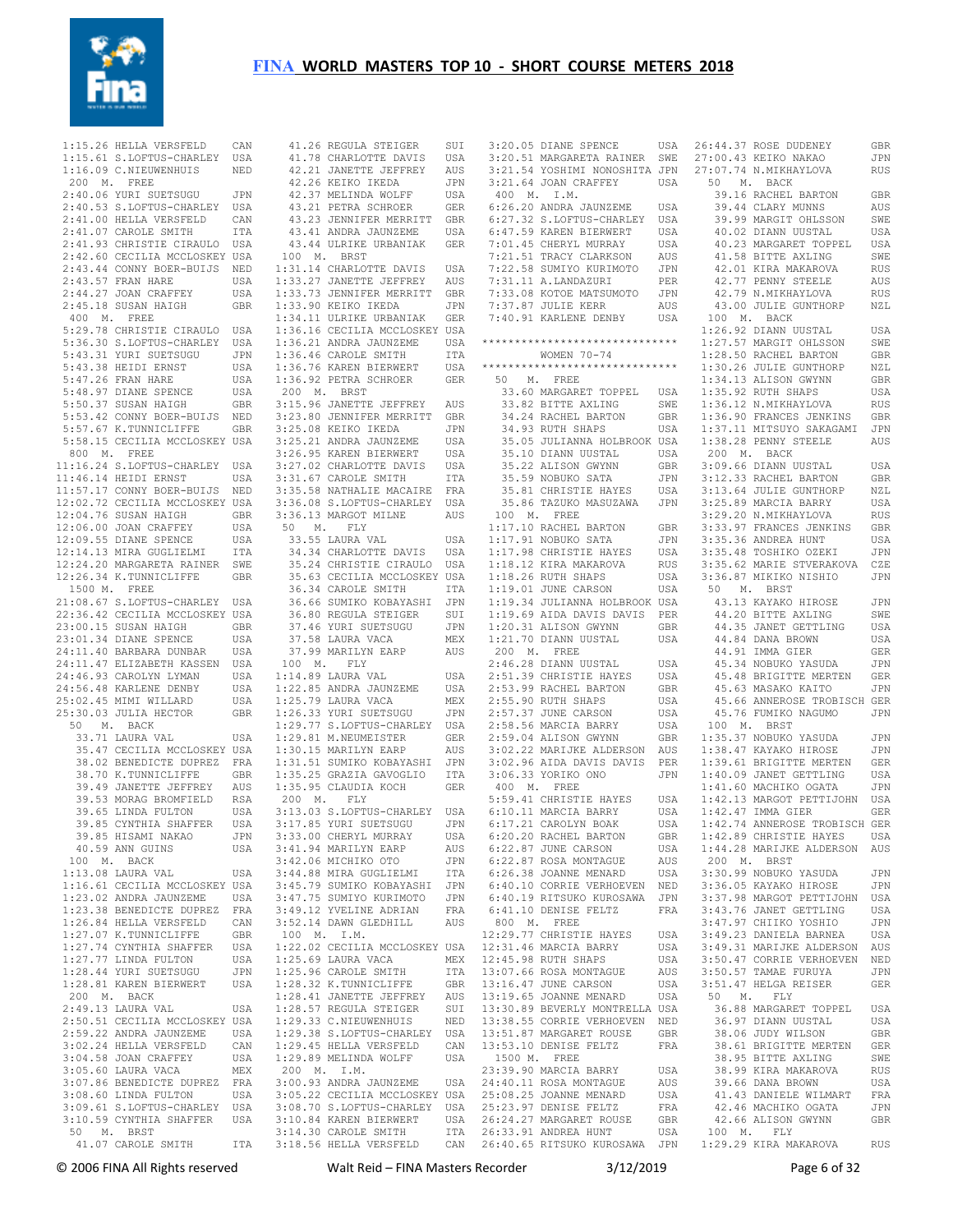# FINA WORLD MASTERS TOP 10 - SHORT COURSE METERS 2018

```
1:15.26 HELLA VERSFELD       CAN
1:15.61 S.LOFTUS-CHARLEY     USA
1:16.09 C.NIEUWENHUIS        NED
 200  M.  FREE
2:40.06 YURI SUETSUGU        JPN
2:40.53 S.LOFTUS-CHARLEY     USA
2:41.00 HELLA VERSFELD       CAN
2:41.07 CAROLE SMITH         ITA
2:41.93 CHRISTIE CIRAULO     USA
2:42.60 CECILIA MCCLOSKEY    USA
2:43.44 CONNY BOER-BUIJS     NED
2:43.57 FRAN HARE            USA
2:44.27 JOAN CRAFFEY         USA
2:45.18 SUSAN HAIGH          GBR
 400  M.  FREE
5:29.78 CHRISTIE CIRAULO     USA
5:36.30 S.LOFTUS-CHARLEY     USA
5:43.31 YURI SUETSUGU        JPN
5:43.38 HEIDI ERNST          USA
5:47.26 FRAN HARE            USA
5:48.97 DIANE SPENCE         USA
5:50.37 SUSAN HAIGH          GBR
5:53.42 CONNY BOER-BUIJS     NED
5:57.67 K.TUNNICLIFFE        GBR
5:58.15 CECILIA MCCLOSKEY    USA
 800  M.  FREE
11:16.24 S.LOFTUS-CHARLEY    USA
11:46.14 HEIDI ERNST         USA
11:57.17 CONNY BOER-BUIJS    NED
12:02.72 CECILIA MCCLOSKEY   USA
12:04.76 SUSAN HAIGH         GBR
12:06.00 JOAN CRAFFEY        USA
12:09.55 DIANE SPENCE        USA
12:14.13 MIRA GUGLIELMI      ITA
12:24.20 MARGARETA RAINER    SWE
12:26.34 K.TUNNICLIFFE       GBR
 1500 M.  FREE
21:08.67 S.LOFTUS-CHARLEY    USA
22:36.42 CECILIA MCCLOSKEY   USA
23:00.15 SUSAN HAIGH         GBR
23:01.34 DIANE SPENCE        USA
24:11.40 BARBARA DUNBAR      USA
24:11.47 ELIZABETH KASSEN    USA
24:46.93 CAROLYN LYMAN       USA
24:56.48 KARLENE DENBY       USA
25:02.45 MIMI WILLARD        USA
25:30.03 JULIA HECTOR        GBR
 50   M.  BACK
  33.71 LAURA VAL            USA
  35.47 CECILIA MCCLOSKEY    USA
  38.02 BENEDICTE DUPREZ     FRA
  38.70 K.TUNNICLIFFE        GBR
  39.49 JANETTE JEFFREY      AUS
  39.53 MORAG BROMFIELD      RSA
  39.65 LINDA FULTON         USA
  39.85 CYNTHIA SHAFFER      USA
  39.85 HISAMI NAKAO         JPN
  40.59 ANN GUINS            USA
 100  M.  BACK
1:13.08 LAURA VAL            USA
1:16.61 CECILIA MCCLOSKEY    USA
1:23.02 ANDRA JAUNZEME       USA
1:23.38 BENEDICTE DUPREZ     FRA
1:26.84 HELLA VERSFELD       CAN
1:27.07 K.TUNNICLIFFE        GBR
1:27.74 CYNTHIA SHAFFER      USA
1:27.77 LINDA FULTON         USA
1:28.44 YURI SUETSUGU        JPN
1:28.81 KAREN BIERWERT       USA
 200  M.  BACK
2:49.13 LAURA VAL            USA
2:50.51 CECILIA MCCLOSKEY    USA
2:59.22 ANDRA JAUNZEME       USA
3:02.24 HELLA VERSFELD       CAN
3:04.58 JOAN CRAFFEY         USA
3:05.60 LAURA VACA           MEX
3:07.86 BENEDICTE DUPREZ     FRA
3:08.60 LINDA FULTON         USA
3:09.61 S.LOFTUS-CHARLEY     USA
3:10.59 CYNTHIA SHAFFER      USA
 50   M.  BRST
  41.07 CAROLE SMITH         ITA
  41.26 REGULA STEIGER       SUI
  41.78 CHARLOTTE DAVIS      USA
  42.21 JANETTE JEFFREY      AUS
  42.26 KEIKO IKEDA          JPN
  42.37 MELINDA WOLFF        USA
  43.21 PETRA SCHROER        GER
  43.23 JENNIFER MERRITT     GBR
  43.41 ANDRA JAUNZEME       USA
  43.44 ULRIKE URBANIAK      GER
 100  M.  BRST
1:31.14 CHARLOTTE DAVIS      USA
1:33.27 JANETTE JEFFREY      AUS
1:33.73 JENNIFER MERRITT     GBR
1:33.90 KEIKO IKEDA          JPN
1:34.11 ULRIKE URBANIAK      GER
1:36.16 CECILIA MCCLOSKEY    USA
1:36.21 ANDRA JAUNZEME       USA
1:36.43 CAROLE SMITH         ITA
1:36.76 KAREN BIERWERT       USA
1:36.92 PETRA SCHROER        GER
 200  M.  BRST
3:15.96 JANETTE JEFFREY      AUS
3:23.80 JENNIFER MERRITT     GBR
3:25.08 KEIKO IKEDA          JPN
3:25.21 ANDRA JAUNZEME       USA
3:26.95 KAREN BIERWERT       USA
3:27.02 CHARLOTTE DAVIS      USA
3:31.67 CAROLE SMITH         ITA
3:35.58 NATHALIE MACAIRE     FRA
3:36.08 S.LOFTUS-CHARLEY     USA
3:36.13 MARGOT MILNE         AUS
 50   M.  FLY
  33.55 LAURA VAL            USA
  34.34 CHARLOTTE DAVIS      USA
  35.24 CHRISTIE CIRAULO     USA
  35.63 CECILIA MCCLOSKEY    USA
  36.34 CAROLE SMITH         ITA
  36.66 SUMIKO KOBAYASHI     JPN
  36.80 REGULA STEIGER       SUI
  37.46 YURI SUETSUGU        JPN
  37.58 LAURA VACA           MEX
  37.99 MARILYN EARP         AUS
 100  M.  FLY
1:14.89 LAURA VAL            USA
1:22.85 ANDRA JAUNZEME       USA
1:25.79 LAURA VACA           MEX
1:26.33 YURI SUETSUGU        JPN
1:29.77 S.LOFTUS-CHARLEY     USA
1:29.81 M.NEUMEISTER         GER
1:30.15 MARILYN EARP         AUS
1:31.51 SUMIKO KOBAYASHI     JPN
1:35.25 GRAZIA GAVOGLIO      ITA
1:35.95 CLAUDIA KOCH         GER
 200  M.  FLY
3:13.03 S.LOFTUS-CHARLEY     USA
3:17.85 YURI SUETSUGU        JPN
3:33.00 CHERYL MURRAY        USA
3:41.94 MARILYN EARP         AUS
3:42.06 MICHIKO OTO          JPN
3:44.88 MIRA GUGLIELMI       ITA
3:45.79 SUMIKO KOBAYASHI     JPN
3:47.75 SUMIYO KURIMOTO      JPN
3:49.12 YVELINE ADRIAN       FRA
3:52.14 DAWN GLEDHILL        AUS
 100  M.  I.M.
1:22.02 CECILIA MCCLOSKEY    USA
1:25.69 LAURA VACA           MEX
1:25.96 CAROLE SMITH         ITA
1:28.32 K.TUNNICLIFFE        GBR
1:28.41 JANETTE JEFFREY      AUS
1:28.57 REGULA STEIGER       SUI
1:29.33 C.NIEUWENHUIS        NED
1:29.38 S.LOFTUS-CHARLEY     USA
1:29.45 HELLA VERSFELD       CAN
1:29.89 MELINDA WOLFF        USA
 200  M.  I.M.
3:00.93 ANDRA JAUNZEME       USA
3:05.22 CECILIA MCCLOSKEY    USA
3:08.70 S.LOFTUS-CHARLEY     USA
3:10.84 KAREN BIERWERT       USA
3:14.30 CAROLE SMITH         ITA
3:18.56 HELLA VERSFELD       CAN
3:20.05 DIANE SPENCE         USA
3:20.51 MARGARETA RAINER     SWE
3:21.54 YOSHIMI NONOSHITA    JPN
3:21.64 JOAN CRAFFEY         USA
 400  M.  I.M.
6:26.20 ANDRA JAUNZEME       USA
6:27.32 S.LOFTUS-CHARLEY     USA
6:47.59 KAREN BIERWERT       USA
7:01.45 CHERYL MURRAY        USA
7:21.51 TRACY CLARKSON       AUS
7:22.58 SUMIYO KURIMOTO      JPN
7:31.11 A.LANDAZURI          PER
7:33.08 KOTOE MATSUMOTO      JPN
7:37.87 JULIE KERR           AUS
7:40.91 KARLENE DENBY        USA

*****************************
          WOMEN 70-74
*****************************
 50   M.  FREE
  33.60 MARGARET TOPPEL      USA
  33.82 BITTE AXLING         SWE
  34.24 RACHEL BARTON        GBR
  34.93 RUTH SHAPS           USA
  35.05 JULIANNA HOLBROOK    USA
  35.10 DIANN UUSTAL         USA
  35.22 ALISON GWYNN         GBR
  35.59 NOBUKO SATA          JPN
  35.81 CHRISTIE HAYES       USA
  35.86 TAZUKO MASUZAWA      JPN
 100  M.  FREE
1:17.10 RACHEL BARTON        GBR
1:17.91 NOBUKO SATA          JPN
1:17.98 CHRISTIE HAYES       USA
1:18.12 KIRA MAKAROVA        RUS
1:18.26 RUTH SHAPS           USA
1:19.01 JUNE CARSON          USA
1:19.34 JULIANNA HOLBROOK    USA
1:19.69 AIDA DAVIS DAVIS     PER
1:20.31 ALISON GWYNN         GBR
1:21.70 DIANN UUSTAL         USA
 200  M.  FREE
2:46.28 DIANN UUSTAL         USA
2:51.39 CHRISTIE HAYES       USA
2:53.99 RACHEL BARTON        GBR
2:55.90 RUTH SHAPS           USA
2:57.37 JUNE CARSON          USA
2:58.56 MARCIA BARRY         USA
2:59.04 ALISON GWYNN         GBR
3:02.22 MARIJKE ALDERSON     AUS
3:02.96 AIDA DAVIS DAVIS     PER
3:06.33 YORIKO ONO           JPN
 400  M.  FREE
5:59.41 CHRISTIE HAYES       USA
6:10.11 MARCIA BARRY         USA
6:17.21 CAROLYN BOAK         USA
6:20.20 RACHEL BARTON        GBR
6:22.87 JUNE CARSON          USA
6:22.87 ROSA MONTAGUE        AUS
6:26.38 JOANNE MENARD        USA
6:40.10 CORRIE VERHOEVEN     NED
6:40.19 RITSUKO KUROSAWA     JPN
6:41.10 DENISE FELTZ         FRA
 800  M.  FREE
12:29.77 CHRISTIE HAYES      USA
12:31.46 MARCIA BARRY        USA
12:45.98 RUTH SHAPS          USA
13:07.66 ROSA MONTAGUE       AUS
13:16.47 JUNE CARSON         USA
13:19.65 JOANNE MENARD       USA
13:30.89 BEVERLY MONTRELLA   USA
13:38.55 CORRIE VERHOEVEN    NED
13:51.87 MARGARET ROUSE      GBR
13:53.10 DENISE FELTZ        FRA
 1500 M.  FREE
23:39.90 MARCIA BARRY        USA
24:40.11 ROSA MONTAGUE       AUS
25:08.25 JOANNE MENARD       USA
25:23.97 DENISE FELTZ        FRA
26:24.27 MARGARET ROUSE      GBR
26:33.91 ANDREA HUNT         USA
26:40.65 RITSUKO KUROSAWA    JPN
26:44.37 ROSE DUDENEY        GBR
27:00.43 KEIKO NAKAO         JPN
27:07.74 N.MIKHAYLOVA        RUS
 50   M.  BACK
  39.16 RACHEL BARTON        GBR
  39.44 CLARY MUNNS          AUS
  39.99 MARGIT OHLSSON       SWE
  40.02 DIANN UUSTAL         USA
  40.23 MARGARET TOPPEL      USA
  41.58 BITTE AXLING         SWE
  42.01 KIRA MAKAROVA        RUS
  42.77 PENNY STEELE         AUS
  42.79 N.MIKHAYLOVA         RUS
  43.00 JULIE GUNTHORP       NZL
 100  M.  BACK
1:26.92 DIANN UUSTAL         USA
1:27.57 MARGIT OHLSSON       SWE
1:28.50 RACHEL BARTON        GBR
1:30.26 JULIE GUNTHORP       NZL
1:34.13 ALISON GWYNN         GBR
1:35.92 RUTH SHAPS           USA
1:36.12 N.MIKHAYLOVA         RUS
1:36.90 FRANCES JENKINS      GBR
1:37.11 MITSUYO SAKAGAMI     JPN
1:38.28 PENNY STEELE         AUS
 200  M.  BACK
3:09.66 DIANN UUSTAL         USA
3:12.33 RACHEL BARTON        GBR
3:13.64 JULIE GUNTHORP       NZL
3:25.89 MARCIA BARRY         USA
3:29.20 N.MIKHAYLOVA         RUS
3:33.97 FRANCES JENKINS      GBR
3:35.36 ANDREA HUNT          USA
3:35.48 TOSHIKO OZEKI        JPN
3:35.62 MARIE STVERAKOVA     CZE
3:36.87 MIKIKO NISHIO        JPN
 50   M.  BRST
  43.13 KAYAKO HIROSE        JPN
  44.20 BITTE AXLING         SWE
  44.35 JANET GETTLING       USA
  44.84 DANA BROWN           USA
  44.91 IMMA GIER            GER
  45.34 NOBUKO YASUDA        JPN
  45.48 BRIGITTE MERTEN      GER
  45.63 MASAKO KAITO         JPN
  45.66 ANNEROSE TROBISCH    GER
  45.76 FUMIKO NAGUMO        JPN
 100  M.  BRST
1:35.37 NOBUKO YASUDA        JPN
1:38.47 KAYAKO HIROSE        JPN
1:39.61 BRIGITTE MERTEN      GER
1:40.09 JANET GETTLING       USA
1:41.60 MACHIKO OGATA        JPN
1:42.13 MARGOT PETTIJOHN     USA
1:42.47 IMMA GIER            GER
1:42.74 ANNEROSE TROBISCH    GER
1:42.89 CHRISTIE HAYES       USA
1:44.28 MARIJKE ALDERSON     AUS
 200  M.  BRST
3:30.99 NOBUKO YASUDA        JPN
3:36.05 KAYAKO HIROSE        JPN
3:37.98 MARGOT PETTIJOHN     USA
3:43.76 JANET GETTLING       USA
3:47.97 CHIIKO YOSHIO        JPN
3:49.23 DANIELA BARNEA       USA
3:49.31 MARIJKE ALDERSON     AUS
3:50.47 CORRIE VERHOEVEN     NED
3:50.57 TAMAE FURUYA         JPN
3:51.47 HELGA REISER         GER
 50   M.  FLY
  36.88 MARGARET TOPPEL      USA
  36.97 DIANN UUSTAL         USA
  38.06 JUDY WILSON          GBR
  38.61 BRIGITTE MERTEN      GER
  38.95 BITTE AXLING         SWE
  38.99 KIRA MAKAROVA        RUS
  39.66 DANA BROWN           USA
  41.43 DANIELE WILMART      FRA
  42.46 MACHIKO OGATA        JPN
  42.66 ALISON GWYNN         GBR
 100  M.  FLY
1:29.29 KIRA MAKAROVA        RUS
```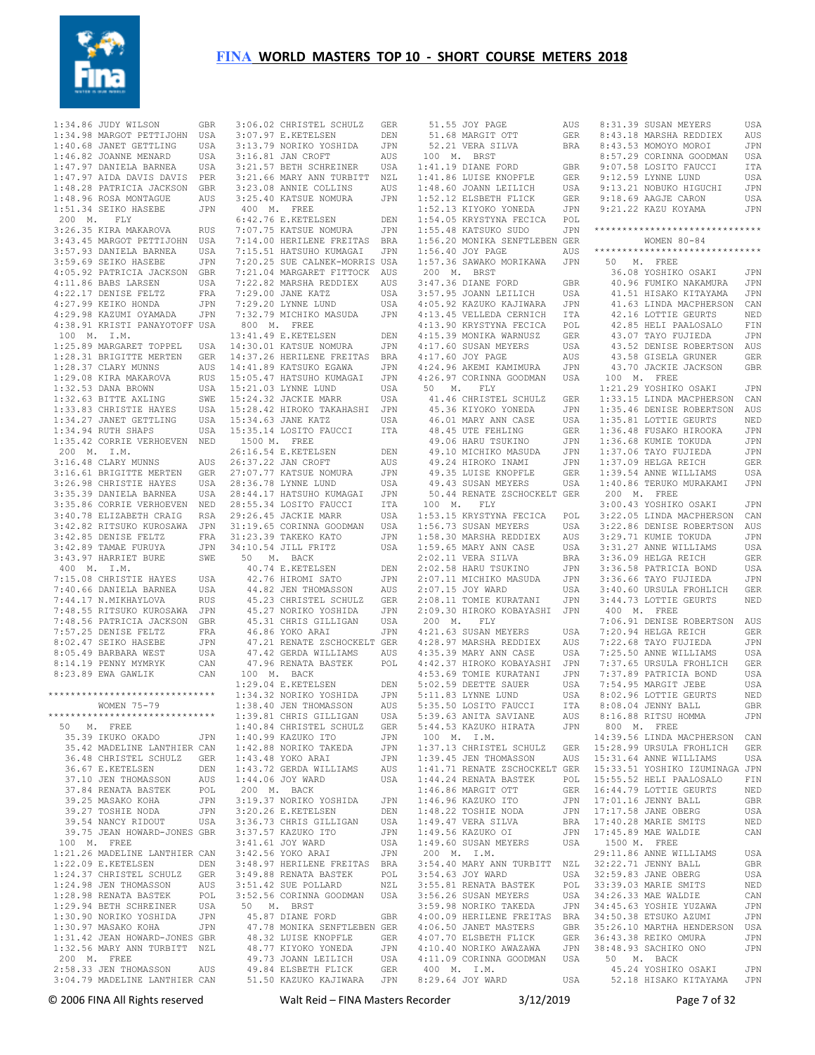# FINA WORLD MASTERS TOP 10 - SHORT COURSE METERS 2018

```
1:34.86 JUDY WILSON          GBR
1:34.98 MARGOT PETTIJOHN     USA
1:40.68 JANET GETTLING       USA
1:46.82 JOANNE MENARD        USA
1:47.97 DANIELA BARNEA       USA
1:47.97 AIDA DAVIS DAVIS     PER
1:48.28 PATRICIA JACKSON     GBR
1:48.96 ROSA MONTAGUE        AUS
1:51.34 SEIKO HASEBE         JPN
 200  M.  FLY
3:26.35 KIRA MAKAROVA        RUS
3:43.45 MARGOT PETTIJOHN     USA
3:57.93 DANIELA BARNEA       USA
3:59.69 SEIKO HASEBE         JPN
4:05.92 PATRICIA JACKSON     GBR
4:11.86 BABS LARSEN          USA
4:22.17 DENISE FELTZ         FRA
4:27.99 KEIKO HONDA          JPN
4:29.98 KAZUMI OYAMADA       JPN
4:38.91 KRISTI PANAYOTOFF    USA
 100  M.  I.M.
1:25.89 MARGARET TOPPEL      USA
1:28.31 BRIGITTE MERTEN      GER
1:28.37 CLARY MUNNS          AUS
1:29.08 KIRA MAKAROVA        RUS
1:32.53 DANA BROWN           USA
1:32.63 BITTE AXLING         SWE
1:33.83 CHRISTIE HAYES       USA
1:34.27 JANET GETTLING       USA
1:34.94 RUTH SHAPS           USA
1:35.42 CORRIE VERHOEVEN     NED
 200  M.  I.M.
3:16.48 CLARY MUNNS          AUS
3:16.61 BRIGITTE MERTEN      GER
3:26.98 CHRISTIE HAYES       USA
3:35.39 DANIELA BARNEA       USA
3:35.86 CORRIE VERHOEVEN     NED
3:40.78 ELIZABETH CRAIG      RSA
3:42.82 RITSUKO KUROSAWA     JPN
3:42.85 DENISE FELTZ         FRA
3:42.89 TAMAE FURUYA         JPN
3:43.97 HARRIET BURE         SWE
 400  M.  I.M.
7:15.08 CHRISTIE HAYES       USA
7:40.66 DANIELA BARNEA       USA
7:44.17 N.MIKHAYLOVA         RUS
7:48.55 RITSUKO KUROSAWA     JPN
7:48.56 PATRICIA JACKSON     GBR
7:57.25 DENISE FELTZ         FRA
8:02.47 SEIKO HASEBE         JPN
8:05.49 BARBARA WEST         USA
8:14.19 PENNY MYMRYK         CAN
8:23.89 EWA GAWLIK           CAN

******************************
        WOMEN 75-79
******************************
  50  M.  FREE
   35.39 IKUKO OKADO         JPN
   35.42 MADELINE LANTHIER   CAN
   36.48 CHRISTEL SCHULZ     GER
   36.67 E.KETELSEN          DEN
   37.10 JEN THOMASSON       AUS
   37.84 RENATA BASTEK       POL
   39.25 MASAKO KOHA         JPN
   39.27 TOSHIE NODA         JPN
   39.54 NANCY RIDOUT        USA
   39.75 JEAN HOWARD-JONES   GBR
 100  M.  FREE
1:21.26 MADELINE LANTHIER    CAN
1:22.09 E.KETELSEN           DEN
1:24.37 CHRISTEL SCHULZ      GER
1:24.98 JEN THOMASSON        AUS
1:28.94 RENATA BASTEK        POL
1:29.94 BETH SCHREINER       USA
1:30.90 NORIKO YOSHIDA       JPN
1:30.97 MASAKO KOHA          JPN
1:31.42 JEAN HOWARD-JONES    GBR
1:32.56 MARY ANN TURBITT     NZL
 200  M.  FREE
2:58.33 JEN THOMASSON        AUS
3:04.79 MADELINE LANTHIER    CAN
3:06.02 CHRISTEL SCHULZ      GER
3:07.97 E.KETELSEN           DEN
3:13.79 NORIKO YOSHIDA       JPN
3:16.81 JAN CROFT            AUS
3:21.57 BETH SCHREINER       USA
3:21.66 MARY ANN TURBITT     NZL
3:23.08 ANNIE COLLINS        AUS
3:25.40 KATSUE NOMURA        JPN
 400  M.  FREE
6:42.76 E.KETELSEN           DEN
7:07.75 KATSUE NOMURA        JPN
7:14.00 HERILENE FREITAS     BRA
7:15.51 HATSUHO KUMAGAI      JPN
7:20.25 SUE CALNEK-MORRIS    USA
7:21.04 MARGARET FITTOCK     AUS
7:22.82 MARSHA REDDIEX       AUS
7:29.00 JANE KATZ            USA
7:29.20 LYNNE LUND           USA
7:32.79 MICHIKO MASUDA       JPN
 800  M.  FREE
13:41.49 E.KETELSEN          DEN
14:30.01 KATSUE NOMURA       JPN
14:37.26 HERILENE FREITAS    BRA
14:41.89 KATSUKO EGAWA       JPN
15:05.47 HATSUHO KUMAGAI     JPN
15:21.03 LYNNE LUND          USA
15:24.32 JACKIE MARR         USA
15:28.42 HIROKO TAKAHASHI    JPN
15:34.63 JANE KATZ           USA
15:35.14 LOSITO FAUCCI       ITA
 1500 M.  FREE
26:16.54 E.KETELSEN          DEN
26:37.22 JAN CROFT           AUS
27:07.77 KATSUE NOMURA       JPN
28:36.78 LYNNE LUND          USA
28:44.17 HATSUHO KUMAGAI     JPN
28:55.34 LOSITO FAUCCI       ITA
29:26.45 JACKIE MARR         USA
31:19.65 CORINNA GOODMAN     USA
31:23.39 TAKEKO KATO         JPN
34:10.54 JILL FRITZ          USA
  50  M.  BACK
   40.74 E.KETELSEN          DEN
   42.76 HIROMI SATO         JPN
   44.82 JEN THOMASSON       AUS
   45.23 CHRISTEL SCHULZ     GER
   45.27 NORIKO YOSHIDA      JPN
   45.31 CHRIS GILLIGAN      USA
   46.86 YOKO ARAI           JPN
   47.21 RENATE ZSCHOCKELT   GER
   47.42 GERDA WILLIAMS      AUS
   47.96 RENATA BASTEK       POL
 100  M.  BACK
1:29.04 E.KETELSEN           DEN
1:34.32 NORIKO YOSHIDA       JPN
1:38.40 JEN THOMASSON        AUS
1:39.81 CHRIS GILLIGAN       USA
1:40.84 CHRISTEL SCHULZ      GER
1:40.99 KAZUKO ITO           JPN
1:42.88 NORIKO TAKEDA        JPN
1:43.48 YOKO ARAI            JPN
1:43.72 GERDA WILLIAMS       AUS
1:44.06 JOY WARD             USA
 200  M.  BACK
3:19.37 NORIKO YOSHIDA       JPN
3:20.26 E.KETELSEN           DEN
3:36.73 CHRIS GILLIGAN       USA
3:37.57 KAZUKO ITO           JPN
3:41.61 JOY WARD             USA
3:42.56 YOKO ARAI            JPN
3:48.97 HERILENE FREITAS     BRA
3:49.88 RENATA BASTEK        POL
3:51.42 SUE POLLARD          NZL
3:52.56 CORINNA GOODMAN      USA
  50  M.  BRST
   45.87 DIANE FORD          GBR
   47.78 MONIKA SENFTLEBEN   GER
   48.32 LUISE KNOPFLE       GER
   48.77 KIYOKO YONEDA       JPN
   49.73 JOANN LEILICH       USA
   49.84 ELSBETH FLICK       GER
   51.50 KAZUKO KAJIWARA     JPN
   51.55 JOY PAGE            AUS
   51.68 MARGIT OTT          GER
   52.21 VERA SILVA          BRA
 100  M.  BRST
1:41.19 DIANE FORD           GBR
1:41.86 LUISE KNOPFLE        GER
1:48.60 JOANN LEILICH        USA
1:52.12 ELSBETH FLICK        GER
1:52.13 KIYOKO YONEDA        JPN
1:54.05 KRYSTYNA FECICA      POL
1:55.48 KATSUKO SUDO         JPN
1:56.20 MONIKA SENFTLEBEN    GER
1:56.40 JOY PAGE             AUS
1:57.36 SAWAKO MORIKAWA      JPN
 200  M.  BRST
3:47.36 DIANE FORD           GBR
3:57.95 JOANN LEILICH        USA
4:05.92 KAZUKO KAJIWARA      JPN
4:13.45 VELLEDA CERNICH      ITA
4:13.90 KRYSTYNA FECICA      POL
4:15.39 MONIKA WARNUSZ       GER
4:17.60 SUSAN MEYERS         USA
4:17.60 JOY PAGE             AUS
4:24.96 AKEMI KAMIMURA       JPN
4:26.97 CORINNA GOODMAN      USA
  50  M.  FLY
   41.46 CHRISTEL SCHULZ     GER
   45.36 KIYOKO YONEDA       JPN
   46.01 MARY ANN CASE       USA
   48.45 UTE FEHLING         GER
   49.06 HARU TSUKINO        JPN
   49.10 MICHIKO MASUDA      JPN
   49.24 HIROKO INAMI        JPN
   49.35 LUISE KNOPFLE       GER
   49.43 SUSAN MEYERS        USA
   50.44 RENATE ZSCHOCKELT   GER
 100  M.  FLY
1:53.15 KRYSTYNA FECICA      POL
1:56.73 SUSAN MEYERS         USA
1:58.30 MARSHA REDDIEX       AUS
1:59.65 MARY ANN CASE        USA
2:02.11 VERA SILVA           BRA
2:02.58 HARU TSUKINO         JPN
2:07.11 MICHIKO MASUDA       JPN
2:07.15 JOY WARD             USA
2:08.11 TOMIE KURATANI       JPN
2:09.30 HIROKO KOBAYASHI     JPN
 200  M.  FLY
4:21.63 SUSAN MEYERS         USA
4:28.97 MARSHA REDDIEX       AUS
4:35.39 MARY ANN CASE        USA
4:42.37 HIROKO KOBAYASHI     JPN
4:53.69 TOMIE KURATANI       JPN
5:02.59 DEETTE SAUER         USA
5:11.83 LYNNE LUND           USA
5:35.50 LOSITO FAUCCI        ITA
5:39.63 ANITA SAVIANE        AUS
5:44.53 KAZUKO HIRATA        JPN
 100  M.  I.M.
1:37.13 CHRISTEL SCHULZ      GER
1:39.45 JEN THOMASSON        AUS
1:41.71 RENATE ZSCHOCKELT    GER
1:44.24 RENATA BASTEK        POL
1:46.86 MARGIT OTT           GER
1:46.96 KAZUKO ITO           JPN
1:48.22 TOSHIE NODA          JPN
1:49.47 VERA SILVA           BRA
1:49.56 KAZUKO OI            JPN
1:49.60 SUSAN MEYERS         USA
 200  M.  I.M.
3:54.40 MARY ANN TURBITT     NZL
3:54.63 JOY WARD             USA
3:55.81 RENATA BASTEK        POL
3:56.26 SUSAN MEYERS         USA
3:59.98 NORIKO TAKEDA        JPN
4:00.09 HERILENE FREITAS     BRA
4:06.50 JANET MASTERS        GBR
4:07.70 ELSBETH FLICK        GER
4:10.40 NORIKO AWAZAWA       JPN
4:11.09 CORINNA GOODMAN      USA
 400  M.  I.M.
8:29.64 JOY WARD             USA
8:31.39 SUSAN MEYERS         USA
8:43.18 MARSHA REDDIEX       AUS
8:43.53 MOMOYO MOROI         JPN
8:57.29 CORINNA GOODMAN      USA
9:07.58 LOSITO FAUCCI        ITA
9:12.59 LYNNE LUND           USA
9:13.21 NOBUKO HIGUCHI       JPN
9:18.69 AAGJE CARON          USA
9:21.22 KAZU KOYAMA          JPN

******************************
        WOMEN 80-84
******************************
  50  M.  FREE
   36.08 YOSHIKO OSAKI       JPN
   40.96 FUMIKO NAKAMURA     JPN
   41.51 HISAKO KITAYAMA     JPN
   41.63 LINDA MACPHERSON    CAN
   42.16 LOTTIE GEURTS       NED
   42.85 HELI PAALOSALO      FIN
   43.07 TAYO FUJIEDA        JPN
   43.52 DENISE ROBERTSON    AUS
   43.58 GISELA GRUNER       GER
   43.70 JACKIE JACKSON      GBR
 100  M.  FREE
1:21.29 YOSHIKO OSAKI        JPN
1:33.15 LINDA MACPHERSON     CAN
1:35.46 DENISE ROBERTSON     AUS
1:35.81 LOTTIE GEURTS        NED
1:36.48 FUSAKO HIROOKA       JPN
1:36.68 KUMIE TOKUDA         JPN
1:37.06 TAYO FUJIEDA         JPN
1:37.09 HELGA REICH          GER
1:39.54 ANNE WILLIAMS        USA
1:40.86 TERUKO MURAKAMI      JPN
 200  M.  FREE
3:00.43 YOSHIKO OSAKI        JPN
3:22.05 LINDA MACPHERSON     CAN
3:22.86 DENISE ROBERTSON     AUS
3:29.71 KUMIE TOKUDA         JPN
3:31.27 ANNE WILLIAMS        USA
3:36.09 HELGA REICH          GER
3:36.58 PATRICIA BOND        USA
3:36.66 TAYO FUJIEDA         JPN
3:40.60 URSULA FROHLICH      GER
3:44.73 LOTTIE GEURTS        NED
 400  M.  FREE
7:06.91 DENISE ROBERTSON     AUS
7:20.94 HELGA REICH          GER
7:22.68 TAYO FUJIEDA         JPN
7:25.50 ANNE WILLIAMS        USA
7:37.65 URSULA FROHLICH      GER
7:37.89 PATRICIA BOND        USA
7:54.95 MARGIT JEBE          USA
8:02.96 LOTTIE GEURTS        NED
8:08.04 JENNY BALL           GBR
8:16.88 RITSU HOMMA          JPN
 800  M.  FREE
14:39.56 LINDA MACPHERSON    CAN
15:28.99 URSULA FROHLICH     GER
15:31.64 ANNE WILLIAMS       USA
15:33.51 YOSHIKO IZUMINAGA   JPN
15:55.52 HELI PAALOSALO      FIN
16:44.79 LOTTIE GEURTS       NED
17:01.16 JENNY BALL          GBR
17:17.58 JANE OBERG          USA
17:40.28 MARIE SMITS         NED
17:45.89 MAE WALDIE          CAN
 1500 M.  FREE
29:11.86 ANNE WILLIAMS       USA
32:22.71 JENNY BALL          GBR
32:59.83 JANE OBERG          USA
33:39.03 MARIE SMITS         NED
34:26.33 MAE WALDIE          CAN
34:45.63 YOSHIE YUZAWA       JPN
34:50.38 ETSUKO AZUMI        JPN
35:26.10 MARTHA HENDERSON    USA
36:43.38 REIKO OMURA         JPN
38:48.93 SACHIKO ONO         JPN
  50  M.  BACK
   45.24 YOSHIKO OSAKI       JPN
   52.18 HISAKO KITAYAMA     JPN
```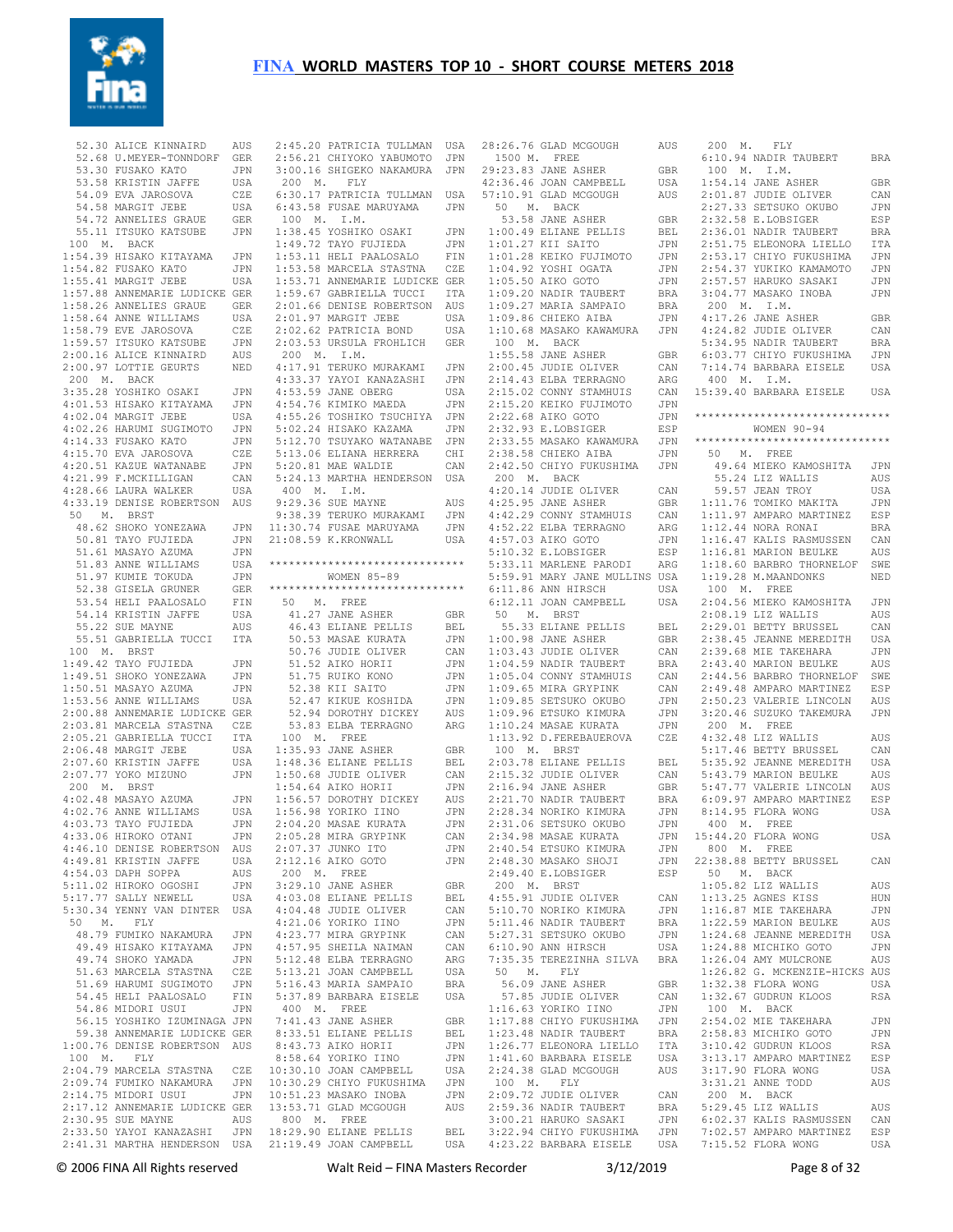# FINA WORLD MASTERS TOP 10 - SHORT COURSE METERS 2018

```
 52.30 ALICE KINNAIRD      AUS
 52.68 U.MEYER-TONNDORF    GER
 53.30 FUSAKO KATO         JPN
 53.58 KRISTIN JAFFE       USA
 54.09 EVA JAROSOVA        CZE
 54.58 MARGIT JEBE         USA
 54.72 ANNELIES GRAUE      GER
 55.11 ITSUKO KATSUBE      JPN
100  M.  BACK
1:54.39 HISAKO KITAYAMA    JPN
1:54.82 FUSAKO KATO        JPN
1:55.41 MARGIT JEBE        USA
1:57.88 ANNEMARIE LUDICKE  GER
1:58.26 ANNELIES GRAUE     GER
1:58.64 ANNE WILLIAMS      USA
1:58.79 EVE JAROSOVA       CZE
1:59.57 ITSUKO KATSUBE     JPN
2:00.16 ALICE KINNAIRD     AUS
2:00.97 LOTTIE GEURTS      NED
200  M.  BACK
3:35.28 YOSHIKO OSAKI      JPN
4:01.53 HISAKO KITAYAMA    JPN
4:02.04 MARGIT JEBE        USA
4:02.26 HARUMI SUGIMOTO    JPN
4:14.33 FUSAKO KATO        JPN
4:15.70 EVA JAROSOVA       CZE
4:20.51 KAZUE WATANABE     JPN
4:21.99 F.MCKILLIGAN       CAN
4:28.66 LAURA WALKER       USA
4:33.19 DENISE ROBERTSON   AUS
 50  M.  BRST
 48.62 SHOKO YONEZAWA      JPN
 50.81 TAYO FUJIEDA        JPN
 51.61 MASAYO AZUMA        JPN
 51.83 ANNE WILLIAMS       USA
 51.97 KUMIE TOKUDA        JPN
 52.38 GISELA GRUNER       GER
 53.54 HELI PAALOSALO      FIN
 54.14 KRISTIN JAFFE       USA
 55.22 SUE MAYNE           AUS
 55.51 GABRIELLA TUCCI     ITA
100  M.  BRST
1:49.42 TAYO FUJIEDA       JPN
1:49.51 SHOKO YONEZAWA     JPN
1:50.51 MASAYO AZUMA       JPN
1:53.56 ANNE WILLIAMS      USA
2:00.88 ANNEMARIE LUDICKE  GER
2:03.81 MARCELA STASTNA    CZE
2:05.21 GABRIELLA TUCCI    ITA
2:06.48 MARGIT JEBE        USA
2:07.60 KRISTIN JAFFE      USA
2:07.77 YOKO MIZUNO        JPN
200  M.  BRST
4:02.48 MASAYO AZUMA       JPN
4:02.76 ANNE WILLIAMS      USA
4:03.73 TAYO FUJIEDA       JPN
4:33.06 HIROKO OTANI       JPN
4:46.10 DENISE ROBERTSON   AUS
4:49.81 KRISTIN JAFFE      USA
4:54.03 DAPH SOPPA         AUS
5:11.02 HIROKO OGOSHI      JPN
5:17.77 SALLY NEWELL       USA
5:30.34 YENNY VAN DINTER   USA
 50  M.  FLY
 48.79 FUMIKO NAKAMURA     JPN
 49.49 HISAKO KITAYAMA     JPN
 49.74 SHOKO YAMADA        JPN
 51.63 MARCELA STASTNA     CZE
 51.69 HARUMI SUGIMOTO     JPN
 54.45 HELI PAALOSALO      FIN
 54.86 MIDORI USUI         JPN
 56.15 YOSHIKO IZUMINAGA   JPN
 59.38 ANNEMARIE LUDICKE   GER
1:00.76 DENISE ROBERTSON   AUS
100  M.  FLY
2:04.79 MARCELA STASTNA    CZE
2:09.74 FUMIKO NAKAMURA    JPN
2:14.75 MIDORI USUI        JPN
2:17.12 ANNEMARIE LUDICKE  GER
2:30.95 SUE MAYNE          AUS
2:33.50 YAYOI KANAZASHI    JPN
2:41.31 MARTHA HENDERSON   USA
2:45.20 PATRICIA TULLMAN   USA
2:56.21 CHIYOKO YABUMOTO   JPN
3:00.16 SHIGEKO NAKAMURA   JPN
200  M.  FLY
6:30.17 PATRICIA TULLMAN   USA
6:43.58 FUSAE MARUYAMA     JPN
100  M.  I.M.
1:38.45 YOSHIKO OSAKI      JPN
1:49.72 TAYO FUJIEDA       JPN
1:53.11 HELI PAALOSALO     FIN
1:53.58 MARCELA STASTNA    CZE
1:53.71 ANNEMARIE LUDICKE  GER
1:59.67 GABRIELLA TUCCI    ITA
2:01.66 DENISE ROBERTSON   AUS
2:01.97 MARGIT JEBE        USA
2:02.62 PATRICIA BOND      USA
2:03.53 URSULA FROHLICH    GER
200  M.  I.M.
4:17.91 TERUKO MURAKAMI    JPN
4:33.37 YAYOI KANAZASHI    JPN
4:53.59 JANE OBERG         USA
4:54.76 KIMIKO MAEDA       JPN
4:55.26 TOSHIKO TSUCHIYA   JPN
5:02.24 HISAKO KAZAMA      JPN
5:12.70 TSUYAKO WATANABE   JPN
5:13.06 ELIANA HERRERA     CHI
5:20.81 MAE WALDIE         CAN
5:24.13 MARTHA HENDERSON   USA
400  M.  I.M.
9:29.36 SUE MAYNE          AUS
9:38.39 TERUKO MURAKAMI    JPN
11:30.74 FUSAE MARUYAMA    JPN
21:08.59 K.KRONWALL        USA

******************************
         WOMEN 85-89
******************************
 50  M.  FREE
 41.27 JANE ASHER          GBR
 46.43 ELIANE PELLIS       BEL
 50.53 MASAE KURATA        JPN
 50.76 JUDIE OLIVER        CAN
 51.52 AIKO HORII          JPN
 51.75 RUIKO KONO          JPN
 52.38 KII SAITO           JPN
 52.47 KIKUE KOSHIDA       JPN
 52.94 DOROTHY DICKEY      AUS
 53.83 ELBA TERRAGNO       ARG
100  M.  FREE
1:35.93 JANE ASHER         GBR
1:48.36 ELIANE PELLIS      BEL
1:50.68 JUDIE OLIVER       CAN
1:54.64 AIKO HORII         JPN
1:56.57 DOROTHY DICKEY     AUS
1:56.98 YORIKO IINO        JPN
2:04.20 MASAE KURATA       JPN
2:05.28 MIRA GRYPINK       CAN
2:07.37 JUNKO ITO          JPN
2:12.16 AIKO GOTO          JPN
200  M.  FREE
3:29.10 JANE ASHER         GBR
4:03.08 ELIANE PELLIS      BEL
4:04.48 JUDIE OLIVER       CAN
4:21.06 YORIKO IINO        JPN
4:23.77 MIRA GRYPINK       CAN
4:57.95 SHEILA NAIMAN      CAN
5:12.48 ELBA TERRAGNO      ARG
5:13.21 JOAN CAMPBELL      USA
5:16.43 MARIA SAMPAIO      BRA
5:37.89 BARBARA EISELE     USA
400  M.  FREE
7:41.43 JANE ASHER         GBR
8:33.51 ELIANE PELLIS      BEL
8:43.73 AIKO HORII         JPN
8:58.64 YORIKO IINO        JPN
10:30.10 JOAN CAMPBELL     USA
10:30.29 CHIYO FUKUSHIMA   JPN
10:51.23 MASAKO INOBA      JPN
13:53.71 GLAD MCGOUGH      AUS
800  M.  FREE
18:29.90 ELIANE PELLIS     BEL
21:19.49 JOAN CAMPBELL     USA
28:26.76 GLAD MCGOUGH      AUS
1500 M.  FREE
29:23.83 JANE ASHER        GBR
42:36.46 JOAN CAMPBELL     USA
57:10.91 GLAD MCGOUGH      AUS
 50  M.  BACK
 53.58 JANE ASHER          GBR
1:00.49 ELIANE PELLIS      BEL
1:01.27 KII SAITO          JPN
1:01.28 KEIKO FUJIMOTO     JPN
1:04.92 YOSHI OGATA        JPN
1:05.50 AIKO GOTO          JPN
1:09.20 NADIR TAUBERT      BRA
1:09.27 MARIA SAMPAIO      BRA
1:09.86 CHIEKO AIBA        JPN
1:10.68 MASAKO KAWAMURA    JPN
100  M.  BACK
1:55.58 JANE ASHER         GBR
2:00.45 JUDIE OLIVER       CAN
2:14.43 ELBA TERRAGNO      ARG
2:15.02 CONNY STAMHUIS     CAN
2:15.20 KEIKO FUJIMOTO     JPN
2:22.68 AIKO GOTO          JPN
2:32.93 E.LOBSIGER         ESP
2:33.55 MASAKO KAWAMURA    JPN
2:38.58 CHIEKO AIBA        JPN
2:42.50 CHIYO FUKUSHIMA    JPN
200  M.  BACK
4:20.14 JUDIE OLIVER       CAN
4:25.95 JANE ASHER         GBR
4:42.29 CONNY STAMHUIS     CAN
4:52.22 ELBA TERRAGNO      ARG
4:57.03 AIKO GOTO          JPN
5:10.32 E.LOBSIGER         ESP
5:33.11 MARLENE PARODI     ARG
5:59.91 MARY JANE MULLINS  USA
6:11.86 ANN HIRSCH         USA
6:12.11 JOAN CAMPBELL      USA
 50  M.  BRST
 55.33 ELIANE PELLIS       BEL
1:00.98 JANE ASHER         GBR
1:03.43 JUDIE OLIVER       CAN
1:04.59 NADIR TAUBERT      BRA
1:05.04 CONNY STAMHUIS     CAN
1:09.65 MIRA GRYPINK       CAN
1:09.85 SETSUKO OKUBO      JPN
1:09.96 ETSUKO KIMURA      JPN
1:10.24 MASAE KURATA       JPN
1:13.92 D.FEREBAUEROVA     CZE
100  M.  BRST
2:03.78 ELIANE PELLIS      BEL
2:15.32 JUDIE OLIVER       CAN
2:16.94 JANE ASHER         GBR
2:21.70 NADIR TAUBERT      BRA
2:28.34 NORIKO KIMURA      JPN
2:31.06 SETSUKO OKUBO      JPN
2:34.98 MASAE KURATA       JPN
2:40.54 ETSUKO KIMURA      JPN
2:48.30 MASAKO SHOJI       JPN
2:49.40 E.LOBSIGER         ESP
200  M.  BRST
4:55.91 JUDIE OLIVER       CAN
5:10.70 NORIKO KIMURA      JPN
5:11.46 NADIR TAUBERT      BRA
5:27.31 SETSUKO OKUBO      JPN
6:10.90 ANN HIRSCH         USA
7:35.35 TEREZINHA SILVA    BRA
 50  M.  FLY
 56.09 JANE ASHER          GBR
 57.85 JUDIE OLIVER        CAN
1:16.63 YORIKO IINO        JPN
1:17.88 CHIYO FUKUSHIMA    JPN
1:23.48 NADIR TAUBERT      BRA
1:26.77 ELEONORA LIELLO    ITA
1:41.60 BARBARA EISELE     USA
2:24.38 GLAD MCGOUGH       AUS
100  M.  FLY
2:09.72 JUDIE OLIVER       CAN
2:59.36 NADIR TAUBERT      BRA
3:00.21 HARUKO SASAKI      JPN
3:22.94 CHIYO FUKUSHIMA    JPN
4:23.22 BARBARA EISELE     USA
200  M.  FLY
6:10.94 NADIR TAUBERT      BRA
100  M.  I.M.
1:54.14 JANE ASHER         GBR
2:01.87 JUDIE OLIVER       CAN
2:27.33 SETSUKO OKUBO      JPN
2:32.58 E.LOBSIGER         ESP
2:36.01 NADIR TAUBERT      BRA
2:51.75 ELEONORA LIELLO    ITA
2:53.17 CHIYO FUKUSHIMA    JPN
2:54.37 YUKIKO KAMAMOTO    JPN
2:57.57 HARUKO SASAKI      JPN
3:04.77 MASAKO INOBA       JPN
200  M.  I.M.
4:17.26 JANE ASHER         GBR
4:24.82 JUDIE OLIVER       CAN
5:34.95 NADIR TAUBERT      BRA
6:03.77 CHIYO FUKUSHIMA    JPN
7:14.74 BARBARA EISELE     USA
400  M.  I.M.
15:39.40 BARBARA EISELE    USA

******************************
         WOMEN 90-94
******************************
 50  M.  FREE
 49.64 MIEKO KAMOSHITA     JPN
 55.24 LIZ WALLIS          AUS
 59.57 JEAN TROY           USA
1:11.76 TOMIKO MAKITA      JPN
1:11.97 AMPARO MARTINEZ    ESP
1:12.44 NORA RONAI         BRA
1:16.47 KALIS RASMUSSEN    CAN
1:16.81 MARION BEULKE      AUS
1:18.60 BARBRO THORNELOF   SWE
1:19.28 M.MAANDONKS        NED
100  M.  FREE
2:04.56 MIEKO KAMOSHITA    JPN
2:08.19 LIZ WALLIS         AUS
2:29.01 BETTY BRUSSEL      CAN
2:38.45 JEANNE MEREDITH    USA
2:39.68 MIE TAKEHARA       JPN
2:43.40 MARION BEULKE      AUS
2:44.56 BARBRO THORNELOF   SWE
2:49.48 AMPARO MARTINEZ    ESP
2:50.23 VALERIE LINCOLN    AUS
3:20.46 SUZUKO TAKEMURA    JPN
200  M.  FREE
4:32.48 LIZ WALLIS         AUS
5:17.46 BETTY BRUSSEL      CAN
5:35.92 JEANNE MEREDITH    USA
5:43.79 MARION BEULKE      AUS
5:47.77 VALERIE LINCOLN    AUS
6:09.97 AMPARO MARTINEZ    ESP
8:14.95 FLORA WONG         USA
400  M.  FREE
15:44.20 FLORA WONG        USA
800  M.  FREE
22:38.88 BETTY BRUSSEL     CAN
 50  M.  BACK
1:05.82 LIZ WALLIS         AUS
1:13.25 AGNES KISS         HUN
1:16.87 MIE TAKEHARA       JPN
1:22.59 MARION BEULKE      AUS
1:24.68 JEANNE MEREDITH    USA
1:24.88 MICHIKO GOTO       JPN
1:26.04 AMY MULCRONE       AUS
1:26.82 G. MCKENZIE-HICKS  AUS
1:32.38 FLORA WONG         USA
1:32.67 GUDRUN KLOOS       RSA
100  M.  BACK
2:54.02 MIE TAKEHARA       JPN
2:58.83 MICHIKO GOTO       JPN
3:10.42 GUDRUN KLOOS       RSA
3:13.17 AMPARO MARTINEZ    ESP
3:17.90 FLORA WONG         USA
3:31.21 ANNE TODD          AUS
200  M.  BACK
5:29.45 LIZ WALLIS         AUS
6:02.37 KALIS RASMUSSEN    CAN
7:02.57 AMPARO MARTINEZ    ESP
7:15.52 FLORA WONG         USA
```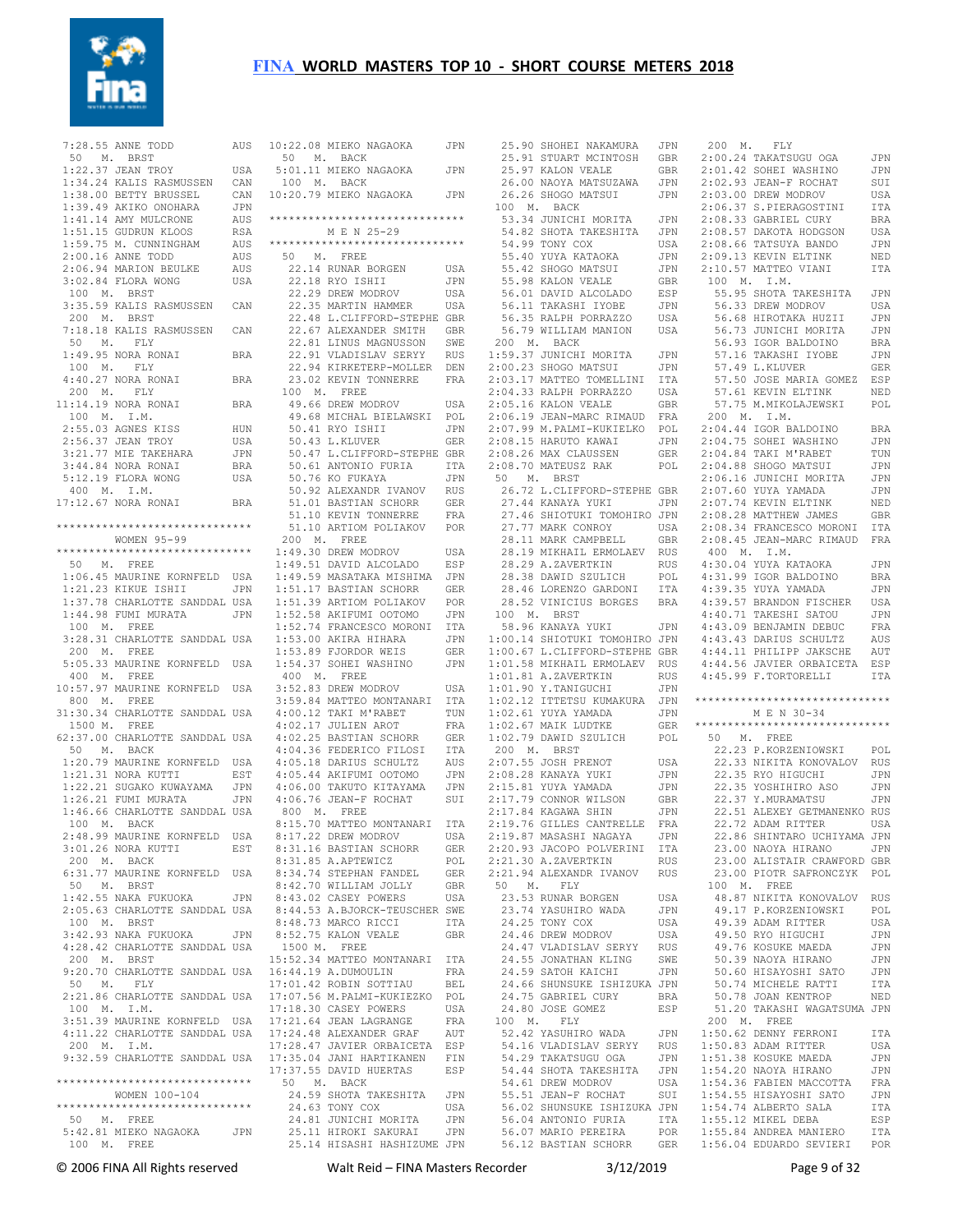# FINA WORLD MASTERS TOP 10 - SHORT COURSE METERS 2018

```
 7:28.55 ANNE TODD          AUS
 50   M.  BRST
 1:22.37 JEAN TROY          USA
 1:34.24 KALIS RASMUSSEN    CAN
 1:38.00 BETTY BRUSSEL      CAN
 1:39.49 AKIKO ONOHARA      JPN
 1:41.14 AMY MULCRONE       AUS
 1:51.15 GUDRUN KLOOS       RSA
 1:59.75 M. CUNNINGHAM      AUS
 2:00.16 ANNE TODD          AUS
 2:06.94 MARION BEULKE      AUS
 3:02.84 FLORA WONG         USA
 100  M.  BRST
 3:35.59 KALIS RASMUSSEN    CAN
 200  M.  BRST
 7:18.18 KALIS RASMUSSEN    CAN
 50   M.   FLY
 1:49.95 NORA RONAI         BRA
 100  M.   FLY
 4:40.27 NORA RONAI         BRA
 200  M.   FLY
11:14.19 NORA RONAI         BRA
 100  M.  I.M.
 2:55.03 AGNES KISS         HUN
 2:56.37 JEAN TROY          USA
 3:21.77 MIE TAKEHARA       JPN
 3:44.84 NORA RONAI         BRA
 5:12.19 FLORA WONG         USA
 400  M.  I.M.
17:12.67 NORA RONAI         BRA

******************************
         WOMEN 95-99
******************************
 50   M.  FREE
 1:06.45 MAURINE KORNFELD  USA
 1:21.23 KIKUE ISHII       JPN
 1:37.78 CHARLOTTE SANDDAL USA
 1:44.98 FUMI MURATA       JPN
 100  M.  FREE
 3:28.31 CHARLOTTE SANDDAL USA
 200  M.  FREE
 5:05.33 MAURINE KORNFELD  USA
 400  M.  FREE
10:57.97 MAURINE KORNFELD  USA
 800  M.  FREE
31:30.34 CHARLOTTE SANDDAL USA
 1500 M.  FREE
62:37.00 CHARLOTTE SANDDAL USA
 50   M.  BACK
 1:20.79 MAURINE KORNFELD  USA
 1:21.31 NORA KUTTI        EST
 1:22.21 SUGAKO KUWAYAMA   JPN
 1:26.21 FUMI MURATA       JPN
 1:46.66 CHARLOTTE SANDDAL USA
 100  M.  BACK
 2:48.99 MAURINE KORNFELD  USA
 3:01.26 NORA KUTTI        EST
 200  M.  BACK
 6:31.77 MAURINE KORNFELD  USA
 50   M.  BRST
 1:42.55 NAKA FUKUOKA      JPN
 2:05.63 CHARLOTTE SANDDAL USA
 100  M.  BRST
 3:42.93 NAKA FUKUOKA      JPN
 4:28.42 CHARLOTTE SANDDAL USA
 200  M.  BRST
 9:20.70 CHARLOTTE SANDDAL USA
 50   M.   FLY
 2:21.86 CHARLOTTE SANDDAL USA
 100  M.  I.M.
 3:51.39 MAURINE KORNFELD  USA
 4:11.22 CHARLOTTE SANDDAL USA
 200  M.  I.M.
 9:32.59 CHARLOTTE SANDDAL USA

******************************
        WOMEN 100-104
******************************
 50   M.  FREE
 5:42.81 MIEKO NAGAOKA     JPN
 100  M.  FREE
10:22.08 MIEKO NAGAOKA     JPN
 50   M.  BACK
 5:01.11 MIEKO NAGAOKA     JPN
 100  M.  BACK
10:20.79 MIEKO NAGAOKA     JPN

******************************
           M E N 25-29
******************************
 50   M.  FREE
   22.14 RUNAR BORGEN       USA
   22.18 RYO ISHII          JPN
   22.29 DREW MODROV        USA
   22.35 MARTIN HAMMER      USA
   22.48 L.CLIFFORD-STEPHE GBR
   22.67 ALEXANDER SMITH    GBR
   22.81 LINUS MAGNUSSON    SWE
   22.91 VLADISLAV SERYY    RUS
   22.94 KIRKETERP-MOLLER   DEN
   23.02 KEVIN TONNERRE     FRA
 100  M.  FREE
   49.66 DREW MODROV        USA
   49.68 MICHAL BIELAWSKI   POL
   50.41 RYO ISHII          JPN
   50.43 L.KLUVER           GER
   50.47 L.CLIFFORD-STEPHE GBR
   50.61 ANTONIO FURIA      ITA
   50.76 KO FUKAYA          JPN
   50.92 ALEXANDR IVANOV    RUS
   51.01 BASTIAN SCHORR     GER
   51.10 KEVIN TONNERRE     FRA
   51.10 ARTIOM POLIAKOV    POR
 200  M.  FREE
 1:49.30 DREW MODROV        USA
 1:49.51 DAVID ALCOLADO     ESP
 1:49.59 MASATAKA MISHIMA   JPN
 1:51.17 BASTIAN SCHORR     GER
 1:51.39 ARTIOM POLIAKOV    POR
 1:52.58 AKIFUMI OOTOMO     JPN
 1:52.74 FRANCESCO MORONI   ITA
 1:53.00 AKIRA HIHARA       JPN
 1:53.89 FJORDOR WEIS       GER
 1:54.37 SOHEI WASHINO      JPN
 400  M.  FREE
 3:52.83 DREW MODROV        USA
 3:59.84 MATTEO MONTANARI   ITA
 4:00.12 TAKI M'RABET       TUN
 4:02.17 JULIEN AROT        FRA
 4:02.25 BASTIAN SCHORR     GER
 4:04.36 FEDERICO FILOSI    ITA
 4:05.18 DARIUS SCHULTZ     AUS
 4:05.44 AKIFUMI OOTOMO     JPN
 4:06.00 TAKUTO KITAYAMA    JPN
 4:06.76 JEAN-F ROCHAT      SUI
 800  M.  FREE
 8:15.70 MATTEO MONTANARI   ITA
 8:17.22 DREW MODROV        USA
 8:31.16 BASTIAN SCHORR     GER
 8:31.85 A.APTEWICZ         POL
 8:34.74 STEPHAN FANDEL     GER
 8:42.70 WILLIAM JOLLY      GBR
 8:43.02 CASEY POWERS       USA
 8:44.53 A.BJORCK-TEUSCHER SWE
 8:48.73 MARCO RICCI        ITA
 8:52.75 KALON VEALE        GBR
 1500 M.  FREE
15:52.34 MATTEO MONTANARI   ITA
16:44.19 A.DUMOULIN         FRA
17:01.42 ROBIN SOTTIAU      BEL
17:07.56 M.PALMI-KUKIEZKO   POL
17:18.30 CASEY POWERS       USA
17:21.64 JEAN LAGRANGE      FRA
17:24.48 ALEXANDER GRAF     AUT
17:28.47 JAVIER ORBAICETA   ESP
17:35.04 JANI HARTIKANEN    FIN
17:37.55 DAVID HUERTAS      ESP
 50   M.  BACK
   24.59 SHOTA TAKESHITA    JPN
   24.63 TONY COX           USA
   24.81 JUNICHI MORITA     JPN
   25.11 HIROKI SAKURAI     JPN
   25.14 HISASHI HASHIZUME JPN
   25.90 SHOHEI NAKAMURA    JPN
   25.91 STUART MCINTOSH    GBR
   25.97 KALON VEALE        GBR
   26.00 NAOYA MATSUZAWA    JPN
   26.26 SHOGO MATSUI       JPN
 100  M.  BACK
   53.34 JUNICHI MORITA     JPN
   54.82 SHOTA TAKESHITA    JPN
   54.99 TONY COX           USA
   55.40 YUYA KATAOKA       JPN
   55.42 SHOGO MATSUI       JPN
   55.98 KALON VEALE        GBR
   56.01 DAVID ALCOLADO     ESP
   56.11 TAKASHI IYOBE      JPN
   56.35 RALPH PORRAZZO     USA
   56.79 WILLIAM MANION     USA
 200  M.  BACK
 1:59.37 JUNICHI MORITA     JPN
 2:00.23 SHOGO MATSUI       JPN
 2:03.17 MATTEO TOMELLINI   ITA
 2:04.33 RALPH PORRAZZO     USA
 2:05.16 KALON VEALE        GBR
 2:06.19 JEAN-MARC RIMAUD   FRA
 2:07.99 M.PALMI-KUKIELKO   POL
 2:08.15 HARUTO KAWAI       JPN
 2:08.26 MAX CLAUSSEN       GER
 2:08.70 MATEUSZ RAK        POL
 50   M.  BRST
   26.72 L.CLIFFORD-STEPHE GBR
   27.44 KANAYA YUKI        JPN
   27.46 SHIOTUKI TOMOHIRO JPN
   27.77 MARK CONROY        USA
   28.11 MARK CAMPBELL      GBR
   28.19 MIKHAIL ERMOLAEV   RUS
   28.29 A.ZAVERTKIN        RUS
   28.38 DAWID SZULICH      POL
   28.46 LORENZO GARDONI    ITA
   28.52 VINICIUS BORGES    BRA
 100  M.  BRST
   58.96 KANAYA YUKI        JPN
 1:00.14 SHIOTUKI TOMOHIRO JPN
 1:00.67 L.CLIFFORD-STEPHE GBR
 1:01.58 MIKHAIL ERMOLAEV   RUS
 1:01.81 A.ZAVERTKIN        RUS
 1:01.90 Y.TANIGUCHI        JPN
 1:02.12 ITTETSU KUMAKURA   JPN
 1:02.61 YUYA YAMADA        JPN
 1:02.67 MAIK LUDTKE        GER
 1:02.79 DAWID SZULICH      POL
 200  M.  BRST
 2:07.55 JOSH PRENOT        USA
 2:08.28 KANAYA YUKI        JPN
 2:15.81 YUYA YAMADA        JPN
 2:17.79 CONNOR WILSON      GBR
 2:17.84 KAGAWA SHIN        JPN
 2:19.76 GILLES CANTRELLE   FRA
 2:19.87 MASASHI NAGAYA     JPN
 2:20.93 JACOPO POLVERINI   ITA
 2:21.30 A.ZAVERTKIN        RUS
 2:21.94 ALEXANDR IVANOV    RUS
 50   M.   FLY
   23.53 RUNAR BORGEN       USA
   23.74 YASUHIRO WADA      JPN
   24.25 TONY COX           USA
   24.46 DREW MODROV        USA
   24.47 VLADISLAV SERYY    RUS
   24.55 JONATHAN KLING     SWE
   24.59 SATOH KAICHI       JPN
   24.66 SHUNSUKE ISHIZUKA JPN
   24.75 GABRIEL CURY       BRA
   24.80 JOSE GOMEZ         ESP
 100  M.   FLY
   52.42 YASUHIRO WADA      JPN
   54.16 VLADISLAV SERYY    RUS
   54.29 TAKATSUGU OGA      JPN
   54.44 SHOTA TAKESHITA    JPN
   54.61 DREW MODROV        USA
   55.51 JEAN-F ROCHAT      SUI
   56.02 SHUNSUKE ISHIZUKA JPN
   56.04 ANTONIO FURIA      ITA
   56.07 MARIO PEREIRA      POR
   56.12 BASTIAN SCHORR     GER
 200  M.   FLY
 2:00.24 TAKATSUGU OGA      JPN
 2:01.42 SOHEI WASHINO      JPN
 2:02.93 JEAN-F ROCHAT      SUI
 2:03.00 DREW MODROV        USA
 2:06.37 S.PIERAGOSTINI     ITA
 2:08.33 GABRIEL CURY       BRA
 2:08.57 DAKOTA HODGSON     USA
 2:08.66 TATSUYA BANDO      JPN
 2:09.13 KEVIN ELTINK       NED
 2:10.57 MATTEO VIANI       ITA
 100  M.  I.M.
   55.95 SHOTA TAKESHITA    JPN
   56.33 DREW MODROV        USA
   56.68 HIROTAKA HUZII     JPN
   56.73 JUNICHI MORITA     JPN
   56.93 IGOR BALDOINO      BRA
   57.16 TAKASHI IYOBE      JPN
   57.49 L.KLUVER           GER
   57.50 JOSE MARIA GOMEZ   ESP
   57.61 KEVIN ELTINK       NED
   57.75 M.MIKOLAJEWSKI     POL
 200  M.  I.M.
 2:04.44 IGOR BALDOINO      BRA
 2:04.75 SOHEI WASHINO      JPN
 2:04.84 TAKI M'RABET       TUN
 2:04.88 SHOGO MATSUI       JPN
 2:06.16 JUNICHI MORITA     JPN
 2:07.60 YUYA YAMADA        JPN
 2:07.74 KEVIN ELTINK       NED
 2:08.28 MATTHEW JAMES      GBR
 2:08.34 FRANCESCO MORONI   ITA
 2:08.45 JEAN-MARC RIMAUD   FRA
 400  M.  I.M.
 4:30.04 YUYA KATAOKA       JPN
 4:31.99 IGOR BALDOINO      BRA
 4:39.35 YUYA YAMADA        JPN
 4:39.57 BRANDON FISCHER    USA
 4:40.71 TAKESHI SATOU      JPN
 4:43.09 BENJAMIN DEBUC     FRA
 4:43.43 DARIUS SCHULTZ     AUS
 4:44.11 PHILIPP JAKSCHE    AUT
 4:44.56 JAVIER ORBAICETA   ESP
 4:45.99 F.TORTORELLI       ITA

******************************
           M E N 30-34
******************************
 50   M.  FREE
   22.23 P.KORZENIOWSKI     POL
   22.33 NIKITA KONOVALOV   RUS
   22.35 RYO HIGUCHI        JPN
   22.35 YOSHIHIRO ASO      JPN
   22.37 Y.MURAMATSU        JPN
   22.51 ALEXEY GETMANENKO RUS
   22.72 ADAM RITTER        USA
   22.86 SHINTARO UCHIYAMA JPN
   23.00 NAOYA HIRANO       JPN
   23.00 ALISTAIR CRAWFORD GBR
   23.00 PIOTR SAFRONCZYK   POL
 100  M.  FREE
   48.87 NIKITA KONOVALOV   RUS
   49.17 P.KORZENIOWSKI     POL
   49.39 ADAM RITTER        USA
   49.50 RYO HIGUCHI        JPN
   49.76 KOSUKE MAEDA       JPN
   50.39 NAOYA HIRANO       JPN
   50.60 HISAYOSHI SATO     JPN
   50.74 MICHELE RATTI      ITA
   50.78 JOAN KENTROP       NED
   51.20 TAKASHI WAGATSUMA JPN
 200  M.  FREE
 1:50.62 DENNY FERRONI      ITA
 1:50.83 ADAM RITTER        USA
 1:51.38 KOSUKE MAEDA       JPN
 1:54.20 NAOYA HIRANO       JPN
 1:54.36 FABIEN MACCOTTA    FRA
 1:54.55 HISAYOSHI SATO     JPN
 1:54.74 ALBERTO SALA       ITA
 1:55.12 MIKEL DEBA         ESP
 1:55.84 ANDREA MANIERO     ITA
 1:56.04 EDUARDO SEVIERI    POR
```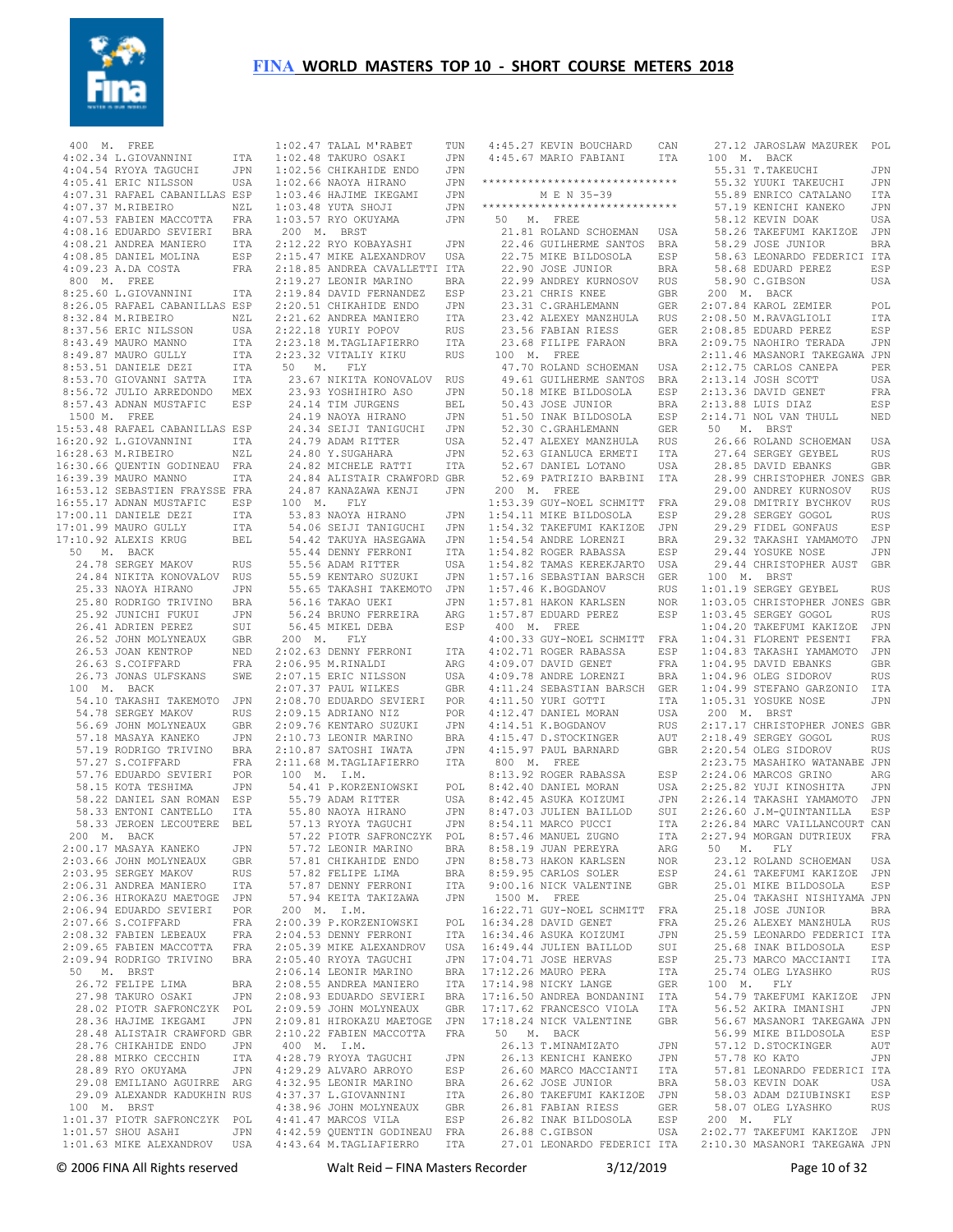# FINA WORLD MASTERS TOP 10 - SHORT COURSE METERS 2018

400 M. FREE
4:02.34 L.GIOVANNINI ITA
4:04.54 RYOYA TAGUCHI JPN
4:05.41 ERIC NILSSON USA
4:07.31 RAFAEL CABANILLAS ESP
4:07.37 M.RIBEIRO NZL
4:07.53 FABIEN MACCOTTA FRA
4:08.16 EDUARDO SEVIERI BRA
4:08.21 ANDREA MANIERO ITA
4:08.85 DANIEL MOLINA ESP
4:09.23 A.DA COSTA FRA
800 M. FREE
8:25.60 L.GIOVANNINI ITA
8:26.05 RAFAEL CABANILLAS ESP
8:32.84 M.RIBEIRO NZL
8:37.56 ERIC NILSSON USA
8:43.49 MAURO MANNO ITA
8:49.87 MAURO GULLY ITA
8:53.51 DANIELE DEZI ITA
8:53.70 GIOVANNI SATTA ITA
8:56.72 JULIO ARREDONDO MEX
8:57.43 ADNAN MUSTAFIC ESP
1500 M. FREE
15:53.48 RAFAEL CABANILLAS ESP
16:20.92 L.GIOVANNINI ITA
16:28.63 M.RIBEIRO NZL
16:30.66 QUENTIN GODINEAU FRA
16:39.39 MAURO MANNO ITA
16:53.12 SEBASTIEN FRAYSSE FRA
16:55.17 ADNAN MUSTAFIC ESP
17:00.11 DANIELE DEZI ITA
17:01.99 MAURO GULLY ITA
17:10.92 ALEXIS KRUG BEL
50 M. BACK
24.78 SERGEY MAKOV RUS
24.84 NIKITA KONOVALOV RUS
25.33 NAOYA HIRANO JPN
25.80 RODRIGO TRIVINO BRA
25.92 JUNICHI FUKUI JPN
26.41 ADRIEN PEREZ SUI
26.52 JOHN MOLYNEAUX GBR
26.53 JOAN KENTROP NED
26.63 S.COIFFARD FRA
26.73 JONAS ULFSKANS SWE
100 M. BACK
54.10 TAKASHI TAKEMOTO JPN
54.78 SERGEY MAKOV RUS
56.69 JOHN MOLYNEAUX GBR
57.18 MASAYA KANEKO JPN
57.19 RODRIGO TRIVINO BRA
57.27 S.COIFFARD FRA
57.76 EDUARDO SEVIERI POR
58.15 KOTA TESHIMA JPN
58.22 DANIEL SAN ROMAN ESP
58.33 ENTONI CANTELLO ITA
58.33 JEROEN LECOUTERE BEL
200 M. BACK
2:00.17 MASAYA KANEKO JPN
2:03.66 JOHN MOLYNEAUX GBR
2:03.95 SERGEY MAKOV RUS
2:06.31 ANDREA MANIERO ITA
2:06.36 HIROKAZU MAETOGE JPN
2:06.94 EDUARDO SEVIERI POR
2:07.66 S.COIFFARD FRA
2:08.32 FABIEN LEBEAUX FRA
2:09.65 FABIEN MACCOTTA FRA
2:09.74 RODRIGO TRIVINO BRA
50 M. BRST
26.72 FELIPE LIMA BRA
27.98 TAKURO OSAKI JPN
28.02 PIOTR SAFRONCZYK POL
28.36 HAJIME IKEGAMI JPN
28.48 ALISTAIR CRAWFORD GBR
28.76 CHIKAHIDE ENDO JPN
28.88 MIRKO CECCHIN ITA
28.89 RYO OKUYAMA JPN
29.08 EMILIANO AGUIRRE ARG
29.09 ALEXANDR KADUKHIN RUS
100 M. BRST
1:01.37 PIOTR SAFRONCZYK POL
1:01.57 SHOU ASAHI JPN
1:01.63 MIKE ALEXANDROV USA
1:02.47 TALAL M'RABET TUN
1:02.48 TAKURO OSAKI JPN
1:02.56 CHIKAHIDE ENDO JPN
1:02.66 NAOYA HIRANO JPN
1:03.46 HAJIME IKEGAMI JPN
1:03.48 YUTA SHOJI JPN
1:03.57 RYO OKUYAMA JPN
200 M. BRST
2:12.22 RYO KOBAYASHI JPN
2:15.47 MIKE ALEXANDROV USA
2:18.85 ANDREA CAVALLETTI ITA
2:19.27 LEONIR MARINO BRA
2:19.84 DAVID FERNANDEZ ESP
2:20.51 CHIKAHIDE ENDO JPN
2:21.62 ANDREA MANIERO ITA
2:22.18 YURIY POPOV RUS
2:23.18 M.TAGLIAFIERRO ITA
2:23.32 VITALIY KIKU RUS
50 M. FLY
23.67 NIKITA KONOVALOV RUS
23.93 YOSHIHIRO ASO JPN
24.14 TIM JURGENS BEL
24.19 NAOYA HIRANO JPN
24.34 SEIJI TANIGUCHI JPN
24.79 ADAM RITTER USA
24.80 Y.SUGAHARA JPN
24.82 MICHELE RATTI ITA
24.84 ALISTAIR CRAWFORD GBR
24.87 KANAZAWA KENJI JPN
100 M. FLY
53.83 NAOYA HIRANO JPN
54.06 SEIJI TANIGUCHI JPN
54.42 TAKUYA HASEGAWA JPN
55.44 DENNY FERRONI ITA
55.56 ADAM RITTER USA
55.59 KENTARO SUZUKI JPN
55.65 TAKASHI TAKEMOTO JPN
56.16 TAKAO UEKI JPN
56.24 BRUNO FERREIRA ARG
56.45 MIKEL DEBA ESP
200 M. FLY
2:02.63 DENNY FERRONI ITA
2:06.95 M.RINALDI ARG
2:07.15 ERIC NILSSON USA
2:07.37 PAUL WILKES GBR
2:08.70 EDUARDO SEVIERI POR
2:09.15 ADRIANO NIZ POR
2:09.76 KENTARO SUZUKI JPN
2:10.73 LEONIR MARINO BRA
2:10.87 SATOSHI IWATA JPN
2:11.68 M.TAGLIAFIERRO ITA
100 M. I.M.
54.41 P.KORZENIOWSKI POL
55.79 ADAM RITTER USA
55.80 NAOYA HIRANO JPN
57.13 RYOYA TAGUCHI JPN
57.22 PIOTR SAFRONCZYK POL
57.72 LEONIR MARINO BRA
57.81 CHIKAHIDE ENDO JPN
57.82 FELIPE LIMA BRA
57.87 DENNY FERRONI ITA
57.94 KEITA TAKIZAWA JPN
200 M. I.M.
2:00.39 P.KORZENIOWSKI POL
2:04.53 DENNY FERRONI ITA
2:05.39 MIKE ALEXANDROV USA
2:05.40 RYOYA TAGUCHI JPN
2:06.14 LEONIR MARINO BRA
2:08.55 ANDREA MANIERO ITA
2:08.93 EDUARDO SEVIERI BRA
2:09.59 JOHN MOLYNEAUX GBR
2:09.81 HIROKAZU MAETOGE JPN
2:10.22 FABIEN MACCOTTA FRA
400 M. I.M.
4:28.79 RYOYA TAGUCHI JPN
4:29.29 ALVARO ARROYO ESP
4:32.95 LEONIR MARINO BRA
4:37.37 L.GIOVANNINI ITA
4:38.96 JOHN MOLYNEAUX GBR
4:41.47 MARCOS VILA ESP
4:42.59 QUENTIN GODINEAU FRA
4:43.64 M.TAGLIAFIERRO ITA
4:45.27 KEVIN BOUCHARD CAN
4:45.67 MARIO FABIANI ITA

******************************
M E N 35-39
******************************

50 M. FREE
21.81 ROLAND SCHOEMAN USA
22.46 GUILHERME SANTOS BRA
22.75 MIKE BILDOSOLA ESP
22.90 JOSE JUNIOR BRA
22.99 ANDREY KURNOSOV RUS
23.21 CHRIS KNEE GBR
23.31 C.GRAHLEMANN GER
23.42 ALEXEY MANZHULA RUS
23.56 FABIAN RIESS GER
23.68 FILIPE FARAON BRA
100 M. FREE
47.70 ROLAND SCHOEMAN USA
49.61 GUILHERME SANTOS BRA
50.18 MIKE BILDOSOLA ESP
50.43 JOSE JUNIOR BRA
51.50 INAK BILDOSOLA ESP
52.30 C.GRAHLEMANN GER
52.47 ALEXEY MANZHULA RUS
52.63 GIANLUCA ERMETI ITA
52.67 DANIEL LOTANO USA
52.69 PATRIZIO BARBINI ITA
200 M. FREE
1:53.39 GUY-NOEL SCHMITT FRA
1:54.11 MIKE BILDOSOLA ESP
1:54.32 TAKEFUMI KAKIZOE JPN
1:54.54 ANDRE LORENZI BRA
1:54.82 ROGER RABASSA ESP
1:54.82 TAMAS KEREKJARTO USA
1:57.16 SEBASTIAN BARSCH GER
1:57.46 K.BOGDANOV RUS
1:57.81 HAKON KARLSEN NOR
1:57.87 EDUARD PEREZ ESP
400 M. FREE
4:00.33 GUY-NOEL SCHMITT FRA
4:02.71 ROGER RABASSA ESP
4:09.07 DAVID GENET FRA
4:09.78 ANDRE LORENZI BRA
4:11.24 SEBASTIAN BARSCH GER
4:11.50 YURI GOTTI ITA
4:12.47 DANIEL MORAN USA
4:14.51 K.BOGDANOV RUS
4:15.47 D.STOCKINGER AUT
4:15.97 PAUL BARNARD GBR
800 M. FREE
8:13.92 ROGER RABASSA ESP
8:42.40 DANIEL MORAN USA
8:42.45 ASUKA KOIZUMI JPN
8:47.03 JULIEN BAILLOD SUI
8:54.11 MARCO PUCCI ITA
8:57.46 MANUEL ZUGNO ITA
8:58.19 JUAN PEREYRA ARG
8:58.73 HAKON KARLSEN NOR
8:59.95 CARLOS SOLER ESP
9:00.16 NICK VALENTINE GBR
1500 M. FREE
16:22.71 GUY-NOEL SCHMITT FRA
16:34.28 DAVID GENET FRA
16:34.46 ASUKA KOIZUMI JPN
16:49.44 JULIEN BAILLOD SUI
17:04.71 JOSE HERVAS ESP
17:12.26 MAURO PERA ITA
17:14.98 NICKY LANGE GER
17:16.50 ANDREA BONDANINI ITA
17:17.62 FRANCESCO VIOLA ITA
17:18.24 NICK VALENTINE GBR
50 M. BACK
26.13 T.MINAMIZATO JPN
26.13 KENICHI KANEKO JPN
26.60 MARCO MACCIANTI ITA
26.62 JOSE JUNIOR BRA
26.80 TAKEFUMI KAKIZOE JPN
26.81 FABIAN RIESS GER
26.82 INAK BILDOSOLA ESP
26.88 C.GIBSON USA
27.01 LEONARDO FEDERICI ITA
27.12 JAROSLAW MAZUREK POL
100 M. BACK
55.31 T.TAKEUCHI JPN
55.32 YUUKI TAKEUCHI JPN
55.89 ENRICO CATALANO ITA
57.19 KENICHI KANEKO JPN
58.12 KEVIN DOAK USA
58.26 TAKEFUMI KAKIZOE JPN
58.29 JOSE JUNIOR BRA
58.63 LEONARDO FEDERICI ITA
58.68 EDUARD PEREZ ESP
58.90 C.GIBSON USA
200 M. BACK
2:07.84 KAROL ZEMIER POL
2:08.50 M.RAVAGLIOLI ITA
2:08.85 EDUARD PEREZ ESP
2:09.75 NAOHIRO TERADA JPN
2:11.46 MASANORI TAKEGAWA JPN
2:12.75 CARLOS CANEPA PER
2:13.14 JOSH SCOTT USA
2:13.36 DAVID GENET FRA
2:13.88 LUIS DIAZ ESP
2:14.71 NOL VAN THULL NED
50 M. BRST
26.66 ROLAND SCHOEMAN USA
27.64 SERGEY GEYBEL RUS
28.85 DAVID EBANKS GBR
28.99 CHRISTOPHER JONES GBR
29.00 ANDREY KURNOSOV RUS
29.08 DMITRIY BYCHKOV RUS
29.28 SERGEY GOGOL RUS
29.29 FIDEL GONFAUS ESP
29.32 TAKASHI YAMAMOTO JPN
29.44 YOSUKE NOSE JPN
29.44 CHRISTOPHER AUST GBR
100 M. BRST
1:01.19 SERGEY GEYBEL RUS
1:03.05 CHRISTOPHER JONES GBR
1:03.45 SERGEY GOGOL RUS
1:04.20 TAKEFUMI KAKIZOE JPN
1:04.31 FLORENT PESENTI FRA
1:04.83 TAKASHI YAMAMOTO JPN
1:04.95 DAVID EBANKS GBR
1:04.96 OLEG SIDOROV RUS
1:04.99 STEFANO GARZONIO ITA
1:05.31 YOSUKE NOSE JPN
200 M. BRST
2:17.17 CHRISTOPHER JONES GBR
2:18.49 SERGEY GOGOL RUS
2:20.54 OLEG SIDOROV RUS
2:23.75 MASAHIKO WATANABE JPN
2:24.06 MARCOS GRINO ARG
2:25.82 YUJI KINOSHITA JPN
2:26.14 TAKASHI YAMAMOTO JPN
2:26.60 J.M-QUINTANILLA ESP
2:26.84 MARC VAILLANCOURT CAN
2:27.94 MORGAN DUTRIEUX FRA
50 M. FLY
23.12 ROLAND SCHOEMAN USA
24.61 TAKEFUMI KAKIZOE JPN
25.01 MIKE BILDOSOLA ESP
25.04 TAKASHI NISHIYAMA JPN
25.18 JOSE JUNIOR BRA
25.26 ALEXEY MANZHULA RUS
25.59 LEONARDO FEDERICI ITA
25.68 INAK BILDOSOLA ESP
25.73 MARCO MACCIANTI ITA
25.74 OLEG LYASHKO RUS
100 M. FLY
54.79 TAKEFUMI KAKIZOE JPN
56.52 AKIRA IMANISHI JPN
56.67 MASANORI TAKEGAWA JPN
56.99 MIKE BILDOSOLA ESP
57.12 D.STOCKINGER AUT
57.78 KO KATO JPN
57.81 LEONARDO FEDERICI ITA
58.03 KEVIN DOAK USA
58.03 ADAM DZIUBINSKI ESP
58.07 OLEG LYASHKO RUS
200 M. FLY
2:02.77 TAKEFUMI KAKIZOE JPN
2:10.30 MASANORI TAKEGAWA JPN

© 2006 FINA All Rights reserved Walt Reid – FINA Masters Recorder 3/12/2019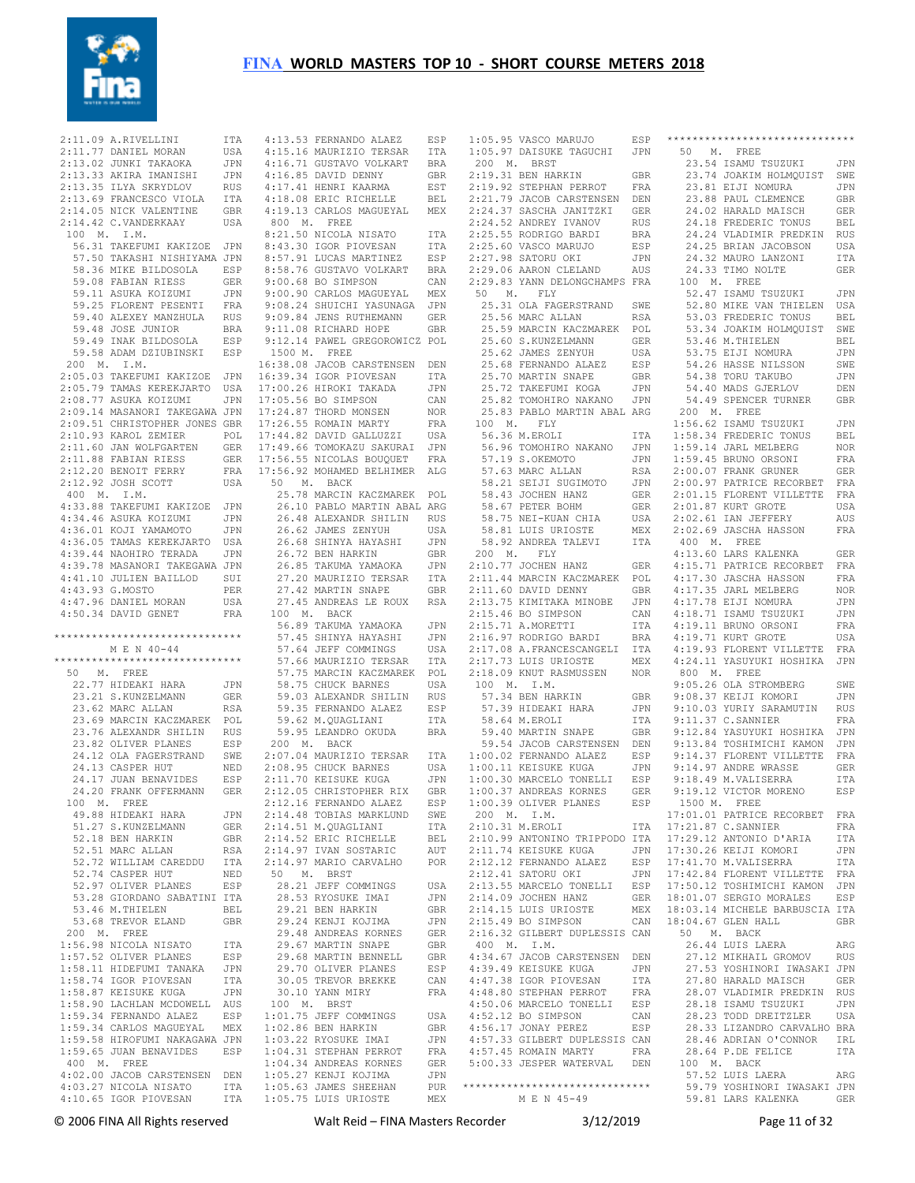# FINA WORLD MASTERS TOP 10 - SHORT COURSE METERS 2018

```
2:11.09 A.RIVELLINI        ITA
2:11.77 DANIEL MORAN       USA
2:13.02 JUNKI TAKAOKA      JPN
2:13.33 AKIRA IMANISHI     JPN
2:13.35 ILYA SKRYDLOV      RUS
2:13.69 FRANCESCO VIOLA    ITA
2:14.05 NICK VALENTINE     GBR
2:14.42 C.VANDERKAAY       USA
 100  M.  I.M.
  56.31 TAKEFUMI KAKIZOE   JPN
  57.50 TAKASHI NISHIYAMA  JPN
  58.36 MIKE BILDOSOLA     ESP
  59.08 FABIAN RIESS       GER
  59.11 ASUKA KOIZUMI      JPN
  59.25 FLORENT PESENTI    FRA
  59.40 ALEXEY MANZHULA    RUS
  59.48 JOSE JUNIOR        BRA
  59.49 INAK BILDOSOLA     ESP
  59.58 ADAM DZIUBINSKI    ESP
 200  M.  I.M.
2:05.03 TAKEFUMI KAKIZOE   JPN
2:05.79 TAMAS KEREKJARTO   USA
2:08.77 ASUKA KOIZUMI      JPN
2:09.14 MASANORI TAKEGAWA  JPN
2:09.51 CHRISTOPHER JONES  GBR
2:10.93 KAROL ZEMIER       POL
2:11.60 JAN WOLFGARTEN     GER
2:11.88 FABIAN RIESS       GER
2:12.20 BENOIT FERRY       FRA
2:12.92 JOSH SCOTT         USA
 400  M.  I.M.
4:33.88 TAKEFUMI KAKIZOE   JPN
4:34.46 ASUKA KOIZUMI      JPN
4:36.01 KOJI YAMAMOTO      JPN
4:36.05 TAMAS KEREKJARTO   USA
4:39.44 NAOHIRO TERADA     JPN
4:39.78 MASANORI TAKEGAWA  JPN
4:41.10 JULIEN BAILLOD     SUI
4:43.93 G.MOSTO            PER
4:47.96 DANIEL MORAN       USA
4:50.34 DAVID GENET        FRA

*****************************
         M E N  40-44
*****************************
 50   M.  FREE
  22.77 HIDEAKI HARA       JPN
  23.21 S.KUNZELMANN       GER
  23.62 MARC ALLAN         RSA
  23.69 MARCIN KACZMAREK   POL
  23.76 ALEXANDR SHILIN    RUS
  23.82 OLIVER PLANES      ESP
  24.12 OLA FAGERSTRAND    SWE
  24.13 CASPER HUT         NED
  24.17 JUAN BENAVIDES     ESP
  24.20 FRANK OFFERMANN    GER
 100  M.  FREE
  49.88 HIDEAKI HARA       JPN
  51.27 S.KUNZELMANN       GER
  52.18 BEN HARKIN         GBR
  52.51 MARC ALLAN         RSA
  52.72 WILLIAM CAREDDU    ITA
  52.74 CASPER HUT         NED
  52.97 OLIVER PLANES      ESP
  53.28 GIORDANO SABATINI  ITA
  53.46 M.THIELEN          BEL
  53.68 TREVOR ELAND       GBR
 200  M.  FREE
1:56.98 NICOLA NISATO      ITA
1:57.52 OLIVER PLANES      ESP
1:58.11 HIDEFUMI TANAKA    JPN
1:58.74 IGOR PIOVESAN      ITA
1:58.87 KEISUKE KUGA       JPN
1:58.90 LACHLAN MCDONELL   AUS
1:59.34 FERNANDO ALAEZ     ESP
1:59.34 CARLOS MAGUEYAL    MEX
1:59.58 HIROFUMI NAKAGAWA  JPN
1:59.65 JUAN BENAVIDES     ESP
 400  M.  FREE
4:02.00 JACOB CARSTENSEN   DEN
4:03.27 NICOLA NISATO      ITA
4:10.65 IGOR PIOVESAN      ITA
4:13.53 FERNANDO ALAEZ     ESP
4:15.16 MAURIZIO TERSAR    ITA
4:16.71 GUSTAVO VOLKART    BRA
4:16.85 DAVID DENNY        GBR
4:17.41 HENRI KAARMA       EST
4:18.08 ERIC RICHELLE      BEL
4:19.13 CARLOS MAGUEYAL    MEX
 800  M.  FREE
8:21.50 NICOLA NISATO      ITA
8:43.30 IGOR PIOVESAN      ITA
8:57.91 LUCAS MARTINEZ     ESP
8:58.76 GUSTAVO VOLKART    BRA
9:00.68 BO SIMPSON         CAN
9:00.90 CARLOS MAGUEYAL    MEX
9:08.24 SHUICHI YASUNAGA   JPN
9:09.84 JENS RUTHEMANN     GER
9:11.08 RICHARD HOPE       GBR
9:12.14 PAWEL GREGOROWICZ  POL
 1500 M.  FREE
16:38.08 JACOB CARSTENSEN  DEN
16:39.34 IGOR PIOVESAN     ITA
17:00.26 HIROKI TAKADA     JPN
17:05.56 BO SIMPSON        CAN
17:24.87 THORD MONSEN      NOR
17:26.55 ROMAIN MARTY      FRA
17:44.82 DAVID GALLUZZI    USA
17:49.66 TOMOKAZU SAKURAI  JPN
17:56.55 NICOLAS BOUQUET   FRA
17:56.92 MOHAMED BELHIMER  ALG
 50   M.  BACK
  25.78 MARCIN KACZMAREK   POL
  26.10 PABLO MARTIN ABAL  ARG
  26.48 ALEXANDR SHILIN    RUS
  26.62 JAMES ZENYUH       USA
  26.68 SHINYA HAYASHI     JPN
  26.72 BEN HARKIN         GBR
  26.85 TAKUMA YAMAOKA     JPN
  27.20 MAURIZIO TERSAR    ITA
  27.42 MARTIN SNAPE       GBR
  27.45 ANDREAS LE ROUX    RSA
 100  M.  BACK
  56.89 TAKUMA YAMAOKA     JPN
  57.45 SHINYA HAYASHI     JPN
  57.64 JEFF COMMINGS      USA
  57.66 MAURIZIO TERSAR    ITA
  57.75 MARCIN KACZMAREK   POL
  58.75 CHUCK BARNES       USA
  59.03 ALEXANDR SHILIN    RUS
  59.35 FERNANDO ALAEZ     ESP
  59.62 M.QUAGLIANI        ITA
  59.95 LEANDRO OKUDA      BRA
 200  M.  BACK
2:07.04 MAURIZIO TERSAR    ITA
2:08.95 CHUCK BARNES       USA
2:11.70 KEISUKE KUGA       JPN
2:12.05 CHRISTOPHER RIX    GBR
2:12.16 FERNANDO ALAEZ     ESP
2:14.48 TOBIAS MARKLUND    SWE
2:14.51 M.QUAGLIANI        ITA
2:14.52 ERIC RICHELLE      BEL
2:14.97 IVAN SOSTARIC      AUT
2:14.97 MARIO CARVALHO     POR
 50   M.  BRST
  28.21 JEFF COMMINGS      USA
  28.53 RYOSUKE IMAI       JPN
  29.21 BEN HARKIN         GBR
  29.24 KENJI KOJIMA       JPN
  29.48 ANDREAS KORNES     GER
  29.67 MARTIN SNAPE       GBR
  29.68 MARTIN BENNELL     GBR
  29.70 OLIVER PLANES      ESP
  30.05 TREVOR BREKKE      CAN
  30.10 YANN MIRY          FRA
 100  M.  BRST
1:01.75 JEFF COMMINGS      USA
1:02.86 BEN HARKIN         GBR
1:03.22 RYOSUKE IMAI       JPN
1:04.31 STEPHAN PERROT     FRA
1:04.34 ANDREAS KORNES     GER
1:05.27 KENJI KOJIMA       JPN
1:05.63 JAMES SHEEHAN      PUR
1:05.75 LUIS URIOSTE       MEX
1:05.95 VASCO MARUJO       ESP
1:05.97 DAISUKE TAGUCHI    JPN
 200  M.  BRST
2:19.31 BEN HARKIN         GBR
2:19.92 STEPHAN PERROT     FRA
2:21.79 JACOB CARSTENSEN   DEN
2:24.37 SASCHA JANITZKI    GER
2:24.52 ANDREY IVANOV      RUS
2:25.55 RODRIGO BARDI      BRA
2:25.60 VASCO MARUJO       ESP
2:27.98 SATORU OKI         JPN
2:29.06 AARON CLELAND      AUS
2:29.83 YANN DELONGCHAMPS  FRA
 50   M.  FLY
  25.31 OLA FAGERSTRAND    SWE
  25.56 MARC ALLAN         RSA
  25.59 MARCIN KACZMAREK   POL
  25.60 S.KUNZELMANN       GER
  25.62 JAMES ZENYUH       USA
  25.68 FERNANDO ALAEZ     ESP
  25.70 MARTIN SNAPE       GBR
  25.72 TAKEFUMI KOGA      JPN
  25.82 TOMOHIRO NAKANO    JPN
  25.83 PABLO MARTIN ABAL  ARG
 100  M.  FLY
  56.36 M.EROLI            ITA
  56.96 TOMOHIRO NAKANO    JPN
  57.19 S.OKEMOTO          JPN
  57.63 MARC ALLAN         RSA
  58.21 SEIJI SUGIMOTO     JPN
  58.43 JOCHEN HANZ        GER
  58.67 PETER BOHM         GER
  58.75 NEI-KUAN CHIA      USA
  58.81 LUIS URIOSTE       MEX
  58.92 ANDREA TALEVI      ITA
 200  M.  FLY
2:10.77 JOCHEN HANZ        GER
2:11.44 MARCIN KACZMAREK   POL
2:11.60 DAVID DENNY        GBR
2:13.75 KIMITAKA MINOBE    JPN
2:15.46 BO SIMPSON         CAN
2:15.71 A.MORETTI          ITA
2:16.97 RODRIGO BARDI      BRA
2:17.08 A.FRANCESCANGELI   ITA
2:17.73 LUIS URIOSTE       MEX
2:18.09 KNUT RASMUSSEN     NOR
 100  M.  I.M.
  57.34 BEN HARKIN         GBR
  57.39 HIDEAKI HARA       JPN
  58.64 M.EROLI            ITA
  59.40 MARTIN SNAPE       GBR
  59.54 JACOB CARSTENSEN   DEN
1:00.02 FERNANDO ALAEZ     ESP
1:00.11 KEISUKE KUGA       JPN
1:00.30 MARCELO TONELLI    ESP
1:00.37 ANDREAS KORNES     GER
1:00.39 OLIVER PLANES      ESP
 200  M.  I.M.
2:10.31 M.EROLI            ITA
2:10.99 ANTONINO TRIPPODO  ITA
2:11.74 KEISUKE KUGA       JPN
2:12.12 FERNANDO ALAEZ     ESP
2:12.41 SATORU OKI         JPN
2:13.55 MARCELO TONELLI    ESP
2:14.09 JOCHEN HANZ        GER
2:14.15 LUIS URIOSTE       MEX
2:15.49 BO SIMPSON         CAN
2:16.32 GILBERT DUPLESSIS  CAN
 400  M.  I.M.
4:34.67 JACOB CARSTENSEN   DEN
4:39.49 KEISUKE KUGA       JPN
4:47.38 IGOR PIOVESAN      ITA
4:48.80 STEPHAN PERROT     FRA
4:50.06 MARCELO TONELLI    ESP
4:52.12 BO SIMPSON         CAN
4:56.17 JONAY PEREZ        ESP
4:57.33 GILBERT DUPLESSIS  CAN
4:57.45 ROMAIN MARTY       FRA
5:00.33 JESPER WATERVAL    DEN

*****************************
         M E N  45-49
*****************************
 50   M.  FREE
  23.54 ISAMU TSUZUKI      JPN
  23.74 JOAKIM HOLMQUIST   SWE
  23.81 EIJI NOMURA        JPN
  23.88 PAUL CLEMENCE      GBR
  24.02 HARALD MAISCH      GER
  24.18 FREDERIC TONUS     BEL
  24.24 VLADIMIR PREDKIN   RUS
  24.25 BRIAN JACOBSON     USA
  24.32 MAURO LANZONI      ITA
  24.33 TIMO NOLTE         GER
 100  M.  FREE
  52.47 ISAMU TSUZUKI      JPN
  52.80 MIKE VAN THIELEN   USA
  53.03 FREDERIC TONUS     BEL
  53.34 JOAKIM HOLMQUIST   SWE
  53.46 M.THIELEN          BEL
  53.75 EIJI NOMURA        JPN
  54.26 HASSE NILSSON      SWE
  54.38 TORU TAKUBO        JPN
  54.40 MADS GJERLOV       DEN
  54.49 SPENCER TURNER     GBR
 200  M.  FREE
1:56.62 ISAMU TSUZUKI      JPN
1:58.34 FREDERIC TONUS     BEL
1:59.14 JARL MELBERG       NOR
1:59.45 BRUNO ORSONI       FRA
2:00.07 FRANK GRUNER       GER
2:00.97 PATRICE RECORBET   FRA
2:01.15 FLORENT VILLETTE   FRA
2:01.87 KURT GROTE         USA
2:02.61 IAN JEFFERY        AUS
2:02.69 JASCHA HASSON      FRA
 400  M.  FREE
4:13.60 LARS KALENKA       GER
4:15.71 PATRICE RECORBET   FRA
4:17.30 JASCHA HASSON      FRA
4:17.35 JARL MELBERG       NOR
4:17.78 EIJI NOMURA        JPN
4:18.71 ISAMU TSUZUKI      JPN
4:19.11 BRUNO ORSONI       FRA
4:19.71 KURT GROTE         USA
4:19.93 FLORENT VILLETTE   FRA
4:24.11 YASUYUKI HOSHIKA   JPN
 800  M.  FREE
9:05.26 OLA STROMBERG      SWE
9:08.37 KEIJI KOMORI       JPN
9:10.03 YURIY SARAMUTIN    RUS
9:11.37 C.SANNIER          FRA
9:12.84 YASUYUKI HOSHIKA   JPN
9:13.84 TOSHIMICHI KAMON   JPN
9:14.37 FLORENT VILLETTE   FRA
9:14.97 ANDRE WRASSE       GER
9:18.49 M.VALISERRA        ITA
9:19.12 VICTOR MORENO      ESP
 1500 M.  FREE
17:01.01 PATRICE RECORBET  FRA
17:21.87 C.SANNIER         FRA
17:29.12 ANTONIO D'ARIA    ITA
17:30.26 KEIJI KOMORI      JPN
17:41.70 M.VALISERRA       ITA
17:42.84 FLORENT VILLETTE  FRA
17:50.12 TOSHIMICHI KAMON  JPN
18:01.07 SERGIO MORALES    ESP
18:03.14 MICHELE BARBUSCIA ITA
18:04.67 GLEN HALL         GBR
 50   M.  BACK
  26.44 LUIS LAERA         ARG
  27.12 MIKHAIL GROMOV     RUS
  27.53 YOSHINORI IWASAKI  JPN
  27.80 HARALD MAISCH      GER
  28.07 VLADIMIR PREDKIN   RUS
  28.18 ISAMU TSUZUKI      JPN
  28.23 TODD DREITZLER     USA
  28.33 LIZANDRO CARVALHO  BRA
  28.46 ADRIAN O'CONNOR    IRL
  28.64 P.DE FELICE        ITA
 100  M.  BACK
  57.52 LUIS LAERA         ARG
  59.79 YOSHINORI IWASAKI  JPN
  59.81 LARS KALENKA       GER
```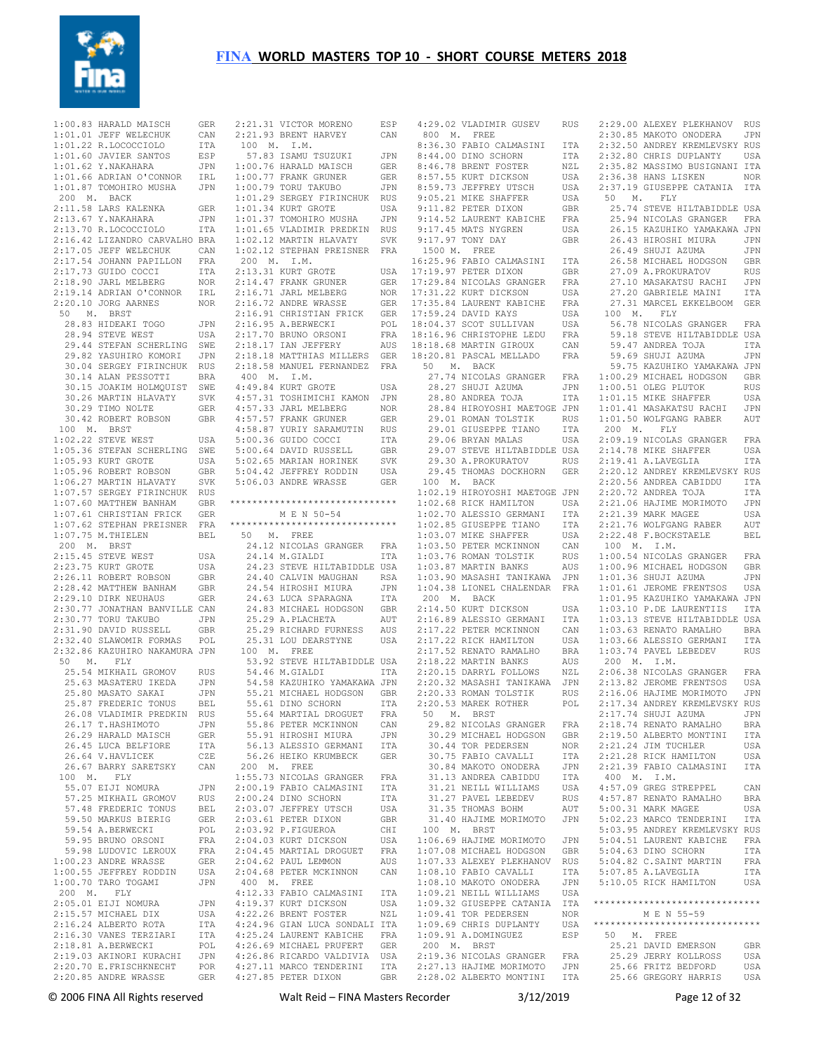# FINA WORLD MASTERS TOP 10 - SHORT COURSE METERS 2018

```
1:00.83 HARALD MAISCH       GER
1:01.01 JEFF WELECHUK       CAN
1:01.22 R.LOCOCCIOLO        ITA
1:01.60 JAVIER SANTOS       ESP
1:01.62 Y.NAKAHARA          JPN
1:01.66 ADRIAN O'CONNOR     IRL
1:01.87 TOMOHIRO MUSHA      JPN
 200  M.  BACK
2:11.58 LARS KALENKA        GER
2:13.67 Y.NAKAHARA          JPN
2:13.70 R.LOCOCCIOLO        ITA
2:16.42 LIZANDRO CARVALHO BRA
2:17.05 JEFF WELECHUK       CAN
2:17.54 JOHANN PAPILLON     FRA
2:17.73 GUIDO COCCI         ITA
2:18.90 JARL MELBERG        NOR
2:19.14 ADRIAN O'CONNOR     IRL
2:20.10 JORG AARNES         NOR
 50   M.  BRST
  28.83 HIDEAKI TOGO        JPN
  28.94 STEVE WEST          USA
  29.44 STEFAN SCHERLING    SWE
  29.82 YASUHIRO KOMORI     JPN
  30.04 SERGEY FIRINCHUK    RUS
  30.14 ALAN PESSOTTI       BRA
  30.15 JOAKIM HOLMQUIST    SWE
  30.26 MARTIN HLAVATY      SVK
  30.29 TIMO NOLTE          GER
  30.42 ROBERT ROBSON       GBR
 100  M.  BRST
1:02.22 STEVE WEST          USA
1:05.36 STEFAN SCHERLING    SWE
1:05.93 KURT GROTE          USA
1:05.96 ROBERT ROBSON       GBR
1:06.27 MARTIN HLAVATY      SVK
1:07.57 SERGEY FIRINCHUK    RUS
1:07.60 MATTHEW BANHAM      GBR
1:07.61 CHRISTIAN FRICK     GER
1:07.62 STEPHAN PREISNER    FRA
1:07.75 M.THIELEN           BEL
 200  M.  BRST
2:15.45 STEVE WEST          USA
2:23.75 KURT GROTE          USA
2:26.11 ROBERT ROBSON       GBR
2:28.42 MATTHEW BANHAM      GBR
2:29.10 DIRK NEUHAUS        GER
2:30.77 JONATHAN BANVILLE CAN
2:30.77 TORU TAKUBO         JPN
2:31.90 DAVID RUSSELL       GBR
2:32.40 SLAWOMIR FORMAS     POL
2:32.86 KAZUHIRO NAKAMURA JPN
 50   M.  FLY
  25.54 MIKHAIL GROMOV      RUS
  25.63 MASATERU IKEDA      JPN
  25.80 MASATO SAKAI        JPN
  25.87 FREDERIC TONUS      BEL
  26.08 VLADIMIR PREDKIN    RUS
  26.17 T.HASHIMOTO         JPN
  26.29 HARALD MAISCH       GER
  26.45 LUCA BELFIORE       ITA
  26.64 V.HAVLICEK          CZE
  26.67 BARRY SARETSKY      CAN
 100  M.  FLY
  55.07 EIJI NOMURA         JPN
  57.25 MIKHAIL GROMOV      RUS
  57.48 FREDERIC TONUS      BEL
  59.50 MARKUS BIERIG       GER
  59.54 A.BERWECKI          POL
  59.95 BRUNO ORSONI        FRA
  59.98 LUDOVIC LEROUX      FRA
1:00.23 ANDRE WRASSE        GER
1:00.55 JEFFREY RODDIN      USA
1:00.70 TARO TOGAMI         JPN
 200  M.  FLY
2:05.01 EIJI NOMURA         JPN
2:15.57 MICHAEL DIX         USA
2:16.24 ALBERTO ROTA        ITA
2:16.30 VANES TERZIARI      ITA
2:18.81 A.BERWECKI          POL
2:19.03 AKINORI KURACHI     JPN
2:20.70 E.FRISCHKNECHT      POR
2:20.85 ANDRE WRASSE        GER
2:21.31 VICTOR MORENO       ESP
2:21.93 BRENT HARVEY        CAN
 100  M.  I.M.
  57.83 ISAMU TSUZUKI       JPN
1:00.76 HARALD MAISCH       GER
1:00.77 FRANK GRUNER        GER
1:00.79 TORU TAKUBO         JPN
1:01.29 SERGEY FIRINCHUK    RUS
1:01.34 KURT GROTE          USA
1:01.37 TOMOHIRO MUSHA      JPN
1:01.65 VLADIMIR PREDKIN    RUS
1:02.12 MARTIN HLAVATY      SVK
1:02.12 STEPHAN PREISNER    FRA
 200  M.  I.M.
2:13.31 KURT GROTE          USA
2:14.47 FRANK GRUNER        GER
2:16.71 JARL MELBERG        NOR
2:16.72 ANDRE WRASSE        GER
2:16.91 CHRISTIAN FRICK     GER
2:16.95 A.BERWECKI          POL
2:17.70 BRUNO ORSONI        FRA
2:18.17 IAN JEFFERY         AUS
2:18.18 MATTHIAS MILLERS    GER
2:18.58 MANUEL FERNANDEZ    FRA
 400  M.  I.M.
4:49.84 KURT GROTE          USA
4:57.31 TOSHIMICHI KAMON    JPN
4:57.33 JARL MELBERG        NOR
4:57.57 FRANK GRUNER        GER
4:58.87 YURIY SARAMUTIN     RUS
5:00.36 GUIDO COCCI         ITA
5:00.64 DAVID RUSSELL       GBR
5:02.65 MARIAN HORINEK      SVK
5:04.42 JEFFREY RODDIN      USA
5:06.03 ANDRE WRASSE        GER
```

## M E N 50-54

```
 50   M.  FREE
  24.12 NICOLAS GRANGER     FRA
  24.14 M.GIALDI            ITA
  24.23 STEVE HILTABIDDLE USA
  24.40 CALVIN MAUGHAN      RSA
  24.54 HIROSHI MIURA       JPN
  24.63 LUCA SPARAGNA       ITA
  24.83 MICHAEL HODGSON     GBR
  25.29 A.PLACHETA          AUT
  25.29 RICHARD FURNESS     AUS
  25.31 LOU DEARSTYNE       USA
 100  M.  FREE
  53.92 STEVE HILTABIDDLE USA
  54.46 M.GIALDI            ITA
  54.58 KAZUHIKO YAMAKAWA JPN
  55.21 MICHAEL HODGSON     GBR
  55.61 DINO SCHORN         ITA
  55.64 MARTIAL DROGUET     FRA
  55.86 PETER MCKINNON      CAN
  55.91 HIROSHI MIURA       JPN
  56.13 ALESSIO GERMANI     ITA
  56.26 HEIKO KRUMBECK      GER
 200  M.  FREE
1:55.73 NICOLAS GRANGER     FRA
2:00.19 FABIO CALMASINI     ITA
2:00.24 DINO SCHORN         ITA
2:03.07 JEFFREY UTSCH       USA
2:03.61 PETER DIXON         GBR
2:03.92 P.FIGUEROA          CHI
2:04.03 KURT DICKSON        USA
2:04.45 MARTIAL DROGUET     FRA
2:04.62 PAUL LEMMON         AUS
2:04.68 PETER MCKINNON      CAN
 400  M.  FREE
4:12.33 FABIO CALMASINI     ITA
4:19.37 KURT DICKSON        USA
4:22.26 BRENT FOSTER        NZL
4:24.96 GIAN LUCA SONDALI ITA
4:25.24 LAURENT KABICHE     FRA
4:26.69 MICHAEL PRUFERT     GER
4:26.86 RICARDO VALDIVIA    USA
4:27.11 MARCO TENDERINI     ITA
4:27.85 PETER DIXON         GBR
4:29.02 VLADIMIR GUSEV      RUS
 800  M.  FREE
8:36.30 FABIO CALMASINI     ITA
8:44.00 DINO SCHORN         ITA
8:46.78 BRENT FOSTER        NZL
8:57.55 KURT DICKSON        USA
8:59.73 JEFFREY UTSCH       USA
9:05.21 MIKE SHAFFER        USA
9:11.82 PETER DIXON         GBR
9:14.52 LAURENT KABICHE     FRA
9:17.45 MATS NYGREN         USA
9:17.97 TONY DAY            GBR
 1500 M.  FREE
16:25.96 FABIO CALMASINI    ITA
17:19.97 PETER DIXON        GBR
17:29.84 NICOLAS GRANGER    FRA
17:31.22 KURT DICKSON       USA
17:35.84 LAURENT KABICHE    FRA
17:59.24 DAVID KAYS         USA
18:04.37 SCOT SULLIVAN      USA
18:16.96 CHRISTOPHE LEDU    FRA
18:18.68 MARTIN GIROUX      CAN
18:20.81 PASCAL MELLADO     FRA
 50   M.  BACK
  27.74 NICOLAS GRANGER     FRA
  28.27 SHUJI AZUMA         JPN
  28.80 ANDREA TOJA         ITA
  28.84 HIROYOSHI MAETOGE JPN
  29.01 ROMAN TOLSTIK       RUS
  29.01 GIUSEPPE TIANO      ITA
  29.06 BRYAN MALAS         USA
  29.07 STEVE HILTABIDDLE USA
  29.30 A.PROKURATOV        RUS
  29.45 THOMAS DOCKHORN     GER
 100  M.  BACK
1:02.19 HIROYOSHI MAETOGE JPN
1:02.68 RICK HAMILTON       USA
1:02.70 ALESSIO GERMANI     ITA
1:02.85 GIUSEPPE TIANO      ITA
1:03.07 MIKE SHAFFER        USA
1:03.50 PETER MCKINNON      CAN
1:03.76 ROMAN TOLSTIK       RUS
1:03.87 MARTIN BANKS        AUS
1:03.90 MASASHI TANIKAWA    JPN
1:04.38 LIONEL CHALENDAR    FRA
 200  M.  BACK
2:14.50 KURT DICKSON        USA
2:16.89 ALESSIO GERMANI     ITA
2:17.22 PETER MCKINNON      CAN
2:17.22 RICK HAMILTON       USA
2:17.52 RENATO RAMALHO      BRA
2:18.22 MARTIN BANKS        AUS
2:20.15 DARRYL FOLLOWS      NZL
2:20.32 MASASHI TANIKAWA    JPN
2:20.33 ROMAN TOLSTIK       RUS
2:20.53 MAREK ROTHER        POL
 50   M.  BRST
  29.82 NICOLAS GRANGER     FRA
  30.29 MICHAEL HODGSON     GBR
  30.44 TOR PEDERSEN        NOR
  30.75 FABIO CAVALLI       ITA
  30.84 MAKOTO ONODERA      JPN
  31.13 ANDREA CABIDDU      ITA
  31.21 NEILL WILLIAMS      USA
  31.27 PAVEL LEBEDEV       RUS
  31.35 THOMAS BOHM         AUT
  31.40 HAJIME MORIMOTO     JPN
 100  M.  BRST
1:06.69 HAJIME MORIMOTO     JPN
1:07.08 MICHAEL HODGSON     GBR
1:07.33 ALEXEY PLEKHANOV    RUS
1:08.10 FABIO CAVALLI       ITA
1:08.10 MAKOTO ONODERA      JPN
1:09.21 NEILL WILLIAMS      USA
1:09.32 GIUSEPPE CATANIA    ITA
1:09.41 TOR PEDERSEN        NOR
1:09.69 CHRIS DUPLANTY      USA
1:09.91 A.DOMINGUEZ         ESP
 200  M.  BRST
2:19.36 NICOLAS GRANGER     FRA
2:27.13 HAJIME MORIMOTO     JPN
2:28.02 ALBERTO MONTINI     ITA
2:29.00 ALEXEY PLEKHANOV    RUS
2:30.85 MAKOTO ONODERA      JPN
2:32.50 ANDREY KREMLEVSKY RUS
2:32.80 CHRIS DUPLANTY      USA
2:35.82 MASSIMO BUSIGNANI ITA
2:36.38 HANS LISKEN         NOR
2:37.19 GIUSEPPE CATANIA    ITA
 50   M.  FLY
  25.74 STEVE HILTABIDDLE USA
  25.94 NICOLAS GRANGER     FRA
  26.15 KAZUHIKO YAMAKAWA JPN
  26.43 HIROSHI MIURA       JPN
  26.49 SHUJI AZUMA         JPN
  26.58 MICHAEL HODGSON     GBR
  27.09 A.PROKURATOV        RUS
  27.10 MASAKATSU RACHI     JPN
  27.20 GABRIELE MAINI      ITA
  27.31 MARCEL EKKELBOOM    GER
 100  M.  FLY
  56.78 NICOLAS GRANGER     FRA
  59.18 STEVE HILTABIDDLE USA
  59.47 ANDREA TOJA         ITA
  59.69 SHUJI AZUMA         JPN
  59.75 KAZUHIKO YAMAKAWA JPN
1:00.29 MICHAEL HODGSON     GBR
1:00.51 OLEG PLUTOK         RUS
1:01.15 MIKE SHAFFER        USA
1:01.41 MASAKATSU RACHI     JPN
1:01.50 WOLFGANG RABER      AUT
 200  M.  FLY
2:09.19 NICOLAS GRANGER     FRA
2:14.78 MIKE SHAFFER        USA
2:19.41 A.LAVEGLIA          ITA
2:20.12 ANDREY KREMLEVSKY RUS
2:20.56 ANDREA CABIDDU      ITA
2:20.72 ANDREA TOJA         ITA
2:21.06 HAJIME MORIMOTO     JPN
2:21.39 MARK MAGEE          USA
2:21.76 WOLFGANG RABER      AUT
2:22.48 F.BOCKSTAELE        BEL
 100  M.  I.M.
1:00.54 NICOLAS GRANGER     FRA
1:00.96 MICHAEL HODGSON     GBR
1:01.36 SHUJI AZUMA         JPN
1:01.61 JEROME FRENTSOS     USA
1:01.95 KAZUHIKO YAMAKAWA JPN
1:03.10 P.DE LAURENTIIS     ITA
1:03.13 STEVE HILTABIDDLE USA
1:03.63 RENATO RAMALHO      BRA
1:03.66 ALESSIO GERMANI     ITA
1:03.74 PAVEL LEBEDEV       RUS
 200  M.  I.M.
2:06.38 NICOLAS GRANGER     FRA
2:13.82 JEROME FRENTSOS     USA
2:16.06 HAJIME MORIMOTO     JPN
2:17.34 ANDREY KREMLEVSKY RUS
2:17.74 SHUJI AZUMA         JPN
2:18.74 RENATO RAMALHO      BRA
2:19.50 ALBERTO MONTINI     ITA
2:21.24 JIM TUCHLER         USA
2:21.28 RICK HAMILTON       USA
2:21.39 FABIO CALMASINI     ITA
 400  M.  I.M.
4:57.09 GREG STREPPEL       CAN
4:57.87 RENATO RAMALHO      BRA
5:00.31 MARK MAGEE          USA
5:02.23 MARCO TENDERINI     ITA
5:03.95 ANDREY KREMLEVSKY RUS
5:04.51 LAURENT KABICHE     FRA
5:04.63 DINO SCHORN         ITA
5:04.82 C.SAINT MARTIN      FRA
5:07.85 A.LAVEGLIA          ITA
5:10.05 RICK HAMILTON       USA
```

## M E N 55-59

```
 50   M.  FREE
  25.21 DAVID EMERSON       GBR
  25.29 JERRY KOLLROSS      USA
  25.66 FRITZ BEDFORD       USA
  25.66 GREGORY HARRIS      USA
```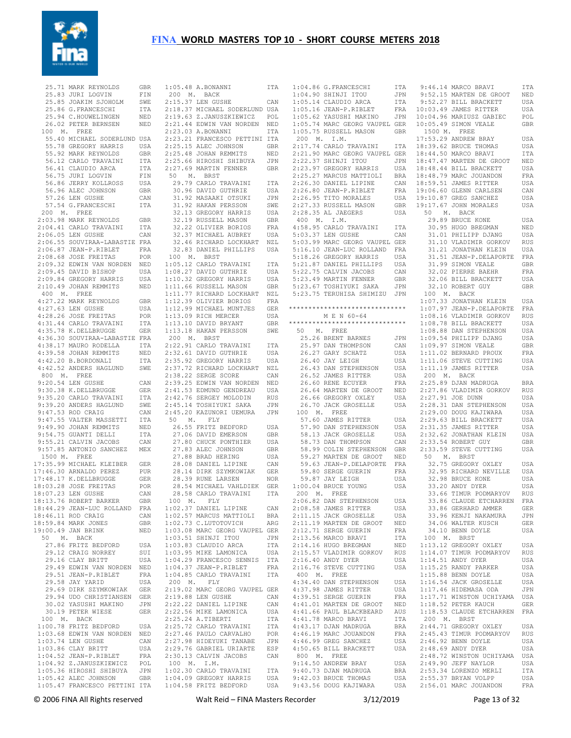# FINA WORLD MASTERS TOP 10 - SHORT COURSE METERS 2018

```
  25.71 MARK REYNOLDS       GBR
  25.83 JURI LOGVIN         FIN
  25.85 JOAKIM SJOHOLM      SWE
  25.86 G.FRANCESCHI        ITA
  25.94 C.HOUWELINGEN       NED
  26.02 PETER BERNSEN       NED
100  M.  FREE
  55.40 MICHAEL SODERLUND USA
  55.78 GREGORY HARRIS      USA
  55.92 MARK REYNOLDS       GBR
  56.12 CARLO TRAVAINI      ITA
  56.41 CLAUDIO ARCA        ITA
  56.75 JURI LOGVIN         FIN
  56.86 JERRY KOLLROSS      USA
  56.96 ALEC JOHNSON        GBR
  57.26 LEN GUSHE           CAN
  57.54 G.FRANCESCHI        ITA
200  M.  FREE
2:03.98 MARK REYNOLDS       GBR
2:04.41 CARLO TRAVAINI      ITA
2:06.05 LEN GUSHE           CAN
2:06.55 SOUVIRAA-LABASTIE FRA
2:06.87 JEAN-P.RIBLET       FRA
2:08.68 JOSE FREITAS        POR
2:09.32 EDWIN VAN NORDEN  NED
2:09.45 DAVID BISHOP        USA
2:09.84 GREGORY HARRIS      USA
2:10.49 JOHAN REMMITS       NED
400  M.  FREE
4:27.22 MARK REYNOLDS       GBR
4:27.63 LEN GUSHE           USA
4:28.26 JOSE FREITAS        POR
4:31.44 CARLO TRAVAINI      ITA
4:35.78 K.DELLBRUGGE        GER
4:36.30 SOUVIRAA-LABASTIE FRA
4:38.17 MAURO RODELLA       ITA
4:39.58 JOHAN REMMITS       NED
4:42.20 B.BORDONALI         ITA
4:42.52 ANDERS HAGLUND      SWE
800  M.  FREE
9:20.54 LEN GUSHE           CAN
9:30.38 K.DELLBRUGGE        GER
9:35.20 CARLO TRAVAINI      ITA
9:39.20 ANDERS HAGLUND      SWE
9:47.53 ROD CRAIG           CAN
9:47.55 VALTER MASSETTI     ITA
9:49.90 JOHAN REMMITS       NED
9:54.75 GUANTI DELLI        ITA
9:55.21 CALVIN JACOBS       CAN
9:57.85 ANTONIO SANCHEZ     MEX
1500 M.  FREE
17:35.99 MICHAEL KLEIBER    GER
17:46.30 ARNALDO PEREZ      PUR
17:48.17 K.DELLBRUGGE       GER
18:03.28 JOSE FREITAS       POR
18:07.23 LEN GUSHE          CAN
18:13.76 ROBERT BARKER      GBR
18:44.29 JEAN-LUC ROLLAND   FRA
18:46.11 ROD CRAIG          CAN
18:59.84 MARK JONES         GBR
19:00.49 JAN BRINK          NED
50   M.  BACK
  27.86 FRITZ BEDFORD       USA
  29.12 CRAIG NORREY        SUI
  29.16 CLAY BRITT          USA
  29.49 EDWIN VAN NORDEN  NED
  29.51 JEAN-P.RIBLET       FRA
  29.58 JAY YARID           USA
  29.69 DIRK SZYMKOWIAK     GER
  29.94 UDO CHRISTIANSEN    GER
  30.02 YASUSHI MAKINO      JPN
  30.19 PETER WIESE         GER
100  M.  BACK
1:00.78 FRITZ BEDFORD       USA
1:03.68 EDWIN VAN NORDEN  NED
1:03.74 LEN GUSHE           CAN
1:03.86 CLAY BRITT          USA
1:04.52 JEAN-P.RIBLET       FRA
1:04.92 Z.JANUSZKIEWICZ     POL
1:05.36 HIROSHI SHIBUYA     JPN
1:05.42 ALEC JOHNSON        GBR
1:05.47 FRANCESCO PETTINI ITA
1:05.48 A.BONANNI           ITA
200  M.  BACK
2:15.37 LEN GUSHE           CAN
2:18.37 MICHAEL SODERLUND USA
2:19.63 Z.JANUSZKIEWICZ     POL
2:21.44 EDWIN VAN NORDEN  NED
2:23.03 A.BONANNI           ITA
2:23.21 FRANCESCO PETTINI ITA
2:25.15 ALEC JOHNSON        GBR
2:25.48 JOHAN REMMITS       NED
2:25.66 HIROSHI SHIBUYA     JPN
2:27.69 MARTIN FENNER       GBR
50   M.  BRST
  29.79 CARLO TRAVAINI      ITA
  30.96 DAVID GUTHRIE       USA
  31.92 MASAAKI OTSUKI      JPN
  31.92 HAKAN PERSSON       SWE
  32.13 GREGORY HARRIS      USA
  32.19 RUSSELL MASON       GBR
  32.22 OLIVIER BORIOS      FRA
  32.37 MICHAEL AUBREY      USA
  32.46 RICHARD LOCKHART    NZL
  32.83 DANIEL PHILLIPS     USA
100  M.  BRST
1:05.12 CARLO TRAVAINI      ITA
1:08.27 DAVID GUTHRIE       USA
1:10.32 GREGORY HARRIS      USA
1:11.66 RUSSELL MASON       GBR
1:11.77 RICHARD LOCKHART    NZL
1:12.39 OLIVIER BORIOS      FRA
1:12.99 MICHAEL MUNTJES     GER
1:13.09 RICH MERCER         USA
1:13.10 DAVID BRYANT        GBR
1:13.18 HAKAN PERSSON       SWE
200  M.  BRST
2:22.91 CARLO TRAVAINI      ITA
2:32.61 DAVID GUTHRIE       USA
2:35.92 GREGORY HARRIS      USA
2:37.72 RICHARD LOCKHART    NZL
2:38.22 SERGE SCORE         CAN
2:39.25 EDWIN VAN NORDEN  NED
2:41.53 EDMUND GENDREAU     USA
2:42.76 SERGEY MOLODIN      RUS
2:45.14 TOSHIYUKI SAKA      JPN
2:45.20 KAZUNORI UEMURA     JPN
50   M.  FLY
  26.55 FRITZ BEDFORD       USA
  27.06 DAVID EMERSON       GBR
  27.80 CHUCK PONTHIER      USA
  27.83 ALEC JOHNSON        GBR
  27.88 BRAD HERING         USA
  28.08 DANIEL LIPINE       CAN
  28.14 DIRK SZYMKOWIAK     GER
  28.39 RUNE LARSEN         NOR
  28.54 MICHAEL VAHLDIEK    GER
  28.58 CARLO TRAVAINI      ITA
100  M.  FLY
1:02.37 DANIEL LIPINE       CAN
1:02.57 MARCUS MATTIOLI     BRA
1:02.73 C.LUTOTOVICH        ARG
1:03.08 MARC GEORG VAUPEL GER
1:03.51 SHINJI ITOU         JPN
1:03.83 CLAUDIO ARCA        ITA
1:03.95 MIKE LAMONICA       USA
1:04.29 FRANCESCO SENNIS    ITA
1:04.37 JEAN-P.RIBLET       FRA
1:04.85 CARLO TRAVAINI      ITA
200  M.  FLY
2:19.02 MARC GEORG VAUPEL GER
2:19.88 LEN GUSHE           CAN
2:22.22 DANIEL LIPINE       CAN
2:22.56 MIKE LAMONICA       USA
2:25.24 A.TIBERTI           ITA
2:25.72 CARLO TRAVAINI      ITA
2:27.46 PAULO CARVALHO      POR
2:27.98 HIDEYUKI TANABE     JPN
2:29.76 GABRIEL URIARTE     ESP
2:30.13 CALVIN JACOBS       CAN
100  M.  I.M.
1:02.30 CARLO TRAVAINI      ITA
1:04.09 GREGORY HARRIS      USA
1:04.58 FRITZ BEDFORD       USA
1:04.86 G.FRANCESCHI        ITA
1:04.90 SHINJI ITOU         JPN
1:05.14 CLAUDIO ARCA        ITA
1:05.16 JEAN-P.RIBLET       FRA
1:05.62 YASUSHI MAKINO      JPN
1:05.74 MARC GEORG VAUPEL GER
1:05.75 RUSSELL MASON       GBR
200  M.  I.M.
2:17.74 CARLO TRAVAINI      ITA
2:21.90 MARC GEORG VAUPEL GER
2:22.37 SHINJI ITOU         JPN
2:23.97 GREGORY HARRIS      USA
2:25.27 MARCUS MATTIOLI     BRA
2:26.30 DANIEL LIPINE       CAN
2:26.80 JEAN-P.RIBLET       FRA
2:26.95 TITO MORALES        USA
2:27.33 RUSSELL MASON       GBR
2:28.35 AL JAEGERS          USA
400  M.  I.M.
4:58.95 CARLO TRAVAINI      ITA
5:03.37 LEN GUSHE           CAN
5:03.99 MARC GEORG VAUPEL GER
5:16.10 JEAN-LUC ROLLAND    FRA
5:18.26 GREGORY HARRIS      USA
5:21.87 DANIEL PHILLIPS     USA
5:22.75 CALVIN JACOBS       CAN
5:23.49 MARTIN FENNER       GBR
5:23.67 TOSHIYUKI SAKA      JPN
5:23.75 TERUHISA SHIMIZU    JPN

*****************************
          M E N  60-64
*****************************
50   M.  FREE
  25.26 BRENT BARNES        JPN
  25.97 DAN THOMPSON        CAN
  26.27 GARY SCHATZ         USA
  26.40 JAY LEIGH           USA
  26.43 DAN STEPHENSON      USA
  26.52 JAMES RITTER        USA
  26.60 RENE ECUYER         FRA
  26.64 MARTEN DE GROOT     NED
  26.66 GREGORY OXLEY       USA
  26.70 JACK GROSELLE       USA
100  M.  FREE
  57.60 JAMES RITTER        USA
  57.90 DAN STEPHENSON      USA
  58.13 JACK GROSELLE       USA
  58.73 DAN THOMPSON        CAN
  58.99 COLIN STEPHENSON    GBR
  59.27 MARTEN DE GROOT     NED
  59.63 JEAN-P.DELAPORTE    FRA
  59.80 SERGE GUERIN        FRA
  59.87 JAY LEIGH           USA
1:00.04 BRUCE YOUNG         USA
200  M.  FREE
2:06.82 DAN STEPHENSON      USA
2:08.58 JAMES RITTER        USA
2:11.15 JACK GROSELLE       USA
2:11.19 MARTEN DE GROOT     NED
2:12.71 SERGE GUERIN        FRA
2:13.56 MARCO BRAVI         ITA
2:14.16 HUGO BREGMAN        NED
2:15.57 VLADIMIR GORKOV     RUS
2:16.40 ANDY DYER           USA
2:16.76 STEVE CUTTING       USA
400  M.  FREE
4:34.40 DAN STEPHENSON      USA
4:37.98 JAMES RITTER        USA
4:39.51 SERGE GUERIN        FRA
4:41.01 MARTEN DE GROOT     NED
4:41.66 PAUL BLACKBEARD     AUS
4:41.78 MARCO BRAVI         ITA
4:43.17 DJAN MADRUGA        BRA
4:46.19 MARC JOUANDON       FRA
4:46.99 GREG SANCHEZ        USA
4:50.65 BILL BRACKETT       USA
800  M.  FREE
9:14.50 ANDREW BRAY         USA
9:40.73 DJAN MADRUGA        BRA
9:42.03 BRUCE THOMAS        USA
9:43.56 DOUG KAJIWARA       USA
9:46.14 MARCO BRAVI         ITA
9:52.15 MARTEN DE GROOT     NED
9:52.27 BILL BRACKETT       USA
10:03.49 JAMES RITTER       USA
10:04.96 MARIUSZ GABIEC     POL
10:05.49 SIMON VEALE        GBR
1500 M.  FREE
17:53.29 ANDREW BRAY        USA
18:39.62 BRUCE THOMAS       USA
18:44.50 MARCO BRAVI        ITA
18:47.47 MARTEN DE GROOT    NED
18:48.44 BILL BRACKETT      USA
18:48.79 MARC JOUANDON      FRA
18:59.51 JAMES RITTER       USA
19:06.60 GLENN CARLSEN      CAN
19:10.87 GREG SANCHEZ       USA
19:17.67 JOHN MORALES       USA
50   M.  BACK
  29.89 BRUCE KONE          USA
  30.95 HUGO BREGMAN        NED
  31.01 PHILIPP DJANG       USA
  31.10 VLADIMIR GORKOV     RUS
  31.21 JONATHAN KLEIN      USA
  31.51 JEAN-P.DELAPORTE    FRA
  31.99 SIMON VEALE         GBR
  32.02 PIERRE BAEHR        FRA
  32.06 BILL BRACKETT       USA
  32.10 ROBERT GUY          GBR
100  M.  BACK
1:07.33 JONATHAN KLEIN      USA
1:07.97 JEAN-P.DELAPORTE    FRA
1:08.16 VLADIMIR GORKOV     RUS
1:08.78 BILL BRACKETT       USA
1:08.88 DAN STEPHENSON      USA
1:09.54 PHILIPP DJANG       USA
1:09.97 SIMON VEALE         GBR
1:11.02 BERNARD PROUX       FRA
1:11.06 STEVE CUTTING       USA
1:11.19 JAMES RITTER        USA
200  M.  BACK
2:25.89 DJAN MADRUGA        BRA
2:27.86 VLADIMIR GORKOV     RUS
2:27.91 JOE DUNN            USA
2:28.31 DAN STEPHENSON      USA
2:29.00 DOUG KAJIWARA       USA
2:29.63 BILL BRACKETT       USA
2:31.35 JAMES RITTER        USA
2:32.62 JONATHAN KLEIN      USA
2:33.54 ROBERT GUY          GBR
2:33.59 STEVE CUTTING       USA
50   M.  BRST
  32.75 GREGORY OXLEY       USA
  32.95 RICHARD NEVILLE     USA
  32.98 BRUCE KONE          USA
  33.20 ANDY DYER           USA
  33.66 TIMUR PODMARYOV     RUS
  33.86 CLAUDE ETCHARREN    FRA
  33.86 GERHARD AMMER       GER
  33.96 KENJI NAKAMURA      JPN
  34.06 WALTER KUSCH        GER
  34.10 BENN DOYLE          USA
100  M.  BRST
1:13.12 GREGORY OXLEY       USA
1:14.07 TIMUR PODMARYOV     RUS
1:14.51 ANDY DYER           USA
1:15.25 RANDY PARKER        USA
1:15.88 BENN DOYLE          USA
1:16.54 JACK GROSELLE       USA
1:17.46 HIDEMASA ODA        JPN
1:17.71 WINSTON UCHIYAMA    USA
1:18.52 PETER KAUCH         GER
1:18.53 CLAUDE ETCHARREN    FRA
200  M.  BRST
2:44.71 GREGORY OXLEY       USA
2:45.43 TIMUR PODMARYOV     RUS
2:46.92 BENN DOYLE          USA
2:48.69 ANDY DYER           USA
2:48.72 WINSTON UCHIYAMA    USA
2:49.90 JEFF NAYLOR         USA
2:53.34 LORENZO MERLI       ITA
2:55.37 BRYAN VOLPP         USA
2:56.01 MARC JOUANDON       FRA
```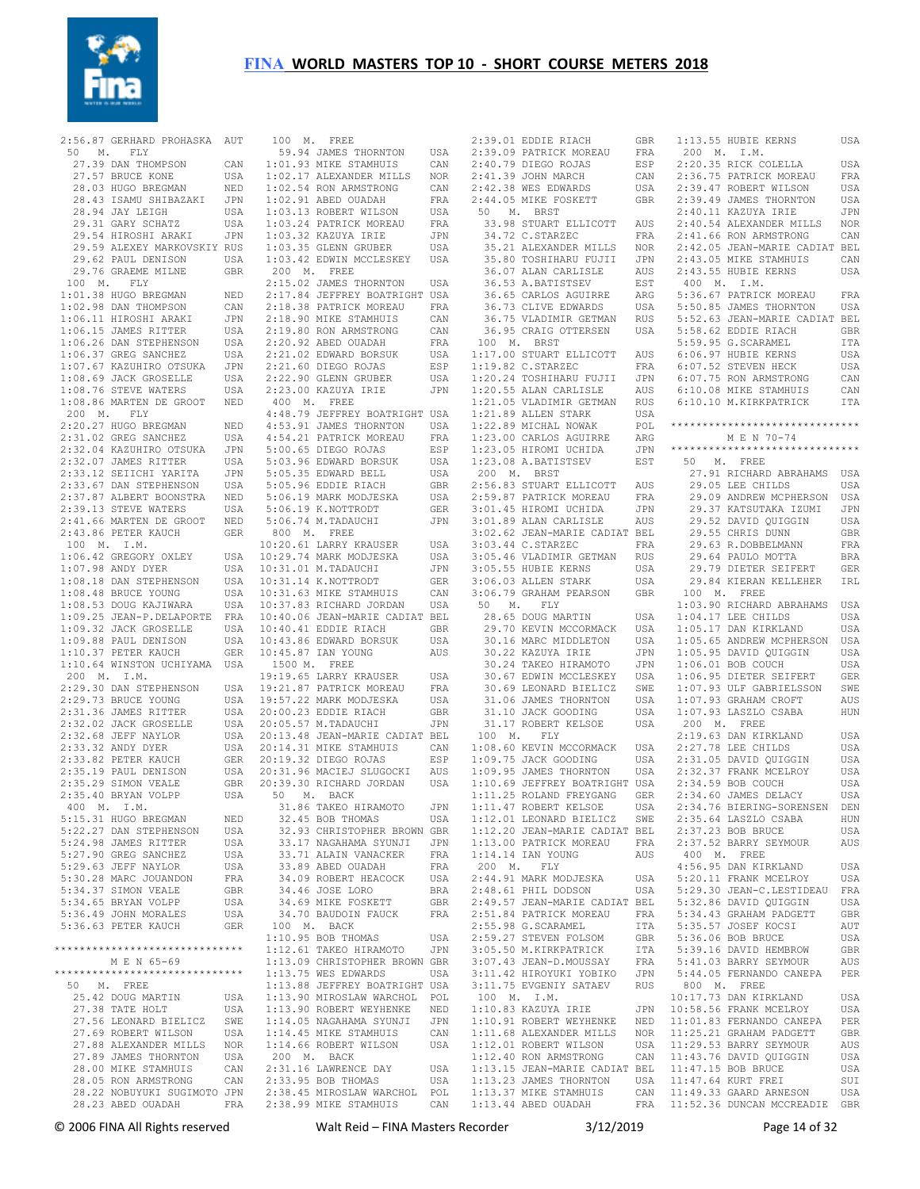# FINA WORLD MASTERS TOP 10 - SHORT COURSE METERS 2018

```
2:56.87 GERHARD PROHASKA  AUT
 50   M.  FLY
   27.39 DAN THOMPSON     CAN
   27.57 BRUCE KONE       USA
   28.03 HUGO BREGMAN     NED
   28.43 ISAMU SHIBAZAKI  JPN
   28.94 JAY LEIGH        USA
   29.31 GARY SCHATZ      USA
   29.54 HIROSHI ARAKI    JPN
   29.59 ALEXEY MARKOVSKIY RUS
   29.62 PAUL DENISON     USA
   29.76 GRAEME MILNE     GBR
 100  M.  FLY
1:01.38 HUGO BREGMAN      NED
1:02.98 DAN THOMPSON      CAN
1:06.11 HIROSHI ARAKI     JPN
1:06.15 JAMES RITTER      USA
1:06.26 DAN STEPHENSON    USA
1:06.37 GREG SANCHEZ      USA
1:07.67 KAZUHIRO OTSUKA   JPN
1:08.69 JACK GROSELLE     USA
1:08.76 STEVE WATERS      USA
1:08.86 MARTEN DE GROOT   NED
 200  M.  FLY
2:20.27 HUGO BREGMAN      NED
2:31.02 GREG SANCHEZ      USA
2:32.04 KAZUHIRO OTSUKA   JPN
2:32.07 JAMES RITTER      USA
2:33.12 SEIICHI YARITA    JPN
2:33.67 DAN STEPHENSON    USA
2:37.87 ALBERT BOONSTRA   NED
2:39.13 STEVE WATERS      USA
2:41.66 MARTEN DE GROOT   NED
2:43.86 PETER KAUCH       GER
 100  M.  I.M.
1:06.42 GREGORY OXLEY     USA
1:07.98 ANDY DYER         USA
1:08.18 DAN STEPHENSON    USA
1:08.48 BRUCE YOUNG       USA
1:08.53 DOUG KAJIWARA     USA
1:09.25 JEAN-P.DELAPORTE  FRA
1:09.32 JACK GROSELLE     USA
1:09.88 PAUL DENISON      USA
1:10.37 PETER KAUCH       GER
1:10.64 WINSTON UCHIYAMA  USA
 200  M.  I.M.
2:29.30 DAN STEPHENSON    USA
2:29.73 BRUCE YOUNG       USA
2:31.36 JAMES RITTER      USA
2:32.02 JACK GROSELLE     USA
2:32.68 JEFF NAYLOR       USA
2:33.32 ANDY DYER         USA
2:33.82 PETER KAUCH       GER
2:35.19 PAUL DENISON      USA
2:35.29 SIMON VEALE       GBR
2:35.40 BRYAN VOLPP       USA
 400  M.  I.M.
5:15.31 HUGO BREGMAN      NED
5:22.27 DAN STEPHENSON    USA
5:24.98 JAMES RITTER      USA
5:27.90 GREG SANCHEZ      USA
5:29.63 JEFF NAYLOR       USA
5:30.28 MARC JOUANDON     FRA
5:34.37 SIMON VEALE       GBR
5:34.65 BRYAN VOLPP       USA
5:36.49 JOHN MORALES      USA
5:36.63 PETER KAUCH       GER
```

```
******************************
        M E N  65-69
******************************
```

```
 50   M.  FREE
   25.42 DOUG MARTIN      USA
   27.38 TATE HOLT        USA
   27.56 LEONARD BIELICZ  SWE
   27.69 ROBERT WILSON    USA
   27.88 ALEXANDER MILLS  NOR
   27.89 JAMES THORNTON   USA
   28.00 MIKE STAMHUIS    CAN
   28.05 RON ARMSTRONG    CAN
   28.22 NOBUYUKI SUGIMOTO JPN
   28.23 ABED OUADAH      FRA
 100  M.  FREE
   59.94 JAMES THORNTON   USA
1:01.93 MIKE STAMHUIS     CAN
1:02.17 ALEXANDER MILLS   NOR
1:02.54 RON ARMSTRONG     CAN
1:02.91 ABED OUADAH       FRA
1:03.13 ROBERT WILSON     USA
1:03.24 PATRICK MOREAU    FRA
1:03.32 KAZUYA IRIE       JPN
1:03.35 GLENN GRUBER      USA
1:03.42 EDWIN MCCLESKEY   USA
 200  M.  FREE
2:15.02 JAMES THORNTON    USA
2:17.84 JEFFREY BOATRIGHT USA
2:18.38 PATRICK MOREAU    FRA
2:18.90 MIKE STAMHUIS     CAN
2:19.80 RON ARMSTRONG     CAN
2:20.92 ABED OUADAH       FRA
2:21.02 EDWARD BORSUK     USA
2:21.60 DIEGO ROJAS       ESP
2:22.90 GLENN GRUBER      USA
2:23.00 KAZUYA IRIE       JPN
 400  M.  FREE
4:48.79 JEFFREY BOATRIGHT USA
4:53.91 JAMES THORNTON    USA
4:54.21 PATRICK MOREAU    FRA
5:00.65 DIEGO ROJAS       ESP
5:03.96 EDWARD BORSUK     USA
5:05.35 EDWARD BELL       USA
5:05.96 EDDIE RIACH       GBR
5:06.19 MARK MODJESKA     USA
5:06.19 K.NOTTRODT        GER
5:06.74 M.TADAUCHI        JPN
 800  M.  FREE
10:20.61 LARRY KRAUSER    USA
10:29.74 MARK MODJESKA    USA
10:31.01 M.TADAUCHI       JPN
10:31.14 K.NOTTRODT       GER
10:31.63 MIKE STAMHUIS    CAN
10:37.83 RICHARD JORDAN   USA
10:40.06 JEAN-MARIE CADIAT BEL
10:40.41 EDDIE RIACH      GBR
10:43.86 EDWARD BORSUK    USA
10:45.87 IAN YOUNG        AUS
 1500 M.  FREE
19:19.65 LARRY KRAUSER    USA
19:21.87 PATRICK MOREAU   FRA
19:57.22 MARK MODJESKA    USA
20:00.23 EDDIE RIACH      GBR
20:05.57 M.TADAUCHI       JPN
20:13.48 JEAN-MARIE CADIAT BEL
20:14.31 MIKE STAMHUIS    CAN
20:19.32 DIEGO ROJAS      ESP
20:31.96 MACIEJ SLUGOCKI  AUS
20:39.30 RICHARD JORDAN   USA
 50   M.  BACK
   31.86 TAKEO HIRAMOTO   JPN
   32.45 BOB THOMAS       USA
   32.93 CHRISTOPHER BROWN GBR
   33.17 NAGAHAMA SYUNJI  JPN
   33.71 ALAIN VANACKER   FRA
   33.89 ABED OUADAH      FRA
   34.09 ROBERT HEACOCK   USA
   34.46 JOSE LORO        BRA
   34.69 MIKE FOSKETT     GBR
   34.70 BAUDOIN FAUCK    FRA
 100  M.  BACK
1:10.95 BOB THOMAS        USA
1:12.61 TAKEO HIRAMOTO    JPN
1:13.09 CHRISTOPHER BROWN GBR
1:13.75 WES EDWARDS       USA
1:13.88 JEFFREY BOATRIGHT USA
1:13.90 MIROSLAW WARCHOL  POL
1:13.90 ROBERT WEYEHNKE   NED
1:14.05 NAGAHAMA SYUNJI   JPN
1:14.45 MIKE STAMHUIS     CAN
1:14.66 ROBERT WILSON     USA
 200  M.  BACK
2:31.16 LAWRENCE DAY      USA
2:33.95 BOB THOMAS        USA
2:38.45 MIROSLAW WARCHOL  POL
2:38.99 MIKE STAMHUIS     CAN
2:39.01 EDDIE RIACH       GBR
2:39.09 PATRICK MOREAU    FRA
2:40.79 DIEGO ROJAS       ESP
2:41.39 JOHN MARCH        CAN
2:42.38 WES EDWARDS       USA
2:44.05 MIKE FOSKETT      GBR
 50   M.  BRST
   33.98 STUART ELLICOTT  AUS
   34.72 C.STARZEC        FRA
   35.21 ALEXANDER MILLS  NOR
   35.80 TOSHIHARU FUJII  JPN
   36.07 ALAN CARLISLE    AUS
   36.53 A.BATISTSEV      EST
   36.65 CARLOS AGUIRRE   ARG
   36.73 CLIVE EDWARDS    USA
   36.75 VLADIMIR GETMAN  RUS
   36.95 CRAIG OTTERSEN   USA
 100  M.  BRST
1:17.00 STUART ELLICOTT   AUS
1:19.82 C.STARZEC         FRA
1:20.24 TOSHIHARU FUJII   JPN
1:20.55 ALAN CARLISLE     AUS
1:21.05 VLADIMIR GETMAN   RUS
1:21.89 ALLEN STARK       USA
1:22.89 MICHAL NOWAK      POL
1:23.00 CARLOS AGUIRRE    ARG
1:23.05 HIROMI UCHIDA     JPN
1:23.08 A.BATISTSEV       EST
 200  M.  BRST
2:56.83 STUART ELLICOTT   AUS
2:59.87 PATRICK MOREAU    FRA
3:01.45 HIROMI UCHIDA     JPN
3:01.89 ALAN CARLISLE     AUS
3:02.62 JEAN-MARIE CADIAT BEL
3:03.44 C.STARZEC         FRA
3:05.46 VLADIMIR GETMAN   RUS
3:05.55 HUBIE KERNS       USA
3:06.03 ALLEN STARK       USA
3:06.79 GRAHAM PEARSON    GBR
 50   M.  FLY
   28.65 DOUG MARTIN      USA
   29.70 KEVIN MCCORMACK  USA
   30.16 MARC MIDDLETON   USA
   30.22 KAZUYA IRIE      JPN
   30.24 TAKEO HIRAMOTO   JPN
   30.67 EDWIN MCCLESKEY  USA
   30.69 LEONARD BIELICZ  SWE
   31.06 JAMES THORNTON   USA
   31.10 JACK GOODING     USA
   31.17 ROBERT KELSOE    USA
 100  M.  FLY
1:08.60 KEVIN MCCORMACK   USA
1:09.75 JACK GOODING      USA
1:09.95 JAMES THORNTON    USA
1:10.69 JEFFREY BOATRIGHT USA
1:11.25 ROLAND FREYGANG   GER
1:11.47 ROBERT KELSOE     USA
1:12.01 LEONARD BIELICZ   SWE
1:12.20 JEAN-MARIE CADIAT BEL
1:13.00 PATRICK MOREAU    FRA
1:14.14 IAN YOUNG         AUS
 200  M.  FLY
2:44.91 MARK MODJESKA     USA
2:48.61 PHIL DODSON       USA
2:49.57 JEAN-MARIE CADIAT BEL
2:51.84 PATRICK MOREAU    FRA
2:55.98 G.SCARAMEL        ITA
2:59.27 STEVEN FOLSOM     GBR
3:05.50 M.KIRKPATRICK     ITA
3:07.43 JEAN-D.MOUSSAY    FRA
3:11.42 HIROYUKI YOBIKO   JPN
3:11.75 EVGENIY SATAEV    RUS
 100  M.  I.M.
1:10.83 KAZUYA IRIE       JPN
1:10.91 ROBERT WEYEHNKE   NED
1:11.68 ALEXANDER MILLS   NOR
1:12.01 ROBERT WILSON     USA
1:12.40 RON ARMSTRONG     CAN
1:13.15 JEAN-MARIE CADIAT BEL
1:13.23 JAMES THORNTON    USA
1:13.37 MIKE STAMHUIS     CAN
1:13.44 ABED OUADAH       FRA
1:13.55 HUBIE KERNS       USA
 200  M.  I.M.
2:20.35 RICK COLELLA      USA
2:36.75 PATRICK MOREAU    FRA
2:39.47 ROBERT WILSON     USA
2:39.49 JAMES THORNTON    USA
2:40.11 KAZUYA IRIE       JPN
2:40.54 ALEXANDER MILLS   NOR
2:41.66 RON ARMSTRONG     CAN
2:42.05 JEAN-MARIE CADIAT BEL
2:43.05 MIKE STAMHUIS     CAN
2:43.55 HUBIE KERNS       USA
 400  M.  I.M.
5:36.67 PATRICK MOREAU    FRA
5:50.85 JAMES THORNTON    USA
5:52.63 JEAN-MARIE CADIAT BEL
5:58.62 EDDIE RIACH       GBR
5:59.95 G.SCARAMEL        ITA
6:06.97 HUBIE KERNS       USA
6:07.52 STEVEN HECK       USA
6:07.75 RON ARMSTRONG     CAN
6:10.08 MIKE STAMHUIS     CAN
6:10.10 M.KIRKPATRICK     ITA
```

```
******************************
        M E N  70-74
******************************
```

```
 50   M.  FREE
   27.91 RICHARD ABRAHAMS USA
   29.05 LEE CHILDS       USA
   29.09 ANDREW MCPHERSON USA
   29.37 KATSUTAKA IZUMI  JPN
   29.52 DAVID QUIGGIN    USA
   29.55 CHRIS DUNN       GBR
   29.63 R.DOBBELMANN     FRA
   29.64 PAULO MOTTA      BRA
   29.79 DIETER SEIFERT   GER
   29.84 KIERAN KELLEHER  IRL
 100  M.  FREE
1:03.90 RICHARD ABRAHAMS  USA
1:04.17 LEE CHILDS        USA
1:05.17 DAN KIRKLAND      USA
1:05.65 ANDREW MCPHERSON  USA
1:05.95 DAVID QUIGGIN     USA
1:06.01 BOB COUCH         USA
1:06.95 DIETER SEIFERT    GER
1:07.93 ULF GABRIELSSON   SWE
1:07.93 GRAHAM CROFT      AUS
1:07.93 LASZLO CSABA      HUN
 200  M.  FREE
2:19.63 DAN KIRKLAND      USA
2:27.78 LEE CHILDS        USA
2:31.05 DAVID QUIGGIN     USA
2:32.37 FRANK MCELROY     USA
2:34.59 BOB COUCH         USA
2:34.60 JAMES DELACY      USA
2:34.76 BIERING-SORENSEN  DEN
2:35.64 LASZLO CSABA      HUN
2:37.23 BOB BRUCE         USA
2:37.52 BARRY SEYMOUR     AUS
 400  M.  FREE
4:56.95 DAN KIRKLAND      USA
5:20.11 FRANK MCELROY     USA
5:29.30 JEAN-C.LESTIDEAU  FRA
5:32.86 DAVID QUIGGIN     USA
5:34.43 GRAHAM PADGETT    GBR
5:35.57 JOSEF KOCSI       AUT
5:36.06 BOB BRUCE         USA
5:39.16 DAVID HEMBROW     GBR
5:41.03 BARRY SEYMOUR     AUS
5:44.05 FERNANDO CANEPA   PER
 800  M.  FREE
10:17.73 DAN KIRKLAND     USA
10:58.56 FRANK MCELROY    USA
11:01.83 FERNANDO CANEPA  PER
11:25.21 GRAHAM PADGETT   GBR
11:29.53 BARRY SEYMOUR    AUS
11:43.76 DAVID QUIGGIN    USA
11:47.15 BOB BRUCE        USA
11:47.64 KURT FREI        SUI
11:49.33 GARD ARNESON     USA
11:52.36 DUNCAN MCCREADIE GBR
```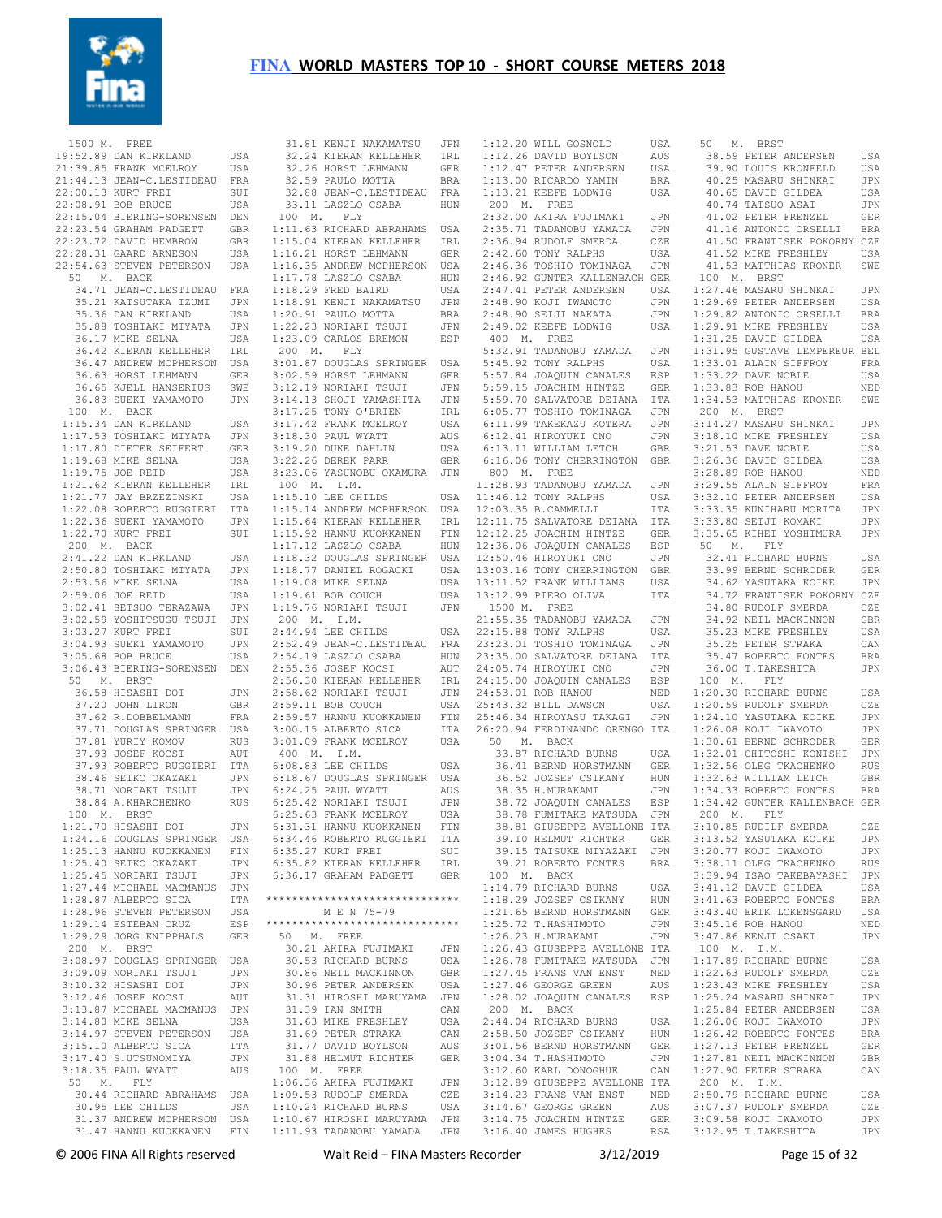# FINA WORLD MASTERS TOP 10 - SHORT COURSE METERS 2018

1500 M. FREE
19:52.89 DAN KIRKLAND USA
21:39.85 FRANK MCELROY USA
21:44.13 JEAN-C.LESTIDEAU FRA
22:00.13 KURT FREI SUI
22:08.91 BOB BRUCE USA
22:15.04 BIERING-SORENSEN DEN
22:23.54 GRAHAM PADGETT GBR
22:23.72 DAVID HEMBROW GBR
22:28.31 GAARD ARNESON USA
22:54.63 STEVEN PETERSON USA

50 M. BACK
34.71 JEAN-C.LESTIDEAU FRA
35.21 KATSUTAKA IZUMI JPN
35.36 DAN KIRKLAND USA
35.88 TOSHIAKI MIYATA JPN
36.17 MIKE SELNA USA
36.42 KIERAN KELLEHER IRL
36.47 ANDREW MCPHERSON USA
36.63 HORST LEHMANN GER
36.65 KJELL HANSERIUS SWE
36.83 SUEKI YAMAMOTO JPN

100 M. BACK
1:15.34 DAN KIRKLAND USA
1:17.53 TOSHIAKI MIYATA JPN
1:17.80 DIETER SEIFERT GER
1:19.68 MIKE SELNA USA
1:19.75 JOE REID USA
1:21.62 KIERAN KELLEHER IRL
1:21.77 JAY BRZEZINSKI USA
1:22.08 ROBERTO RUGGIERI ITA
1:22.36 SUEKI YAMAMOTO JPN
1:22.70 KURT FREI SUI

200 M. BACK
2:41.22 DAN KIRKLAND USA
2:50.80 TOSHIAKI MIYATA JPN
2:53.56 MIKE SELNA USA
2:59.06 JOE REID USA
3:02.41 SETSUO TERAZAWA JPN
3:02.59 YOSHITSUGU TSUJI JPN
3:03.27 KURT FREI SUI
3:04.93 SUEKI YAMAMOTO JPN
3:05.68 BOB BRUCE USA
3:06.43 BIERING-SORENSEN DEN

50 M. BRST
36.58 HISASHI DOI JPN
37.20 JOHN LIRON GBR
37.62 R.DOBBELMANN FRA
37.71 DOUGLAS SPRINGER USA
37.81 YURIY KOMOV RUS
37.93 JOSEF KOCSI AUT
37.93 ROBERTO RUGGIERI ITA
38.46 SEIKO OKAZAKI JPN
38.71 NORIAKI TSUJI JPN
38.84 A.KHARCHENKO RUS

100 M. BRST
1:21.70 HISASHI DOI JPN
1:24.16 DOUGLAS SPRINGER USA
1:25.13 HANNU KUOKKANEN FIN
1:25.40 SEIKO OKAZAKI JPN
1:25.45 NORIAKI TSUJI JPN
1:27.44 MICHAEL MACMANUS JPN
1:28.87 ALBERTO SICA ITA
1:28.96 STEVEN PETERSON USA
1:29.14 ESTEBAN CRUZ ESP
1:29.29 JORG KNIPPHALS GER

200 M. BRST
3:08.97 DOUGLAS SPRINGER USA
3:09.09 NORIAKI TSUJI JPN
3:10.32 HISASHI DOI JPN
3:12.46 JOSEF KOCSI AUT
3:13.87 MICHAEL MACMANUS JPN
3:14.80 MIKE SELNA USA
3:14.97 STEVEN PETERSON USA
3:15.10 ALBERTO SICA ITA
3:17.40 S.UTSUNOMIYA JPN
3:18.35 PAUL WYATT AUS

50 M. FLY
30.44 RICHARD ABRAHAMS USA
30.95 LEE CHILDS USA
31.37 ANDREW MCPHERSON USA
31.47 HANNU KUOKKANEN FIN
31.81 KENJI NAKAMATSU JPN
32.24 KIERAN KELLEHER IRL
32.26 HORST LEHMANN GER
32.59 PAULO MOTTA BRA
32.88 JEAN-C.LESTIDEAU FRA
33.11 LASZLO CSABA HUN

100 M. FLY
1:11.63 RICHARD ABRAHAMS USA
1:15.04 KIERAN KELLEHER IRL
1:16.21 HORST LEHMANN GER
1:16.35 ANDREW MCPHERSON USA
1:17.78 LASZLO CSABA HUN
1:18.29 FRED BAIRD USA
1:18.91 KENJI NAKAMATSU JPN
1:20.91 PAULO MOTTA BRA
1:22.23 NORIAKI TSUJI JPN
1:23.09 CARLOS BREMON ESP

200 M. FLY
3:01.87 DOUGLAS SPRINGER USA
3:02.59 HORST LEHMANN GER
3:12.19 NORIAKI TSUJI JPN
3:14.13 SHOJI YAMASHITA JPN
3:17.25 TONY O'BRIEN IRL
3:17.42 FRANK MCELROY USA
3:18.30 PAUL WYATT AUS
3:19.20 DUKE DAHLIN USA
3:22.26 DEREK PARR GBR
3:23.06 YASUNOBU OKAMURA JPN

100 M. I.M.
1:15.10 LEE CHILDS USA
1:15.14 ANDREW MCPHERSON USA
1:15.64 KIERAN KELLEHER IRL
1:15.92 HANNU KUOKKANEN FIN
1:17.12 LASZLO CSABA HUN
1:18.32 DOUGLAS SPRINGER USA
1:18.77 DANIEL ROGACKI USA
1:19.08 MIKE SELNA USA
1:19.61 BOB COUCH USA
1:19.76 NORIAKI TSUJI JPN

200 M. I.M.
2:44.94 LEE CHILDS USA
2:52.49 JEAN-C.LESTIDEAU FRA
2:54.19 LASZLO CSABA HUN
2:55.36 JOSEF KOCSI AUT
2:56.30 KIERAN KELLEHER IRL
2:58.62 NORIAKI TSUJI JPN
2:59.11 BOB COUCH USA
2:59.57 HANNU KUOKKANEN FIN
3:00.15 ALBERTO SICA ITA
3:01.09 FRANK MCELROY USA

400 M. I.M.
6:08.83 LEE CHILDS USA
6:18.67 DOUGLAS SPRINGER USA
6:24.25 PAUL WYATT AUS
6:25.42 NORIAKI TSUJI JPN
6:25.63 FRANK MCELROY USA
6:31.31 HANNU KUOKKANEN FIN
6:34.46 ROBERTO RUGGIERI ITA
6:35.27 KURT FREI SUI
6:35.82 KIERAN KELLEHER IRL
6:36.17 GRAHAM PADGETT GBR

******************************
M E N 75-79
******************************

50 M. FREE
30.21 AKIRA FUJIMAKI JPN
30.53 RICHARD BURNS USA
30.86 NEIL MACKINNON GBR
30.96 PETER ANDERSEN USA
31.31 HIROSHI MARUYAMA JPN
31.39 IAN SMITH CAN
31.63 MIKE FRESHLEY USA
31.69 PETER STRAKA CAN
31.77 DAVID BOYLSON AUS
31.88 HELMUT RICHTER GER

100 M. FREE
1:06.36 AKIRA FUJIMAKI JPN
1:09.53 RUDOLF SMERDA CZE
1:10.24 RICHARD BURNS USA
1:10.67 HIROSHI MARUYAMA JPN
1:11.93 TADANOBU YAMADA JPN
1:12.20 WILL GOSNOLD USA
1:12.26 DAVID BOYLSON AUS
1:12.47 PETER ANDERSEN USA
1:13.00 RICARDO YAMIN BRA
1:13.21 KEEFE LODWIG USA

200 M. FREE
2:32.00 AKIRA FUJIMAKI JPN
2:35.71 TADANOBU YAMADA JPN
2:36.94 RUDOLF SMERDA CZE
2:42.60 TONY RALPHS USA
2:46.36 TOSHIO TOMINAGA JPN
2:46.92 GUNTER KALLENBACH GER
2:47.41 PETER ANDERSEN USA
2:48.90 KOJI IWAMOTO JPN
2:48.90 SEIJI NAKATA JPN
2:49.02 KEEFE LODWIG USA

400 M. FREE
5:32.91 TADANOBU YAMADA JPN
5:45.92 TONY RALPHS USA
5:57.84 JOAQUIN CANALES ESP
5:59.15 JOACHIM HINTZE GER
5:59.70 SALVATORE DEIANA ITA
6:05.77 TOSHIO TOMINAGA JPN
6:11.99 TAKEKAZU KOTERA JPN
6:12.41 HIROYUKI ONO JPN
6:13.11 WILLIAM LETCH GBR
6:16.06 TONY CHERRINGTON GBR

800 M. FREE
11:28.93 TADANOBU YAMADA JPN
11:46.12 TONY RALPHS USA
12:03.35 B.CAMMELLI ITA
12:11.75 SALVATORE DEIANA ITA
12:12.25 JOACHIM HINTZE GER
12:36.06 JOAQUIN CANALES ESP
12:50.46 HIROYUKI ONO JPN
13:03.16 TONY CHERRINGTON GBR
13:11.52 FRANK WILLIAMS USA
13:12.99 PIERO OLIVA ITA

1500 M. FREE
21:55.35 TADANOBU YAMADA JPN
22:15.88 TONY RALPHS USA
23:23.01 TOSHIO TOMINAGA JPN
23:35.00 SALVATORE DEIANA ITA
24:05.74 HIROYUKI ONO JPN
24:15.00 JOAQUIN CANALES ESP
24:53.01 ROB HANOU NED
25:43.32 BILL DAWSON USA
25:46.34 HIROYASU TAKAGI JPN
26:20.94 FERDINANDO ORENGO ITA

50 M. BACK
33.87 RICHARD BURNS USA
36.41 BERND HORSTMANN GER
36.52 JOZSEF CSIKANY HUN
38.35 H.MURAKAMI JPN
38.72 JOAQUIN CANALES ESP
38.78 FUMITAKE MATSUDA JPN
38.81 GIUSEPPE AVELLONE ITA
39.10 HELMUT RICHTER GER
39.15 TAISUKE MIYAZAKI JPN
39.21 ROBERTO FONTES BRA

100 M. BACK
1:14.79 RICHARD BURNS USA
1:18.29 JOZSEF CSIKANY HUN
1:21.65 BERND HORSTMANN GER
1:25.72 T.HASHIMOTO JPN
1:26.23 H.MURAKAMI JPN
1:26.43 GIUSEPPE AVELLONE ITA
1:26.78 FUMITAKE MATSUDA JPN
1:27.45 FRANS VAN ENST NED
1:27.46 GEORGE GREEN AUS
1:28.02 JOAQUIN CANALES ESP

200 M. BACK
2:44.04 RICHARD BURNS USA
2:58.50 JOZSEF CSIKANY HUN
3:01.56 BERND HORSTMANN GER
3:04.34 T.HASHIMOTO JPN
3:12.60 KARL DONOGHUE CAN
3:12.89 GIUSEPPE AVELLONE ITA
3:14.23 FRANS VAN ENST NED
3:14.67 GEORGE GREEN AUS
3:14.75 JOACHIM HINTZE GER
3:16.40 JAMES HUGHES RSA

50 M. BRST
38.59 PETER ANDERSEN USA
39.90 LOUIS KRONFELD USA
40.25 MASARU SHINKAI JPN
40.65 DAVID GILDEA USA
40.74 TATSUO ASAI JPN
41.02 PETER FRENZEL GER
41.16 ANTONIO ORSELLI BRA
41.50 FRANTISEK POKORNY CZE
41.52 MIKE FRESHLEY USA
41.53 MATTHIAS KRONER SWE

100 M. BRST
1:27.46 MASARU SHINKAI JPN
1:29.69 PETER ANDERSEN USA
1:29.82 ANTONIO ORSELLI BRA
1:29.91 MIKE FRESHLEY USA
1:31.25 DAVID GILDEA USA
1:31.95 GUSTAVE LEMPEREUR BEL
1:33.01 ALAIN SIFFROY FRA
1:33.22 DAVE NOBLE USA
1:33.83 ROB HANOU NED
1:34.53 MATTHIAS KRONER SWE

200 M. BRST
3:14.27 MASARU SHINKAI JPN
3:18.10 MIKE FRESHLEY USA
3:21.53 DAVE NOBLE USA
3:26.36 DAVID GILDEA USA
3:28.89 ROB HANOU NED
3:29.55 ALAIN SIFFROY FRA
3:32.10 PETER ANDERSEN USA
3:33.35 KUNIHARU MORITA JPN
3:33.80 SEIJI KOMAKI JPN
3:35.65 KIHEI YOSHIMURA JPN

50 M. FLY
32.41 RICHARD BURNS USA
33.99 BERND SCHRODER GER
34.62 YASUTAKA KOIKE JPN
34.72 FRANTISEK POKORNY CZE
34.80 RUDOLF SMERDA CZE
34.92 NEIL MACKINNON GBR
35.23 MIKE FRESHLEY USA
35.25 PETER STRAKA CAN
35.47 ROBERTO FONTES BRA
36.00 T.TAKESHITA JPN

100 M. FLY
1:20.30 RICHARD BURNS USA
1:20.59 RUDOLF SMERDA CZE
1:24.10 YASUTAKA KOIKE JPN
1:26.08 KOJI IWAMOTO JPN
1:30.61 BERND SCHRODER GER
1:32.01 CHITOSHI KONISHI JPN
1:32.56 OLEG TKACHENKO RUS
1:32.63 WILLIAM LETCH GBR
1:34.33 ROBERTO FONTES BRA
1:34.42 GUNTER KALLENBACH GER

200 M. FLY
3:10.85 RUDOLF SMERDA CZE
3:13.52 YASUTAKA KOIKE JPN
3:20.77 KOJI IWAMOTO JPN
3:38.11 OLEG TKACHENKO RUS
3:39.94 ISAO TAKEBAYASHI JPN
3:41.12 DAVID GILDEA USA
3:41.63 ROBERTO FONTES BRA
3:43.40 ERIK LOKENSGARD USA
3:45.16 ROB HANOU NED
3:47.86 KENJI OSAKI JPN

100 M. I.M.
1:17.89 RICHARD BURNS USA
1:22.63 RUDOLF SMERDA CZE
1:23.43 MIKE FRESHLEY USA
1:25.24 MASARU SHINKAI JPN
1:25.84 PETER ANDERSEN USA
1:26.06 KOJI IWAMOTO JPN
1:26.42 ROBERTO FONTES BRA
1:27.13 PETER FRENZEL GER
1:27.81 NEIL MACKINNON GBR
1:27.90 PETER STRAKA CAN

200 M. I.M.
2:50.79 RICHARD BURNS USA
3:07.37 RUDOLF SMERDA CZE
3:09.58 KOJI IWAMOTO JPN
3:12.95 T.TAKESHITA JPN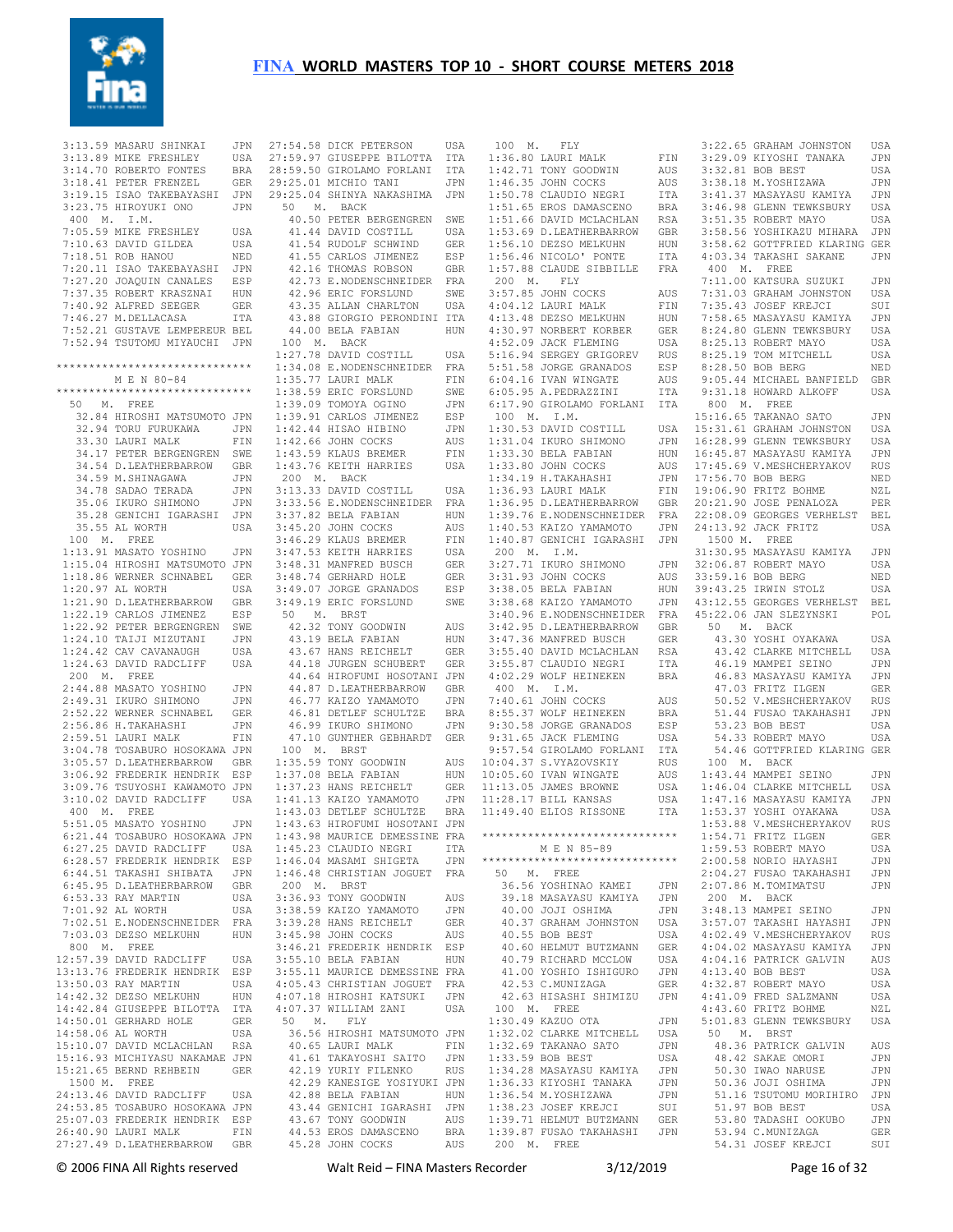3:13.59 MASARU SHINKAI JPN
3:13.89 MIKE FRESHLEY USA
3:14.70 ROBERTO FONTES BRA
3:18.41 PETER FRENZEL GER
3:19.15 ISAO TAKEBAYASHI JPN
3:23.75 HIROYUKI ONO JPN

400 M. I.M.

7:05.59 MIKE FRESHLEY USA
7:10.63 DAVID GILDEA USA
7:18.51 ROB HANOU NED
7:20.11 ISAO TAKEBAYASHI JPN
7:27.20 JOAQUIN CANALES ESP
7:37.35 ROBERT KRASZNAI HUN
7:40.92 ALFRED SEEGER GER
7:46.27 M.DELLACASA ITA
7:52.21 GUSTAVE LEMPEREUR BEL
7:52.94 TSUTOMU MIYAUCHI JPN

******************************

## M E N 80-84

******************************

50 M. FREE

32.84 HIROSHI MATSUMOTO JPN
32.94 TORU FURUKAWA JPN
33.30 LAURI MALK FIN
34.17 PETER BERGENGREN SWE
34.54 D.LEATHERBARROW GBR
34.59 M.SHINAGAWA JPN
34.78 SADAO TERADA JPN
35.06 IKURO SHIMONO JPN
35.28 GENICHI IGARASHI JPN
35.55 AL WORTH USA

100 M. FREE

1:13.91 MASATO YOSHINO JPN
1:15.04 HIROSHI MATSUMOTO JPN
1:18.86 WERNER SCHNABEL GER
1:20.97 AL WORTH USA
1:21.90 D.LEATHERBARROW GBR
1:22.19 CARLOS JIMENEZ ESP
1:22.92 PETER BERGENGREN SWE
1:24.10 TAIJI MIZUTANI JPN
1:24.42 CAV CAVANAUGH USA
1:24.63 DAVID RADCLIFF USA

200 M. FREE

2:44.88 MASATO YOSHINO JPN
2:49.31 IKURO SHIMONO JPN
2:52.22 WERNER SCHNABEL GER
2:56.86 H.TAKAHASHI JPN
2:59.51 LAURI MALK FIN
3:04.78 TOSABURO HOSOKAWA JPN
3:05.57 D.LEATHERBARROW GBR
3:06.92 FREDERIK HENDRIK ESP
3:09.76 TSUYOSHI KAWAMOTO JPN
3:10.02 DAVID RADCLIFF USA

400 M. FREE

5:51.05 MASATO YOSHINO JPN
6:21.44 TOSABURO HOSOKAWA JPN
6:27.25 DAVID RADCLIFF USA
6:28.57 FREDERIK HENDRIK ESP
6:44.51 TAKASHI SHIBATA JPN
6:45.95 D.LEATHERBARROW GBR
6:53.33 RAY MARTIN USA
7:01.92 AL WORTH USA
7:02.51 E.NODENSCHNEIDER FRA
7:03.03 DEZSO MELKUHN HUN

800 M. FREE

12:57.39 DAVID RADCLIFF USA
13:13.76 FREDERIK HENDRIK ESP
13:50.03 RAY MARTIN USA
14:42.32 DEZSO MELKUHN HUN
14:42.84 GIUSEPPE BILOTTA ITA
14:50.01 GERHARD HOLE GER
14:58.06 AL WORTH USA
15:10.07 DAVID MCLACHLAN RSA
15:16.93 MICHIYASU NAKAMAE JPN
15:21.65 BERND REHBEIN GER

1500 M. FREE

24:13.46 DAVID RADCLIFF USA
24:53.85 TOSABURO HOSOKAWA JPN
25:07.03 FREDERIK HENDRIK ESP
26:40.90 LAURI MALK FIN
27:27.49 D.LEATHERBARROW GBR
27:54.58 DICK PETERSON USA
27:59.97 GIUSEPPE BILOTTA ITA
28:59.50 GIROLAMO FORLANI ITA
29:25.01 MICHIO TANI JPN
29:25.04 SHINYA NAKASHIMA JPN

50 M. BACK

40.50 PETER BERGENGREN SWE
41.44 DAVID COSTILL USA
41.54 RUDOLF SCHWIND GER
41.55 CARLOS JIMENEZ ESP
42.16 THOMAS ROBSON GBR
42.73 E.NODENSCHNEIDER FRA
42.96 ERIC FORSLUND SWE
43.35 ALLAN CHARLTON USA
43.88 GIORGIO PERONDINI ITA
44.00 BELA FABIAN HUN

100 M. BACK

1:27.78 DAVID COSTILL USA
1:34.08 E.NODENSCHNEIDER FRA
1:35.77 LAURI MALK FIN
1:38.59 ERIC FORSLUND SWE
1:39.09 TOMOYA OGINO JPN
1:39.91 CARLOS JIMENEZ ESP
1:42.44 HISAO HIBINO JPN
1:42.66 JOHN COCKS AUS
1:43.59 KLAUS BREMER FIN
1:43.76 KEITH HARRIES USA

200 M. BACK

3:13.33 DAVID COSTILL USA
3:33.56 E.NODENSCHNEIDER FRA
3:37.82 BELA FABIAN HUN
3:45.20 JOHN COCKS AUS
3:46.29 KLAUS BREMER FIN
3:47.53 KEITH HARRIES USA
3:48.31 MANFRED BUSCH GER
3:48.74 GERHARD HOLE GER
3:49.07 JORGE GRANADOS ESP
3:49.19 ERIC FORSLUND SWE

50 M. BRST

42.32 TONY GOODWIN AUS
43.19 BELA FABIAN HUN
43.67 HANS REICHELT GER
44.18 JURGEN SCHUBERT GER
44.64 HIROFUMI HOSOTANI JPN
44.87 D.LEATHERBARROW GBR
46.77 KAIZO YAMAMOTO JPN
46.81 DETLEF SCHULTZE BRA
46.99 IKURO SHIMONO JPN
47.10 GUNTHER GEBHARDT GER

100 M. BRST

1:35.59 TONY GOODWIN AUS
1:37.08 BELA FABIAN HUN
1:37.23 HANS REICHELT GER
1:41.13 KAIZO YAMAMOTO JPN
1:43.03 DETLEF SCHULTZE BRA
1:43.63 HIROFUMI HOSOTANI JPN
1:43.98 MAURICE DEMESSINE FRA
1:45.23 CLAUDIO NEGRI ITA
1:46.04 MASAMI SHIGETA JPN
1:46.48 CHRISTIAN JOGUET FRA

200 M. BRST

3:36.93 TONY GOODWIN AUS
3:38.59 KAIZO YAMAMOTO JPN
3:39.28 HANS REICHELT GER
3:45.98 JOHN COCKS AUS
3:46.21 FREDERIK HENDRIK ESP
3:55.10 BELA FABIAN HUN
3:55.11 MAURICE DEMESSINE FRA
4:05.43 CHRISTIAN JOGUET FRA
4:07.18 HIROSHI KATSUKI JPN
4:07.37 WILLIAM ZANI USA

50 M. FLY

36.56 HIROSHI MATSUMOTO JPN
40.65 LAURI MALK FIN
41.61 TAKAYOSHI SAITO JPN
42.19 YURIY FILENKO RUS
42.29 KANESIGE YOSIYUKI JPN
42.88 BELA FABIAN HUN
43.44 GENICHI IGARASHI JPN
43.67 TONY GOODWIN AUS
44.53 EROS DAMASCENO BRA
45.28 JOHN COCKS AUS

100 M. FLY

1:36.80 LAURI MALK FIN
1:42.71 TONY GOODWIN AUS
1:46.35 JOHN COCKS AUS
1:50.78 CLAUDIO NEGRI ITA
1:51.65 EROS DAMASCENO BRA
1:51.66 DAVID MCLACHLAN RSA
1:53.69 D.LEATHERBARROW GBR
1:56.10 DEZSO MELKUHN HUN
1:56.46 NICOLO' PONTE ITA
1:57.88 CLAUDE SIBBILLE FRA

200 M. FLY

3:57.85 JOHN COCKS AUS
4:04.12 LAURI MALK FIN
4:13.48 DEZSO MELKUHN HUN
4:30.97 NORBERT KORBER GER
4:52.09 JACK FLEMING USA
5:16.94 SERGEY GRIGOREV RUS
5:51.58 JORGE GRANADOS ESP
6:04.16 IVAN WINGATE AUS
6:05.95 A.PEDRAZZINI ITA
6:17.90 GIROLAMO FORLANI ITA

100 M. I.M.

1:30.53 DAVID COSTILL USA
1:31.04 IKURO SHIMONO JPN
1:33.30 BELA FABIAN HUN
1:33.80 JOHN COCKS AUS
1:34.19 H.TAKAHASHI JPN
1:36.93 LAURI MALK FIN
1:36.95 D.LEATHERBARROW GBR
1:39.76 E.NODENSCHNEIDER FRA
1:40.53 KAIZO YAMAMOTO JPN
1:40.87 GENICHI IGARASHI JPN

200 M. I.M.

3:27.71 IKURO SHIMONO JPN
3:31.93 JOHN COCKS AUS
3:38.05 BELA FABIAN HUN
3:38.68 KAIZO YAMAMOTO JPN
3:40.96 E.NODENSCHNEIDER FRA
3:42.95 D.LEATHERBARROW GBR
3:47.36 MANFRED BUSCH GER
3:55.40 DAVID MCLACHLAN RSA
3:55.87 CLAUDIO NEGRI ITA
4:02.29 WOLF HEINEKEN BRA

400 M. I.M.

7:40.61 JOHN COCKS AUS
8:55.37 WOLF HEINEKEN BRA
9:30.58 JORGE GRANADOS ESP
9:31.65 JACK FLEMING USA
9:57.54 GIROLAMO FORLANI ITA
10:04.37 S.VYAZOVSKIY RUS
10:05.60 IVAN WINGATE AUS
11:13.05 JAMES BROWNE USA
11:28.17 BILL KANSAS USA
11:49.40 ELIOS RISSONE ITA

******************************

## M E N 85-89

******************************

50 M. FREE

36.56 YOSHINAO KAMEI JPN
39.18 MASAYASU KAMIYA JPN
40.00 JOJI OSHIMA JPN
40.37 GRAHAM JOHNSTON USA
40.55 BOB BEST USA
40.60 HELMUT BUTZMANN GER
40.79 RICHARD MCCLOW USA
41.00 YOSHIO ISHIGURO JPN
42.53 C.MUNIZAGA GER
42.63 HISASHI SHIMIZU JPN

100 M. FREE

1:30.49 KAZUO OTA JPN
1:32.02 CLARKE MITCHELL USA
1:32.69 TAKANAO SATO JPN
1:33.59 BOB BEST USA
1:34.28 MASAYASU KAMIYA JPN
1:36.33 KIYOSHI TANAKA JPN
1:36.54 M.YOSHIZAWA JPN
1:38.23 JOSEF KREJCI SUI
1:39.71 HELMUT BUTZMANN GER
1:39.87 FUSAO TAKAHASHI JPN

200 M. FREE

3:22.65 GRAHAM JOHNSTON USA
3:29.09 KIYOSHI TANAKA JPN
3:32.81 BOB BEST USA
3:38.18 M.YOSHIZAWA JPN
3:41.37 MASAYASU KAMIYA JPN
3:46.98 GLENN TEWKSBURY USA
3:51.35 ROBERT MAYO USA
3:58.56 YOSHIKAZU MIHARA JPN
3:58.62 GOTTFRIED KLARING GER
4:03.34 TAKASHI SAKANE JPN

400 M. FREE

7:11.00 KATSURA SUZUKI JPN
7:31.03 GRAHAM JOHNSTON USA
7:35.43 JOSEF KREJCI SUI
7:58.65 MASAYASU KAMIYA JPN
8:24.80 GLENN TEWKSBURY USA
8:25.13 ROBERT MAYO USA
8:25.19 TOM MITCHELL USA
8:28.50 BOB BERG NED
9:05.44 MICHAEL BANFIELD GBR
9:31.18 HOWARD ALKOFF USA

800 M. FREE

15:16.65 TAKANAO SATO JPN
15:31.61 GRAHAM JOHNSTON USA
16:28.99 GLENN TEWKSBURY USA
16:45.87 MASAYASU KAMIYA JPN
17:45.69 V.MESHCHERYAKOV RUS
17:56.70 BOB BERG NED
19:06.90 FRITZ BOHME NZL
20:21.90 JOSE PENALOZA PER
22:08.09 GEORGES VERHELST BEL
24:13.92 JACK FRITZ USA

1500 M. FREE

31:30.95 MASAYASU KAMIYA JPN
32:06.87 ROBERT MAYO USA
33:59.16 BOB BERG NED
39:43.25 IRWIN STOLZ USA
43:12.55 GEORGES VERHELST BEL
45:22.06 JAN SLEZYNSKI POL

50 M. BACK

43.30 YOSHI OYAKAWA USA
43.42 CLARKE MITCHELL USA
46.19 MAMPEI SEINO JPN
46.83 MASAYASU KAMIYA JPN
47.03 FRITZ ILGEN GER
50.52 V.MESHCHERYAKOV RUS
51.44 FUSAO TAKAHASHI JPN
53.23 BOB BEST USA
54.33 ROBERT MAYO USA
54.46 GOTTFRIED KLARING GER

100 M. BACK

1:43.44 MAMPEI SEINO JPN
1:46.04 CLARKE MITCHELL USA
1:47.16 MASAYASU KAMIYA JPN
1:53.37 YOSHI OYAKAWA USA
1:53.88 V.MESHCHERYAKOV RUS
1:54.71 FRITZ ILGEN GER
1:59.53 ROBERT MAYO USA
2:00.58 NORIO HAYASHI JPN
2:04.27 FUSAO TAKAHASHI JPN
2:07.86 M.TOMIMATSU JPN

200 M. BACK

3:48.13 MAMPEI SEINO JPN
3:57.07 TAKASHI HAYASHI JPN
4:02.49 V.MESHCHERYAKOV RUS
4:04.02 MASAYASU KAMIYA JPN
4:04.16 PATRICK GALVIN AUS
4:13.40 BOB BEST USA
4:32.87 ROBERT MAYO USA
4:41.09 FRED SALZMANN USA
4:43.60 FRITZ BOHME NZL
5:01.83 GLENN TEWKSBURY USA

50 M. BRST

48.36 PATRICK GALVIN AUS
48.42 SAKAE OMORI JPN
50.30 IWAO NARUSE JPN
50.36 JOJI OSHIMA JPN
51.16 TSUTOMU MORIHIRO JPN
51.97 BOB BEST USA
53.80 TADASHI OOKUBO JPN
53.94 C.MUNIZAGA GER
54.31 JOSEF KREJCI SUI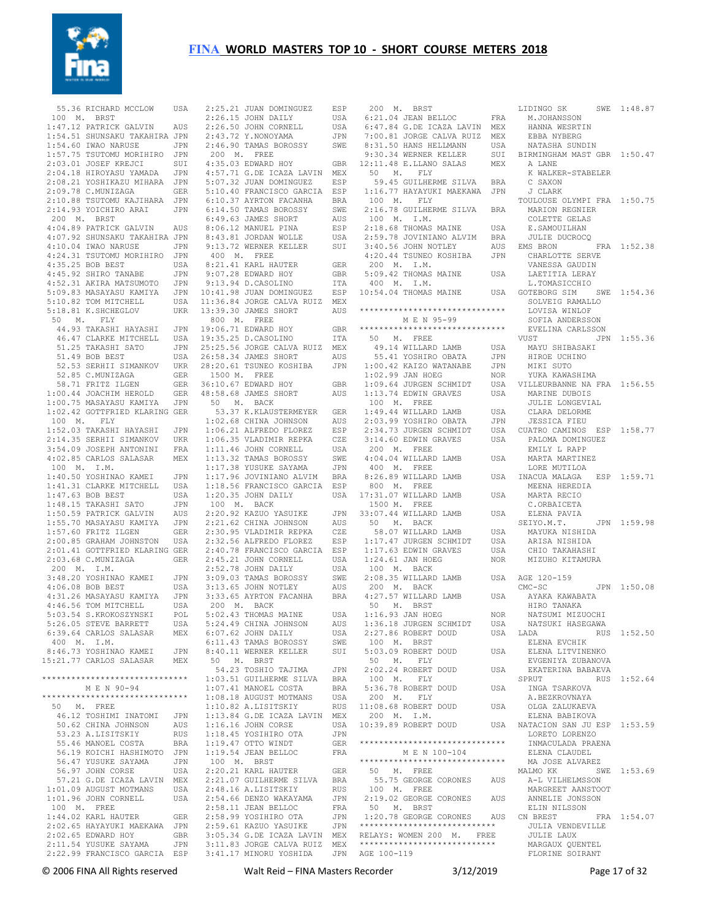# FINA WORLD MASTERS TOP 10 - SHORT COURSE METERS 2018

```
   55.36 RICHARD MCCLOW    USA
  100  M.  BRST
 1:47.12 PATRICK GALVIN    AUS
 1:54.51 SHUNSAKU TAKAHIRA JPN
 1:54.60 IWAO NARUSE       JPN
 1:57.75 TSUTOMU MORIHIRO  JPN
 2:03.01 JOSEF KREJCI      SUI
 2:04.18 HIROYASU YAMADA   JPN
 2:08.21 YOSHIKAZU MIHARA  JPN
 2:09.78 C.MUNIZAGA        GER
 2:10.88 TSUTOMU KAJIHARA  JPN
 2:14.93 YOICHIRO ARAI     JPN
  200  M.  BRST
 4:04.89 PATRICK GALVIN    AUS
 4:07.92 SHUNSAKU TAKAHIRA JPN
 4:10.04 IWAO NARUSE       JPN
 4:24.31 TSUTOMU MORIHIRO  JPN
 4:35.25 BOB BEST          USA
 4:45.92 SHIRO TANABE      JPN
 4:52.31 AKIRA MATSUMOTO   JPN
 5:09.83 MASAYASU KAMIYA   JPN
 5:10.82 TOM MITCHELL      USA
 5:18.81 K.SHCHEGLOV       UKR
  50   M.  FLY
   44.93 TAKASHI HAYASHI   JPN
   46.47 CLARKE MITCHELL   USA
   51.25 TAKASHI SATO      JPN
   51.49 BOB BEST          USA
   52.53 SERHII SIMANKOV   UKR
   52.85 C.MUNIZAGA        GER
   58.71 FRITZ ILGEN       GER
 1:00.44 JOACHIM HEROLD    GER
 1:00.75 MASAYASU KAMIYA   JPN
 1:02.42 GOTTFRIED KLARING GER
  100  M.  FLY
 1:52.03 TAKASHI HAYASHI   JPN
 2:14.35 SERHII SIMANKOV   UKR
 3:54.09 JOSEPH ANTONINI   FRA
 4:02.85 CARLOS SALASAR    MEX
  100  M.  I.M.
 1:40.50 YOSHINAO KAMEI    JPN
 1:41.31 CLARKE MITCHELL   USA
 1:47.63 BOB BEST          USA
 1:48.15 TAKASHI SATO      JPN
 1:50.59 PATRICK GALVIN    AUS
 1:55.70 MASAYASU KAMIYA   JPN
 1:57.60 FRITZ ILGEN       GER
 2:00.85 GRAHAM JOHNSTON   USA
 2:01.41 GOTTFRIED KLARING GER
 2:03.68 C.MUNIZAGA        GER
  200  M.  I.M.
 3:48.20 YOSHINAO KAMEI    JPN
 4:06.08 BOB BEST          USA
 4:31.26 MASAYASU KAMIYA   JPN
 4:46.56 TOM MITCHELL      USA
 5:03.54 S.KROKOSZYNSKI    POL
 5:26.05 STEVE BARRETT     USA
 6:39.64 CARLOS SALASAR    MEX
  400  M.  I.M.
 8:46.73 YOSHINAO KAMEI    JPN
15:21.77 CARLOS SALASAR    MEX

******************************
        M E N 90-94
******************************
  50   M.  FREE
   46.12 TOSHIMI INATOMI   JPN
   50.62 CHINA JOHNSON     AUS
   53.23 A.LISITSKIY       RUS
   55.46 MANOEL COSTA      BRA
   56.19 KOICHI HASHIMOTO  JPN
   56.47 YUSUKE SAYAMA     JPN
   56.97 JOHN CORSE        USA
   57.21 G.DE ICAZA LAVIN  MEX
 1:01.09 AUGUST MOTMANS    USA
 1:01.96 JOHN CORNELL      USA
  100  M.  FREE
 1:44.02 KARL HAUTER       GER
 2:02.65 HAYAYUKI MAEKAWA  JPN
 2:02.65 EDWARD HOY        GBR
 2:11.54 YUSUKE SAYAMA     JPN
 2:22.99 FRANCISCO GARCIA  ESP
 2:25.21 JUAN DOMINGUEZ    ESP
 2:26.15 JOHN DAILY        USA
 2:26.50 JOHN CORNELL      USA
 2:43.72 Y.NONOYAMA        JPN
 2:46.90 TAMAS BOROSSY     SWE
  200  M.  FREE
 4:35.03 EDWARD HOY        GBR
 4:57.71 G.DE ICAZA LAVIN  MEX
 5:07.32 JUAN DOMINGUEZ    ESP
 5:10.40 FRANCISCO GARCIA  ESP
 6:10.37 AYRTON FACANHA    BRA
 6:14.50 TAMAS BOROSSY     SWE
 6:49.63 JAMES SHORT       AUS
 8:06.12 MANUEL PINA       ESP
 8:43.81 JORDAN WOLLE      USA
 9:13.72 WERNER KELLER     SUI
  400  M.  FREE
 8:21.41 KARL HAUTER       GER
 9:07.28 EDWARD HOY        GBR
 9:13.94 D.CASOLINO        ITA
10:41.98 JUAN DOMINGUEZ    ESP
11:36.84 JORGE CALVA RUIZ  MEX
13:39.30 JAMES SHORT       AUS
  800  M.  FREE
19:06.71 EDWARD HOY        GBR
19:35.25 D.CASOLINO        ITA
25:25.56 JORGE CALVA RUIZ  MEX
26:58.34 JAMES SHORT       AUS
28:20.61 TSUNEO KOSHIBA    JPN
  1500 M.  FREE
36:10.67 EDWARD HOY        GBR
48:58.68 JAMES SHORT       AUS
  50   M.  BACK
   53.37 K.KLAUSTERMEYER   GER
 1:02.68 CHINA JOHNSON     AUS
 1:06.21 ALFREDO FLOREZ    ESP
 1:06.35 VLADIMIR REPKA    CZE
 1:11.46 JOHN CORNELL      USA
 1:13.32 TAMAS BOROSSY     SWE
 1:17.38 YUSUKE SAYAMA     JPN
 1:17.96 JOVINIANO ALVIM   BRA
 1:18.56 FRANCISCO GARCIA  ESP
 1:20.35 JOHN DAILY        USA
  100  M.  BACK
 2:20.92 KAZUO YASUIKE     JPN
 2:21.62 CHINA JOHNSON     AUS
 2:30.95 VLADIMIR REPKA    CZE
 2:32.56 ALFREDO FLOREZ    ESP
 2:40.78 FRANCISCO GARCIA  ESP
 2:45.21 JOHN CORNELL      USA
 2:52.78 JOHN DAILY        USA
 3:09.03 TAMAS BOROSSY     SWE
 3:13.65 JOHN NOTLEY       AUS
 3:33.65 AYRTON FACANHA    BRA
  200  M.  BACK
 5:02.43 THOMAS MAINE      USA
 5:24.49 CHINA JOHNSON     AUS
 6:07.62 JOHN DAILY        USA
 6:11.43 TAMAS BOROSSY     SWE
 8:40.11 WERNER KELLER     SUI
  50   M.  BRST
   54.23 TOSHIO TAJIMA     JPN
 1:03.51 GUILHERME SILVA   BRA
 1:07.41 MANOEL COSTA      BRA
 1:08.18 AUGUST MOTMANS    USA
 1:10.82 A.LISITSKIY       RUS
 1:13.84 G.DE ICAZA LAVIN  MEX
 1:16.16 JOHN CORSE        USA
 1:18.45 YOSIHIRO OTA      JPN
 1:19.47 OTTO WINDT        GER
 1:19.54 JEAN BELLOC       FRA
  100  M.  BRST
 2:20.21 KARL HAUTER       GER
 2:21.07 GUILHERME SILVA   BRA
 2:48.16 A.LISITSKIY       RUS
 2:54.66 DENZO WAKAYAMA    JPN
 2:58.11 JEAN BELLOC       FRA
 2:58.99 YOSIHIRO OTA      JPN
 2:59.61 KAZUO YASUIKE     JPN
 3:05.34 G.DE ICAZA LAVIN  MEX
 3:11.83 JORGE CALVA RUIZ  MEX
 3:41.17 MINORU YOSHIDA    JPN
  200  M.  BRST
 6:21.04 JEAN BELLOC       FRA
 6:47.84 G.DE ICAZA LAVIN  MEX
 7:00.81 JORGE CALVA RUIZ  MEX
 8:31.50 HANS HELLMANN     USA
 9:30.34 WERNER KELLER     SUI
12:11.48 E.LLANO SALAS     MEX
  50   M.  FLY
   59.45 GUILHERME SILVA   BRA
 1:16.77 HAYAYUKI MAEKAWA  JPN
  100  M.  FLY
 2:16.78 GUILHERME SILVA   BRA
  100  M.  I.M.
 2:18.68 THOMAS MAINE      USA
 2:59.78 JOVINIANO ALVIM   BRA
 3:40.56 JOHN NOTLEY       AUS
 4:20.44 TSUNEO KOSHIBA    JPN
  200  M.  I.M.
 5:09.42 THOMAS MAINE      USA
  400  M.  I.M.
10:54.04 THOMAS MAINE      USA

******************************
        M E N 95-99
******************************
  50   M.  FREE
   49.14 WILLARD LAMB      USA
   55.41 YOSHIRO OBATA     JPN
 1:00.42 KAIZO WATANABE    JPN
 1:02.99 JAN HOEG          NOR
 1:09.64 JURGEN SCHMIDT    USA
 1:13.74 EDWIN GRAVES      USA
  100  M.  FREE
 1:49.44 WILLARD LAMB      USA
 2:03.99 YOSHIRO OBATA     JPN
 2:34.73 JURGEN SCHMIDT    USA
 3:14.60 EDWIN GRAVES      USA
  200  M.  FREE
 4:04.04 WILLARD LAMB      USA
  400  M.  FREE
 8:26.89 WILLARD LAMB      USA
  800  M.  FREE
17:31.07 WILLARD LAMB      USA
  1500 M.  FREE
33:07.44 WILLARD LAMB      USA
  50   M.  BACK
   58.07 WILLARD LAMB      USA
 1:17.47 JURGEN SCHMIDT    USA
 1:17.63 EDWIN GRAVES      USA
 1:24.61 JAN HOEG          NOR
  100  M.  BACK
 2:08.35 WILLARD LAMB      USA
  200  M.  BACK
 4:27.57 WILLARD LAMB      USA
  50   M.  BRST
 1:16.93 JAN HOEG          NOR
 1:36.18 JURGEN SCHMIDT    USA
 2:27.86 ROBERT DOUD       USA
  100  M.  BRST
 5:03.09 ROBERT DOUD       USA
  50   M.  FLY
 2:02.24 ROBERT DOUD       USA
  100  M.  FLY
 5:36.78 ROBERT DOUD       USA
  200  M.  FLY
11:08.68 ROBERT DOUD       USA
  200  M.  I.M.
10:39.89 ROBERT DOUD       USA

******************************
        M E N 100-104
******************************
  50   M.  FREE
   55.75 GEORGE CORONES    AUS
  100  M.  FREE
 2:19.02 GEORGE CORONES    AUS
  50   M.  BRST
 1:20.78 GEORGE CORONES    AUS
****************************
RELAYS: WOMEN 200  M.   FREE
****************************
AGE 100-119
LIDINGO SK          SWE  1:48.87
  M.JOHANSSON
  HANNA WESRTIN
  EBBA NYBERG
  NATASHA SUNDIN
BIRMINGHAM MAST GBR  1:50.47
  A LANE
  K WALKER-STABELER
  C SAXON
  J CLARK
TOULOUSE OLYMPI FRA  1:50.75
  MARION REGNIER
  COLETTE GELAS
  E.SAMOUILHAN
  JULIE DUCROCQ
EMS BRON            FRA  1:52.38
  CHARLOTTE SERVE
  VANESSA GAUDIN
  LAETITIA LERAY
  L.TOMASICCHIO
GOTEBORG SIM        SWE  1:54.36
  SOLVEIG RAMALLO
  LOVISA WINLOF
  SOFIA ANDERSSON
  EVELINA CARLSSON
VUST                JPN  1:55.36
  MAYU SHIBASAKI
  HIROE UCHINO
  MIKI SUTO
  YUKA KAWASHIMA
VILLEURBANNE NA FRA  1:56.55
  MARINE DUBOIS
  JULIE LONGEVIAL
  CLARA DELORME
  JESSICA FIEU
CUATRO CAMINOS  ESP  1:58.77
  PALOMA DOMINGUEZ
  EMILY L RAPP
  MARTA MARTINEZ
  LORE MUTILOA
INACUA MALAGA   ESP  1:59.71
  MEENA HEREDIA
  MARTA RECIO
  C.ORBAICETA
  ELENA PAVIA
SEIYO.M.T.          JPN  1:59.98
  MAYUKA NISHIDA
  ARISA NISHIDA
  CHIO TAKAHASHI
  MIZUHO KITAMURA

AGE 120-159
CMC-SC              JPN  1:50.08
  AYAKA KAWABATA
  HIRO TANAKA
  NATSUMI MIZUOCHI
  NATSUKI HASEGAWA
LADA                RUS  1:52.50
  ELENA EVCHIK
  ELENA LITVINENKO
  EVGENIYA ZUBANOVA
  EKATERINA BABAEVA
SPRUT               RUS  1:52.64
  INGA TSARKOVA
  A.BEZKROVNAYA
  OLGA ZALUKAEVA
  ELENA BABIKOVA
NATACION SAN JU ESP  1:53.59
  LORETO LORENZO
  INMACULADA PRAENA
  ELENA CLAUDEL
  MA JOSE ALVAREZ
MALMO KK            SWE  1:53.69
  A-L VILHELMSSON
  MARGREET AANSTOOT
  ANNELIE JONSSON
  ELIN NILSSON
CN BREST            FRA  1:54.07
  JULIA VENDEVILLE
  JULIE LAUX
  MARGAUX QUENTEL
  FLORINE SOIRANT
```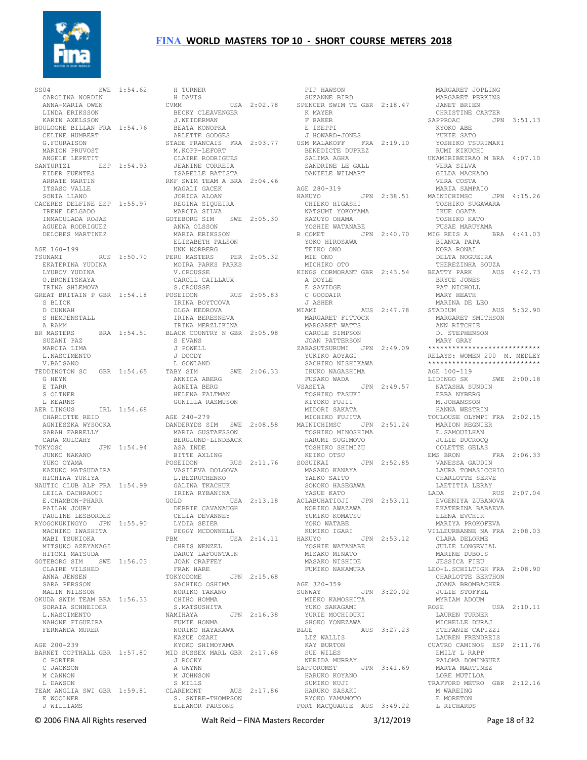# FINA WORLD MASTERS TOP 10 - SHORT COURSE METERS 2018

```
SS04            SWE  1:54.62
  CAROLINA NORDIN
  ANNA-MARIA OWEN
  LINDA ERIKSSON
  KARIN AXELSSON
BOULOGNE BILLAN FRA  1:54.76
  CELINE HUMBERT
  G.FOURAISON
  MARION PRUVOST
  ANGELE LEPETIT
SANTURTZI       ESP  1:54.93
  EIDER FUENTES
  ARRATE MARTIN
  ITSASO VALLE
  SONIA LLANO
CACERES DELFINE ESP  1:55.97
  IRENE DELGADO
  INMACULADA ROJAS
  AGUEDA RODRIGUEZ
  DELORES MARTINEZ

AGE 160-199
TSUNAMI         RUS  1:50.70
  EKATERINA YUDINA
  LYUBOV YUDINA
  O.BRONITSKAYA
  IRINA SHLEMOVA
GREAT BRITAIN P GBR  1:54.18
  S BLICK
  D CUNNAH
  S HEMPENSTALL
  A RAMM
BR MASTERS      BRA  1:54.51
  SUZANI PAZ
  MARCIA LIMA
  L.NASCIMENTO
  V.BALSANO
TEDDINGTON SC   GBR  1:54.65
  G HEYN
  E TARR
  S OLTNER
  L KEARNS
AER LINGUS      IRL  1:54.68
  CHARLOTTE REID
  AGNIESZKA WYSOCKA
  SARAH FARRELLY
  CARA MULCAHY
TOKYOSC         JPN  1:54.94
  JUNKO NAKANO
  YUKO OYAMA
  KAZUKO MATSUDAIRA
  HICHIWA YUKIYA
NAUTIC CLUB ALP FRA  1:54.99
  LEILA DACHRAOUI
  E.CHAMBON-PHARR
  PAILAN JOURY
  PAULINE LESBORDES
RYOGOKUKINGYO   JPN  1:55.90
  MACHIKO IWASHITA
  MABI TSUKIOKA
  MITSUKO AZEYANAGI
  HITOMI MATSUDA
GOTEBORG SIM    SWE  1:56.03
  CLAIRE VILSHED
  ANNA JENSEN
  SARA PERSSON
  MALIN NILSSON
OKUDA SWIM TEAM BRA  1:56.33
  SORAIA SCHNEIDER
  L.NASCIMENTO
  NAHONE FIGUEIRA
  FERNANDA MURER

AGE 200-239
BARNET COPTHALL GBR  1:57.80
  C PORTER
  C JACKSON
  M CANNON
  L DAWSON
TEAM ANGLIA SWI GBR  1:59.81
  E WOOLNER
  J WILLIAMS
  H TURNER
  H DAVIS
CVMM            USA  2:02.78
  BECKY CLEAVENGER
  J.WEIDERMAN
  BEATA KONOPKA
  ARLETTE GODGES
STADE FRANCAIS  FRA  2:03.77
  M.KOPP-LEFORT
  CLAIRE RODRIGUES
  JEANINE CORREIA
  ISABELLE BATISTA
RKF SWIM TEAM A BRA  2:04.46
  MAGALI GACEK
  JORICA ALOAN
  REGINA SIQUEIRA
  MARCIA SILVA
GOTEBORG SIM    SWE  2:05.30
  ANNA OLSSON
  MARIA ERIKSSON
  ELISABETH PALSON
  UNN NORBERG
PERU MASTERS    PER  2:05.32
  MOIRA PARKS PARKS
  V.CROUSSE
  CAROLL CAILLAUX
  S.CROUSSE
POSEIDON        RUS  2:05.83
  IRINA BOYTCOVA
  OLGA KEDROVA
  IRINA BERESNEVA
  IRINA MERZLIKINA
BLACK COUNTRY N GBR  2:05.98
  S EVANS
  J POWELL
  J DOODY
  L GOWLAND
TABY SIM        SWE  2:06.33
  ANNICA ABERG
  AGNETA BERG
  HELENA FALTMAN
  GUNILLA RASMUSON

AGE 240-279
DANDERYDS SIM   SWE  2:08.58
  MARIA GUSTAFSSON
  BERGLUND-LINDBACK
  ASA INDE
  BITTE AXLING
POSEIDON        RUS  2:11.76
  VASILEVA DOLGOVA
  L.BEZRUCHENKO
  GALINA TKACHUK
  IRINA RYBANINA
GOLD            USA  2:13.18
  DEBBIE CAVANAUGH
  CELIA DEVANNEY
  LYDIA SEIER
  PEGGY MCDONNELL
PBM             USA  2:14.11
  CHRIS WENZEL
  DARCY LAFOUNTAIN
  JOAN CRAFFEY
  FRAN HARE
TOKYODOME       JPN  2:15.68
  SACHIKO OSHIMA
  NORIKO TAKANO
  CHIHO HOMMA
  S.MATSUSHITA
NAMIHAYA        JPN  2:16.38
  FUMIE HONMA
  NORIKO HAYAKAWA
  KAZUE OZAKI
  KYOKO SHIMOYAMA
MID SUSSEX MARL GBR  2:17.68
  J ROCKY
  A GWYNN
  M JOHNSON
  S MILLS
CLAREMONT       AUS  2:17.86
  S. SWIRE-THOMPSON
  ELEANOR PARSONS
  PIP HAWSON
  SUZANNE BIRD
SPENCER SWIM TE GBR  2:18.47
  K MAYER
  F BAKER
  E ISEPPI
  J HOWARD-JONES
USM MALAKOFF    FRA  2:19.10
  BENEDICTE DUPREZ
  SALIMA AGHA
  SANDRINE LE GALL
  DANIELE WILMART

AGE 280-319
HAKUYO          JPN  2:38.51
  CHIEKO HIGASHI
  NATSUMI YOKOYAMA
  KAZUYO OHAMA
  YOSHIE WATANABE
R COMET         JPN  2:40.70
  YOKO HIROSAWA
  TEIKO ONO
  MIE ONO
  MICHIKO OTO
KINGS CORMORANT GBR  2:43.54
  A DOYLE
  E SAVIDGE
  C GOODAIR
  J ASHER
MIAMI           AUS  2:47.78
  MARGARET FITTOCK
  MARGARET WATTS
  CAROLE SIMPSON
  JOAN PATTERSON
ZABASUTSURUMI   JPN  2:49.09
  YUKIKO AOYAGI
  SACHIKO NISHIKAWA
  IKUKO NAGASHIMA
  FUSAKO WADA
VSASETA         JPN  2:49.57
  TOSHIKO TASUKI
  KIYOKO FUJII
  MIDORI SAKATA
  MICHIKO FUJITA
MAINICHIMSC     JPN  2:51.24
  TOSHIKO MINOSHIMA
  HARUMI SUGIMOTO
  TOSHIKO SHIMIZU
  KEIKO OTSU
SOSUIKAI        JPN  2:52.85
  MASAKO KANAYA
  YAEKO SAITO
  SONOKO HASEGAWA
  YASUE KATO
ACLABUHATIOJI   JPN  2:53.11
  NORIKO AWAZAWA
  YUMIKO KOMATSU
  YOKO WATABE
  KUMIKO IGARI
HAKUYO          JPN  2:53.12
  YOSHIE WATANABE
  MISAKO MINATO
  MASAKO NISHIDE
  FUMIKO NAKAMURA

AGE 320-359
SUNWAY          JPN  3:20.02
  MIEKO KAMOSHITA
  YUKO SAKAGAMI
  YURIE MOCHIDUKI
  SHOKO YONEZAWA
BLUE            AUS  3:27.23
  LIZ WALLIS
  KAY BURTON
  SUE WILES
  NERIDA MURRAY
SAPPOROMST      JPN  3:41.69
  HARUKO KOYANO
  SUMIKO KUJI
  HARUKO SASAKI
  RYOKO YAMAMOTO
PORT MACQUARIE  AUS  3:49.22
  MARGARET JOPLING
  MARGARET PERKINS
  JANET BRIEN
  CHRISTINE CARTER
SAPPROAC        JPN  3:51.13
  KYOKO ABE
  YUKIE SATO
  YOSHIKO TSURIMAKI
  RUMI KIKUCHI
UNAMIRIBEIRAO M BRA  4:07.10
  VERA SILVA
  GILDA MACHADO
  VERA COSTA
  MARIA SAMPAIO
MAINICHIMSC     JPN  4:15.26
  TOSHIKO SUGAWARA
  IKUE OGATA
  TOSHIKO KATO
  FUSAE MARUYAMA
MIG REIS A      BRA  4:41.03
  BIANCA PAPA
  NORA RONAI
  DELTA NOGUEIRA
  THEREZINHA SOUZA
BEATTY PARK     AUS  4:42.73
  BRYCE JONES
  PAT NICHOLL
  MARY HEATH
  MARINA DE LEO
STADIUM         AUS  5:32.90
  MARGARET SMITHSON
  ANN RITCHIE
  D. STEPHENSON
  MARY GRAY
****************************
RELAYS: WOMEN 200  M. MEDLEY
****************************
AGE 100-119
LIDINGO SK      SWE  2:00.18
  NATASHA SUNDIN
  EBBA NYBERG
  M.JOHANSSON
  HANNA WESTRIN
TOULOUSE OLYMPI FRA  2:02.15
  MARION REGNIER
  E.SAMOUILHAN
  JULIE DUCROCQ
  COLETTE GELAS
EMS BRON        FRA  2:06.33
  VANESSA GAUDIN
  LAURA TOMASICCHIO
  CHARLOTTE SERVE
  LAETITIA LERAY
LADA            RUS  2:07.04
  EVGENIYA ZUBANOVA
  EKATERINA BABAEVA
  ELENA EVCHIK
  MARIYA PROKOFEVA
VILLEURBANNE NA FRA  2:08.03
  CLARA DELORME
  JULIE LONGEVIAL
  MARINE DUBOIS
  JESSICA FIEU
LEO-L.SCHILTIGH FRA  2:08.90
  CHARLOTTE BERTHON
  JOANA BROMBACHER
  JULIE STOFFEL
  MYRIAM ADOUM
ROSE            USA  2:10.11
  LAUREN TURNER
  MICHELLE DURAJ
  STEFANIE CAPIZZI
  LAUREN FRENDREIS
CUATRO CAMINOS  ESP  2:11.76
  EMILY L RAPP
  PALOMA DOMINGUEZ
  MARTA MARTINEZ
  LORE MUTILOA
TRAFFORD METRO  GBR  2:12.16
  M WAREING
  E MORETON
  L RICHARDS
```

© 2006 FINA All Rights reserved    Walt Reid – FINA Masters Recorder    3/12/2019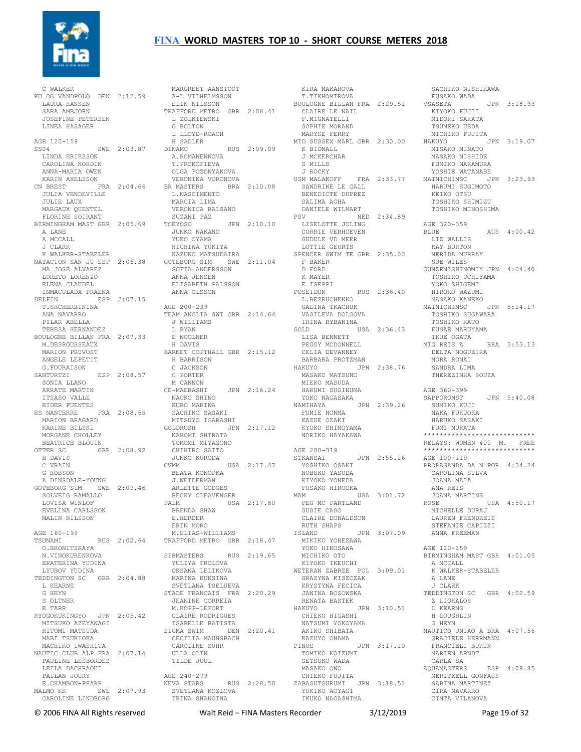C WALKER
KU OG VANDPOLO DEN 2:12.59
LAURA HANSEN
SARA AMBJORN
JOSEFINE PETERSEN
LINEA HASAGER

AGE 120-159
SS04 SWE 2:03.87
LINDA ERIKSSON
CAROLINA NORDIN
ANNA-MARIA OWEN
KARIN AXELSSON
CN BREST FRA 2:04.66
JULIA VENDEVILLE
JULIE LAUX
MARGAUX QUENTEL
FLORINE SOIRANT
BIRMINGHAM MAST GBR 2:05.69
A LANE
A MCCALL
J CLARK
K WALKER-STABELER
NATACION SAN JU ESP 2:06.38
MA JOSE ALVAREZ
LORETO LORENZO
ELENA CLAUDEL
INMACULADA PRAENA
DELFIN ESP 2:07.15
T.SHCHERBININA
ANA NAVARRO
PILAR ABELLA
TERESA HERNANDEZ
BOULOGNE BILLAN FRA 2:07.33
M.DESROUSSEAUX
MARION PRUVOST
ANGELE LEPETIT
G.FOURAISON
SANTURTZI ESP 2:08.57
SONIA LLANO
ARRATE MARTIN
ITSASO VALLE
EIDER FUENTES
ES NANTERRE FRA 2:08.65
MARION BRAGARD
KARINE BILSKI
MORGANE CHOLLEY
BEATRICE BLOUIN
OTTER SC GBR 2:08.92
H DAVIS
C VRAIN
G HOBSON
A DINSDALE-YOUNG
GOTEBORG SIM SWE 2:09.46
SOLVEIG RAMALLO
LOVISA WINLOF
EVELINA CARLSSON
MALIN NILSSON

AGE 160-199
TSUNAMI RUS 2:02.64
O.BRONITSKAYA
N.VINOKURENKOVA
EKATERINA YUDINA
LYUBOV YUDINA
TEDDINGTON SC GBR 2:04.88
L KEARNS
G HEYN
S OLTNER
E TARR
RYOGOKUKINGYO JPN 2:05.42
MITSUKO AZEYANAGI
HITOMI MATSUDA
MABI TSUKIOKA
MACHIKO IWASHITA
NAUTIC CLUB ALP FRA 2:07.14
PAULINE LESBORDES
LEILA DACHRAOUI
PAILAN JOURY
E.CHAMBON-PHARR
MALMO KK SWE 2:07.93
CAROLINE LINDBORG
MARGREET AANSTOOT
A-L VILHELMSSON
ELIN NILSSON
TRAFFORD METRO GBR 2:08.41
L ZOLKIEWSKI
G BOLTON
L LLOYD-ROACH
H SADLER
DINAMO RUS 2:09.09
A.ROMANENKOVA
T.PROKOFIEVA
OLGA POZDNYAKOVA
VERONIKA VORONOVA
BR MASTERS BRA 2:10.08
L.NASCIMENTO
MARCIA LIMA
VERONICA BALSANO
SUZANI PAZ
TOKYOSC JPN 2:10.10
JUNKO NAKANO
YUKO OYAMA
HICHIWA YUKIYA
KAZUKO MATSUDAIRA
GOTEBORG SIM SWE 2:11.04
SOFIA ANDERSSON
ANNA JENSEN
ELISABETH PALSSON
ANNA OLSSON

AGE 200-239
TEAM ANGLIA SWI GBR 2:14.64
J WILLIAMS
L RYAN
E WOOLNER
H DAVIS
BARNET COPTHALL GBR 2:15.12
H BARRISON
C JACKSON
C PORTER
M CANNON
CE-MAEBASHI JPN 2:16.24
NAOKO SHINO
KUBO MARINA
SACHIKO SASAKI
MITSUYO IGARASHI
GOLDRUSH JPN 2:17.12
NAHOMI SHIRATA
TOMOMI MIYAZONO
CHIHIRO SAITO
JUNKO KURODA
CVMM USA 2:17.47
BEATA KONOPKA
J.WEIDERMAN
ARLETTE GODGES
BECKY CLEAVENGER
PALM USA 2:17.80
BRENDA SHAW
E.HERDER
ERIN MORO
M.ELIAS-WILLIAMS
TRAFFORD METRO GBR 2:18.47

SIBMASTERS RUS 2:19.65
YULIYA FROLOVA
OKSANA LELIKOVA
MARINA KUKSINA
SVETLANA TSELUEVA
STADE FRANCAIS FRA 2:20.29
JEANINE CORREIA
M.KOPP-LEFORT
CLAIRE RODRIGUES
ISABELLE BATISTA
SIGMA SWIM DEN 2:20.41
CECILIA MAUNSBACH
CAROLINE SUHR
ULLA OLIN
TILDE JUUL

AGE 240-279
NEVA STARS RUS 2:28.50
SVETLANA KOZLOVA
IRINA SHANGINA
KIRA MAKAROVA
T.TIKHOMIROVA
BOULOGNE BILLAN FRA 2:29.51
CLAIRE LE NAIL
F.MIGNATELLI
SOPHIE MORAND
MARYSE FERRY
MID SUSSEX MARL GBR 2:30.00
K BIDNALL
J MCKERCHAR
S MILLS
J ROCKY
USM MALAKOFF FRA 2:33.77
SANDRINE LE GALL
BENEDICTE DUPREZ
SALIMA AGHA
DANIELE WILMART
PSV NED 2:34.89
LISELOTTE JOLING
CORRIE VERHOEVEN
GUDULE VD MEER
LOTTIE GEURTS
SPENCER SWIM TE GBR 2:35.00
F BAKER
D FORD
K MAYER
E ISEPPI
POSEIDON RUS 2:36.40
L.BEZRUCHENKO
GALINA TKACHUK
VASILEVA DOLGOVA
IRINA RYBANINA
GOLD USA 2:36.43
LISA BENNETT
PEGGY MCDONNELL
CELIA DEVANNEY
BARBARA PROTZMAN
HAKUYO JPN 2:38.76
MASAKO MATSUNO
MIEKO MASUDA
HARUMI SUGINUMA
YOKO NAGASAKA
NAMIHAYA JPN 2:39.26
FUMIE HONMA
KAZUE OZAKI
KYOKO SHIMOYAMA
NORIKO HAYAKAWA

AGE 280-319
STKANSAI JPN 2:55.26
YOSHIKO OSAKI
NOBUKO YASUDA
KIYOKO YONEDA
FUSAKO HIROOKA
MAM USA 3:01.72
PEG MC PARTLAND
SUSIE CASO
CLAIRE DONALDSON
RUTH SHAPS
ISLAND JPN 3:07.09
MIKIKO YONEZAWA
YOKO HIROSAWA
MICHIKO OTO
KIYOKO IKEUCHI
WETERAN ZABRZE POL 3:09.01
GRAZYNA KISZCZAK
KRYSTYNA FECICA
JANINA BOSOWSKA
RENATA BASTEK
HAKUYO JPN 3:10.51
CHIEKO HIGASHI
NATSUMI YOKOYAMA
AKIKO SHIBATA
KAZUYO OHAMA
PINOS JPN 3:17.10
TOMIKO KOIZUMI
SETSUKO WADA
MASAKO ONO
CHIEKO FUJITA
ZABASUTSURUMI JPN 3:18.51
YUKIKO AOYAGI
IKUKO NAGASHIMA
SACHIKO NISHIKAWA
FUSAKO WADA
VSASETA JPN 3:18.93
KIYOKO FUJII
MIDORI SAKATA
TSUNEKO UEDA
MICHIKO FUJITA
HAKUYO JPN 3:19.07
MISAKO MINATO
MASAKO NISHIDE
FUMIKO NAKAMURA
YOSHIE WATANABE
MAINICHIMSC JPN 3:23.93
HARUMI SUGIMOTO
KEIKO OTSU
TOSHIKO SHIMIZU
TOSHIKO MINOSHIMA

AGE 320-359
BLUE AUS 4:00.42
LIZ WALLIS
KAY BURTON
NERIDA MURRAY
SUE WILES
GUNZENISHINOMIY JPN 4:04.40
TOSHIKO UCHIYAMA
YOKO SHIGEMI
HIROKO WAZUMI
MASAKO KANEKO
MAINICHIMSC JPN 5:14.17
TOSHIKO SUGAWARA
TOSHIKO KATO
FUSAE MARUYAMA
IKUE OGATA
MIG REIS A BRA 5:53.13
DELTA NOGUEIRA
NORA RONAI
SANDRA LIMA
THEREZINHA SOUZA

AGE 360-399
SAPPOROMST JPN 5:40.08
SUMIKO KUJI
NAKA FUKUOKA
HARUKO SASAKI
FUMI MURATA

****************************
RELAYS: WOMEN 400 M. FREE
****************************

AGE 100-119
PROPAGANDA DA N POR 4:34.24
CAROLINA SILVA
JOANA MAIA
ANA REIS
JOANA MARTINS
ROSE USA 4:50.17
MICHELLE DURAJ
LAUREN FRENDREIS
STEFANIE CAPIZZI
ANNA FREEMAN

AGE 120-159
BIRMINGHAM MAST GBR 4:01.05
A MCCALL
K WALKER-STABELER
A LANE
J CLARK
TEDDINGTON SC GBR 4:02.59
Z LIOKALOS
L KEARNS
H LOUGHLIN
G HEYN
NAUTICO UNIAO A BRA 4:07.56
GRACIELE HERRMANN
FRANCIELI BURIN
MARIEN ARNDT
CARLA SA
AQUAMASTERS ESP 4:09.85
MERITXELL GONFAUS
SABINA MARTINEZ
CIRA NAVARRO
CINTA VILANOVA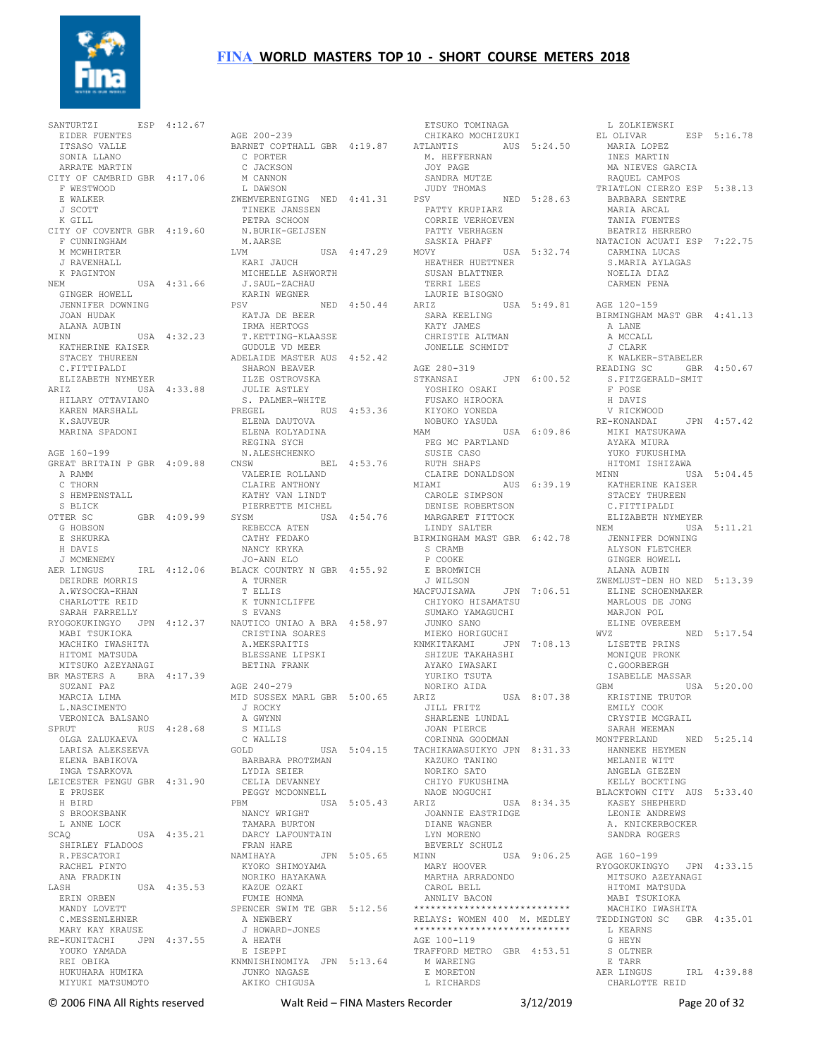# FINA WORLD MASTERS TOP 10 - SHORT COURSE METERS 2018

SANTURTZI ESP 4:12.67
EIDER FUENTES
ITSASO VALLE
SONIA LLANO
ARRATE MARTIN
CITY OF CAMBRID GBR 4:17.06
F WESTWOOD
E WALKER
J SCOTT
K GILL
CITY OF COVENTR GBR 4:19.60
F CUNNINGHAM
M MCWHIRTER
J RAVENHALL
K PAGINTON
NEM USA 4:31.66
GINGER HOWELL
JENNIFER DOWNING
JOAN HUDAK
ALANA AUBIN
MINN USA 4:32.23
KATHERINE KAISER
STACEY THUREEN
C.FITTIPALDI
ELIZABETH NYMEYER
ARIZ USA 4:33.88
HILARY OTTAVIANO
KAREN MARSHALL
K.SAUVEUR
MARINA SPADONI

AGE 160-199
GREAT BRITAIN P GBR 4:09.88
A RAMM
C THORN
S HEMPENSTALL
S BLICK
OTTER SC GBR 4:09.99
G HOBSON
E SHKURKA
H DAVIS
J MCMENEMY
AER LINGUS IRL 4:12.06
DEIRDRE MORRIS
A.WYSOCKA-KHAN
CHARLOTTE REID
SARAH FARRELLY
RYOGOKUKINGYO JPN 4:12.37
MABI TSUKIOKA
MACHIKO IWASHITA
HITOMI MATSUDA
MITSUKO AZEYANAGI
BR MASTERS A BRA 4:17.39
SUZANI PAZ
MARCIA LIMA
L.NASCIMENTO
VERONICA BALSANO
SPRUT RUS 4:28.68
OLGA ZALUKAEVA
LARISA ALEKSEEVA
ELENA BABIKOVA
INGA TSARKOVA
LEICESTER PENGU GBR 4:31.90
E PRUSEK
H BIRD
S BROOKSBANK
L ANNE LOCK
SCAQ USA 4:35.21
SHIRLEY FLADOOS
R.PESCATORI
RACHEL PINTO
ANA FRADKIN
LASH USA 4:35.53
ERIN ORBEN
MANDY LOVETT
C.MESSENLEHNER
MARY KAY KRAUSE
RE-KUNITACHI JPN 4:37.55
YOUKO YAMADA
REI OBIKA
HUKUHARA HUMIKA
MIYUKI MATSUMOTO

AGE 200-239
BARNET COPTHALL GBR 4:19.87
C PORTER
C JACKSON
M CANNON
L DAWSON
ZWEMVERENIGING NED 4:41.31
TINEKE JANSSEN
PETRA SCHOON
N.BURIK-GEIJSEN
M.AARSE
LVM USA 4:47.29
KARI JAUCH
MICHELLE ASHWORTH
J.SAUL-ZACHAU
KARIN WEGNER
PSV NED 4:50.44
KATJA DE BEER
IRMA HERTOGS
T.KETTING-KLAASSE
GUDULE VD MEER
ADELAIDE MASTER AUS 4:52.42
SHARON BEAVER
ILZE OSTROVSKA
JULIE ASTLEY
S. PALMER-WHITE
PREGEL RUS 4:53.36
ELENA DAUTOVA
ELENA KOLYADINA
REGINA SYCH
N.ALESHCHENKO
CNSW BEL 4:53.76
VALERIE ROLLAND
CLAIRE ANTHONY
KATHY VAN LINDT
PIERRETTE MICHEL
SYSM USA 4:54.76
REBECCA ATEN
CATHY FEDAKO
NANCY KRYKA
JO-ANN ELO
BLACK COUNTRY N GBR 4:55.92
A TURNER
T ELLIS
K TUNNICLIFFE
S EVANS
NAUTICO UNIAO A BRA 4:58.97
CRISTINA SOARES
A.MEKSRAITIS
BLESSANE LIPSKI
BETINA FRANK

AGE 240-279
MID SUSSEX MARL GBR 5:00.65
J ROCKY
A GWYNN
S MILLS
C WALLIS
GOLD USA 5:04.15
BARBARA PROTZMAN
LYDIA SEIER
CELIA DEVANNEY
PEGGY MCDONNELL
PBM USA 5:05.43
NANCY WRIGHT
TAMARA BURTON
DARCY LAFOUNTAIN
FRAN HARE
NAMIHAYA JPN 5:05.65
KYOKO SHIMOYAMA
NORIKO HAYAKAWA
KAZUE OZAKI
FUMIE HONMA
SPENCER SWIM TE GBR 5:12.56
A NEWBERY
J HOWARD-JONES
A HEATH
E ISEPPI
KNMNISHINOMIYA JPN 5:13.64
JUNKO NAGASE
AKIKO CHIGUSA
ETSUKO TOMINAGA
CHIKAKO MOCHIZUKI
ATLANTIS AUS 5:24.50
M. HEFFERNAN
JOY PAGE
SANDRA MUTZE
JUDY THOMAS
PSV NED 5:28.63
PATTY KRUPIARZ
CORRIE VERHOEVEN
PATTY VERHAGEN
SASKIA PHAFF
MOVY USA 5:32.74
HEATHER HUETTNER
SUSAN BLATTNER
TERRI LEES
LAURIE BISOGNO
ARIZ USA 5:49.81
SARA KEELING
KATY JAMES
CHRISTIE ALTMAN
JONELLE SCHMIDT

AGE 280-319
STKANSAI JPN 6:00.52
YOSHIKO OSAKI
FUSAKO HIROOKA
KIYOKO YONEDA
NOBUKO YASUDA
MAM USA 6:09.86
PEG MC PARTLAND
SUSIE CASO
RUTH SHAPS
CLAIRE DONALDSON
MIAMI AUS 6:39.19
CAROLE SIMPSON
DENISE ROBERTSON
MARGARET FITTOCK
LINDY SALTER
BIRMINGHAM MAST GBR 6:42.78
S CRAMB
P COOKE
E BROMWICH
J WILSON
MACFUJISAWA JPN 7:06.51
CHIYOKO HISAMATSU
SUMAKO YAMAGUCHI
JUNKO SANO
MIEKO HORIGUCHI
KNMKITAKAMI JPN 7:08.13
SHIZUE TAKAHASHI
AYAKO IWASAKI
YURIKO TSUTA
NORIKO AIDA
ARIZ USA 8:07.38
JILL FRITZ
SHARLENE LUNDAL
JOAN PIERCE
CORINNA GOODMAN
TACHIKAWASUIKYO JPN 8:31.33
KAZUKO TANINO
NORIKO SATO
CHIYO FUKUSHIMA
NAOE NOGUCHI
ARIZ USA 8:34.35
JOANNIE EASTRIDGE
DIANE WAGNER
LYN MORENO
BEVERLY SCHULZ
MINN USA 9:06.25
MARY HOOVER
MARTHA AREAZONDO
CAROL BELL
ANNLIV BACON

****************************
RELAYS: WOMEN 400 M. MEDLEY
****************************

AGE 100-119
TRAFFORD METRO GBR 4:53.51
M WAREING
E MORETON
L RICHARDS
L ZOLKIEWSKI
EL OLIVAR ESP 5:16.78
MARIA LOPEZ
INES MARTIN
MA NIEVES GARCIA
RAQUEL CAMPOS
TRIATLON CIERZO ESP 5:38.13
BARBARA SENTRE
MARIA ARCAL
TANIA FUENTES
BEATRIZ HERRERO
NATACION ACUATI ESP 7:22.75
CARMINA LUCAS
S.MARIA AYLAGAS
NOELIA DIAZ
CARMEN PENA

AGE 120-159
BIRMINGHAM MAST GBR 4:41.13
A LANE
A MCCALL
J CLARK
K WALKER-STABELER
READING SC GBR 4:50.67
S.FITZGERALD-SMIT
F POSE
H DAVIS
V RICKWOOD
RE-KONANDAI JPN 4:57.42
MIKI MATSUKAWA
AYAKA MIURA
YUKO FUKUSHIMA
HITOMI ISHIZAWA
MINN USA 5:04.45
KATHERINE KAISER
STACEY THUREEN
C.FITTIPALDI
ELIZABETH NYMEYER
NEM USA 5:11.21
JENNIFER DOWNING
ALYSON FLETCHER
GINGER HOWELL
ALANA AUBIN
ZWEMLUST-DEN HO NED 5:13.39
ELINE SCHOENMAKER
MARLOUS DE JONG
MARJON POL
ELINE OVEREEM
WVZ NED 5:17.54
LISETTE PRINS
MONIQUE PRONK
C.GOORBERGH
ISABELLE MASSAR
GBM USA 5:20.00
KRISTINE TRUTOR
EMILY COOK
CRYSTIE MCGRAIL
SARAH WEEMAN
MONTFERLAND NED 5:25.14
HANNEKE HEYMEN
MELANIE WITT
ANGELA GIEZEN
KELLY BOCKTING
BLACKTOWN CITY AUS 5:33.40
KASEY SHEPHERD
LEONIE ANDREWS
A. KNICKERBOCKER
SANDRA ROGERS

AGE 160-199
RYOGOKUKINGYO JPN 4:33.15
MITSUKO AZEYANAGI
HITOMI MATSUDA
MABI TSUKIOKA
MACHIKO IWASHITA
TEDDINGTON SC GBR 4:35.01
L KEARNS
G HEYN
S OLTNER
E TARR
AER LINGUS IRL 4:39.88
CHARLOTTE REID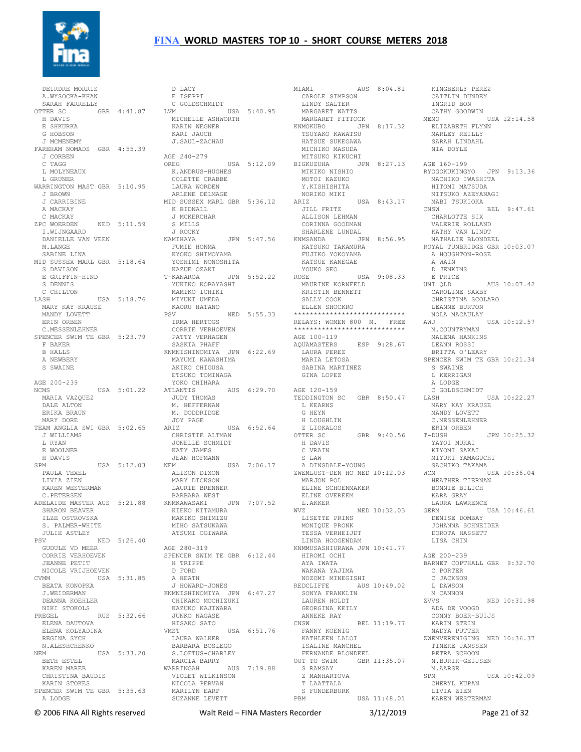DEIRDRE MORRIS
A.WYSOCKA-KHAN
SARAH FARRELLY

OTTER SC GBR 4:41.87
H DAVIS
E SHKURKA
G HOBSON
J MCMENEMY

FAREHAM NOMADS GBR 4:55.39
J CORBEN
C TAGG
L MOLYNEAUX
L GRUNER

WARRINGTON MAST GBR 5:10.95
J BROWN
J CARRIBINE
A MACKAY
C MACKAY

ZPC WOERDEN NED 5:11.59
I.WIJNGAARD
DANIELLE VAN VEEN
M.LANGE
SABINE LINA

MID SUSSEX MARL GBR 5:18.64
S DAVISON
E GRIFFIN-HIND
S DENNIS
C CHILTON

LASH USA 5:18.76
MARY KAY KRAUSE
MANDY LOVETT
ERIN ORBEN
C.MESSENLEHNER

SPENCER SWIM TE GBR 5:23.79
F BAKER
B HALLS
A NEWBERY
S SWAINE

AGE 200-239

NCMS USA 5:01.22
MARIA VAZQUEZ
DALE ALTON
ERIKA BRAUN
MARY DORE

TEAM ANGLIA SWI GBR 5:02.65
J WILLIAMS
L RYAN
E WOOLNER
H DAVIS

SPM USA 5:12.03
PAULA TEXEL
LIVIA ZIEN
KAREN WESTERMAN
C.PETERSEN

ADELAIDE MASTER AUS 5:21.88
SHARON BEAVER
ILZE OSTROVSKA
S. PALMER-WHITE
JULIE ASTLEY

PSV NED 5:26.40
GUDULE VD MEER
CORRIE VERHOEVEN
JEANNE PETIT
NICOLE VRIJHOEVEN

CVMM USA 5:31.85
BEATA KONOPKA
J.WEIDERMAN
DEANNA KOEHLER
NIKI STOKOLS

PREGEL RUS 5:32.66
ELENA DAUTOVA
ELENA KOLYADINA
REGINA SYCH
N.ALESHCHENKO

NEM USA 5:33.20
BETH ESTEL
KAREN MAREB
CHRISTINA BAUDIS
KARIN STOKES

SPENCER SWIM TE GBR 5:35.63
A LODGE
D LACY
E ISEPPI
C GOLDSCHMIDT

LVM USA 5:40.95
MICHELLE ASHWORTH
KARIN WEGNER
KARI JAUCH
J.SAUL-ZACHAU

AGE 240-279

OREG USA 5:12.09
K.ANDRUS-HUGHES
COLETTE CRABBE
LAURA WORDEN
ARLENE DELMAGE

MID SUSSEX MARL GBR 5:36.12
K BIDNALL
J MCKERCHAR
S MILLS
J ROCKY

NAMIHAYA JPN 5:47.56
FUMIE HONMA
KYOKO SHIMOYAMA
YOSHIMI NONOSHITA
KAZUE OZAKI

T-KANAROA JPN 5:52.22
YUKIKO KOBAYASHI
MAMIKO ICHIKI
MIYUKI UMEDA
KAORU HATANO

PSV NED 5:55.33
IRMA HERTOGS
CORRIE VERHOEVEN
PATTY VERHAGEN
SASKIA PHAFF

KNMNISHINOMIYA JPN 6:22.69
MAYUMI KAWASHIMA
AKIKO CHIGUSA
ETSUKO TOMINAGA
YOKO CHIHARA

ATLANTIS AUS 6:29.70
JUDY THOMAS
M. HEFFERNAN
M. DODDRIDGE
JOY PAGE

ARIZ USA 6:52.64
CHRISTIE ALTMAN
JONELLE SCHMIDT
KATY JAMES
JEAN HOFMANN

NEM USA 7:06.17
ALISON DIXON
MARY DICKSON
LAURIE BRENNER
BARBARA WEST

KNMKAWASAKI JPN 7:07.52
KIEKO KITAMURA
MAKIKO SHIMIZU
MIHO SATSUKAWA
ATSUMI OGIWARA

AGE 280-319

SPENCER SWIM TE GBR 6:12.44
H TRIPPE
D FORD
A HEATH
J HOWARD-JONES

KNMNISHINOMIYA JPN 6:47.27
CHIKAKO MOCHIZUKI
KAZUKO KAJIWARA
JUNKO NAGASE
HISAKO SATO

VMST USA 6:51.76
LAURA WALKER
BARBARA BOSLEGO
S.LOFTUS-CHARLEY
MARCIA BARRY

WARRINGAH AUS 7:19.88
VIOLET WILKINSON
NICOLA PERVAN
MARILYN EARP
SUZANNE LEVETT

MIAMI AUS 8:04.81
CAROLE SIMPSON
LINDY SALTER
MARGARET WATTS
MARGARET FITTOCK

KNMOKUBO JPN 8:17.32
TSUYAKO KAWATSU
HATSUE SUKEGAWA
MICHIKO MASUDA
MITSUKO KIKUCHI

BIGKUZUHA JPN 8:27.13
MIKIKO NISHIO
MOTOI KAZUKO
Y.KISHISHITA
NORIKO MIKI

ARIZ USA 8:43.17
JILL FRITZ
ALLISON LEHMAN
CORINNA GOODMAN
SHARLENE LUNDAL

KNMSANDA JPN 8:56.95
KATSUKO TAKAMURA
FUJIKO YOKOYAMA
KATSUE KANEGAE
YOUKO SEO

ROSE USA 9:08.33
MAURINE KORNFELD
KRISTIN BENNETT
SALLY COOK
ELLEN SHOCKRO

***************************
RELAYS: WOMEN 800 M. FREE
***************************

AGE 100-119

AQUAMASTERS ESP 9:28.67
LAURA PEREZ
MARIA LETOSA
SABINA MARTINEZ
GINA LOPEZ

AGE 120-159

TEDDINGTON SC GBR 8:50.47
L KEARNS
G HEYN
H LOUGHLIN
Z LIOKALOS

OTTER SC GBR 9:40.56
H DAVIS
C VRAIN
S LAW
A DINSDALE-YOUNG

ZWEMLUST-DEN HO NED 10:12.03
MARJON POL
ELINE SCHOENMAKER
ELINE OVEREEM
L.AKKER

WVZ NED 10:32.03
LISETTE PRINS
MONIQUE PRONK
TESSA VERHEIJDT
LINDA HOOGENDAM

KNMMUSASHIURAWA JPN 10:41.77
HIROMI OCHI
AYA IWATA
WAKANA YAJIMA
NOZOMI MINEGISHI

REDCLIFFE AUS 10:49.02
SONYA FRANKLIN
LAUREN HOLDT
GEORGINA KEILY
ANNEKE RAY

CNSW BEL 11:19.77
FANNY KOENIG
KATHLEEN LALOI
ISALINE MANCHEL
FERNANDE BLONDEEL

OUT TO SWIM GBR 11:35.07
S RAMSAY
Z MANHARTOVA
T LAATTALA
S FUNDERBURK

PBM USA 11:48.01
KINGBERLY PEREZ
CAITLIN DUNDEY
INGRID BON
CATHY GOODWIN

MEMO USA 12:14.58
ELIZABETH FLYNN
MARLEY REILLY
SARAH LINDAHL
NIA DOYLE

AGE 160-199

RYOGOKUKINGYO JPN 9:13.36
MACHIKO IWASHITA
HITOMI MATSUDA
MITSUKO AZEYANAGI
MABI TSUKIOKA

CNSW BEL 9:47.61
CHARLOTTE SIX
VALERIE ROLLAND
KATHY VAN LINDT
NATHALIE BLONDEEL

ROYAL TUNBRIDGE GBR 10:03.07
A HOUGHTON-ROSE
A WAIN
D JENKINS
E PRICE

UNI QLD AUS 10:07.42
CAROLINE SAXBY
CHRISTINA SCOLARO
LEANNE BURTON
NOLA MACAULAY

AWJ USA 10:12.57
M.COUNTRYMAN
MALENA HANKINS
LEANN ROSSI
BRITTA O'LEARY

SPENCER SWIM TE GBR 10:21.34
S SWAINE
L KERRIGAN
A LODGE
C GOLDSCHMIDT

LASH USA 10:22.27
MARY KAY KRAUSE
MANDY LOVETT
C.MESSENLEHNER
ERIN ORBEN

T-DUSH JPN 10:25.32
YAYOI MUKAI
KIYOMI SAKAI
MIYUKI YAMAGUCHI
SACHIKO TAKAMA

WCM USA 10:36.04
HEATHER TIERNAN
BONNIE BILICH
KARA GRAY
LAURA LAWRENCE

GERM USA 10:46.61
DENISE DOMBAY
JOHANNA SCHNEIDER
DOROTA HASSETT
LISA CHIN

AGE 200-239

BARNET COPTHALL GBR 9:32.70
C PORTER
C JACKSON
L DAWSON
M CANNON

ZVVS NED 10:31.98
ADA DE VOOGD
CONNY BOER-BUIJS
KARIN STEIN
NADYA PUTTER

ZWEMVERENIGING NED 10:36.37
TINEKE JANSSEN
PETRA SCHOON
N.BURIK-GEIJSEN
M.AARSE

SPM USA 10:42.09
CHERYL KUPAN
LIVIA ZIEN
KAREN WESTERMAN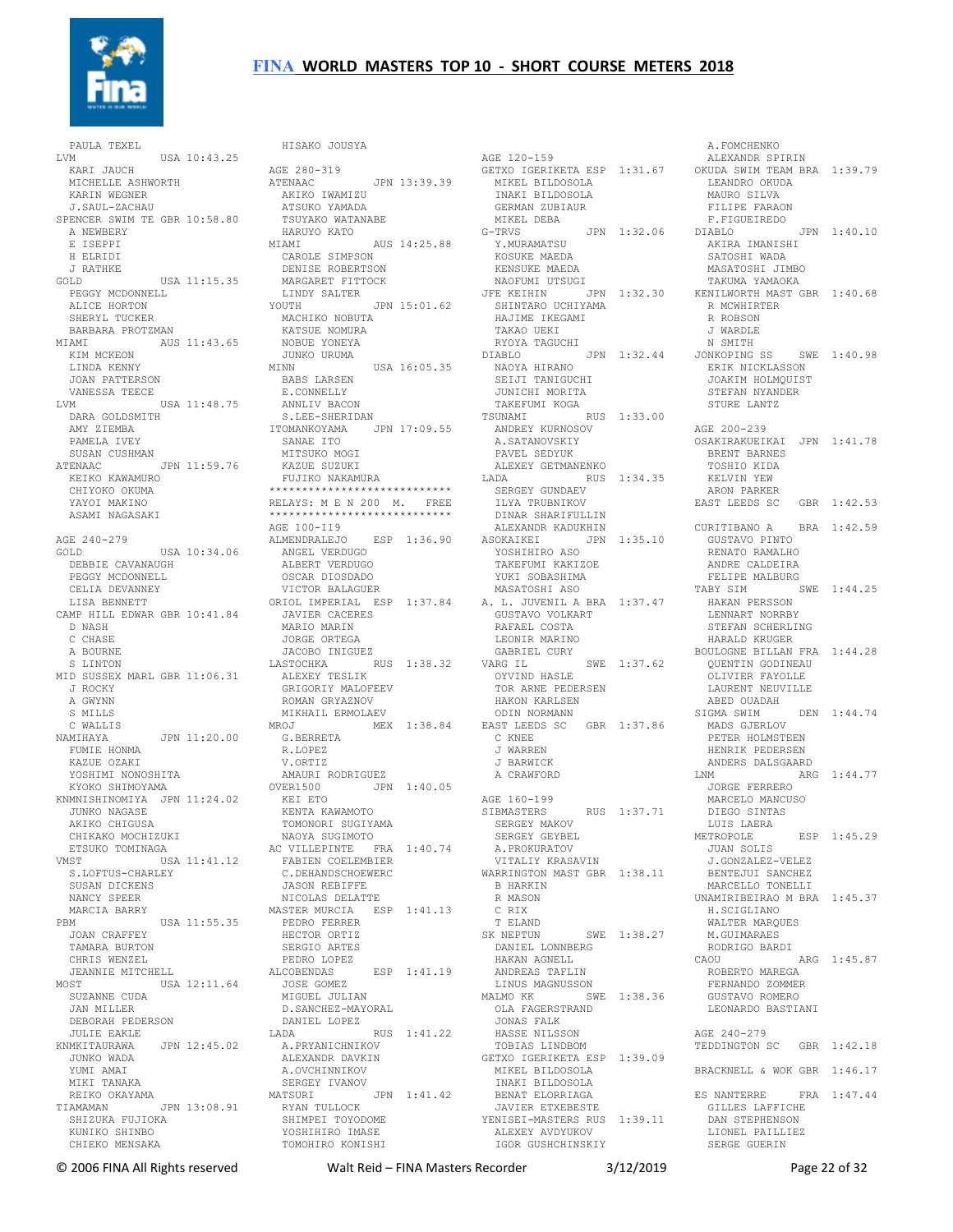PAULA TEXEL
LVM USA 10:43.25
KARI JAUCH
MICHELLE ASHWORTH
KARIN WEGNER
J.SAUL-ZACHAU
SPENCER SWIM TE GBR 10:58.80
A NEWBERY
E ISEPPI
H ELRIDI
J RATHKE
GOLD USA 11:15.35
PEGGY MCDONNELL
ALICE HORTON
SHERYL TUCKER
BARBARA PROTZMAN
MIAMI AUS 11:43.65
KIM MCKEON
LINDA KENNY
JOAN PATTERSON
VANESSA TEECE
LVM USA 11:48.75
DARA GOLDSMITH
AMY ZIEMBA
PAMELA IVEY
SUSAN CUSHMAN
ATENAAC JPN 11:59.76
KEIKO KAWAMURO
CHIYOKO OKUMA
YAYOI MAKINO
ASAMI NAGASAKI

AGE 240-279
GOLD USA 10:34.06
DEBBIE CAVANAUGH
PEGGY MCDONNELL
CELIA DEVANNEY
LISA BENNETT
CAMP HILL EDWAR GBR 10:41.84
D NASH
C CHASE
A BOURNE
S LINTON
MID SUSSEX MARL GBR 11:06.31
J ROCKY
A GWYNN
S MILLS
C WALLIS
NAMIHAYA JPN 11:20.00
FUMIE HONMA
KAZUE OZAKI
YOSHIMI NONOSHITA
KYOKO SHIMOYAMA
KNMNISHINOMIYA JPN 11:24.02
JUNKO NAGASE
AKIKO CHIGUSA
CHIKAKO MOCHIZUKI
ETSUKO TOMINAGA
VMST USA 11:41.12
S.LOFTUS-CHARLEY
SUSAN DICKENS
NANCY SPEER
MARCIA BARRY
PBM USA 11:55.35
JOAN CRAFFEY
TAMARA BURTON
CHRIS WENZEL
JEANNIE MITCHELL
MOST USA 12:11.64
SUZANNE CUDA
JAN MILLER
DEBORAH PEDERSON
JULIE EAKLE
KNMKITAURAWA JPN 12:45.02
JUNKO WADA
YUMI AMAI
MIKI TANAKA
REIKO OKAYAMA
TIAMAMAN JPN 13:08.91
SHIZUKA FUJIOKA
KUNIKO SHINBO
CHIEKO MENSAKA
HISAKO JOUSYA

AGE 280-319
ATENAAC JPN 13:39.39
AKIKO IWAMIZU
ATSUKO YAMADA
TSUYAKO WATANABE
HARUYO KATO
MIAMI AUS 14:25.88
CAROLE SIMPSON
DENISE ROBERTSON
MARGARET FITTOCK
LINDY SALTER
YOUTH JPN 15:01.62
MACHIKO NOBUTA
KATSUE NOMURA
NOBUE YONEYA
JUNKO URUMA
MINN USA 16:05.35
BABS LARSEN
E.CONNELLY
ANNLIV BACON
S.LEE-SHERIDAN
ITOMANKOYAMA JPN 17:09.55
SANAE ITO
MITSUKO MOGI
KAZUE SUZUKI
FUJIKO NAKAMURA

***************************
RELAYS: M E N 200 M. FREE
***************************

AGE 100-119
ALMENDRALEJO ESP 1:36.90
ANGEL VERDUGO
ALBERT VERDUGO
OSCAR DIOSDADO
VICTOR BALAGUER
ORIOL IMPERIAL ESP 1:37.84
JAVIER CACERES
MARIO MARIN
JORGE ORTEGA
JACOBO INIGUEZ
LASTOCHKA RUS 1:38.32
ALEXEY TESLIK
GRIGORIY MALOFEEV
ROMAN GRYAZNOV
MIKHAIL ERMOLAEV
MROJ MEX 1:38.84
G.BERRETA
R.LOPEZ
V.ORTIZ
AMAURI RODRIGUEZ
OVER1500 JPN 1:40.05
KEI ETO
KENTA KAWAMOTO
TOMONORI SUGIYAMA
NAOYA SUGIMOTO
AC VILLEPINTE FRA 1:40.74
FABIEN COELEMBIER
C.DEHANDSCHOEWERC
JASON REBIFFE
NICOLAS DELATTE
MASTER MURCIA ESP 1:41.13
PEDRO FERRER
HECTOR ORTIZ
SERGIO ARTES
PEDRO LOPEZ
ALCOBENDAS ESP 1:41.19
JOSE GOMEZ
MIGUEL JULIAN
D.SANCHEZ-MAYORAL
DANIEL LOPEZ
LADA RUS 1:41.22
A.PRYANICHNIKOV
ALEXANDR DAVKIN
A.OVCHINNIKOV
SERGEY IVANOV
MATSURI JPN 1:41.42
RYAN TULLOCK
SHIMPEI TOYODOME
YOSHIHIRO IMASE
TOMOHIRO KONISHI

AGE 120-159
GETXO IGERIKETA ESP 1:31.67
MIKEL BILDOSOLA
INAKI BILDOSOLA
GERMAN ZUBIAUR
MIKEL DEBA
G-TRVS JPN 1:32.06
Y.MURAMATSU
KOSUKE MAEDA
KENSUKE MAEDA
NAOFUMI UTSUGI
JFE KEIHIN JPN 1:32.30
SHINTARO UCHIYAMA
HAJIME IKEGAMI
TAKAO UEKI
RYOYA TAGUCHI
DIABLO JPN 1:32.44
NAOYA HIRANO
SEIJI TANIGUCHI
JUNICHI MORITA
TAKEFUMI KOGA
TSUNAMI RUS 1:33.00
ANDREY KURNOSOV
A.SATANOVSKIY
PAVEL SEDYUK
ALEXEY GETMANENKO
LADA RUS 1:34.35
SERGEY GUNDAEV
ILYA TRUBNIKOV
DINAR SHARIFULLIN
ALEXANDR KADUKHIN
ASOKAIKEI JPN 1:35.10
YOSHIHIRO ASO
TAKEFUMI KAKIZOE
YUKI SOBASHIMA
MASATOSHI ASO
A. L. JUVENIL A BRA 1:37.47
GUSTAVO VOLKART
RAFAEL COSTA
LEONIR MARINO
GABRIEL CURY
VARG IL SWE 1:37.62
OYVIND HASLE
TOR ARNE PEDERSEN
HAKON KARLSEN
ODIN NORMANN
EAST LEEDS SC GBR 1:37.86
C KNEE
J WARREN
J BARWICK
A CRAWFORD

AGE 160-199
SIBMASTERS RUS 1:37.71
SERGEY MAKOV
SERGEY GEYBEL
A.PROKURATOV
VITALIY KRASAVIN
WARRINGTON MAST GBR 1:38.11
B HARKIN
R MASON
C RIX
T ELAND
SK NEPTUN SWE 1:38.27
DANIEL LONNBERG
HAKAN AGNELL
ANDREAS TAFLIN
LINUS MAGNUSSON
MALMO KK SWE 1:38.36
OLA FAGERSTRAND
JONAS FALK
HASSE NILSSON
TOBIAS LINDBOM
GETXO IGERIKETA ESP 1:39.09
MIKEL BILDOSOLA
INAKI BILDOSOLA
BENAT ELORRIAGA
JAVIER ETXEBESTE
YENISEI-MASTERS RUS 1:39.11
ALEXEY AVDYUKOV
IGOR GUSHCHINSKIY
A.FOMCHENKO
ALEXANDR SPIRIN
OKUDA SWIM TEAM BRA 1:39.79
LEANDRO OKUDA
MAURO SILVA
FILIPE FARAON
F.FIGUEIREDO
DIABLO JPN 1:40.10
AKIRA IMANISHI
SATOSHI WADA
MASATOSHI JIMBO
TAKUMA YAMAOKA
KENILWORTH MAST GBR 1:40.68
R MCWHIRTER
R ROBSON
J WARDLE
N SMITH
JONKOPING SS SWE 1:40.98
ERIK NICKLASSON
JOAKIM HOLMQUIST
STEFAN NYANDER
STURE LANTZ

AGE 200-239
OSAKIRAKUEIKAI JPN 1:41.78
BRENT BARNES
TOSHIO KIDA
KELVIN YEW
ARON PARKER
EAST LEEDS SC GBR 1:42.53

CURITIBANO A BRA 1:42.59
GUSTAVO PINTO
RENATO RAMALHO
ANDRE CALDEIRA
FELIPE MALBURG
TABY SIM SWE 1:44.25
HAKAN PERSSON
LENNART NORRBY
STEFAN SCHERLING
HARALD KRUGER
BOULOGNE BILLAN FRA 1:44.28
QUENTIN GODINEAU
OLIVIER FAYOLLE
LAURENT NEUVILLE
ABED OUADAH
SIGMA SWIM DEN 1:44.74
MADS GJERLOV
PETER HOLMSTEEN
HENRIK PEDERSEN
ANDERS DALSGAARD
LNM ARG 1:44.77
JORGE FERRERO
MARCELO MANCUSO
DIEGO SINTAS
LUIS LAERA
METROPOLE ESP 1:45.29
JUAN SOLIS
J.GONZALEZ-VELEZ
BENTEJUI SANCHEZ
MARCELLO TONELLI
UNAMIRIBEIRAO M BRA 1:45.37
H.SCIGLIANO
WALTER MARQUES
M.GUIMARAES
RODRIGO BARDI
CAOU ARG 1:45.87
ROBERTO MAREGA
FERNANDO ZOMMER
GUSTAVO ROMERO
LEONARDO BASTIANI

AGE 240-279
TEDDINGTON SC GBR 1:42.18

BRACKNELL & WOK GBR 1:46.17

ES NANTERRE FRA 1:47.44
GILLES LAFFICHE
DAN STEPHENSON
LIONEL PAILLIEZ
SERGE GUERIN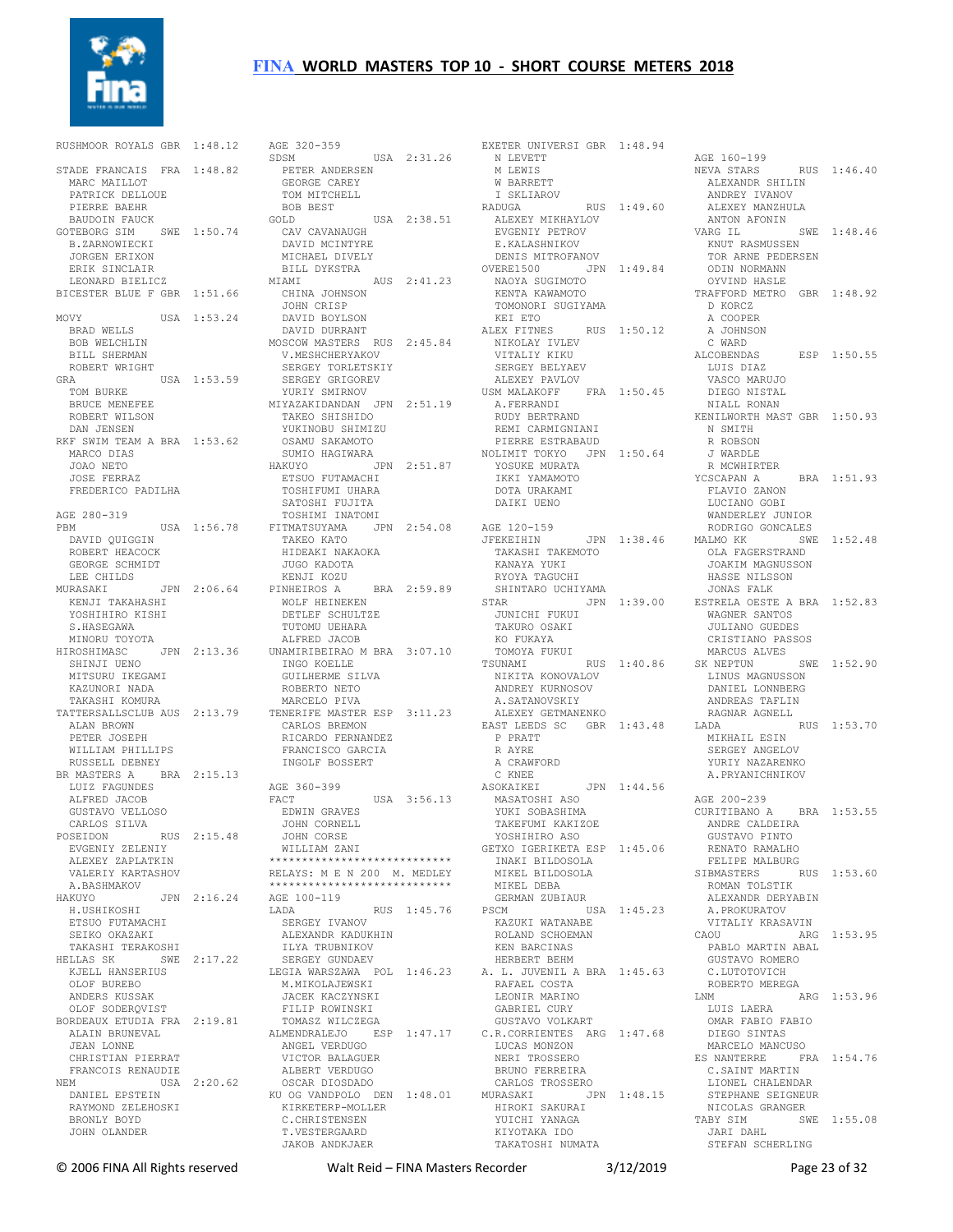# FINA WORLD MASTERS TOP 10 - SHORT COURSE METERS 2018

```
RUSHMOOR ROYALS GBR  1:48.12

STADE FRANCAIS  FRA  1:48.82
  MARC MAILLOT
  PATRICK DELLOUE
  PIERRE BAEHR
  BAUDOIN FAUCK
GOTEBORG SIM    SWE  1:50.74
  B.ZARNOWIECKI
  JORGEN ERIXON
  ERIK SINCLAIR
  LEONARD BIELICZ
BICESTER BLUE F GBR  1:51.66

MOVY            USA  1:53.24
  BRAD WELLS
  BOB WELCHLIN
  BILL SHERMAN
  ROBERT WRIGHT
GRA             USA  1:53.59
  TOM BURKE
  BRUCE MENEFEE
  ROBERT WILSON
  DAN JENSEN
RKF SWIM TEAM A BRA  1:53.62
  MARCO DIAS
  JOAO NETO
  JOSE FERRAZ
  FREDERICO PADILHA

AGE 280-319
PBM             USA  1:56.78
  DAVID QUIGGIN
  ROBERT HEACOCK
  GEORGE SCHMIDT
  LEE CHILDS
MURASAKI        JPN  2:06.64
  KENJI TAKAHASHI
  YOSHIHIRO KISHI
  S.HASEGAWA
  MINORU TOYOTA
HIROSHIMASC     JPN  2:13.36
  SHINJI UENO
  MITSURU IKEGAMI
  KAZUNORI NADA
  TAKASHI KOMURA
TATTERSALLSCLUB AUS  2:13.79
  ALAN BROWN
  PETER JOSEPH
  WILLIAM PHILLIPS
  RUSSELL DEBNEY
BR MASTERS A    BRA  2:15.13
  LUIZ FAGUNDES
  ALFRED JACOB
  GUSTAVO VELLOSO
  CARLOS SILVA
POSEIDON        RUS  2:15.48
  EVGENIY ZELENIY
  ALEXEY ZAPLATKIN
  VALERIY KARTASHOV
  A.BASHMAKOV
HAKUYO          JPN  2:16.24
  H.USHIKOSHI
  ETSUO FUTAMACHI
  SEIKO OKAZAKI
  TAKASHI TERAKOSHI
HELLAS SK       SWE  2:17.22
  KJELL HANSERIUS
  OLOF BUREBO
  ANDERS KUSSAK
  OLOF SODERQVIST
BORDEAUX ETUDIA FRA  2:19.81
  ALAIN BRUNEVAL
  JEAN LONNE
  CHRISTIAN PIERRAT
  FRANCOIS RENAUDIE
NEM             USA  2:20.62
  DANIEL EPSTEIN
  RAYMOND ZELEHOSKI
  BRONLY BOYD
  JOHN OLANDER

AGE 320-359
SDSM            USA  2:31.26
  PETER ANDERSEN
  GEORGE CAREY
  TOM MITCHELL
  BOB BEST
GOLD            USA  2:38.51
  CAV CAVANAUGH
  DAVID MCINTYRE
  MICHAEL DIVELY
  BILL DYKSTRA
MIAMI           AUS  2:41.23
  CHINA JOHNSON
  JOHN CRISP
  DAVID BOYLSON
  DAVID DURRANT
MOSCOW MASTERS  RUS  2:45.84
  V.MESHCHERYAKOV
  SERGEY TORLETSKIY
  SERGEY GRIGOREV
  YURIY SMIRNOV
MIYAZAKIDANDAN  JPN  2:51.19
  TAKEO SHISHIDO
  YUKINOBU SHIMIZU
  OSAMU SAKAMOTO
  SUMIO HAGIWARA
HAKUYO          JPN  2:51.87
  ETSUO FUTAMACHI
  TOSHIFUMI UHARA
  SATOSHI FUJITA
  TOSHIMI INATOMI
FITMATSUYAMA    JPN  2:54.08
  TAKEO KATO
  HIDEAKI NAKAOKA
  JUGO KADOTA
  KENJI KOZU
PINHEIROS A     BRA  2:59.89
  WOLF HEINEKEN
  DETLEF SCHULTZE
  TUTOMU UEHARA
  ALFRED JACOB
UNAMIRIBEIRAO M BRA  3:07.10
  INGO KOELLE
  GUILHERME SILVA
  ROBERTO NETO
  MARCELO PIVA
TENERIFE MASTER ESP  3:11.23
  CARLOS BREMON
  RICARDO FERNANDEZ
  FRANCISCO GARCIA
  INGOLF BOSSERT

AGE 360-399
FACT            USA  3:56.13
  EDWIN GRAVES
  JOHN CORNELL
  JOHN CORSE
  WILLIAM ZANI
****************************
RELAYS: M E N 200  M. MEDLEY
****************************
AGE 100-119
LADA            RUS  1:45.76
  SERGEY IVANOV
  ALEXANDR KADUKHIN
  ILYA TRUBNIKOV
  SERGEY GUNDAEV
LEGIA WARSZAWA  POL  1:46.23
  M.MIKOLAJEWSKI
  JACEK KACZYNSKI
  FILIP ROWINSKI
  TOMASZ WILCZEGA
ALMENDRALEJO    ESP  1:47.17
  ANGEL VERDUGO
  VICTOR BALAGUER
  ALBERT VERDUGO
  OSCAR DIOSDADO
KU OG VANDPOLO  DEN  1:48.01
  KIRKETERP-MOLLER
  C.CHRISTENSEN
  T.VESTERGAARD
  JAKOB ANDKJAER

EXETER UNIVERSI GBR  1:48.94
  N LEVETT
  M LEWIS
  W BARRETT
  I SKLIAROV
RADUGA          RUS  1:49.60
  ALEXEY MIKHAYLOV
  EVGENIY PETROV
  E.KALASHNIKOV
  DENIS MITROFANOV
OVERE1500       JPN  1:49.84
  NAOYA SUGIMOTO
  KENTA KAWAMOTO
  TOMONORI SUGIYAMA
  KEI ETO
ALEX FITNES     RUS  1:50.12
  NIKOLAY IVLEV
  VITALIY KIKU
  SERGEY BELYAEV
  ALEXEY PAVLOV
USM MALAKOFF    FRA  1:50.45
  A.FERRANDI
  RUDY BERTRAND
  REMI CARMIGNIANI
  PIERRE ESTRABAUD
NOLIMIT TOKYO   JPN  1:50.64
  YOSUKE MURATA
  IKKI YAMAMOTO
  DOTA URAKAMI
  DAIKI UENO

AGE 120-159
JFEKEIHIN       JPN  1:38.46
  TAKASHI TAKEMOTO
  KANAYA YUKI
  RYOYA TAGUCHI
  SHINTARO UCHIYAMA
STAR            JPN  1:39.00
  JUNICHI FUKUI
  TAKURO OSAKI
  KO FUKAYA
  TOMOYA FUKUI
TSUNAMI         RUS  1:40.86
  NIKITA KONOVALOV
  ANDREY KURNOSOV
  A.SATANOVSKIY
  ALEXEY GETMANENKO
EAST LEEDS SC   GBR  1:43.48
  P PRATT
  R AYRE
  A CRAWFORD
  C KNEE
ASOKAIKEI       JPN  1:44.56
  MASATOSHI ASO
  YUKI SOBASHIMA
  TAKEFUMI KAKIZOE
  YOSHIHIRO ASO
GETXO IGERIKETA ESP  1:45.06
  INAKI BILDOSOLA
  MIKEL BILDOSOLA
  MIKEL DEBA
  GERMAN ZUBIAUR
PSCM            USA  1:45.23
  KAZUKI WATANABE
  ROLAND SCHOEMAN
  KEN BARCINAS
  HERBERT BEHM
A. L. JUVENIL A BRA  1:45.63
  RAFAEL COSTA
  LEONIR MARINO
  GABRIEL CURY
  GUSTAVO VOLKART
C.R.CORRIENTES  ARG  1:47.68
  LUCAS MONZON
  NERI TROSSERO
  BRUNO FERREIRA
  CARLOS TROSSERO
MURASAKI        JPN  1:48.15
  HIROKI SAKURAI
  YUICHI YANAGA
  KIYOTAKA IDO
  TAKATOSHI NUMATA

AGE 160-199
NEVA STARS      RUS  1:46.40
  ALEXANDR SHILIN
  ANDREY IVANOV
  ALEXEY MANZHULA
  ANTON AFONIN
VARG IL         SWE  1:48.46
  KNUT RASMUSSEN
  TOR ARNE PEDERSEN
  ODIN NORMANN
  OYVIND HASLE
TRAFFORD METRO  GBR  1:48.92
  D KORCZ
  A COOPER
  A JOHNSON
  C WARD
ALCOBENDAS      ESP  1:50.55
  LUIS DIAZ
  VASCO MARUJO
  DIEGO NISTAL
  NIALL RONAN
KENILWORTH MAST GBR  1:50.93
  N SMITH
  R ROBSON
  J WARDLE
  R MCWHIRTER
YCSCAPAN A      BRA  1:51.93
  FLAVIO ZANON
  LUCIANO GOBI
  WANDERLEY JUNIOR
  RODRIGO GONCALES
MALMO KK        SWE  1:52.48
  OLA FAGERSTRAND
  JOAKIM MAGNUSSON
  HASSE NILSSON
  JONAS FALK
ESTRELA OESTE A BRA  1:52.83
  WAGNER SANTOS
  JULIANO GUEDES
  CRISTIANO PASSOS
  MARCUS ALVES
SK NEPTUN       SWE  1:52.90
  LINUS MAGNUSSON
  DANIEL LONNBERG
  ANDREAS TAFLIN
  RAGNAR AGNELL
LADA            RUS  1:53.70
  MIKHAIL ESIN
  SERGEY ANGELOV
  YURIY NAZARENKO
  A.PRYANICHNIKOV

AGE 200-239
CURITIBANO A    BRA  1:53.55
  ANDRE CALDEIRA
  GUSTAVO PINTO
  RENATO RAMALHO
  FELIPE MALBURG
SIBMASTERS      RUS  1:53.60
  ROMAN TOLSTIK
  ALEXANDR DERYABIN
  A.PROKURATOV
  VITALIY KRASAVIN
CAOU            ARG  1:53.95
  PABLO MARTIN ABAL
  GUSTAVO ROMERO
  C.LUTOTOVICH
  ROBERTO MEREGA
LNM             ARG  1:53.96
  LUIS LAERA
  OMAR FABIO FABIO
  DIEGO SINTAS
  MARCELO MANCUSO
ES NANTERRE     FRA  1:54.76
  C.SAINT MARTIN
  LIONEL CHALENDAR
  STEPHANE SEIGNEUR
  NICOLAS GRANGER
TABY SIM        SWE  1:55.08
  JARI DAHL
  STEFAN SCHERLING
```

© 2006 FINA All Rights reserved    Walt Reid – FINA Masters Recorder    3/12/2019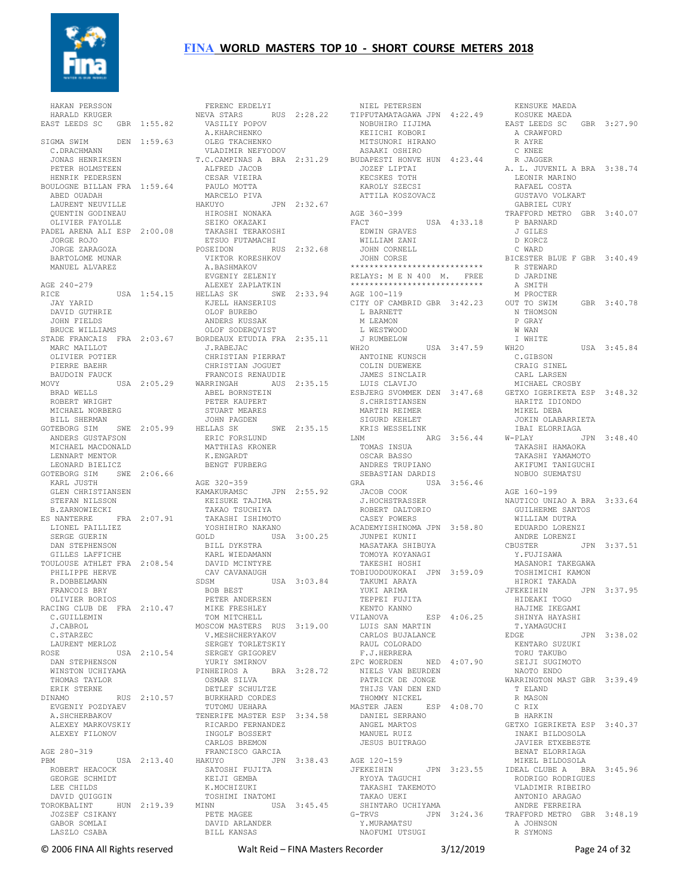HAKAN PERSSON
HARALD KRUGER
EAST LEEDS SC GBR 1:55.82

SIGMA SWIM DEN 1:59.63
C.DRACHMANN
JONAS HENRIKSEN
PETER HOLMSTEEN
HENRIK PEDERSEN
BOULOGNE BILLAN FRA 1:59.64
ABED OUADAH
LAURENT NEUVILLE
QUENTIN GODINEAU
OLIVIER FAYOLLE
PADEL ARENA ALI ESP 2:00.08
JORGE ROJO
JORGE ZARAGOZA
BARTOLOME MUNAR
MANUEL ALVAREZ

AGE 240-279
RICE USA 1:54.15
JAY YARID
DAVID GUTHRIE
JOHN FIELDS
BRUCE WILLIAMS
STADE FRANCAIS FRA 2:03.67
MARC MAILLOT
OLIVIER POTIER
PIERRE BAEHR
BAUDOIN FAUCK
MOVY USA 2:05.29
BRAD WELLS
ROBERT WRIGHT
MICHAEL NORBERG
BILL SHERMAN
GOTEBORG SIM SWE 2:05.99
ANDERS GUSTAFSON
MICHAEL MACDONALD
LENNART MENTOR
LEONARD BIELICZ
GOTEBORG SIM SWE 2:06.66
KARL JUSTH
GLEN CHRISTIANSEN
STEFAN NILSSON
B.ZARNOWIECKI
ES NANTERRE FRA 2:07.91
LIONEL PAILLIEZ
SERGE GUERIN
DAN STEPHENSON
GILLES LAFFICHE
TOULOUSE ATHLET FRA 2:08.54
PHILIPPE HERVE
R.DOBBELMANN
FRANCOIS BRY
OLIVIER BORIOS
RACING CLUB DE FRA 2:10.47
C.GUILLEMIN
J.CABROL
C.STARZEC
LAURENT MERLOZ
ROSE USA 2:10.54
DAN STEPHENSON
WINSTON UCHIYAMA
THOMAS TAYLOR
ERIK STERNE
DINAMO RUS 2:10.57
EVGENIY POZDYAEV
A.SHCHERBAKOV
ALEXEY MARKOVSKIY
ALEXEY FILONOV

AGE 280-319
PBM USA 2:13.40
ROBERT HEACOCK
GEORGE SCHMIDT
LEE CHILDS
DAVID QUIGGIN
TOROKBALINT HUN 2:19.39
JOZSEF CSIKANY
GABOR SOMLAI
LASZLO CSABA
FERENC ERDELYI
NEVA STARS RUS 2:28.22
VASILIY POPOV
A.KHARCHENKO
OLEG TKACHENKO
VLADIMIR NEFYODOV
T.C.CAMPINAS A BRA 2:31.29
ALFRED JACOB
CESAR VIEIRA
PAULO MOTTA
MARCELO PIVA
HAKUYO JPN 2:32.67
HIROSHI NONAKA
SEIKO OKAZAKI
TAKASHI TERAKOSHI
ETSUO FUTAMACHI
POSEIDON RUS 2:32.68
VIKTOR KORESHKOV
A.BASHMAKOV
EVGENIY ZELENIY
ALEXEY ZAPLATKIN
HELLAS SK SWE 2:33.94
KJELL HANSERIUS
OLOF BUREBO
ANDERS KUSSAK
OLOF SODERQVIST
BORDEAUX ETUDIA FRA 2:35.11
J.RABEJAC
CHRISTIAN PIERRAT
CHRISTIAN JOGUET
FRANCOIS RENAUDIE
WARRINGAH AUS 2:35.15
ABEL BORNSTEIN
PETER KAUPERT
STUART MEARES
JOHN PAGDEN
HELLAS SK SWE 2:35.15
ERIC FORSLUND
MATTHIAS KRONER
K.ENGARDT
BENGT FURBERG

AGE 320-359
KAMAKURAMSC JPN 2:55.92
KEISUKE TAJIMA
TAKAO TSUCHIYA
TAKASHI ISHIMOTO
YOSHIHIRO NAKANO
GOLD USA 3:00.25
BILL DYKSTRA
KARL WIEDAMANN
DAVID MCINTYRE
CAV CAVANAUGH
SDSM USA 3:03.84
BOB BEST
PETER ANDERSEN
MIKE FRESHLEY
TOM MITCHELL
MOSCOW MASTERS RUS 3:19.00
V.MESHCHERYAKOV
SERGEY TORLETSKIY
SERGEY GRIGOREV
YURIY SMIRNOV
PINHEIROS A BRA 3:28.72
OSMAR SILVA
DETLEF SCHULTZE
BURKHARD CORDES
TUTOMU UEHARA
TENERIFE MASTER ESP 3:34.58
RICARDO FERNANDEZ
INGOLF BOSSERT
CARLOS BREMON
FRANCISCO GARCIA
HAKUYO JPN 3:38.43
SATOSHI FUJITA
KEIJI GEMBA
K.MOCHIZUKI
TOSHIMI INATOMI
MINN USA 3:45.45
PETE MAGEE
DAVID ARLANDER
BILL KANSAS
NIEL PETERSEN
TIPFUTAMATAGAWA JPN 4:22.49
NOBUHIRO IIJIMA
KEIICHI KOBORI
MITSUNORI HIRANO
ASAAKI OSHIRO
BUDAPESTI HONVE HUN 4:23.44
JOZEF LIPTAI
KECSKES TOTH
KAROLY SZECSI
ATTILA KOSZOVACZ

AGE 360-399
FACT USA 4:33.18
EDWIN GRAVES
WILLIAM ZANI
JOHN CORNELL
JOHN CORSE

****************************
RELAYS: M E N 400 M. FREE
****************************

AGE 100-119
CITY OF CAMBRID GBR 3:42.23
L BARNETT
M LEAMON
L WESTWOOD
J RUMBELOW
WH2O USA 3:47.59
ANTOINE KUNSCH
COLIN DUEWEKE
JAMES SINCLAIR
LUIS CLAVIJO
ESBJERG SVOMMEK DEN 3:47.68
S.CHRISTIANSEN
MARTIN REIMER
SIGURD KEHLET
KRIS WESSELINK
LNM ARG 3:56.44
TOMAS INSUA
OSCAR BASSO
ANDRES TRUPIANO
SEBASTIAN DARDIS
GRA USA 3:56.46
JACOB COOK
J.HOCHSTRASSER
ROBERT DALTORIO
CASEY POWERS
ACADEMYISHINOMA JPN 3:58.80
JUNPEI KUNII
MASATAKA SHIBUYA
TOMOYA KOYANAGI
TAKESHI HOSHI
TOBIUODOUKOKAI JPN 3:59.09
TAKUMI ARAYA
YUKI ARIMA
TEPPEI FUJITA
KENTO KANNO
VILANOVA ESP 4:06.25
LUIS SAN MARTIN
CARLOS BUJALANCE
RAUL COLORADO
F.J.HERRERA
ZPC WOERDEN NED 4:07.90
NIELS VAN BEURDEN
PATRICK DE JONGE
THIJS VAN DEN END
THOMMY NICKEL
MASTER JAEN ESP 4:08.70
DANIEL SERRANO
ANGEL MARTOS
MANUEL RUIZ
JESUS BUITRAGO

AGE 120-159
JFEKEIHIN JPN 3:23.55
RYOYA TAGUCHI
TAKASHI TAKEMOTO
TAKAO UEKI
SHINTARO UCHIYAMA
G-TRVS JPN 3:24.36
Y.MURAMATSU
NAOFUMI UTSUGI
KENSUKE MAEDA
KOSUKE MAEDA
EAST LEEDS SC GBR 3:27.90
A CRAWFORD
R AYRE
C KNEE
R JAGGER
A. L. JUVENIL A BRA 3:38.74
LEONIR MARINO
RAFAEL COSTA
GUSTAVO VOLKART
GABRIEL CURY
TRAFFORD METRO GBR 3:40.07
P BARNARD
J GILES
D KORCZ
C WARD
BICESTER BLUE F GBR 3:40.49
R STEWARD
D JARDINE
A SMITH
M PROCTER
OUT TO SWIM GBR 3:40.78
N THOMSON
P GRAY
W WAN
I WHITE
WH2O USA 3:45.84
C.GIBSON
CRAIG SINEL
CARL LARSEN
MICHAEL CROSBY
GETXO IGERIKETA ESP 3:48.32
HARITZ IDIONDO
MIKEL DEBA
JOKIN OLABARRIETA
IBAI ELORRIAGA
W-PLAY JPN 3:48.40
TAKASHI HAMAOKA
TAKASHI YAMAMOTO
AKIFUMI TANIGUCHI
NOBUO SUEMATSU

AGE 160-199
NAUTICO UNIAO A BRA 3:33.64
GUILHERME SANTOS
WILLIAM DUTRA
EDUARDO LORENZI
ANDRE LORENZI
CBUSTER JPN 3:37.51
Y.FUJISAWA
MASANORI TAKEGAWA
TOSHIMICHI KAMON
HIROKI TAKADA
JFEKEIHIN JPN 3:37.95
HIDEAKI TOGO
HAJIME IKEGAMI
SHINYA HAYASHI
T.YAMAGUCHI
EDGE JPN 3:38.02
KENTARO SUZUKI
TORU TAKUBO
SEIJI SUGIMOTO
NAOTO ENDO
WARRINGTON MAST GBR 3:39.49
T ELAND
R MASON
C RIX
B HARKIN
GETXO IGERIKETA ESP 3:40.37
INAKI BILDOSOLA
JAVIER ETXEBESTE
BENAT ELORRIAGA
MIKEL BILDOSOLA
IDEAL CLUBE A BRA 3:45.96
RODRIGO RODRIGUES
VLADIMIR RIBEIRO
ANTONIO ARAGAO
ANDRE FERREIRA
TRAFFORD METRO GBR 3:48.19
A JOHNSON
R SYMONS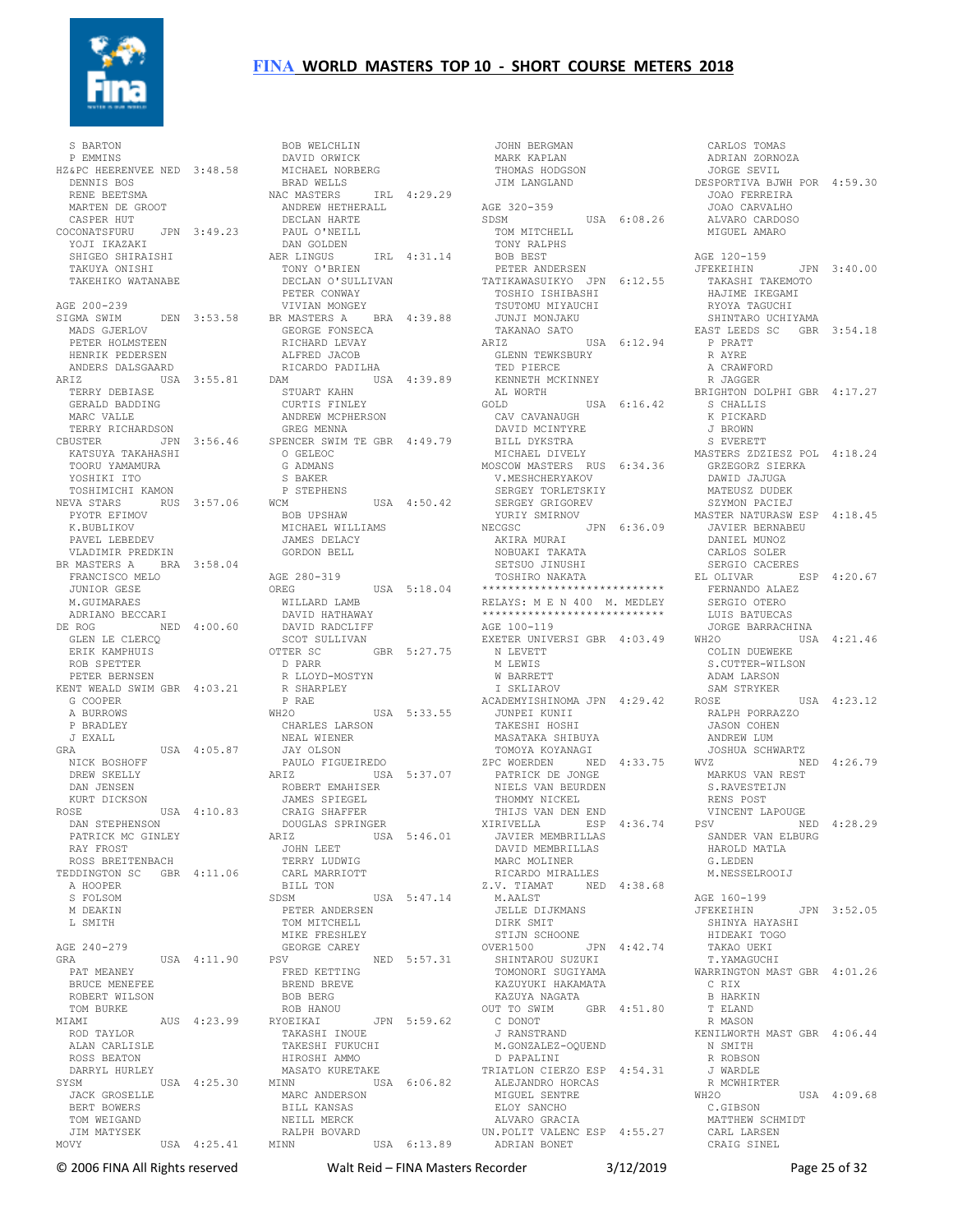S BARTON
P EMMINS

HZ&PC HEERENVEE NED 3:48.58
DENNIS BOS
RENE BEETSMA
MARTEN DE GROOT
CASPER HUT

COCONATSFURU JPN 3:49.23
YOJI IKAZAKI
SHIGEO SHIRAISHI
TAKUYA ONISHI
TAKEHIKO WATANABE

AGE 200-239

SIGMA SWIM DEN 3:53.58
MADS GJERLOV
PETER HOLMSTEEN
HENRIK PEDERSEN
ANDERS DALSGAARD

ARIZ USA 3:55.81
TERRY DEBIASE
GERALD BADDING
MARC VALLE
TERRY RICHARDSON

CBUSTER JPN 3:56.46
KATSUYA TAKAHASHI
TOORU YAMAMURA
YOSHIKI ITO
TOSHIMICHI KAMON

NEVA STARS RUS 3:57.06
PYOTR EFIMOV
K.BUBLIKOV
PAVEL LEBEDEV
VLADIMIR PREDKIN

BR MASTERS A BRA 3:58.04
FRANCISCO MELO
JUNIOR GESE
M.GUIMARAES
ADRIANO BECCARI

DE ROG NED 4:00.60
GLEN LE CLERCQ
ERIK KAMPHUIS
ROB SPETTER
PETER BERNSEN

KENT WEALD SWIM GBR 4:03.21
G COOPER
A BURROWS
P BRADLEY
J EXALL

GRA USA 4:05.87
NICK BOSHOFF
DREW SKELLY
DAN JENSEN
KURT DICKSON

ROSE USA 4:10.83
DAN STEPHENSON
PATRICK MC GINLEY
RAY FROST
ROSS BREITENBACH

TEDDINGTON SC GBR 4:11.06
A HOOPER
S FOLSOM
M DEAKIN
L SMITH

AGE 240-279

GRA USA 4:11.90
PAT MEANEY
BRUCE MENEFEE
ROBERT WILSON
TOM BURKE

MIAMI AUS 4:23.99
ROD TAYLOR
ALAN CARLISLE
ROSS BEATON
DARRYL HURLEY

SYSM USA 4:25.30
JACK GROSELLE
BERT BOWERS
TOM WEIGAND
JIM MATYSEK

MOVY USA 4:25.41
BOB WELCHLIN
DAVID ORWICK
MICHAEL NORBERG
BRAD WELLS

NAC MASTERS IRL 4:29.29
ANDREW HETHERALL
DECLAN HARTE
PAUL O'NEILL
DAN GOLDEN

AER LINGUS IRL 4:31.14
TONY O'BRIEN
DECLAN O'SULLIVAN
PETER CONWAY
VIVIAN MONGEY

BR MASTERS A BRA 4:39.88
GEORGE FONSECA
RICHARD LEVAY
ALFRED JACOB
RICARDO PADILHA

DAM USA 4:39.89
STUART KAHN
CURTIS FINLEY
ANDREW MCPHERSON
GREG MENNA

SPENCER SWIM TE GBR 4:49.79
O GELEOC
G ADMANS
S BAKER
P STEPHENS

WCM USA 4:50.42
BOB UPSHAW
MICHAEL WILLIAMS
JAMES DELACY
GORDON BELL

AGE 280-319

OREG USA 5:18.04
WILLARD LAMB
DAVID HATHAWAY
DAVID RADCLIFF
SCOT SULLIVAN

OTTER SC GBR 5:27.75
D PARR
R LLOYD-MOSTYN
R SHARPLEY
P RAE

WH2O USA 5:33.55
CHARLES LARSON
NEAL WIENER
JAY OLSON
PAULO FIGUEIREDO

ARIZ USA 5:37.07
ROBERT EMAHISER
JAMES SPIEGEL
CRAIG SHAFFER
DOUGLAS SPRINGER

ARIZ USA 5:46.01
JOHN LEET
TERRY LUDWIG
CARL MARRIOTT
BILL TON

SDSM USA 5:47.14
PETER ANDERSEN
TOM MITCHELL
MIKE FRESHLEY
GEORGE CAREY

PSV NED 5:57.31
FRED KETTING
BREND BREVE
BOB BERG
ROB HANOU

RYOEIKAI JPN 5:59.62
TAKASHI INOUE
TAKESHI FUKUCHI
HIROSHI AMMO
MASATO KURETAKE

MINN USA 6:06.82
MARC ANDERSON
BILL KANSAS
NEILL MERCK
RALPH BOVARD

MINN USA 6:13.89
JOHN BERGMAN
MARK KAPLAN
THOMAS HODGSON
JIM LANGLAND

AGE 320-359

SDSM USA 6:08.26
TOM MITCHELL
TONY RALPHS
BOB BEST
PETER ANDERSEN

TATIKAWASUIKYO JPN 6:12.55
TOSHIO ISHIBASHI
TSUTOMU MIYAUCHI
JUNJI MONJAKU
TAKANAO SATO

ARIZ USA 6:12.94
GLENN TEWKSBURY
TED PIERCE
KENNETH MCKINNEY
AL WORTH

GOLD USA 6:16.42
CAV CAVANAUGH
DAVID MCINTYRE
BILL DYKSTRA
MICHAEL DIVELY

MOSCOW MASTERS RUS 6:34.36
V.MESHCHERYAKOV
SERGEY TORLETSKIY
SERGEY GRIGOREV
YURIY SMIRNOV

NECGSC JPN 6:36.09
AKIRA MURAI
NOBUAKI TAKATA
SETSUO JINUSHI
TOSHIRO NAKATA

****************************
RELAYS: M E N 400 M. MEDLEY
****************************

AGE 100-119

EXETER UNIVERSI GBR 4:03.49
N LEVETT
M LEWIS
W BARRETT
I SKLIAROV

ACADEMYISHINOMA JPN 4:29.42
JUNPEI KUNII
TAKESHI HOSHI
MASATAKA SHIBUYA
TOMOYA KOYANAGI

ZPC WOERDEN NED 4:33.75
PATRICK DE JONGE
NIELS VAN BEURDEN
THOMMY NICKEL
THIJS VAN DEN END

XIRIVELLA ESP 4:36.74
JAVIER MEMBRILLAS
DAVID MEMBRILLAS
MARC MOLINER
RICARDO MIRALLES

Z.V. TIAMAT NED 4:38.68
M.AALST
JELLE DIJKMANS
DIRK SMIT
STIJN SCHOONE

OVER1500 JPN 4:42.74
SHINTAROU SUZUKI
TOMONORI SUGIYAMA
KAZUYUKI HAKAMATA
KAZUYA NAGATA

OUT TO SWIM GBR 4:51.80
C DONOT
J RANSTRAND
M.GONZALEZ-OQUEND
D PAPALINI

TRIATLON CIERZO ESP 4:54.31
ALEJANDRO HORCAS
MIGUEL SENTRE
ELOY SANCHO
ALVARO GRACIA

UN.POLIT VALENC ESP 4:55.27
ADRIAN BONET
CARLOS TOMAS
ADRIAN ZORNOZA
JORGE SEVIL

DESPORTIVA BJWH POR 4:59.30
JOAO FERREIRA
JOAO CARVALHO
ALVARO CARDOSO
MIGUEL AMARO

AGE 120-159

JFEKEIHIN JPN 3:40.00
TAKASHI TAKEMOTO
HAJIME IKEGAMI
RYOYA TAGUCHI
SHINTARO UCHIYAMA

EAST LEEDS SC GBR 3:54.18
P PRATT
R AYRE
A CRAWFORD
R JAGGER

BRIGHTON DOLPHI GBR 4:17.27
S CHALLIS
K PICKARD
J BROWN
S EVERETT

MASTERS ZDZIESZ POL 4:18.24
GRZEGORZ SIERKA
DAWID JAJUGA
MATEUSZ DUDEK
SZYMON PACIEJ

MASTER NATURASW ESP 4:18.45
JAVIER BERNABEU
DANIEL MUNOZ
CARLOS SOLER
SERGIO CACERES

EL OLIVAR ESP 4:20.67
FERNANDO ALAEZ
SERGIO OTERO
LUIS BATUECAS
JORGE BARRACHINA

WH2O USA 4:21.46
COLIN DUEWEKE
S.CUTTER-WILSON
ADAM LARSON
SAM STRYKER

ROSE USA 4:23.12
RALPH PORRAZZO
JASON COHEN
ANDREW LUM
JOSHUA SCHWARTZ

WVZ NED 4:26.79
MARKUS VAN REST
S.RAVESTEIJN
RENS POST
VINCENT LAPOUGE

PSV NED 4:28.29
SANDER VAN ELBURG
HAROLD MATLA
G.LEDEN
M.NESSELROOIJ

AGE 160-199

JFEKEIHIN JPN 3:52.05
SHINYA HAYASHI
HIDEAKI TOGO
TAKAO UEKI
T.YAMAGUCHI

WARRINGTON MAST GBR 4:01.26
C RIX
B HARKIN
T ELAND
R MASON

KENILWORTH MAST GBR 4:06.44
N SMITH
R ROBSON
J WARDLE
R MCWHIRTER

WH2O USA 4:09.68
C.GIBSON
MATTHEW SCHMIDT
CARL LARSEN
CRAIG SINEL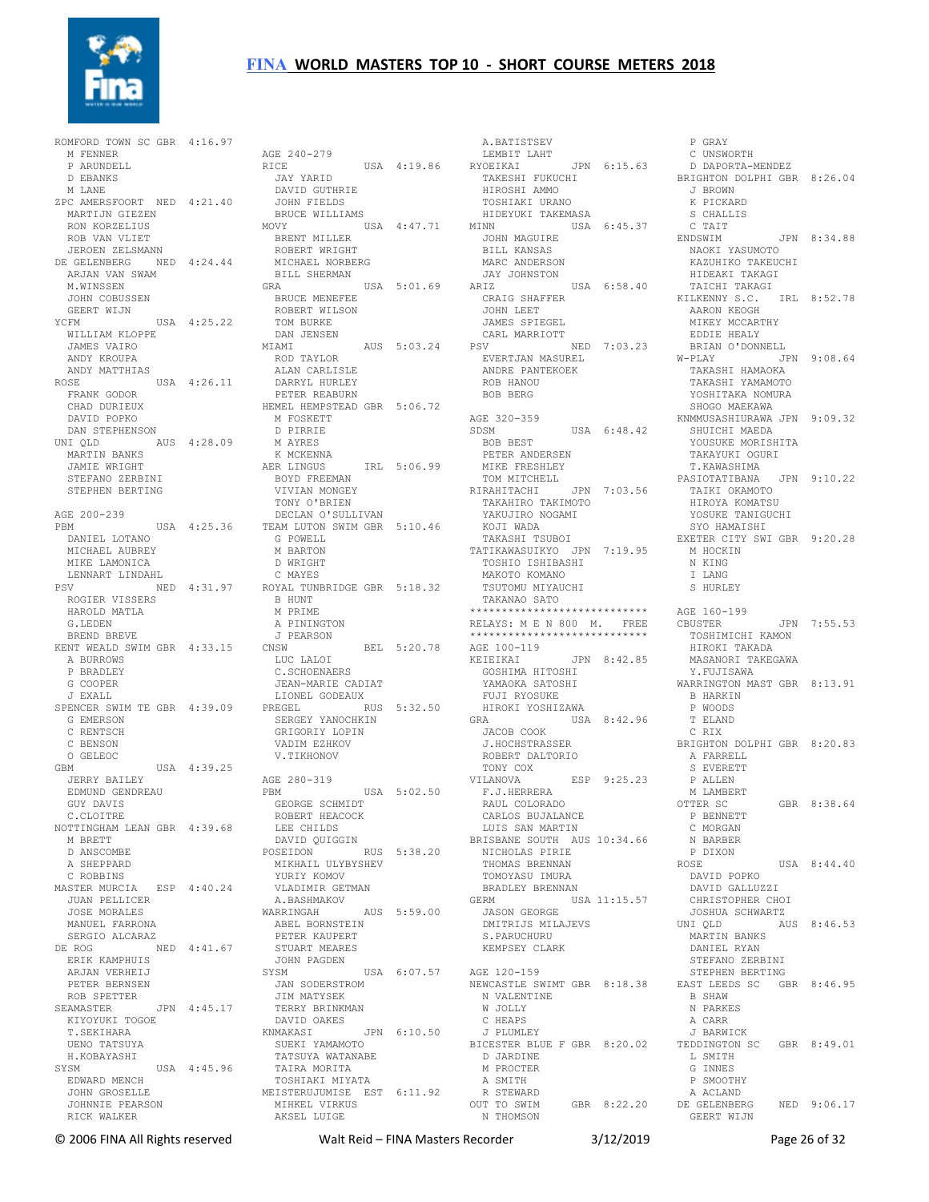# FINA WORLD MASTERS TOP 10 - SHORT COURSE METERS 2018

```
ROMFORD TOWN SC GBR  4:16.97
   M FENNER
   P ARUNDELL
   D EBANKS
   M LANE
ZPC AMERSFOORT  NED  4:21.40
   MARTIJN GIEZEN
   RON KORZELIUS
   ROB VAN VLIET
   JEROEN ZELSMANN
DE GELENBERG    NED  4:24.44
   ARJAN VAN SWAM
   M.WINSSEN
   JOHN COBUSSEN
   GEERT WIJN
YCFM            USA  4:25.22
   WILLIAM KLOPPE
   JAMES VAIRO
   ANDY KROUPA
   ANDY MATTHIAS
ROSE            USA  4:26.11
   FRANK GODOR
   CHAD DURIEUX
   DAVID POPKO
   DAN STEPHENSON
UNI QLD         AUS  4:28.09
   MARTIN BANKS
   JAMIE WRIGHT
   STEFANO ZERBINI
   STEPHEN BERTING

AGE 200-239
PBM             USA  4:25.36
   DANIEL LOTANO
   MICHAEL AUBREY
   MIKE LAMONICA
   LENNART LINDAHL
PSV             NED  4:31.97
   ROGIER VISSERS
   HAROLD MATLA
   G.LEDEN
   BREND BREVE
KENT WEALD SWIM GBR  4:33.15
   A BURROWS
   P BRADLEY
   G COOPER
   J EXALL
SPENCER SWIM TE GBR  4:39.09
   G EMERSON
   C RENTSCH
   C BENSON
   O GELEOC
GBM             USA  4:39.25
   JERRY BAILEY
   EDMUND GENDREAU
   GUY DAVIS
   C.CLOITRE
NOTTINGHAM LEAN GBR  4:39.68
   M BRETT
   D ANSCOMBE
   A SHEPPARD
   C ROBBINS
MASTER MURCIA   ESP  4:40.24
   JUAN PELLICER
   JOSE MORALES
   MANUEL FARRONA
   SERGIO ALCARAZ
DE ROG          NED  4:41.67
   ERIK KAMPHUIS
   ARJAN VERHEIJ
   PETER BERNSEN
   ROB SPETTER
SEAMASTER       JPN  4:45.17
   KIYOYUKI TOGOE
   T.SEKIHARA
   UENO TATSUYA
   H.KOBAYASHI
SYSM            USA  4:45.96
   EDWARD MENCH
   JOHN GROSELLE
   JOHNNIE PEARSON
   RICK WALKER

AGE 240-279
RICE            USA  4:19.86
   JAY YARID
   DAVID GUTHRIE
   JOHN FIELDS
   BRUCE WILLIAMS
MOVY            USA  4:47.71
   BRENT MILLER
   ROBERT WRIGHT
   MICHAEL NORBERG
   BILL SHERMAN
GRA             USA  5:01.69
   BRUCE MENEFEE
   ROBERT WILSON
   TOM BURKE
   DAN JENSEN
MIAMI           AUS  5:03.24
   ROD TAYLOR
   ALAN CARLISLE
   DARRYL HURLEY
   PETER REABURN
HEMEL HEMPSTEAD GBR  5:06.72
   M FOSKETT
   D PIRRIE
   M AYRES
   K MCKENNA
AER LINGUS      IRL  5:06.99
   BOYD FREEMAN
   VIVIAN MONGEY
   TONY O'BRIEN
   DECLAN O'SULLIVAN
TEAM LUTON SWIM GBR  5:10.46
   G POWELL
   M BARTON
   D WRIGHT
   C MAYES
ROYAL TUNBRIDGE GBR  5:18.32
   B HUNT
   M PRIME
   A PININGTON
   J PEARSON
CNSW            BEL  5:20.78
   LUC LALOI
   C.SCHOENAERS
   JEAN-MARIE CADIAT
   LIONEL GODEAUX
PREGEL          RUS  5:32.50
   SERGEY YANOCHKIN
   GRIGORIY LOPIN
   VADIM EZHKOV
   V.TIKHONOV

AGE 280-319
PBM             USA  5:02.50
   GEORGE SCHMIDT
   ROBERT HEACOCK
   LEE CHILDS
   DAVID QUIGGIN
POSEIDON        RUS  5:38.20
   MIKHAIL ULYBYSHEV
   YURIY KOMOV
   VLADIMIR GETMAN
   A.BASHMAKOV
WARRINGAH       AUS  5:59.00
   ABEL BORNSTEIN
   PETER KAUPERT
   STUART MEARES
   JOHN PAGDEN
SYSM            USA  6:07.57
   JAN SODERSTROM
   JIM MATYSEK
   TERRY BRINKMAN
   DAVID OAKES
KNMAKASI        JPN  6:10.50
   SUEKI YAMAMOTO
   TATSUYA WATANABE
   TAIRA MORITA
   TOSHIAKI MIYATA
MEISTERUJUMISE  EST  6:11.92
   MIHKEL VIRKUS
   AKSEL LUIGE
   A.BATISTSEV
   LEMBIT LAHT
RYOEIKAI        JPN  6:15.63
   TAKESHI FUKUCHI
   HIROSHI AMMO
   TOSHIAKI URANO
   HIDEYUKI TAKEMASA
MINN            USA  6:45.37
   JOHN MAGUIRE
   BILL KANSAS
   MARC ANDERSON
   JAY JOHNSTON
ARIZ            USA  6:58.40
   CRAIG SHAFFER
   JOHN LEET
   JAMES SPIEGEL
   CARL MARRIOTT
PSV             NED  7:03.23
   EVERTJAN MASUREL
   ANDRE PANTEKOEK
   ROB HANOU
   BOB BERG

AGE 320-359
SDSM            USA  6:48.42
   BOB BEST
   PETER ANDERSEN
   MIKE FRESHLEY
   TOM MITCHELL
RIRAHITACHI     JPN  7:03.56
   TAKAHIRO TAKIMOTO
   YAKUJIRO NOGAMI
   KOJI WADA
   TAKASHI TSUBOI
TATIKAWASUIKYO  JPN  7:19.95
   TOSHIO ISHIBASHI
   MAKOTO KOMANO
   TSUTOMU MIYAUCHI
   TAKANAO SATO
****************************
RELAYS: M E N 800  M.   FREE
****************************
AGE 100-119
KEIEIKAI        JPN  8:42.85
   GOSHIMA HITOSHI
   YAMAOKA SATOSHI
   FUJI RYOSUKE
   HIROKI YOSHIZAWA
GRA             USA  8:42.96
   JACOB COOK
   J.HOCHSTRASSER
   ROBERT DALTORIO
   TONY COX
VILANOVA        ESP  9:25.23
   F.J.HERRERA
   RAUL COLORADO
   CARLOS BUJALANCE
   LUIS SAN MARTIN
BRISBANE SOUTH  AUS 10:34.66
   NICHOLAS PIRIE
   THOMAS BRENNAN
   TOMOYASU IMURA
   BRADLEY BRENNAN
GERM            USA 11:15.57
   JASON GEORGE
   DMITRIJS MILAJEVS
   S.PARUCHURU
   KEMPSEY CLARK

AGE 120-159
NEWCASTLE SWIMT GBR  8:18.38
   N VALENTINE
   W JOLLY
   C HEAPS
   J PLUMLEY
BICESTER BLUE F GBR  8:20.02
   D JARDINE
   M PROCTER
   A SMITH
   R STEWARD
OUT TO SWIM     GBR  8:22.20
   N THOMSON
   P GRAY
   C UNSWORTH
   D DAPORTA-MENDEZ
BRIGHTON DOLPHI GBR  8:26.04
   J BROWN
   K PICKARD
   S CHALLIS
   C TAIT
ENDSWIM         JPN  8:34.88
   NAOKI YASUMOTO
   KAZUHIKO TAKEUCHI
   HIDEAKI TAKAGI
   TAICHI TAKAGI
KILKENNY S.C.   IRL  8:52.78
   AARON KEOGH
   MIKEY MCCARTHY
   EDDIE HEALY
   BRIAN O'DONNELL
W-PLAY          JPN  9:08.64
   TAKASHI HAMAOKA
   TAKASHI YAMAMOTO
   YOSHITAKA NOMURA
   SHOGO MAEKAWA
KNMMUSASHIURAWA JPN  9:09.32
   SHUICHI MAEDA
   YOUSUKE MORISHITA
   TAKAYUKI OGURI
   T.KAWASHIMA
PASIOTATIBANA   JPN  9:10.22
   TAIKI OKAMOTO
   HIROYA KOMATSU
   YOSUKE TANIGUCHI
   SYO HAMAISHI
EXETER CITY SWI GBR  9:20.28
   M HOCKIN
   N KING
   I LANG
   S HURLEY

AGE 160-199
CBUSTER         JPN  7:55.53
   TOSHIMICHI KAMON
   HIROKI TAKADA
   MASANORI TAKEGAWA
   Y.FUJISAWA
WARRINGTON MAST GBR  8:13.91
   B HARKIN
   P WOODS
   T ELAND
   C RIX
BRIGHTON DOLPHI GBR  8:20.83
   A FARRELL
   S EVERETT
   P ALLEN
   M LAMBERT
OTTER SC        GBR  8:38.64
   P BENNETT
   C MORGAN
   N BARBER
   P DIXON
ROSE            USA  8:44.40
   DAVID POPKO
   DAVID GALLUZZI
   CHRISTOPHER CHOI
   JOSHUA SCHWARTZ
UNI QLD         AUS  8:46.53
   MARTIN BANKS
   DANIEL RYAN
   STEFANO ZERBINI
   STEPHEN BERTING
EAST LEEDS SC   GBR  8:46.95
   B SHAW
   N PARKES
   A CARR
   J BARWICK
TEDDINGTON SC   GBR  8:49.01
   L SMITH
   G INNES
   P SMOOTHY
   A ACLAND
DE GELENBERG    NED  9:06.17
   GEERT WIJN
```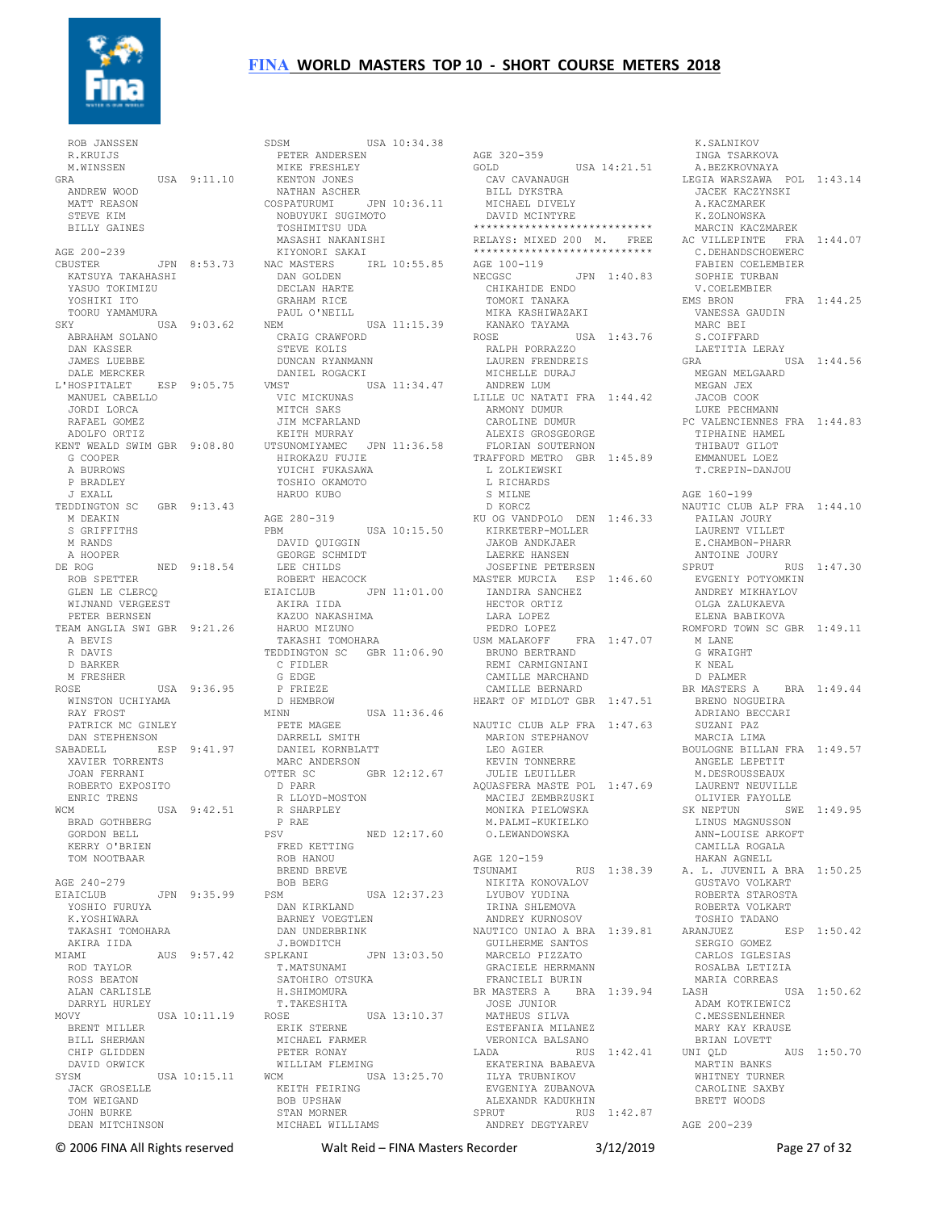ROB JANSSEN
R.KRUIJS
M.WINSSEN

GRA USA 9:11.10
ANDREW WOOD
MATT REASON
STEVE KIM
BILLY GAINES

AGE 200-239

CBUSTER JPN 8:53.73
KATSUYA TAKAHASHI
YASUO TOKIMIZU
YOSHIKI ITO
TOORU YAMAMURA

SKY USA 9:03.62
ABRAHAM SOLANO
DAN KASSER
JAMES LUEBBE
DALE MERCKER

L'HOSPITALET ESP 9:05.75
MANUEL CABELLO
JORDI LORCA
RAFAEL GOMEZ
ADOLFO ORTIZ

KENT WEALD SWIM GBR 9:08.80
G COOPER
A BURROWS
P BRADLEY
J EXALL

TEDDINGTON SC GBR 9:13.43
M DEAKIN
S GRIFFITHS
M RANDS
A HOOPER

DE ROG NED 9:18.54
ROB SPETTER
GLEN LE CLERCQ
WIJNAND VERGEEST
PETER BERNSEN

TEAM ANGLIA SWI GBR 9:21.26
A BEVIS
R DAVIS
D BARKER
M FRESHER

ROSE USA 9:36.95
WINSTON UCHIYAMA
RAY FROST
PATRICK MC GINLEY
DAN STEPHENSON

SABADELL ESP 9:41.97
XAVIER TORRENTS
JOAN FERRANI
ROBERTO EXPOSITO
ENRIC TRENS

WCM USA 9:42.51
BRAD GOTHBERG
GORDON BELL
KERRY O'BRIEN
TOM NOOTBAAR

AGE 240-279

EIAICLUB JPN 9:35.99
YOSHIO FURUYA
K.YOSHIWARA
TAKASHI TOMOHARA
AKIRA IIDA

MIAMI AUS 9:57.42
ROD TAYLOR
ROSS BEATON
ALAN CARLISLE
DARRYL HURLEY

MOVY USA 10:11.19
BRENT MILLER
BILL SHERMAN
CHIP GLIDDEN
DAVID ORWICK

SYSM USA 10:15.11
JACK GROSELLE
TOM WEIGAND
JOHN BURKE
DEAN MITCHINSON

SDSM USA 10:34.38
PETER ANDERSEN
MIKE FRESHLEY
KENTON JONES
NATHAN ASCHER

COSPATURUMI JPN 10:36.11
NOBUYUKI SUGIMOTO
TOSHIMITSU UDA
MASASHI NAKANISHI
KIYONORI SAKAI

NAC MASTERS IRL 10:55.85
DAN GOLDEN
DECLAN HARTE
GRAHAM RICE
PAUL O'NEILL

NEM USA 11:15.39
CRAIG CRAWFORD
STEVE KOLIS
DUNCAN RYANMANN
DANIEL ROGACKI

VMST USA 11:34.47
VIC MICKUNAS
MITCH SAKS
JIM MCFARLAND
KEITH MURRAY

UTSUNOMIYAMEC JPN 11:36.58
HIROKAZU FUJIE
YUICHI FUKASAWA
TOSHIO OKAMOTO
HARUO KUBO

AGE 280-319

PBM USA 10:15.50
DAVID QUIGGIN
GEORGE SCHMIDT
LEE CHILDS
ROBERT HEACOCK

EIAICLUB JPN 11:01.00
AKIRA IIDA
KAZUO NAKASHIMA
HARUO MIZUNO
TAKASHI TOMOHARA

TEDDINGTON SC GBR 11:06.90
C FIDLER
G EDGE
P FRIEZE
D HEMBROW

MINN USA 11:36.46
PETE MAGEE
DARRELL SMITH
DANIEL KORNBLATT
MARC ANDERSON

OTTER SC GBR 12:12.67
D PARR
R LLOYD-MOSTON
R SHARPLEY
P RAE

PSV NED 12:17.60
FRED KETTING
ROB HANOU
BREND BREVE
BOB BERG

PSM USA 12:37.23
DAN KIRKLAND
BARNEY VOEGTLEN
DAN UNDERBRINK
J.BOWDITCH

SPLKANI JPN 13:03.50
T.MATSUNAMI
SATOHIRO OTSUKA
H.SHIMOMURA
T.TAKESHITA

ROSE USA 13:10.37
ERIK STERNE
MICHAEL FARMER
PETER RONAY
WILLIAM FLEMING

WCM USA 13:25.70
KEITH FEIRING
BOB UPSHAW
STAN MORNER
MICHAEL WILLIAMS

AGE 320-359

GOLD USA 14:21.51
CAV CAVANAUGH
BILL DYKSTRA
MICHAEL DIVELY
DAVID MCINTYRE

****************************
RELAYS: MIXED 200 M. FREE
****************************

AGE 100-119

NECGSC JPN 1:40.83
CHIKAHIDE ENDO
TOMOKI TANAKA
MIKA KASHIWAZAKI
KANAKO TAYAMA

ROSE USA 1:43.76
RALPH PORRAZZO
LAUREN FRENDREIS
MICHELLE DURAJ
ANDREW LUM

LILLE UC NATATI FRA 1:44.42
ARMONY DUMUR
CAROLINE DUMUR
ALEXIS GROSGEORGE
FLORIAN SOUTERNON

TRAFFORD METRO GBR 1:45.89
L ZOLKIEWSKI
L RICHARDS
S MILNE
D KORCZ

KU OG VANDPOLO DEN 1:46.33
KIRKETERP-MOLLER
JAKOB ANDKJAER
LAERKE HANSEN
JOSEFINE PETERSEN

MASTER MURCIA ESP 1:46.60
IANDIRA SANCHEZ
HECTOR ORTIZ
LARA LOPEZ
PEDRO LOPEZ

USM MALAKOFF FRA 1:47.07
BRUNO BERTRAND
REMI CARMIGNIANI
CAMILLE MARCHAND
CAMILLE BERNARD

HEART OF MIDLOT GBR 1:47.51

NAUTIC CLUB ALP FRA 1:47.63
MARION STEPHANOV
LEO AGIER
KEVIN TONNERRE
JULIE LEUILLIER

AQUASFERA MASTE POL 1:47.69
MACIEJ ZEMBRZUSKI
MONIKA PIELOWSKA
M.PALMI-KUKIELKO
O.LEWANDOWSKA

AGE 120-159

TSUNAMI RUS 1:38.39
NIKITA KONOVALOV
LYUBOV YUDINA
IRINA SHLEMOVA
ANDREY KURNOSOV

NAUTICO UNIAO A BRA 1:39.81
GUILHERME SANTOS
MARCELO PIZZATO
GRACIELE HERRMANN
FRANCIELI BURIN

BR MASTERS A BRA 1:39.94
JOSE JUNIOR
MATHEUS SILVA
ESTEFANIA MILANEZ
VERONICA BALSANO

LADA RUS 1:42.41
EKATERINA BABAEVA
ILYA TRUBNIKOV
EVGENIYA ZUBANOVA
ALEXANDR KADUKHIN

SPRUT RUS 1:42.87
ANDREY DEGTYAREV
K.SALNIKOV
INGA TSARKOVA
A.BEZKROVNAYA

LEGIA WARSZAWA POL 1:43.14
JACEK KACZYNSKI
A.KACZMAREK
K.ZOLNOWSKA
MARCIN KACZMAREK

AC VILLEPINTE FRA 1:44.07
C.DEHANDSCHOEWERC
FABIEN COELEMBIER
SOPHIE TURBAN
V.COELEMBIER

EMS BRON FRA 1:44.25
VANESSA GAUDIN
MARC BEI
S.COIFFARD
LAETITIA LERAY

GRA USA 1:44.56
MEGAN MELGAARD
MEGAN JEX
JACOB COOK
LUKE PECHMANN

PC VALENCIENNES FRA 1:44.83
TIPHAINE HAMEL
THIBAUT GILOT
EMMANUEL LOEZ
T.CREPIN-DANJOU

AGE 160-199

NAUTIC CLUB ALP FRA 1:44.10
PAILAN JOURY
LAURENT VILLET
E.CHAMBON-PHARR
ANTOINE JOURY

SPRUT RUS 1:47.30
EVGENIY POTYOMKIN
ANDREY MIKHAYLOV
OLGA ZALUKAEVA
ELENA BABIKOVA

ROMFORD TOWN SC GBR 1:49.11
M LANE
G WRAIGHT
K NEAL
D PALMER

BR MASTERS A BRA 1:49.44
BRENO NOGUEIRA
ADRIANO BECCARI
SUZANI PAZ
MARCIA LIMA

BOULOGNE BILLAN FRA 1:49.57
ANGELE LEPETIT
M.DESROUSSEAUX
LAURENT NEUVILLE
OLIVIER FAYOLLE

SK NEPTUN SWE 1:49.95
LINUS MAGNUSSON
ANN-LOUISE ARKOFT
CAMILLA ROGALA
HAKAN AGNELL

A. L. JUVENIL A BRA 1:50.25
GUSTAVO VOLKART
ROBERTA STAROSTA
ROBERTA VOLKART
TOSHIO TADANO

ARANJUEZ ESP 1:50.42
SERGIO GOMEZ
CARLOS IGLESIAS
ROSALBA LETIZIA
MARIA CORREAS

LASH USA 1:50.62
ADAM KOTKIEWICZ
C.MESSENLEHNER
MARY KAY KRAUSE
BRIAN LOVETT

UNI QLD AUS 1:50.70
MARTIN BANKS
WHITNEY TURNER
CAROLINE SAXBY
BRETT WOODS

AGE 200-239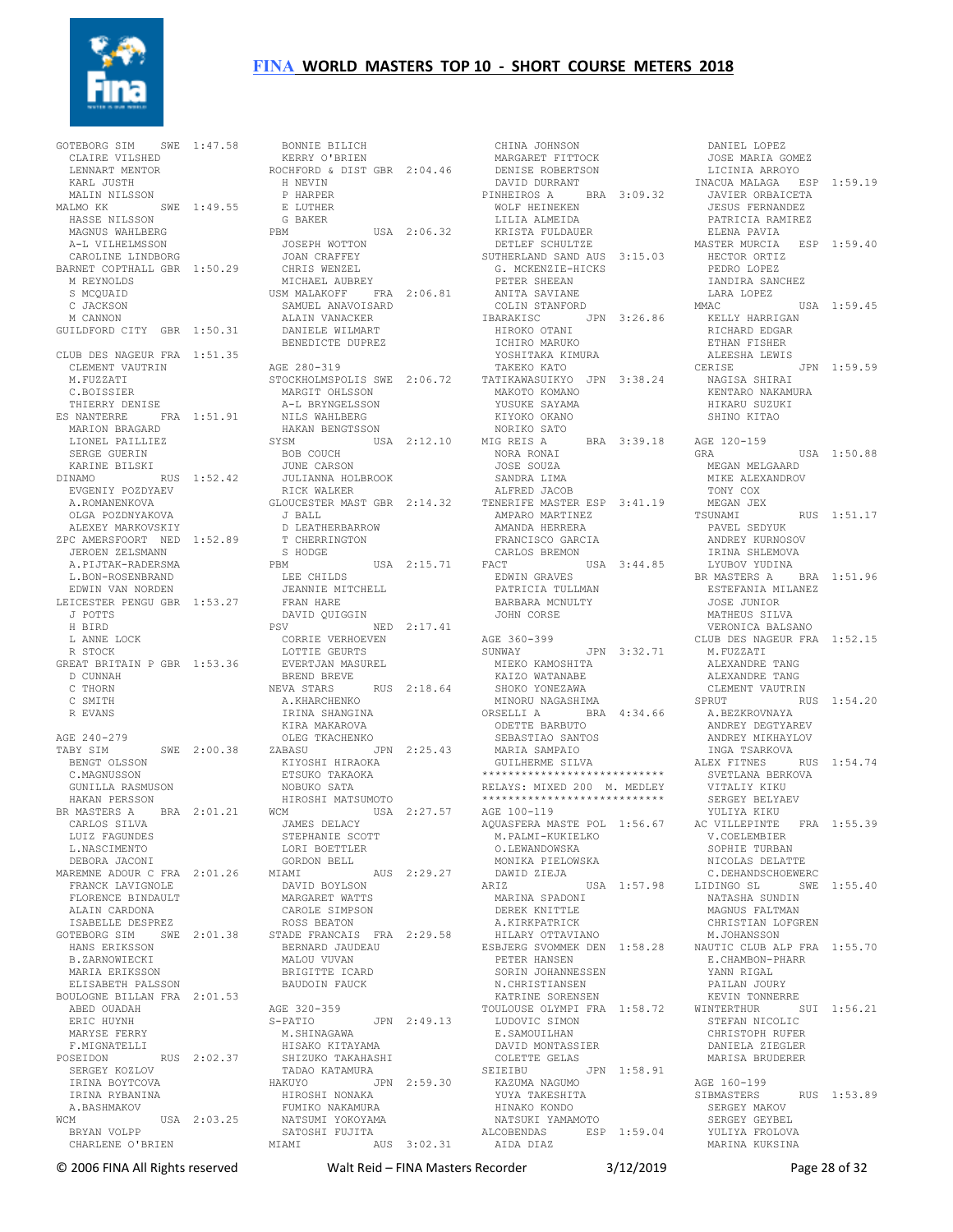# FINA WORLD MASTERS TOP 10 - SHORT COURSE METERS 2018

```
GOTEBORG SIM     SWE  1:47.58
   CLAIRE VILSHED
   LENNART MENTOR
   KARL JUSTH
   MALIN NILSSON
MALMO KK         SWE  1:49.55
   HASSE NILSSON
   MAGNUS WAHLBERG
   A-L VILHELMSSON
   CAROLINE LINDBORG
BARNET COPTHALL GBR  1:50.29
   M REYNOLDS
   S MCQUAID
   C JACKSON
   M CANNON
GUILDFORD CITY  GBR  1:50.31

CLUB DES NAGEUR FRA  1:51.35
   CLEMENT VAUTRIN
   M.FUZZATI
   C.BOISSIER
   THIERRY DENISE
ES NANTERRE      FRA  1:51.91
   MARION BRAGARD
   LIONEL PAILLIEZ
   SERGE GUERIN
   KARINE BILSKI
DINAMO           RUS  1:52.42
   EVGENIY POZDYAEV
   A.ROMANENKOVA
   OLGA POZDNYAKOVA
   ALEXEY MARKOVSKIY
ZPC AMERSFOORT  NED  1:52.89
   JEROEN ZELSMANN
   A.PIJTAK-RADERSMA
   L.BON-ROSENBRAND
   EDWIN VAN NORDEN
LEICESTER PENGU GBR  1:53.27
   J POTTS
   H BIRD
   L ANNE LOCK
   R STOCK
GREAT BRITAIN P GBR  1:53.36
   D CUNNAH
   C THORN
   C SMITH
   R EVANS

AGE 240-279
TABY SIM         SWE  2:00.38
   BENGT OLSSON
   C.MAGNUSSON
   GUNILLA RASMUSON
   HAKAN PERSSON
BR MASTERS A     BRA  2:01.21
   CARLOS SILVA
   LUIZ FAGUNDES
   L.NASCIMENTO
   DEBORA JACONI
MAREMNE ADOUR C FRA  2:01.26
   FRANCK LAVIGNOLE
   FLORENCE BINDAULT
   ALAIN CARDONA
   ISABELLE DESPREZ
GOTEBORG SIM     SWE  2:01.38
   HANS ERIKSSON
   B.ZARNOWIECKI
   MARIA ERIKSSON
   ELISABETH PALSSON
BOULOGNE BILLAN FRA  2:01.53
   ABED OUADAH
   ERIC HUYNH
   MARYSE FERRY
   F.MIGNATELLI
POSEIDON         RUS  2:02.37
   SERGEY KOZLOV
   IRINA BOYTCOVA
   IRINA RYBANINA
   A.BASHMAKOV
WCM              USA  2:03.25
   BRYAN VOLPP
   CHARLENE O'BRIEN
   BONNIE BILICH
   KERRY O'BRIEN
ROCHFORD & DIST GBR  2:04.46
   H NEVIN
   P HARPER
   E LUTHER
   G BAKER
PBM              USA  2:06.32
   JOSEPH WOTTON
   JOAN CRAFFEY
   CHRIS WENZEL
   MICHAEL AUBREY
USM MALAKOFF     FRA  2:06.81
   SAMUEL ANAVOISARD
   ALAIN VANACKER
   DANIELE WILMART
   BENEDICTE DUPREZ

AGE 280-319
STOCKHOLMSPOLIS SWE  2:06.72
   MARGIT OHLSSON
   A-L BRYNGELSSON
   NILS WAHLBERG
   HAKAN BENGTSSON
SYSM             USA  2:12.10
   BOB COUCH
   JUNE CARSON
   JULIANNA HOLBROOK
   RICK WALKER
GLOUCESTER MAST GBR  2:14.32
   J BALL
   D LEATHERBARROW
   T CHERRINGTON
   S HODGE
PBM              USA  2:15.71
   LEE CHILDS
   JEANNIE MITCHELL
   FRAN HARE
   DAVID QUIGGIN
PSV              NED  2:17.41
   CORRIE VERHOEVEN
   LOTTIE GEURTS
   EVERTJAN MASUREL
   BREND BREVE
NEVA STARS       RUS  2:18.64
   A.KHARCHENKO
   IRINA SHANGINA
   KIRA MAKAROVA
   OLEG TKACHENKO
ZABASU           JPN  2:25.43
   KIYOSHI HIRAOKA
   ETSUKO TAKAOKA
   NOBUKO SATA
   HIROSHI MATSUMOTO
WCM              USA  2:27.57
   JAMES DELACY
   STEPHANIE SCOTT
   LORI BOETTLER
   GORDON BELL
MIAMI            AUS  2:29.27
   DAVID BOYLSON
   MARGARET WATTS
   CAROLE SIMPSON
   ROSS BEATON
STADE FRANCAIS  FRA  2:29.58
   BERNARD JAUDEAU
   MALOU VUVAN
   BRIGITTE ICARD
   BAUDOIN FAUCK

AGE 320-359
S-PATIO          JPN  2:49.13
   M.SHINAGAWA
   HISAKO KITAYAMA
   SHIZUKO TAKAHASHI
   TADAO KATAMURA
HAKUYO           JPN  2:59.30
   HIROSHI NONAKA
   FUMIKO NAKAMURA
   NATSUMI YOKOYAMA
   SATOSHI FUJITA
MIAMI            AUS  3:02.31
   CHINA JOHNSON
   MARGARET FITTOCK
   DENISE ROBERTSON
   DAVID DURRANT
PINHEIROS A      BRA  3:09.32
   WOLF HEINEKEN
   LILIA ALMEIDA
   KRISTA FULDAUER
   DETLEF SCHULTZE
SUTHERLAND SAND AUS  3:15.03
   G. MCKENZIE-HICKS
   PETER SHEEAN
   ANITA SAVIANE
   COLIN STANFORD
IBARAKISC        JPN  3:26.86
   HIROKO OTANI
   ICHIRO MARUKO
   YOSHITAKA KIMURA
   TAKEKO KATO
TATIKAWASUIKYO  JPN  3:38.24
   MAKOTO KOMANO
   YUSUKE SAYAMA
   KIYOKO OKANO
   NORIKO SATO
MIG REIS A       BRA  3:39.18
   NORA RONAI
   JOSE SOUZA
   SANDRA LIMA
   ALFRED JACOB
TENERIFE MASTER ESP  3:41.19
   AMPARO MARTINEZ
   AMANDA HERRERA
   FRANCISCO GARCIA
   CARLOS BREMON
FACT             USA  3:44.85
   EDWIN GRAVES
   PATRICIA TULLMAN
   BARBARA MCNULTY
   JOHN CORSE

AGE 360-399
SUNWAY           JPN  3:32.71
   MIEKO KAMOSHITA
   KAIZO WATANABE
   SHOKO YONEZAWA
   MINORU NAGASHIMA
ORSELLI A        BRA  4:34.66
   ODETTE BARBUTO
   SEBASTIAO SANTOS
   MARIA SAMPAIO
   GUILHERME SILVA
****************************
RELAYS: MIXED 200  M. MEDLEY
****************************
AGE 100-119
AQUASFERA MASTE POL  1:56.67
   M.PALMI-KUKIELKO
   O.LEWANDOWSKA
   MONIKA PIELOWSKA
   DAWID ZIEJA
ARIZ             USA  1:57.98
   MARINA SPADONI
   DEREK KNITTLE
   A.KIRKPATRICK
   HILARY OTTAVIANO
ESBJERG SVOMMEK DEN  1:58.28
   PETER HANSEN
   SORIN JOHANNESSEN
   N.CHRISTIANSEN
   KATRINE SORENSEN
TOULOUSE OLYMPI FRA  1:58.72
   LUDOVIC SIMON
   E.SAMOUILHAN
   DAVID MONTASSIER
   COLETTE GELAS
SEIEIBU          JPN  1:58.91
   KAZUMA NAGUMO
   YUYA TAKESHITA
   HINAKO KONDO
   NATSUKI YAMAMOTO
ALCOBENDAS       ESP  1:59.04
   AIDA DIAZ
   DANIEL LOPEZ
   JOSE MARIA GOMEZ
   LICINIA ARROYO
INACUA MALAGA    ESP  1:59.19
   JAVIER ORBAICETA
   JESUS FERNANDEZ
   PATRICIA RAMIREZ
   ELENA PAVIA
MASTER MURCIA    ESP  1:59.40
   HECTOR ORTIZ
   PEDRO LOPEZ
   IANDIRA SANCHEZ
   LARA LOPEZ
MMAC             USA  1:59.45
   KELLY HARRIGAN
   RICHARD EDGAR
   ETHAN FISHER
   ALEESHA LEWIS
CERISE           JPN  1:59.59
   NAGISA SHIRAI
   KENTARO NAKAMURA
   HIKARU SUZUKI
   SHINO KITAO

AGE 120-159
GRA              USA  1:50.88
   MEGAN MELGAARD
   MIKE ALEXANDROV
   TONY COX
   MEGAN JEX
TSUNAMI          RUS  1:51.17
   PAVEL SEDYUK
   ANDREY KURNOSOV
   IRINA SHLEMOVA
   LYUBOV YUDINA
BR MASTERS A     BRA  1:51.96
   ESTEFANIA MILANEZ
   JOSE JUNIOR
   MATHEUS SILVA
   VERONICA BALSANO
CLUB DES NAGEUR FRA  1:52.15
   M.FUZZATI
   ALEXANDRE TANG
   ALEXANDRE TANG
   CLEMENT VAUTRIN
SPRUT            RUS  1:54.20
   A.BEZKROVNAYA
   ANDREY DEGTYAREV
   ANDREY MIKHAYLOV
   INGA TSARKOVA
ALEX FITNES      RUS  1:54.74
   SVETLANA BERKOVA
   VITALIY KIKU
   SERGEY BELYAEV
   YULIYA KIKU
AC VILLEPINTE   FRA  1:55.39
   V.COELEMBIER
   SOPHIE TURBAN
   NICOLAS DELATTE
   C.DEHANDSCHOEWERC
LIDINGO SL       SWE  1:55.40
   NATASHA SUNDIN
   MAGNUS FALTMAN
   CHRISTIAN LOFGREN
   M.JOHANSSON
NAUTIC CLUB ALP FRA  1:55.70
   E.CHAMBON-PHARR
   YANN RIGAL
   PAILAN JOURY
   KEVIN TONNERRE
WINTERTHUR       SUI  1:56.21
   STEFAN NICOLIC
   CHRISTOPH RUFER
   DANIELA ZIEGLER
   MARISA BRUDERER

AGE 160-199
SIBMASTERS       RUS  1:53.89
   SERGEY MAKOV
   SERGEY GEYBEL
   YULIYA FROLOVA
   MARINA KUKSINA
```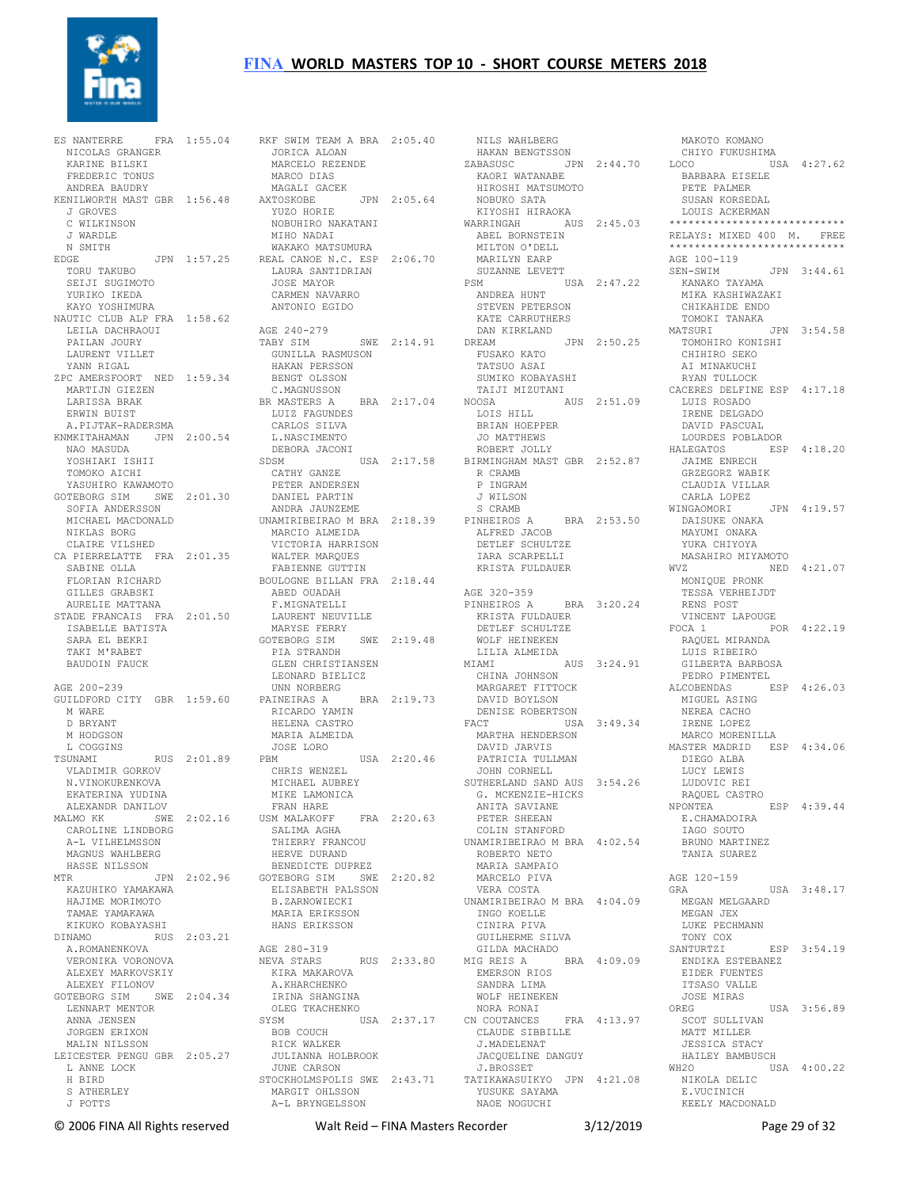ES NANTERRE FRA 1:55.04
NICOLAS GRANGER
KARINE BILSKI
FREDERIC TONUS
ANDREA BAUDRY
KENILWORTH MAST GBR 1:56.48
J GROVES
C WILKINSON
J WARDLE
N SMITH
EDGE JPN 1:57.25
TORU TAKUBO
SEIJI SUGIMOTO
YURIKO IKEDA
KAYO YOSHIMURA
NAUTIC CLUB ALP FRA 1:58.62
LEILA DACHRAOUI
PAILAN JOURY
LAURENT VILLET
YANN RIGAL
ZPC AMERSFOORT NED 1:59.34
MARTIJN GIEZEN
LARISSA BRAK
ERWIN BUIST
A.PIJTAK-RADERSMA
KNMKITAHAMAN JPN 2:00.54
NAO MASUDA
YOSHIAKI ISHII
TOMOKO AICHI
YASUHIRO KAWAMOTO
GOTEBORG SIM SWE 2:01.30
SOFIA ANDERSSON
MICHAEL MACDONALD
NIKLAS BORG
CLAIRE VILSHED
CA PIERRELATTE FRA 2:01.35
SABINE OLLA
FLORIAN RICHARD
GILLES GRABSKI
AURELIE MATTANA
STADE FRANCAIS FRA 2:01.50
ISABELLE BATISTA
SARA EL BEKRI
TAKI M'RABET
BAUDOIN FAUCK

AGE 200-239
GUILDFORD CITY GBR 1:59.60
M WARE
D BRYANT
M HODGSON
L COGGINS
TSUNAMI RUS 2:01.89
VLADIMIR GORKOV
N.VINOKURENKOVA
EKATERINA YUDINA
ALEXANDR DANILOV
MALMO KK SWE 2:02.16
CAROLINE LINDBORG
A-L VILHELMSSON
MAGNUS WAHLBERG
HASSE NILSSON
MTR JPN 2:02.96
KAZUHIKO YAMAKAWA
HAJIME MORIMOTO
TAMAE YAMAKAWA
KIKUKO KOBAYASHI
DINAMO RUS 2:03.21
A.ROMANENKOVA
VERONIKA VORONOVA
ALEXEY MARKOVSKIY
ALEXEY FILONOV
GOTEBORG SIM SWE 2:04.34
LENNART MENTOR
ANNA JENSEN
JORGEN ERIXON
MALIN NILSSON
LEICESTER PENGU GBR 2:05.27
L ANNE LOCK
H BIRD
S ATHERLEY
J POTTS
RKF SWIM TEAM A BRA 2:05.40
JORICA ALOAN
MARCELO REZENDE
MARCO DIAS
MAGALI GACEK
AXTOSKOBE JPN 2:05.64
YUZO HORIE
NOBUHIRO NAKATANI
MIHO NADAI
WAKAKO MATSUMURA
REAL CANOE N.C. ESP 2:06.70
LAURA SANTIDRIAN
JOSE MAYOR
CARMEN NAVARRO
ANTONIO EGIDO

AGE 240-279
TABY SIM SWE 2:14.91
GUNILLA RASMUSON
HAKAN PERSSON
BENGT OLSSON
C.MAGNUSSON
BR MASTERS A BRA 2:17.04
LUIZ FAGUNDES
CARLOS SILVA
L.NASCIMENTO
DEBORA JACONI
SDSM USA 2:17.58
CATHY GANZE
PETER ANDERSEN
DANIEL PARTIN
ANDRA JAUNZEME
UNAMIRIBEIRAO M BRA 2:18.39
MARCIO ALMEIDA
VICTORIA HARRISON
WALTER MARQUES
FABIENNE GUTTIN
BOULOGNE BILLAN FRA 2:18.44
ABED OUADAH
F.MIGNATELLI
LAURENT NEUVILLE
MARYSE FERRY
GOTEBORG SIM SWE 2:19.48
PIA STRANDH
GLEN CHRISTIANSEN
LEONARD BIELICZ
UNN NORBERG
PAINEIRAS A BRA 2:19.73
RICARDO YAMIN
HELENA CASTRO
MARIA ALMEIDA
JOSE LORO
PBM USA 2:20.46
CHRIS WENZEL
MICHAEL AUBREY
MIKE LAMONICA
FRAN HARE
USM MALAKOFF FRA 2:20.63
SALIMA AGHA
THIERRY FRANCOU
HERVE DURAND
BENEDICTE DUPREZ
GOTEBORG SIM SWE 2:20.82
ELISABETH PALSSON
B.ZARNOWIECKI
MARIA ERIKSSON
HANS ERIKSSON

AGE 280-319
NEVA STARS RUS 2:33.80
KIRA MAKAROVA
A.KHARCHENKO
IRINA SHANGINA
OLEG TKACHENKO
SYSM USA 2:37.17
BOB COUCH
RICK WALKER
JULIANNA HOLBROOK
JUNE CARSON
STOCKHOLMSPOLIS SWE 2:43.71
MARGIT OHLSSON
A-L BRYNGELSSON
NILS WAHLBERG
HAKAN BENGTSSON
ZABASUSC JPN 2:44.70
KAORI WATANABE
HIROSHI MATSUMOTO
NOBUKO SATA
KIYOSHI HIRAOKA
WARRINGAH AUS 2:45.03
ABEL BORNSTEIN
MILTON O'DELL
MARILYN EARP
SUZANNE LEVETT
PSM USA 2:47.22
ANDREA HUNT
STEVEN PETERSON
KATE CARRUTHERS
DAN KIRKLAND
DREAM JPN 2:50.25
FUSAKO KATO
TATSUO ASAI
SUMIKO KOBAYASHI
TAIJI MIZUTANI
NOOSA AUS 2:51.09
LOIS HILL
BRIAN HOEPPER
JO MATTHEWS
ROBERT JOLLY
BIRMINGHAM MAST GBR 2:52.87
R CRAMB
P INGRAM
J WILSON
S CRAMB
PINHEIROS A BRA 2:53.50
ALFRED JACOB
DETLEF SCHULTZE
IARA SCARPELLI
KRISTA FULDAUER

AGE 320-359
PINHEIROS A BRA 3:20.24
KRISTA FULDAUER
DETLEF SCHULTZE
WOLF HEINEKEN
LILIA ALMEIDA
MIAMI AUS 3:24.91
CHINA JOHNSON
MARGARET FITTOCK
DAVID BOYLSON
DENISE ROBERTSON
FACT USA 3:49.34
MARTHA HENDERSON
DAVID JARVIS
PATRICIA TULLMAN
JOHN CORNELL
SUTHERLAND SAND AUS 3:54.26
G. MCKENZIE-HICKS
ANITA SAVIANE
PETER SHEEAN
COLIN STANFORD
UNAMIRIBEIRAO M BRA 4:02.54
ROBERTO NETO
MARIA SAMPAIO
MARCELO PIVA
VERA COSTA
UNAMIRIBEIRAO M BRA 4:04.09
INGO KOELLE
CINIRA PIVA
GUILHERME SILVA
GILDA MACHADO
MIG REIS A BRA 4:09.09
EMERSON RIOS
SANDRA LIMA
WOLF HEINEKEN
NORA RONAI
CN COUTANCES FRA 4:13.97
CLAUDE SIBBILLE
J.MADELENAT
JACQUELINE DANGUY
J.BROSSET
TATIKAWASUIKYO JPN 4:21.08
YUSUKE SAYAMA
NAOE NOGUCHI
MAKOTO KOMANO
CHIYO FUKUSHIMA
LOCO USA 4:27.62
BARBARA EISELE
PETE PALMER
SUSAN KORSEDAL
LOUIS ACKERMAN

```
****************************
RELAYS: MIXED 400 M. FREE
****************************
```

AGE 100-119
SEN-SWIM JPN 3:44.61
KANAKO TAYAMA
MIKA KASHIWAZAKI
CHIKAHIDE ENDO
TOMOKI TANAKA
MATSURI JPN 3:54.58
TOMOHIRO KONISHI
CHIHIRO SEKO
AI MINAKUCHI
RYAN TULLOCK
CACERES DELFINE ESP 4:17.18
LUIS ROSADO
IRENE DELGADO
DAVID PASCUAL
LOURDES POBLADOR
HALEGATOS ESP 4:18.20
JAIME ENRECH
GRZEGORZ WABIK
CLAUDIA VILLAR
CARLA LOPEZ
WINGAOMORI JPN 4:19.57
DAISUKE ONAKA
MAYUMI ONAKA
YUKA CHIYOYA
MASAHIRO MIYAMOTO
WVZ NED 4:21.07
MONIQUE PRONK
TESSA VERHEIJDT
RENS POST
VINCENT LAPOUGE
FOCA 1 POR 4:22.19
RAQUEL MIRANDA
LUIS RIBEIRO
GILBERTA BARBOSA
PEDRO PIMENTEL
ALCOBENDAS ESP 4:26.03
MIGUEL ASING
NEREA CACHO
IRENE LOPEZ
MARCO MORENILLA
MASTER MADRID ESP 4:34.06
DIEGO ALBA
LUCY LEWIS
LUDOVIC REI
RAQUEL CASTRO
NPONTEA ESP 4:39.44
E.CHAMADOIRA
IAGO SOUTO
BRUNO MARTINEZ
TANIA SUAREZ

AGE 120-159
GRA USA 3:48.17
MEGAN MELGAARD
MEGAN JEX
LUKE PECHMANN
TONY COX
SANTURTZI ESP 3:54.19
ENDIKA ESTEBANEZ
EIDER FUENTES
ITSASO VALLE
JOSE MIRAS
OREG USA 3:56.89
SCOT SULLIVAN
MATT MILLER
JESSICA STACY
HAILEY BAMBUSCH
WH2O USA 4:00.22
NIKOLA DELIC
E.VUCINICH
KEELY MACDONALD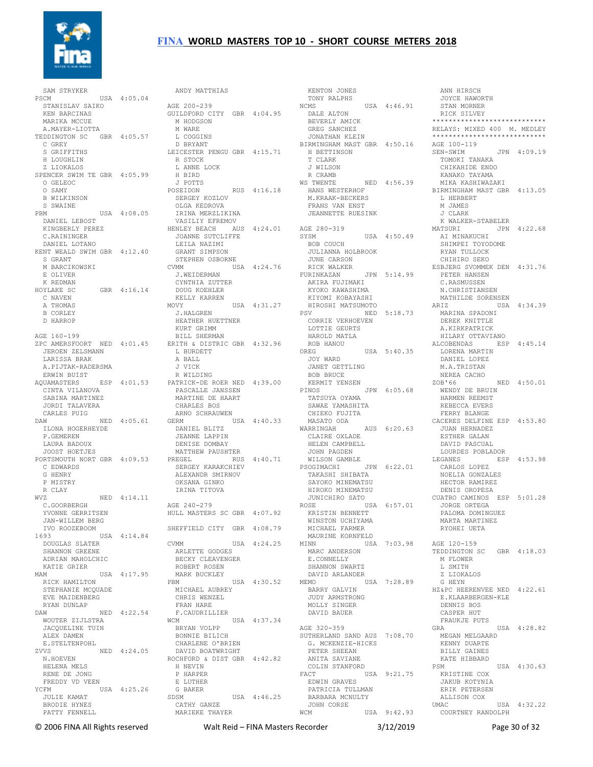SAM STRYKER
PSCM USA 4:05.04
STANISLAV SAIKO
KEN BARCINAS
MARIKA MCCUE
A.MAYER-LIOTTA
TEDDINGTON SC GBR 4:05.57
C GREY
S GRIFFITHS
H LOUGHLIN
Z LIOKALOS
SPENCER SWIM TE GBR 4:05.99
O GELEOC
O SAMY
B WILKINSON
S SWAINE
PBM USA 4:08.05
DANIEL LEBOST
KINGBERLY PEREZ
C.RAININGER
DANIEL LOTANO
KENT WEALD SWIM GBR 4:12.40
S GRANT
M BARCIKOWSKI
E OLIVER
K REDMAN
HOYLAKE SC GBR 4:16.14
C NAVEN
A THOMAS
B CORLEY
D HARROP

AGE 160-199
ZPC AMERSFOORT NED 4:01.45
JEROEN ZELSMANN
LARISSA BRAK
A.PIJTAK-RADERSMA
ERWIN BUIST
AQUAMASTERS ESP 4:01.53
CINTA VILANOVA
SABINA MARTINEZ
JORDI TALAVERA
CARLES PUIG
DAW NED 4:05.61
ILONA HOGERHEYDE
P.GEMEREN
LAURA BADOUX
JOOST HOETJES
PORTSMOUTH NORT GBR 4:09.53
C EDWARDS
G HENRY
P MISTRY
R CLAY
WVZ NED 4:14.11
C.GOORBERGH
YVONNE GERRITSEN
JAN-WILLEM BERG
IVO ROOZEBOOM
1693 USA 4:14.84
DOUGLAS SLATER
SHANNON GREENE
ADRIAN MAHOLCHIC
KATIE GRIER
MAM USA 4:17.95
RICK HAMILTON
STEPHANIE MCQUADE
EVE MAIDENBERG
RYAN DUNLAP
DAW NED 4:22.54
WOUTER ZIJLSTRA
JACQUELINE TUIN
ALEX DAMEN
E.STELTENPOHL
ZVVS NED 4:24.05
N.HOEVEN
HELENA MELS
RENE DE JONG
FREDDY VD VEEN
YCFM USA 4:25.26
JULIE KAMAT
BRODIE HYNES
PATTY FENNELL
ANDY MATTHIAS

AGE 200-239
GUILDFORD CITY GBR 4:04.95
M HODGSON
M WARE
L COGGINS
D BRYANT
LEICESTER PENGU GBR 4:15.71
R STOCK
L ANNE LOCK
H BIRD
J POTTS
POSEIDON RUS 4:16.18
SERGEY KOZLOV
OLGA KEDROVA
IRINA MERZLIKINA
VASILIY EFREMOV
HENLEY BEACH AUS 4:24.01
JOANNE SUTCLIFFE
LEILA NAZIMI
GRANT SIMPSON
STEPHEN OSBORNE
CVMM USA 4:24.76
J.WEIDERMAN
CYNTHIA ZUTTER
DOUG KOEHLER
KELLY KARREN
MOVY USA 4:31.27
J.HALGREN
HEATHER HUETTNER
KURT GRIMM
BILL SHERMAN
ERITH & DISTRIC GBR 4:32.96
L BURDETT
A BALL
J VICK
R WILDING
PATRICK-DE ROER NED 4:39.00
PASCALLE JANSSEN
MARTINE DE HAART
CHARLES BOS
ARNO SCHRAUWEN
GERM USA 4:40.33
DANIEL BLITZ
JEANNE LAPPIN
DENISE DOMBAY
MATTHEW PAUSHTER
PREGEL RUS 4:40.71
SERGEY KARACKHIEV
ALEXANDR SMIRNOV
OKSANA GINKO
IRINA TITOVA

AGE 240-279
HULL MASTERS SC GBR 4:07.92

SHEFFIELD CITY GBR 4:08.79

CVMM USA 4:24.25
ARLETTE GODGES
BECKY CLEAVENGER
ROBERT ROSEN
MARK BUCKLEY
PBM USA 4:30.52
MICHAEL AUBREY
CHRIS WENZEL
FRAN HARE
F.CAUDRILLIER
WCM USA 4:37.34
BRYAN VOLPP
BONNIE BILICH
CHARLENE O'BRIEN
DAVID BOATWRIGHT
ROCHFORD & DIST GBR 4:42.82
H NEVIN
P HARPER
E LUTHER
G BAKER
SDSM USA 4:46.25
CATHY GANZE
MARIEKE THAYER
KENTON JONES
TONY RALPHS
NCMS USA 4:46.91
DALE ALTON
BEVERLY AMICK
GREG SANCHEZ
JONATHAN KLEIN
BIRMINGHAM MAST GBR 4:50.16
H BETTINSON
T CLARK
J WILSON
R CRAMB
WS TWENTE NED 4:56.39
HANS WESTERHOF
M.KRAAK-BECKERS
FRANS VAN ENST
JEANNETTE RUESINK

AGE 280-319
SYSM USA 4:50.49
BOB COUCH
JULIANNA HOLBROOK
JUNE CARSON
RICK WALKER
FURINKAZAN JPN 5:14.99
AKIRA FUJIMAKI
KYOKO KAWASHIMA
KIYOMI KOBAYASHI
HIROSHI MATSUMOTO
PSV NED 5:18.73
CORRIE VERHOEVEN
LOTTIE GEURTS
HAROLD MATLA
ROB HANOU
OREG USA 5:40.35
JOY WARD
JANET GETTLING
BOB BRUCE
KERMIT YENSEN
PINOS JPN 6:05.68
TATSUYA OYAMA
SAWAE YAMASHITA
CHIEKO FUJITA
MASATO ODA
WARRINGAH AUS 6:20.63
CLAIRE OXLADE
HELEN CAMPBELL
JOHN PAGDEN
WILSON GAMBLE
PSOGIMACHI JPN 6:22.01
TAKASHI SHIBATA
SAYOKO MINEMATSU
HIROKO MINEMATSU
JUNICHIRO SATO
ROSE USA 6:57.01
KRISTIN BENNETT
WINSTON UCHIYAMA
MICHAEL FARMER
MAURINE KORNFELD
MINN USA 7:03.98
MARC ANDERSON
E.CONNELLY
SHANNON SWARTZ
DAVID ARLANDER
MEMO USA 7:28.89
BARRY GALVIN
JUDY ARMSTRONG
MOLLY SINGER
DAVID BAUER

AGE 320-359
SUTHERLAND SAND AUS 7:08.70
G. MCKENZIE-HICKS
PETER SHEEAN
ANITA SAVIANE
COLIN STANFORD
FACT USA 9:21.75
EDWIN GRAVES
PATRICIA TULLMAN
BARBARA MCNULTY
JOHN CORSE
WCM USA 9:42.93
ANN HIRSCH
JOYCE HAWORTH
STAN MORNER
RICK SILVEY

****************************
RELAYS: MIXED 400 M. MEDLEY
****************************

AGE 100-119
SEN-SWIM JPN 4:09.19
TOMOKI TANAKA
CHIKAHIDE ENDO
KANAKO TAYAMA
MIKA KASHIWAZAKI
BIRMINGHAM MAST GBR 4:13.05
L HERBERT
M JAMES
J CLARK
K WALKER-STABELER
MATSURI JPN 4:22.68
AI MINAKUCHI
SHIMPEI TOYODOME
RYAN TULLOCK
CHIHIRO SEKO
ESBJERG SVOMMEK DEN 4:31.76
PETER HANSEN
C.RASMUSSEN
N.CHRISTIANSEN
MATHILDE SORENSEN
ARIZ USA 4:34.39
MARINA SPADONI
DEREK KNITTLE
A.KIRKPATRICK
HILARY OTTAVIANO
ALCOBENDAS ESP 4:45.14
LORENA MARTIN
DANIEL LOPEZ
M.A.TRISTAN
NEREA CACHO
ZOB'66 NED 4:50.01
WENDY DE BRUIN
HARMEN REEMST
REBECCA EVERS
FERRY BLANGE
CACERES DELFINE ESP 4:53.80
JUAN HERNADEZ
ESTHER GALAN
DAVID PASCUAL
LOURDES POBLADOR
LEGANES ESP 4:53.98
CARLOS LOPEZ
NOELIA GONZALES
HECTOR RAMIREZ
DENIS OROPESA
CUATRO CAMINOS ESP 5:01.28
JORGE ORTEGA
PALOMA DOMINGUEZ
MARTA MARTINEZ
RYOHEI UETA

AGE 120-159
TEDDINGTON SC GBR 4:18.03
M FLOWER
L SMITH
Z LIOKALOS
G HEYN
HZ&PC HEERENVEE NED 4:22.61
E.KLAARBERGEN-KLE
DENNIS BOS
CASPER HUT
FRAUKJE PUTS
GRA USA 4:28.82
MEGAN MELGAARD
KENNY DUARTE
BILLY GAINES
KATE HIBBARD
PSM USA 4:30.63
KRISTINE COX
JAKUB KOTYNIA
ERIK PETERSEN
ALLISON COX
UMAC USA 4:32.22
COURTNEY RANDOLPH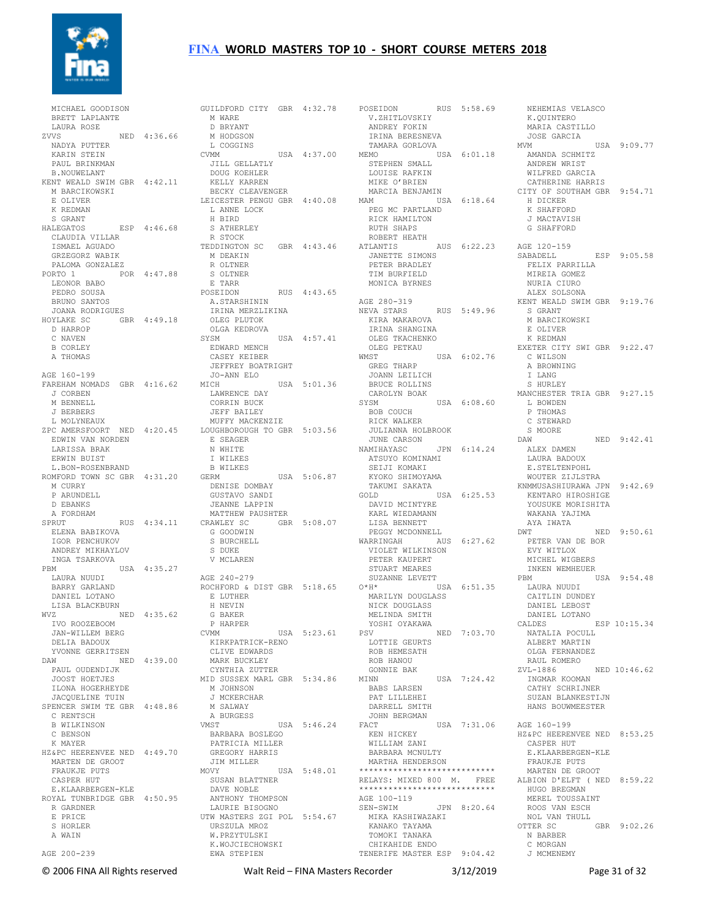# FINA WORLD MASTERS TOP 10 - SHORT COURSE METERS 2018

MICHAEL GOODISON
BRETT LAPLANTE
LAURA ROSE
ZVVS NED 4:36.66
NADYA PUTTER
KARIN STEIN
PAUL BRINKMAN
B.NOUWELANT
KENT WEALD SWIM GBR 4:42.11
M BARCIKOWSKI
E OLIVER
K REDMAN
S GRANT
HALEGATOS ESP 4:46.68
CLAUDIA VILLAR
ISMAEL AGUADO
GRZEGORZ WABIK
PALOMA GONZALEZ
PORTO 1 POR 4:47.88
LEONOR BABO
PEDRO SOUSA
BRUNO SANTOS
JOANA RODRIGUES
HOYLAKE SC GBR 4:49.18
D HARROP
C NAVEN
B CORLEY
A THOMAS

AGE 160-199
FAREHAM NOMADS GBR 4:16.62
J CORBEN
M BENNELL
J BERBERS
L MOLYNEAUX
ZPC AMERSFOORT NED 4:20.45
EDWIN VAN NORDEN
LARISSA BRAK
ERWIN BUIST
L.BON-ROSENBRAND
ROMFORD TOWN SC GBR 4:31.20
M CURRY
P ARUNDELL
D EBANKS
A FORDHAM
SPRUT RUS 4:34.11
ELENA BABIKOVA
IGOR PENCHUKOV
ANDREY MIKHAYLOV
INGA TSARKOVA
PBM USA 4:35.27
LAURA NUUDI
BARRY GARLAND
DANIEL LOTANO
LISA BLACKBURN
WVZ NED 4:35.62
IVO ROOZEBOOM
JAN-WILLEM BERG
DELIA BADOUX
YVONNE GERRITSEN
DAW NED 4:39.00
PAUL OUDENDIJK
JOOST HOETJES
ILONA HOGERHEYDE
JACQUELINE TUIN
SPENCER SWIM TE GBR 4:48.86
C RENTSCH
B WILKINSON
C BENSON
K MAYER
HZ&PC HEERENVEE NED 4:49.70
MARTEN DE GROOT
FRAUKJE PUTS
CASPER HUT
E.KLAARBERGEN-KLE
ROYAL TUNBRIDGE GBR 4:50.95
R GARDNER
E PRICE
S HORLER
A WAIN

AGE 200-239
GUILDFORD CITY GBR 4:32.78
M WARE
D BRYANT
M HODGSON
L COGGINS
CVMM USA 4:37.00
JILL GELLATLY
DOUG KOEHLER
KELLY KARREN
BECKY CLEAVENGER
LEICESTER PENGU GBR 4:40.08
L ANNE LOCK
H BIRD
S ATHERLEY
R STOCK
TEDDINGTON SC GBR 4:43.46
M DEAKIN
R OLTNER
S OLTNER
E TARR
POSEIDON RUS 4:43.65
A.STARSHININ
IRINA MERZLIKINA
OLEG PLUTOK
OLGA KEDROVA
SYSM USA 4:57.41
EDWARD MENCH
CASEY KEIBER
JEFFREY BOATRIGHT
JO-ANN ELO
MICH USA 5:01.36
LAWRENCE DAY
CORRIN BUCK
JEFF BAILEY
MUFFY MACKENZIE
LOUGHBOROUGH TO GBR 5:03.56
E SEAGER
N WHITE
I WILKES
B WILKES
GERM USA 5:06.87
DENISE DOMBAY
GUSTAVO SANDI
JEANNE LAPPIN
MATTHEW PAUSHTER
CRAWLEY SC GBR 5:08.07
G GOODWIN
S BURCHELL
S DUKE
V MCLAREN

AGE 240-279
ROCHFORD & DIST GBR 5:18.65
E LUTHER
H NEVIN
G BAKER
P HARPER
CVMM USA 5:23.61
KIRKPATRICK-RENO
CLIVE EDWARDS
MARK BUCKLEY
CYNTHIA ZUTTER
MID SUSSEX MARL GBR 5:34.86
M JOHNSON
J MCKERCHAR
M SALWAY
A BURGESS
VMST USA 5:46.24
BARBARA BOSLEGO
PATRICIA MILLER
GREGORY HARRIS
JIM MILLER
MOVY USA 5:48.01
SUSAN BLATTNER
DAVE NOBLE
ANTHONY THOMPSON
LAURIE BISOGNO
UTW MASTERS ZGI POL 5:54.67
URSZULA MROZ
W.PRZYTULSKI
K.WOJCIECHOWSKI
EWA STEPIEN
POSEIDON RUS 5:58.69
V.ZHITLOVSKIY
ANDREY FOKIN
IRINA BERESNEVA
TAMARA GORLOVA
MEMO USA 6:01.18
STEPHEN SMALL
LOUISE RAFKIN
MIKE O'BRIEN
MARCIA BENJAMIN
MAM USA 6:18.64
PEG MC PARTLAND
RICK HAMILTON
RUTH SHAPS
ROBERT HEATH
ATLANTIS AUS 6:22.23
JANETTE SIMONS
PETER BRADLEY
TIM BURFIELD
MONICA BYRNES

AGE 280-319
NEVA STARS RUS 5:49.96
KIRA MAKAROVA
IRINA SHANGINA
OLEG TKACHENKO
OLEG PETKAU
WMST USA 6:02.76
GREG THARP
JOANN LEILICH
BRUCE ROLLINS
CAROLYN BOAK
SYSM USA 6:08.60
BOB COUCH
RICK WALKER
JULIANNA HOLBROOK
JUNE CARSON
NAMIHAYASC JPN 6:14.24
ATSUYO KOMINAMI
SEIJI KOMAKI
KYOKO SHIMOYAMA
TAKUMI SAKATA
GOLD USA 6:25.53
DAVID MCINTYRE
KARL WIEDAMANN
LISA BENNETT
PEGGY MCDONNELL
WARRINGAH AUS 6:27.62
VIOLET WILKINSON
PETER KAUPERT
STUART MEARES
SUZANNE LEVETT
O*H* USA 6:51.35
MARILYN DOUGLASS
NICK DOUGLASS
MELINDA SMITH
YOSHI OYAKAWA
PSV NED 7:03.70
LOTTIE GEURTS
ROB HEMESATH
ROB HANOU
GONNIE BAK
MINN USA 7:24.42
BABS LARSEN
PAT LILLEHEI
DARRELL SMITH
JOHN BERGMAN
FACT USA 7:31.06
KEN HICKEY
WILLIAM ZANI
BARBARA MCNULTY
MARTHA HENDERSON

***************************
RELAYS: MIXED 800 M. FREE
***************************

AGE 100-119
SEN-SWIM JPN 8:20.64
MIKA KASHIWAZAKI
KANAKO TAYAMA
TOMOKI TANAKA
CHIKAHIDE ENDO
TENERIFE MASTER ESP 9:04.42
NEHEMIAS VELASCO
K.QUINTERO
MARIA CASTILLO
JOSE GARCIA
MVM USA 9:09.77
AMANDA SCHMITZ
ANDREW WRIST
WILFRED GARCIA
CATHERINE HARRIS
CITY OF SOUTHAM GBR 9:54.71
H DICKER
K SHAFFORD
J MACTAVISH
G SHAFFORD

AGE 120-159
SABADELL ESP 9:05.58
FELIX PARRILLA
MIREIA GOMEZ
NURIA CIURO
ALEX SOLSONA
KENT WEALD SWIM GBR 9:19.76
S GRANT
M BARCIKOWSKI
E OLIVER
K REDMAN
EXETER CITY SWI GBR 9:22.47
C WILSON
A BROWNING
I LANG
S HURLEY
MANCHESTER TRIA GBR 9:27.15
L BOWDEN
P THOMAS
C STEWARD
S MOORE
DAW NED 9:42.41
ALEX DAMEN
LAURA BADOUX
E.STELTENPOHL
WOUTER ZIJLSTRA
KNMMUSASHIURAWA JPN 9:42.69
KENTARO HIROSHIGE
YOUSUKE MORISHITA
WAKANA YAJIMA
AYA IWATA
DWT NED 9:50.61
PETER VAN DE BOR
EVY WITLOX
MICHEL WIGBERS
INKEN WEMHEUER
PBM USA 9:54.48
LAURA NUUDI
CAITLIN DUNDEY
DANIEL LEBOST
DANIEL LOTANO
CALDES ESP 10:15.34
NATALIA POCULL
ALBERT MARTIN
OLGA FERNANDEZ
RAUL ROMERO
ZVL-1886 NED 10:46.62
INGMAR KOOMAN
CATHY SCHRIJNER
SUZAN BLANKESTIJN
HANS BOUWMEESTER

AGE 160-199
HZ&PC HEERENVEE NED 8:53.25
CASPER HUT
E.KLAARBERGEN-KLE
FRAUKJE PUTS
MARTEN DE GROOT
ALBION D'ELFT ( NED 8:59.22
HUGO BREGMAN
MEREL TOUSSAINT
ROOS VAN ESCH
NOL VAN THULL
OTTER SC GBR 9:02.26
N BARBER
C MORGAN
J MCMENEMY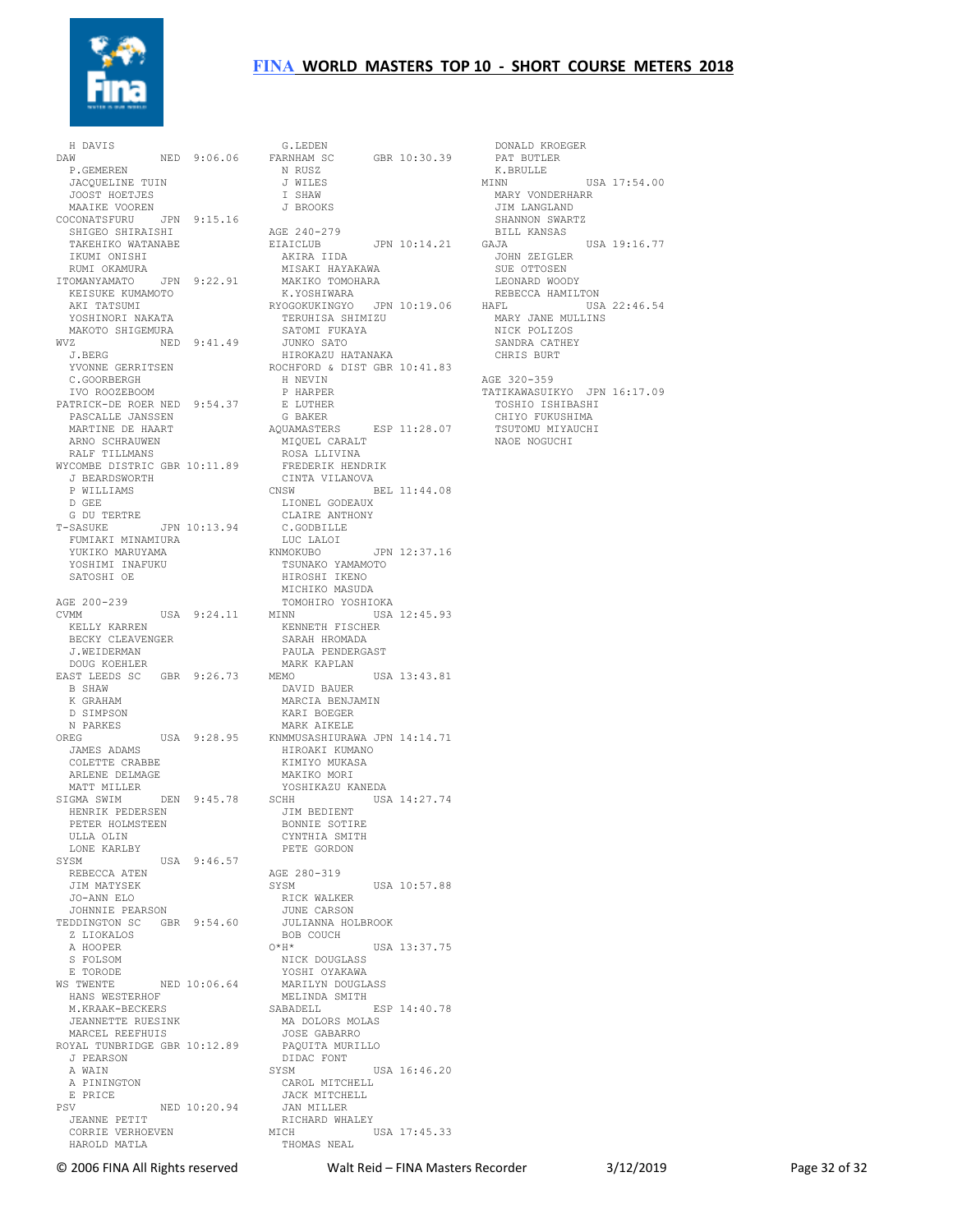H DAVIS
DAW NED 9:06.06
P.GEMEREN
JACQUELINE TUIN
JOOST HOETJES
MAAIKE VOOREN
COCONATSFURU JPN 9:15.16
SHIGEO SHIRAISHI
TAKEHIKO WATANABE
IKUMI ONISHI
RUMI OKAMURA
ITOMANYAMATO JPN 9:22.91
KEISUKE KUMAMOTO
AKI TATSUMI
YOSHINORI NAKATA
MAKOTO SHIGEMURA
WVZ NED 9:41.49
J.BERG
YVONNE GERRITSEN
C.GOORBERGH
IVO ROOZEBOOM
PATRICK-DE ROER NED 9:54.37
PASCALLE JANSSEN
MARTINE DE HAART
ARNO SCHRAUWEN
RALF TILLMANS
WYCOMBE DISTRIC GBR 10:11.89
J BEARDSWORTH
P WILLIAMS
D GEE
G DU TERTRE
T-SASUKE JPN 10:13.94
FUMIAKI MINAMIURA
YUKIKO MARUYAMA
YOSHIMI INAFUKU
SATOSHI OE

AGE 200-239
CVMM USA 9:24.11
KELLY KARREN
BECKY CLEAVENGER
J.WEIDERMAN
DOUG KOEHLER
EAST LEEDS SC GBR 9:26.73
B SHAW
K GRAHAM
D SIMPSON
N PARKES
OREG USA 9:28.95
JAMES ADAMS
COLETTE CRABBE
ARLENE DELMAGE
MATT MILLER
SIGMA SWIM DEN 9:45.78
HENRIK PEDERSEN
PETER HOLMSTEEN
ULLA OLIN
LONE KARLBY
SYSM USA 9:46.57
REBECCA ATEN
JIM MATYSEK
JO-ANN ELO
JOHNNIE PEARSON
TEDDINGTON SC GBR 9:54.60
Z LIOKALOS
A HOOPER
S FOLSOM
E TORODE
WS TWENTE NED 10:06.64
HANS WESTERHOF
M.KRAAK-BECKERS
JEANNETTE RUESINK
MARCEL REEFHUIS
ROYAL TUNBRIDGE GBR 10:12.89
J PEARSON
A WAIN
A PININGTON
E PRICE
PSV NED 10:20.94
JEANNE PETIT
CORRIE VERHOEVEN
HAROLD MATLA
G.LEDEN
FARNHAM SC GBR 10:30.39
N RUSZ
J WILES
I SHAW
J BROOKS

AGE 240-279
EIAICLUB JPN 10:14.21
AKIRA IIDA
MISAKI HAYAKAWA
MAKIKO TOMOHARA
K.YOSHIWARA
RYOGOKUKINGYO JPN 10:19.06
TERUHISA SHIMIZU
SATOMI FUKAYA
JUNKO SATO
HIROKAZU HATANAKA
ROCHFORD & DIST GBR 10:41.83
H NEVIN
P HARPER
E LUTHER
G BAKER
AQUAMASTERS ESP 11:28.07
MIQUEL CARALT
ROSA LLIVINA
FREDERIK HENDRIK
CINTA VILANOVA
CNSW BEL 11:44.08
LIONEL GODEAUX
CLAIRE ANTHONY
C.GODBILLE
LUC LALOI
KNMOKUBO JPN 12:37.16
TSUNAKO YAMAMOTO
HIROSHI IKENO
MICHIKO MASUDA
TOMOHIRO YOSHIOKA
MINN USA 12:45.93
KENNETH FISCHER
SARAH HROMADA
PAULA PENDERGAST
MARK KAPLAN
MEMO USA 13:43.81
DAVID BAUER
MARCIA BENJAMIN
KARI BOEGER
MARK AIKELE
KNMMUSASHIURAWA JPN 14:14.71
HIROAKI KUMANO
KIMIYO MUKASA
MAKIKO MORI
YOSHIKAZU KANEDA
SCHH USA 14:27.74
JIM BEDIENT
BONNIE SOTIRE
CYNTHIA SMITH
PETE GORDON

AGE 280-319
SYSM USA 10:57.88
RICK WALKER
JUNE CARSON
JULIANNA HOLBROOK
BOB COUCH
O*H* USA 13:37.75
NICK DOUGLASS
YOSHI OYAKAWA
MARILYN DOUGLASS
MELINDA SMITH
SABADELL ESP 14:40.78
MA DOLORS MOLAS
JOSE GABARRO
PAQUITA MURILLO
DIDAC FONT
SYSM USA 16:46.20
CAROL MITCHELL
JACK MITCHELL
JAN MILLER
RICHARD WHALEY
MICH USA 17:45.33
THOMAS NEAL
DONALD KROEGER
PAT BUTLER
K.BRULLE
MINN USA 17:54.00
MARY VONDERHARR
JIM LANGLAND
SHANNON SWARTZ
BILL KANSAS
GAJA USA 19:16.77
JOHN ZEIGLER
SUE OTTOSEN
LEONARD WOODY
REBECCA HAMILTON
HAFL USA 22:46.54
MARY JANE MULLINS
NICK POLIZOS
SANDRA CATHEY
CHRIS BURT

AGE 320-359
TATIKAWASUIKYO JPN 16:17.09
TOSHIO ISHIBASHI
CHIYO FUKUSHIMA
TSUTOMU MIYAUCHI
NAOE NOGUCHI